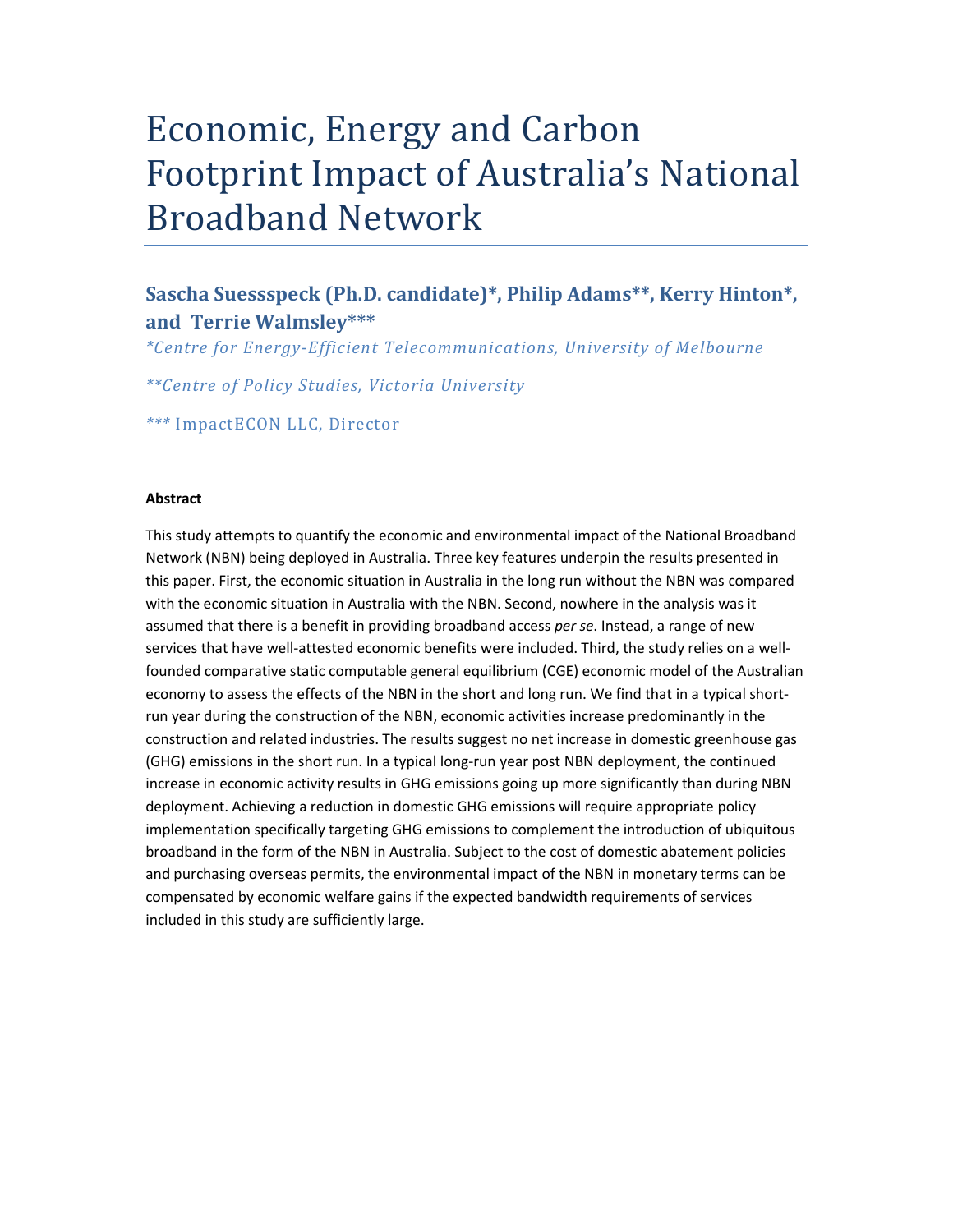# Economic, Energy and Carbon Footprint Impact of Australia's National Broadband Network

## Sascha Suessspeck (Ph.D. candidate)*, Philip Adams**, Kerry Hinton*, and Terrie Walmsley***

*\*Centre for Energy-Efficient Telecommunications, University of Melbourne*

*\*\*Centre of Policy Studies, Victoria University*

*\*\*\** ImpactECON LLC, Director

**Abstract**

This study attempts to quantify the economic and environmental impact of the National Broadband Network (NBN) being deployed in Australia. Three key features underpin the results presented in this paper. First, the economic situation in Australia in the long run without the NBN was compared with the economic situation in Australia with the NBN. Second, nowhere in the analysis was it assumed that there is a benefit in providing broadband access *per se*. Instead, a range of new services that have well-attested economic benefits were included. Third, the study relies on a well-founded comparative static computable general equilibrium (CGE) economic model of the Australian economy to assess the effects of the NBN in the short and long run. We find that in a typical short-run year during the construction of the NBN, economic activities increase predominantly in the construction and related industries. The results suggest no net increase in domestic greenhouse gas (GHG) emissions in the short run. In a typical long-run year post NBN deployment, the continued increase in economic activity results in GHG emissions going up more significantly than during NBN deployment. Achieving a reduction in domestic GHG emissions will require appropriate policy implementation specifically targeting GHG emissions to complement the introduction of ubiquitous broadband in the form of the NBN in Australia. Subject to the cost of domestic abatement policies and purchasing overseas permits, the environmental impact of the NBN in monetary terms can be compensated by economic welfare gains if the expected bandwidth requirements of services included in this study are sufficiently large.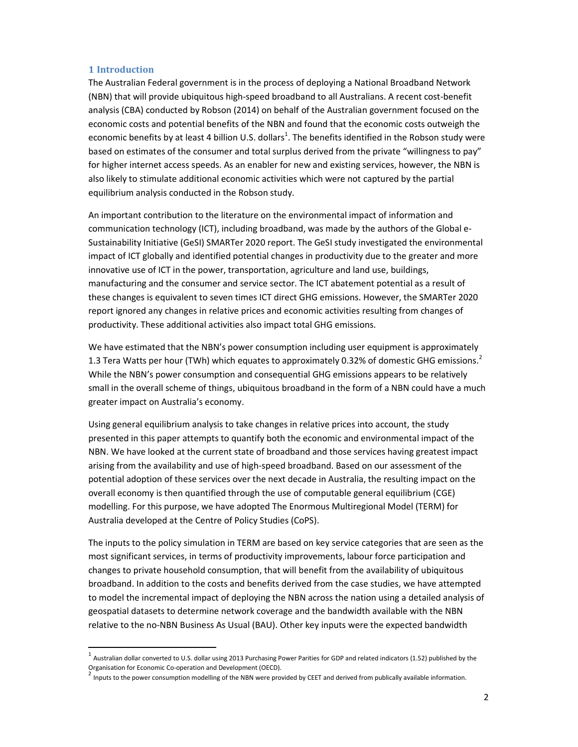## 1 Introduction

The Australian Federal government is in the process of deploying a National Broadband Network (NBN) that will provide ubiquitous high-speed broadband to all Australians. A recent cost-benefit analysis (CBA) conducted by Robson (2014) on behalf of the Australian government focused on the economic costs and potential benefits of the NBN and found that the economic costs outweigh the economic benefits by at least 4 billion U.S. dollars[1]. The benefits identified in the Robson study were based on estimates of the consumer and total surplus derived from the private "willingness to pay" for higher internet access speeds. As an enabler for new and existing services, however, the NBN is also likely to stimulate additional economic activities which were not captured by the partial equilibrium analysis conducted in the Robson study.

An important contribution to the literature on the environmental impact of information and communication technology (ICT), including broadband, was made by the authors of the Global e-Sustainability Initiative (GeSI) SMARTer 2020 report. The GeSI study investigated the environmental impact of ICT globally and identified potential changes in productivity due to the greater and more innovative use of ICT in the power, transportation, agriculture and land use, buildings, manufacturing and the consumer and service sector. The ICT abatement potential as a result of these changes is equivalent to seven times ICT direct GHG emissions. However, the SMARTer 2020 report ignored any changes in relative prices and economic activities resulting from changes of productivity. These additional activities also impact total GHG emissions.

We have estimated that the NBN's power consumption including user equipment is approximately 1.3 Tera Watts per hour (TWh) which equates to approximately 0.32% of domestic GHG emissions.[2] While the NBN's power consumption and consequential GHG emissions appears to be relatively small in the overall scheme of things, ubiquitous broadband in the form of a NBN could have a much greater impact on Australia's economy.

Using general equilibrium analysis to take changes in relative prices into account, the study presented in this paper attempts to quantify both the economic and environmental impact of the NBN. We have looked at the current state of broadband and those services having greatest impact arising from the availability and use of high-speed broadband. Based on our assessment of the potential adoption of these services over the next decade in Australia, the resulting impact on the overall economy is then quantified through the use of computable general equilibrium (CGE) modelling. For this purpose, we have adopted The Enormous Multiregional Model (TERM) for Australia developed at the Centre of Policy Studies (CoPS).

The inputs to the policy simulation in TERM are based on key service categories that are seen as the most significant services, in terms of productivity improvements, labour force participation and changes to private household consumption, that will benefit from the availability of ubiquitous broadband. In addition to the costs and benefits derived from the case studies, we have attempted to model the incremental impact of deploying the NBN across the nation using a detailed analysis of geospatial datasets to determine network coverage and the bandwidth available with the NBN relative to the no-NBN Business As Usual (BAU). Other key inputs were the expected bandwidth

---

[1] Australian dollar converted to U.S. dollar using 2013 Purchasing Power Parities for GDP and related indicators (1.52) published by the Organisation for Economic Co-operation and Development (OECD).

[2] Inputs to the power consumption modelling of the NBN were provided by CEET and derived from publically available information.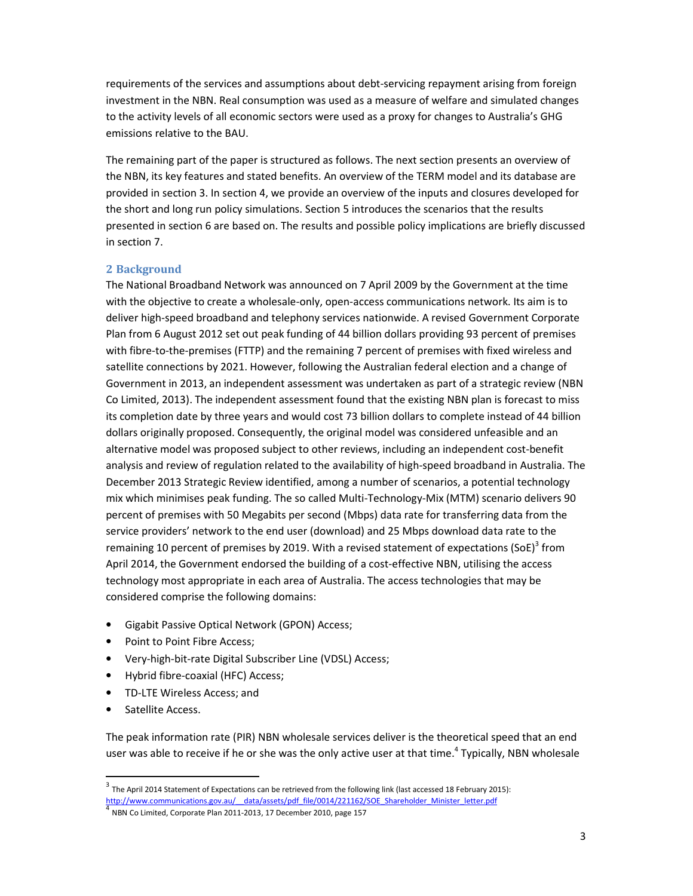requirements of the services and assumptions about debt-servicing repayment arising from foreign investment in the NBN. Real consumption was used as a measure of welfare and simulated changes to the activity levels of all economic sectors were used as a proxy for changes to Australia's GHG emissions relative to the BAU.

The remaining part of the paper is structured as follows. The next section presents an overview of the NBN, its key features and stated benefits. An overview of the TERM model and its database are provided in section 3. In section 4, we provide an overview of the inputs and closures developed for the short and long run policy simulations. Section 5 introduces the scenarios that the results presented in section 6 are based on. The results and possible policy implications are briefly discussed in section 7.

## 2 Background

The National Broadband Network was announced on 7 April 2009 by the Government at the time with the objective to create a wholesale-only, open-access communications network. Its aim is to deliver high-speed broadband and telephony services nationwide. A revised Government Corporate Plan from 6 August 2012 set out peak funding of 44 billion dollars providing 93 percent of premises with fibre-to-the-premises (FTTP) and the remaining 7 percent of premises with fixed wireless and satellite connections by 2021. However, following the Australian federal election and a change of Government in 2013, an independent assessment was undertaken as part of a strategic review (NBN Co Limited, 2013). The independent assessment found that the existing NBN plan is forecast to miss its completion date by three years and would cost 73 billion dollars to complete instead of 44 billion dollars originally proposed. Consequently, the original model was considered unfeasible and an alternative model was proposed subject to other reviews, including an independent cost-benefit analysis and review of regulation related to the availability of high-speed broadband in Australia. The December 2013 Strategic Review identified, among a number of scenarios, a potential technology mix which minimises peak funding. The so called Multi-Technology-Mix (MTM) scenario delivers 90 percent of premises with 50 Megabits per second (Mbps) data rate for transferring data from the service providers' network to the end user (download) and 25 Mbps download data rate to the remaining 10 percent of premises by 2019. With a revised statement of expectations (SoE)[3] from April 2014, the Government endorsed the building of a cost-effective NBN, utilising the access technology most appropriate in each area of Australia. The access technologies that may be considered comprise the following domains:

- Gigabit Passive Optical Network (GPON) Access;
- Point to Point Fibre Access;
- Very-high-bit-rate Digital Subscriber Line (VDSL) Access;
- Hybrid fibre-coaxial (HFC) Access;
- TD-LTE Wireless Access; and
- Satellite Access.

The peak information rate (PIR) NBN wholesale services deliver is the theoretical speed that an end user was able to receive if he or she was the only active user at that time.[4] Typically, NBN wholesale

---

[3] The April 2014 Statement of Expectations can be retrieved from the following link (last accessed 18 February 2015): http://www.communications.gov.au/__data/assets/pdf_file/0014/221162/SOE_Shareholder_Minister_letter.pdf

[4] NBN Co Limited, Corporate Plan 2011-2013, 17 December 2010, page 157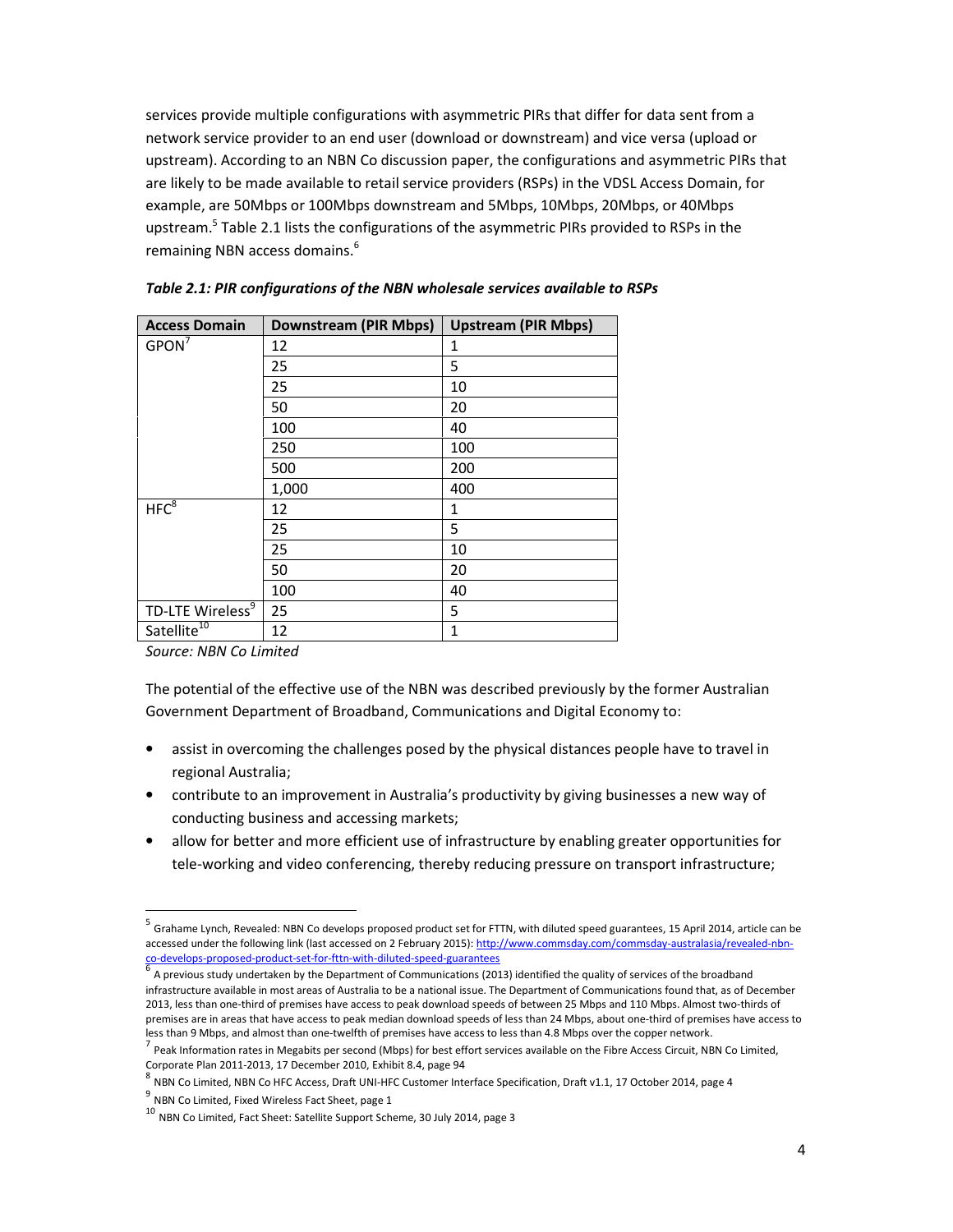services provide multiple configurations with asymmetric PIRs that differ for data sent from a network service provider to an end user (download or downstream) and vice versa (upload or upstream). According to an NBN Co discussion paper, the configurations and asymmetric PIRs that are likely to be made available to retail service providers (RSPs) in the VDSL Access Domain, for example, are 50Mbps or 100Mbps downstream and 5Mbps, 10Mbps, 20Mbps, or 40Mbps upstream.[5] Table 2.1 lists the configurations of the asymmetric PIRs provided to RSPs in the remaining NBN access domains.[6]

***Table 2.1: PIR configurations of the NBN wholesale services available to RSPs***

| Access Domain | Downstream (PIR Mbps) | Upstream (PIR Mbps) |
|---|---|---|
| GPON[7] | 12 | 1 |
| | 25 | 5 |
| | 25 | 10 |
| | 50 | 20 |
| | 100 | 40 |
| | 250 | 100 |
| | 500 | 200 |
| | 1,000 | 400 |
| HFC[8] | 12 | 1 |
| | 25 | 5 |
| | 25 | 10 |
| | 50 | 20 |
| | 100 | 40 |
| TD-LTE Wireless[9] | 25 | 5 |
| Satellite[10] | 12 | 1 |

*Source: NBN Co Limited*

The potential of the effective use of the NBN was described previously by the former Australian Government Department of Broadband, Communications and Digital Economy to:

- assist in overcoming the challenges posed by the physical distances people have to travel in regional Australia;
- contribute to an improvement in Australia's productivity by giving businesses a new way of conducting business and accessing markets;
- allow for better and more efficient use of infrastructure by enabling greater opportunities for tele-working and video conferencing, thereby reducing pressure on transport infrastructure;

---

[5] Grahame Lynch, Revealed: NBN Co develops proposed product set for FTTN, with diluted speed guarantees, 15 April 2014, article can be accessed under the following link (last accessed on 2 February 2015): http://www.commsday.com/commsday-australasia/revealed-nbn-co-develops-proposed-product-set-for-fttn-with-diluted-speed-guarantees

[6] A previous study undertaken by the Department of Communications (2013) identified the quality of services of the broadband infrastructure available in most areas of Australia to be a national issue. The Department of Communications found that, as of December 2013, less than one-third of premises have access to peak download speeds of between 25 Mbps and 110 Mbps. Almost two-thirds of premises are in areas that have access to peak median download speeds of less than 24 Mbps, about one-third of premises have access to less than 9 Mbps, and almost than one-twelfth of premises have access to less than 4.8 Mbps over the copper network.

[7] Peak Information rates in Megabits per second (Mbps) for best effort services available on the Fibre Access Circuit, NBN Co Limited, Corporate Plan 2011-2013, 17 December 2010, Exhibit 8.4, page 94

[8] NBN Co Limited, NBN Co HFC Access, Draft UNI-HFC Customer Interface Specification, Draft v1.1, 17 October 2014, page 4

[9] NBN Co Limited, Fixed Wireless Fact Sheet, page 1

[10] NBN Co Limited, Fact Sheet: Satellite Support Scheme, 30 July 2014, page 3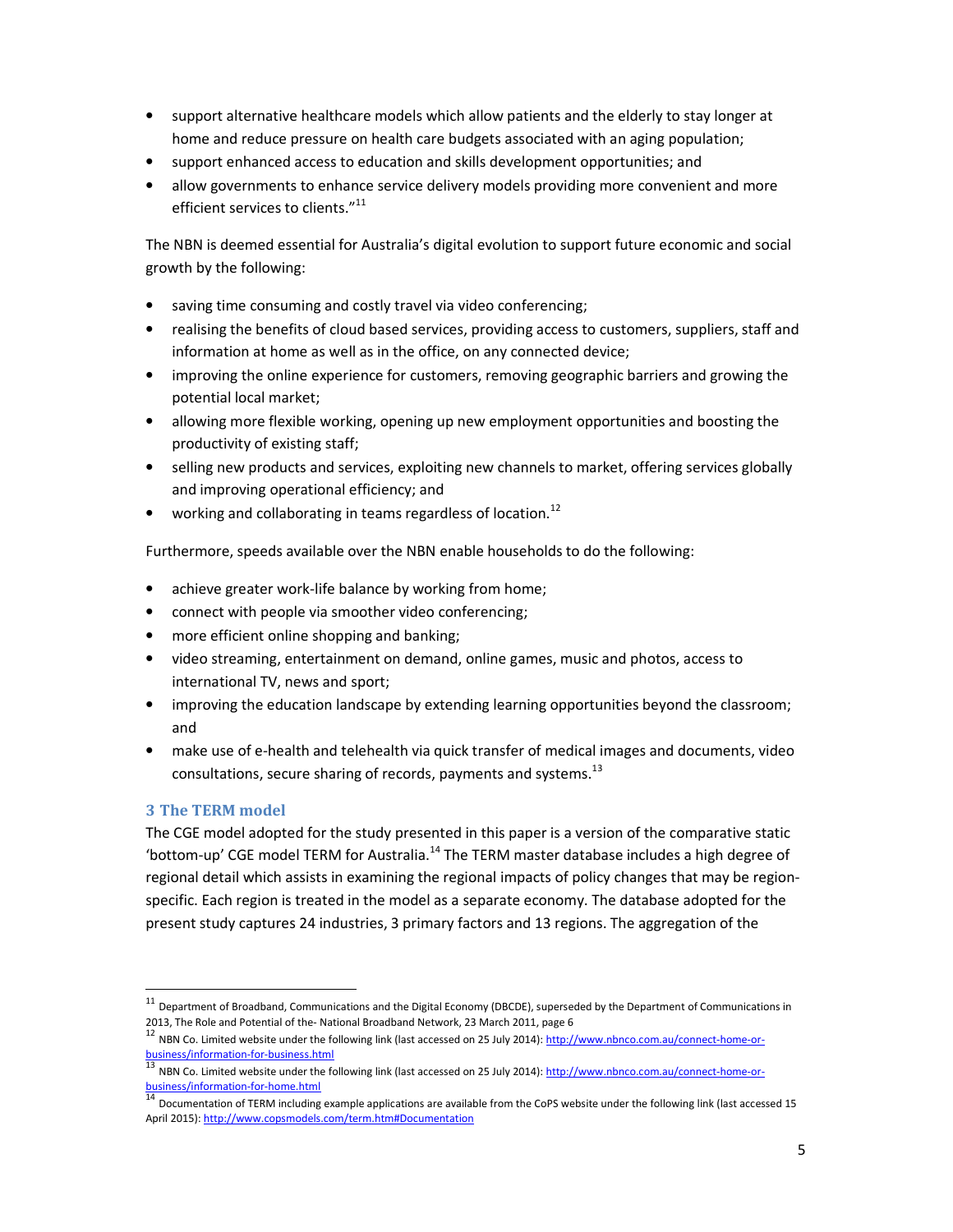- support alternative healthcare models which allow patients and the elderly to stay longer at home and reduce pressure on health care budgets associated with an aging population;
- support enhanced access to education and skills development opportunities; and
- allow governments to enhance service delivery models providing more convenient and more efficient services to clients."[11]

The NBN is deemed essential for Australia's digital evolution to support future economic and social growth by the following:

- saving time consuming and costly travel via video conferencing;
- realising the benefits of cloud based services, providing access to customers, suppliers, staff and information at home as well as in the office, on any connected device;
- improving the online experience for customers, removing geographic barriers and growing the potential local market;
- allowing more flexible working, opening up new employment opportunities and boosting the productivity of existing staff;
- selling new products and services, exploiting new channels to market, offering services globally and improving operational efficiency; and
- working and collaborating in teams regardless of location.[12]

Furthermore, speeds available over the NBN enable households to do the following:

- achieve greater work-life balance by working from home;
- connect with people via smoother video conferencing;
- more efficient online shopping and banking;
- video streaming, entertainment on demand, online games, music and photos, access to international TV, news and sport;
- improving the education landscape by extending learning opportunities beyond the classroom; and
- make use of e-health and telehealth via quick transfer of medical images and documents, video consultations, secure sharing of records, payments and systems.[13]

## 3 The TERM model

The CGE model adopted for the study presented in this paper is a version of the comparative static 'bottom-up' CGE model TERM for Australia.[14] The TERM master database includes a high degree of regional detail which assists in examining the regional impacts of policy changes that may be region-specific. Each region is treated in the model as a separate economy. The database adopted for the present study captures 24 industries, 3 primary factors and 13 regions. The aggregation of the

---

[11] Department of Broadband, Communications and the Digital Economy (DBCDE), superseded by the Department of Communications in 2013, The Role and Potential of the- National Broadband Network, 23 March 2011, page 6

[12] NBN Co. Limited website under the following link (last accessed on 25 July 2014): http://www.nbnco.com.au/connect-home-or-business/information-for-business.html

[13] NBN Co. Limited website under the following link (last accessed on 25 July 2014): http://www.nbnco.com.au/connect-home-or-business/information-for-home.html

[14] Documentation of TERM including example applications are available from the CoPS website under the following link (last accessed 15 April 2015): http://www.copsmodels.com/term.htm#Documentation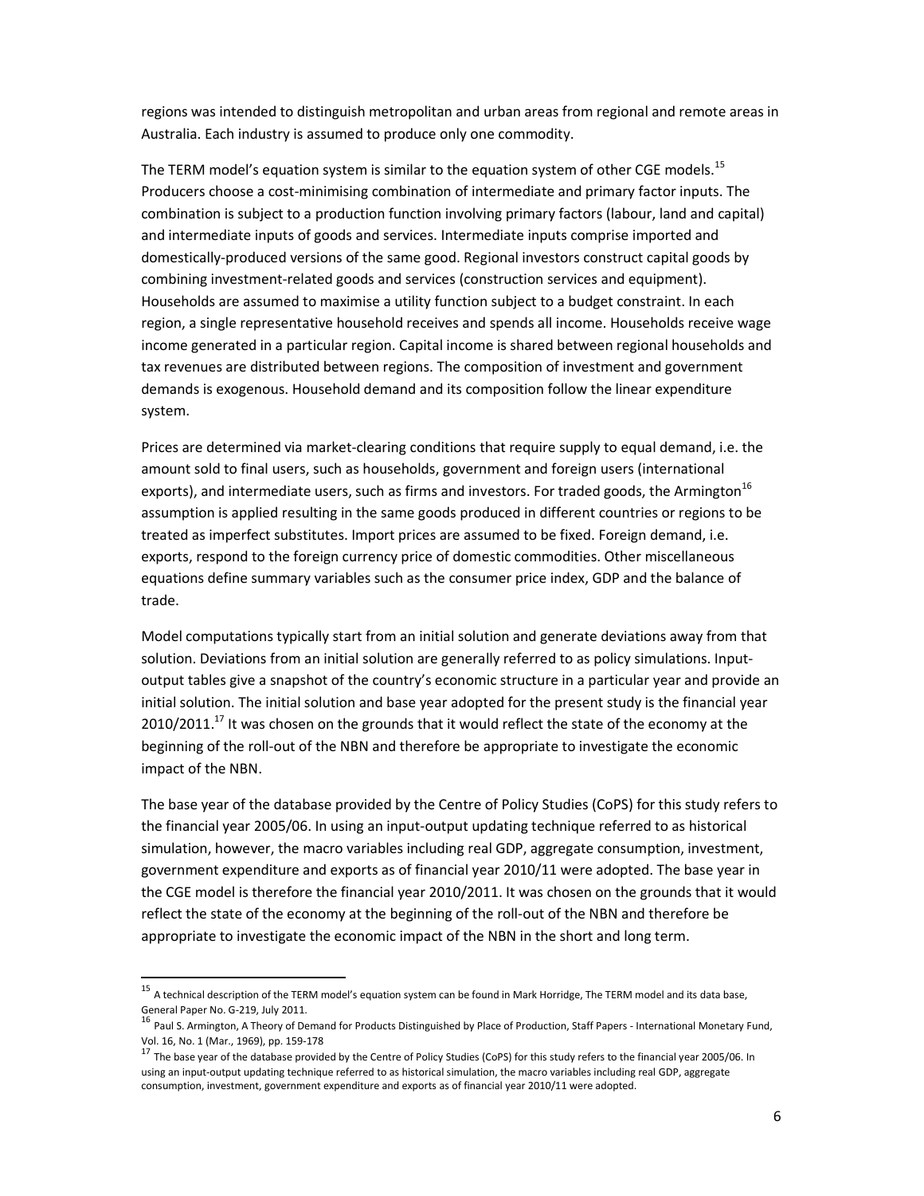regions was intended to distinguish metropolitan and urban areas from regional and remote areas in Australia. Each industry is assumed to produce only one commodity.

The TERM model's equation system is similar to the equation system of other CGE models.[15] Producers choose a cost-minimising combination of intermediate and primary factor inputs. The combination is subject to a production function involving primary factors (labour, land and capital) and intermediate inputs of goods and services. Intermediate inputs comprise imported and domestically-produced versions of the same good. Regional investors construct capital goods by combining investment-related goods and services (construction services and equipment). Households are assumed to maximise a utility function subject to a budget constraint. In each region, a single representative household receives and spends all income. Households receive wage income generated in a particular region. Capital income is shared between regional households and tax revenues are distributed between regions. The composition of investment and government demands is exogenous. Household demand and its composition follow the linear expenditure system.

Prices are determined via market-clearing conditions that require supply to equal demand, i.e. the amount sold to final users, such as households, government and foreign users (international exports), and intermediate users, such as firms and investors. For traded goods, the Armington[16] assumption is applied resulting in the same goods produced in different countries or regions to be treated as imperfect substitutes. Import prices are assumed to be fixed. Foreign demand, i.e. exports, respond to the foreign currency price of domestic commodities. Other miscellaneous equations define summary variables such as the consumer price index, GDP and the balance of trade.

Model computations typically start from an initial solution and generate deviations away from that solution. Deviations from an initial solution are generally referred to as policy simulations. Input-output tables give a snapshot of the country's economic structure in a particular year and provide an initial solution. The initial solution and base year adopted for the present study is the financial year 2010/2011.[17] It was chosen on the grounds that it would reflect the state of the economy at the beginning of the roll-out of the NBN and therefore be appropriate to investigate the economic impact of the NBN.

The base year of the database provided by the Centre of Policy Studies (CoPS) for this study refers to the financial year 2005/06. In using an input-output updating technique referred to as historical simulation, however, the macro variables including real GDP, aggregate consumption, investment, government expenditure and exports as of financial year 2010/11 were adopted. The base year in the CGE model is therefore the financial year 2010/2011. It was chosen on the grounds that it would reflect the state of the economy at the beginning of the roll-out of the NBN and therefore be appropriate to investigate the economic impact of the NBN in the short and long term.

---

[15] A technical description of the TERM model's equation system can be found in Mark Horridge, The TERM model and its data base, General Paper No. G-219, July 2011.

[16] Paul S. Armington, A Theory of Demand for Products Distinguished by Place of Production, Staff Papers - International Monetary Fund, Vol. 16, No. 1 (Mar., 1969), pp. 159-178

[17] The base year of the database provided by the Centre of Policy Studies (CoPS) for this study refers to the financial year 2005/06. In using an input-output updating technique referred to as historical simulation, the macro variables including real GDP, aggregate consumption, investment, government expenditure and exports as of financial year 2010/11 were adopted.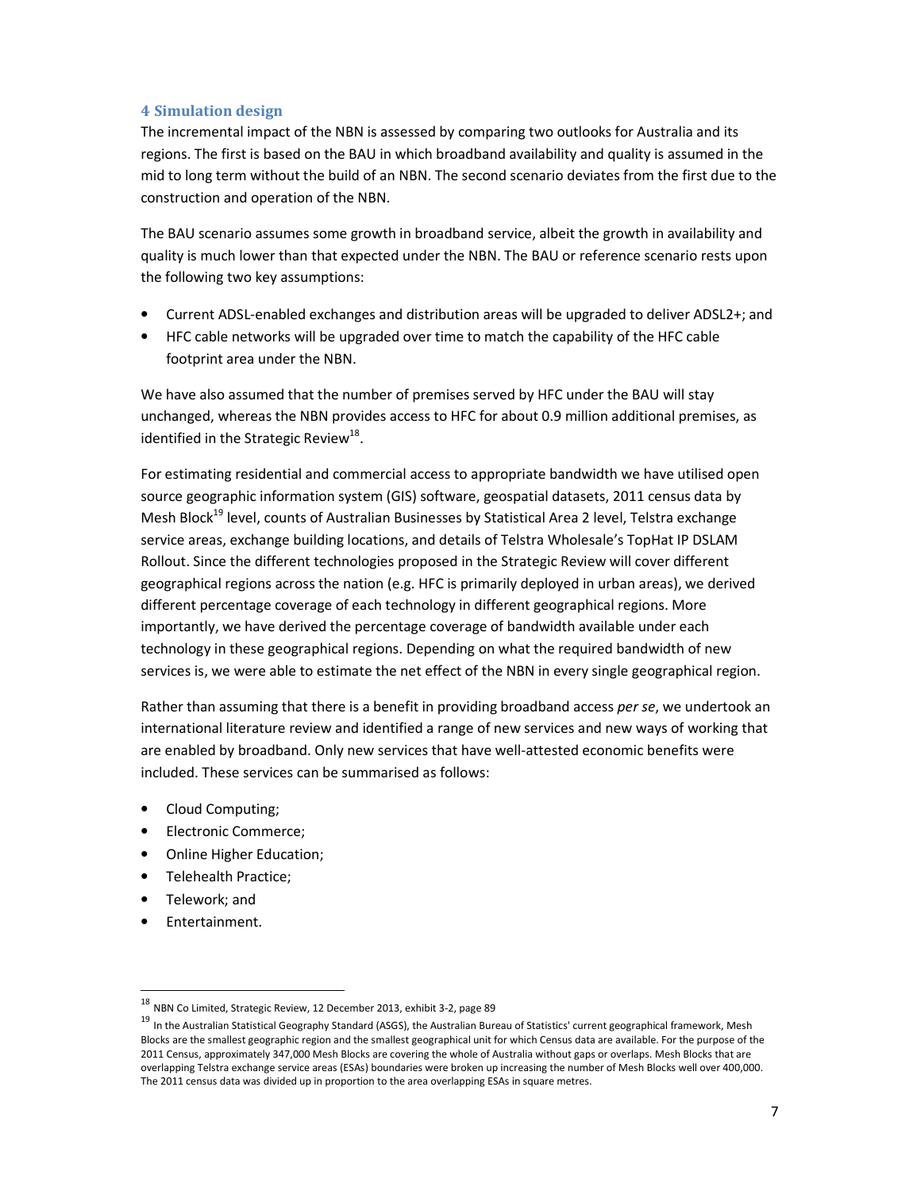## 4 Simulation design

The incremental impact of the NBN is assessed by comparing two outlooks for Australia and its regions. The first is based on the BAU in which broadband availability and quality is assumed in the mid to long term without the build of an NBN. The second scenario deviates from the first due to the construction and operation of the NBN.

The BAU scenario assumes some growth in broadband service, albeit the growth in availability and quality is much lower than that expected under the NBN. The BAU or reference scenario rests upon the following two key assumptions:

- Current ADSL-enabled exchanges and distribution areas will be upgraded to deliver ADSL2+; and
- HFC cable networks will be upgraded over time to match the capability of the HFC cable footprint area under the NBN.

We have also assumed that the number of premises served by HFC under the BAU will stay unchanged, whereas the NBN provides access to HFC for about 0.9 million additional premises, as identified in the Strategic Review[18].

For estimating residential and commercial access to appropriate bandwidth we have utilised open source geographic information system (GIS) software, geospatial datasets, 2011 census data by Mesh Block[19] level, counts of Australian Businesses by Statistical Area 2 level, Telstra exchange service areas, exchange building locations, and details of Telstra Wholesale's TopHat IP DSLAM Rollout. Since the different technologies proposed in the Strategic Review will cover different geographical regions across the nation (e.g. HFC is primarily deployed in urban areas), we derived different percentage coverage of each technology in different geographical regions. More importantly, we have derived the percentage coverage of bandwidth available under each technology in these geographical regions. Depending on what the required bandwidth of new services is, we were able to estimate the net effect of the NBN in every single geographical region.

Rather than assuming that there is a benefit in providing broadband access *per se*, we undertook an international literature review and identified a range of new services and new ways of working that are enabled by broadband. Only new services that have well-attested economic benefits were included. These services can be summarised as follows:

- Cloud Computing;
- Electronic Commerce;
- Online Higher Education;
- Telehealth Practice;
- Telework; and
- Entertainment.

---

[18] NBN Co Limited, Strategic Review, 12 December 2013, exhibit 3-2, page 89

[19] In the Australian Statistical Geography Standard (ASGS), the Australian Bureau of Statistics' current geographical framework, Mesh Blocks are the smallest geographic region and the smallest geographical unit for which Census data are available. For the purpose of the 2011 Census, approximately 347,000 Mesh Blocks are covering the whole of Australia without gaps or overlaps. Mesh Blocks that are overlapping Telstra exchange service areas (ESAs) boundaries were broken up increasing the number of Mesh Blocks well over 400,000. The 2011 census data was divided up in proportion to the area overlapping ESAs in square metres.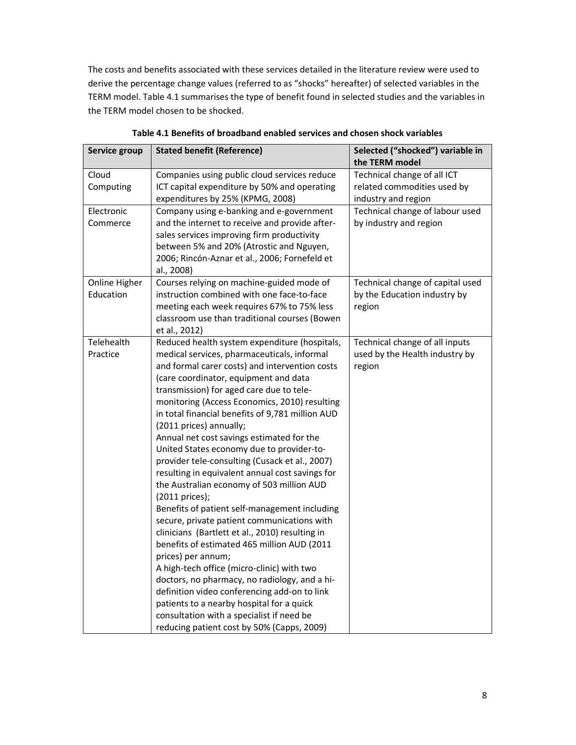The costs and benefits associated with these services detailed in the literature review were used to derive the percentage change values (referred to as "shocks" hereafter) of selected variables in the TERM model. Table 4.1 summarises the type of benefit found in selected studies and the variables in the TERM model chosen to be shocked.

**Table 4.1 Benefits of broadband enabled services and chosen shock variables**

| Service group | Stated benefit (Reference) | Selected ("shocked") variable in the TERM model |
|---|---|---|
| Cloud Computing | Companies using public cloud services reduce ICT capital expenditure by 50% and operating expenditures by 25% (KPMG, 2008) | Technical change of all ICT related commodities used by industry and region |
| Electronic Commerce | Company using e-banking and e-government and the internet to receive and provide after-sales services improving firm productivity between 5% and 20% (Atrostic and Nguyen, 2006; Rincón-Aznar et al., 2006; Fornefeld et al., 2008) | Technical change of labour used by industry and region |
| Online Higher Education | Courses relying on machine-guided mode of instruction combined with one face-to-face meeting each week requires 67% to 75% less classroom use than traditional courses (Bowen et al., 2012) | Technical change of capital used by the Education industry by region |
| Telehealth Practice | Reduced health system expenditure (hospitals, medical services, pharmaceuticals, informal and formal carer costs) and intervention costs (care coordinator, equipment and data transmission) for aged care due to tele-monitoring (Access Economics, 2010) resulting in total financial benefits of 9,781 million AUD (2011 prices) annually;<br>Annual net cost savings estimated for the United States economy due to provider-to-provider tele-consulting (Cusack et al., 2007) resulting in equivalent annual cost savings for the Australian economy of 503 million AUD (2011 prices);<br>Benefits of patient self-management including secure, private patient communications with clinicians (Bartlett et al., 2010) resulting in benefits of estimated 465 million AUD (2011 prices) per annum;<br>A high-tech office (micro-clinic) with two doctors, no pharmacy, no radiology, and a hi-definition video conferencing add-on to link patients to a nearby hospital for a quick consultation with a specialist if need be reducing patient cost by 50% (Capps, 2009) | Technical change of all inputs used by the Health industry by region |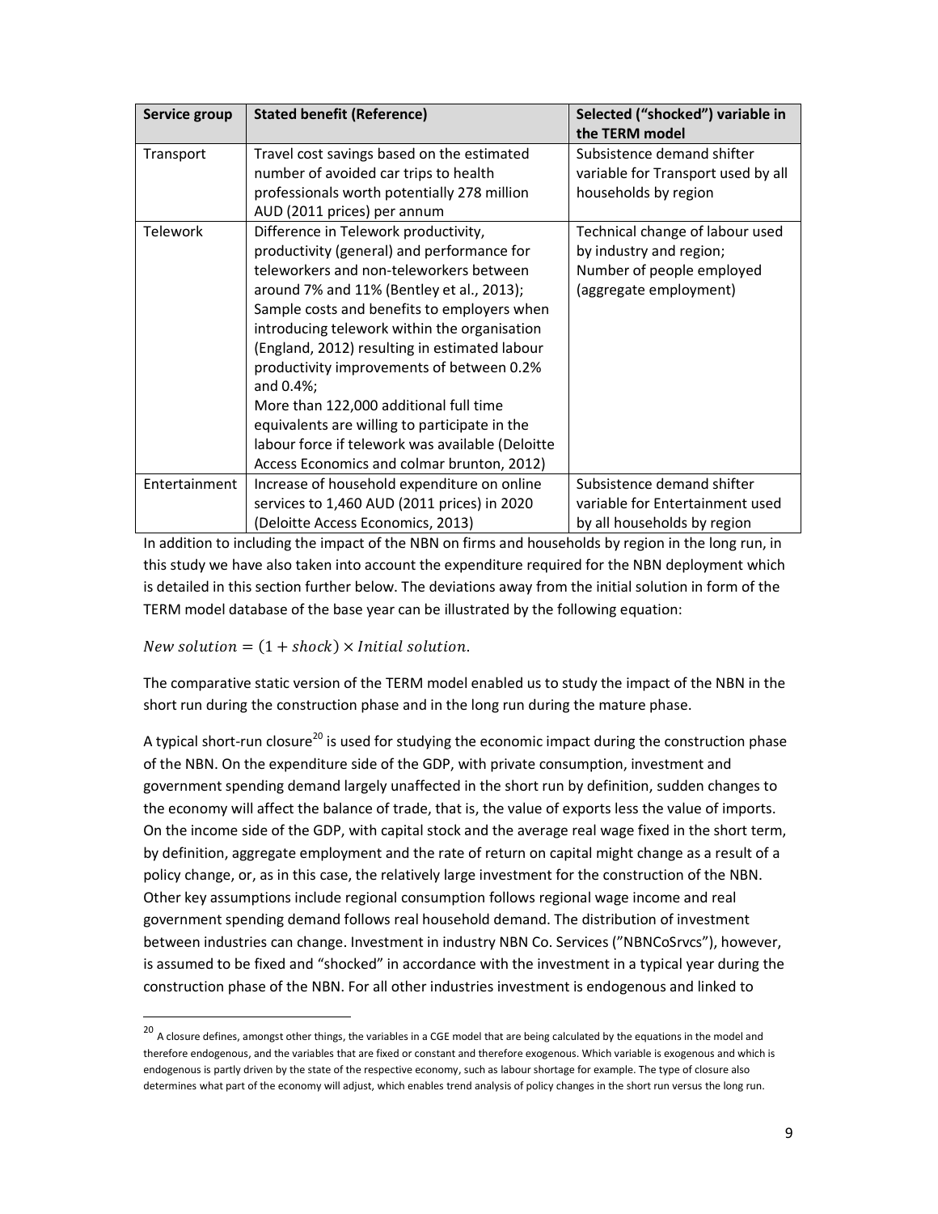| Service group | Stated benefit (Reference) | Selected ("shocked") variable in the TERM model |
|---|---|---|
| Transport | Travel cost savings based on the estimated number of avoided car trips to health professionals worth potentially 278 million AUD (2011 prices) per annum | Subsistence demand shifter variable for Transport used by all households by region |
| Telework | Difference in Telework productivity, productivity (general) and performance for teleworkers and non-teleworkers between around 7% and 11% (Bentley et al., 2013); Sample costs and benefits to employers when introducing telework within the organisation (England, 2012) resulting in estimated labour productivity improvements of between 0.2% and 0.4%; More than 122,000 additional full time equivalents are willing to participate in the labour force if telework was available (Deloitte Access Economics and colmar brunton, 2012) | Technical change of labour used by industry and region; Number of people employed (aggregate employment) |
| Entertainment | Increase of household expenditure on online services to 1,460 AUD (2011 prices) in 2020 (Deloitte Access Economics, 2013) | Subsistence demand shifter variable for Entertainment used by all households by region |

In addition to including the impact of the NBN on firms and households by region in the long run, in this study we have also taken into account the expenditure required for the NBN deployment which is detailed in this section further below. The deviations away from the initial solution in form of the TERM model database of the base year can be illustrated by the following equation:

$$New\ solution = (1 + shock) \times Initial\ solution.$$

The comparative static version of the TERM model enabled us to study the impact of the NBN in the short run during the construction phase and in the long run during the mature phase.

A typical short-run closure[20] is used for studying the economic impact during the construction phase of the NBN. On the expenditure side of the GDP, with private consumption, investment and government spending demand largely unaffected in the short run by definition, sudden changes to the economy will affect the balance of trade, that is, the value of exports less the value of imports. On the income side of the GDP, with capital stock and the average real wage fixed in the short term, by definition, aggregate employment and the rate of return on capital might change as a result of a policy change, or, as in this case, the relatively large investment for the construction of the NBN. Other key assumptions include regional consumption follows regional wage income and real government spending demand follows real household demand. The distribution of investment between industries can change. Investment in industry NBN Co. Services ("NBNCoSrvcs"), however, is assumed to be fixed and "shocked" in accordance with the investment in a typical year during the construction phase of the NBN. For all other industries investment is endogenous and linked to

[20] A closure defines, amongst other things, the variables in a CGE model that are being calculated by the equations in the model and therefore endogenous, and the variables that are fixed or constant and therefore exogenous. Which variable is exogenous and which is endogenous is partly driven by the state of the respective economy, such as labour shortage for example. The type of closure also determines what part of the economy will adjust, which enables trend analysis of policy changes in the short run versus the long run.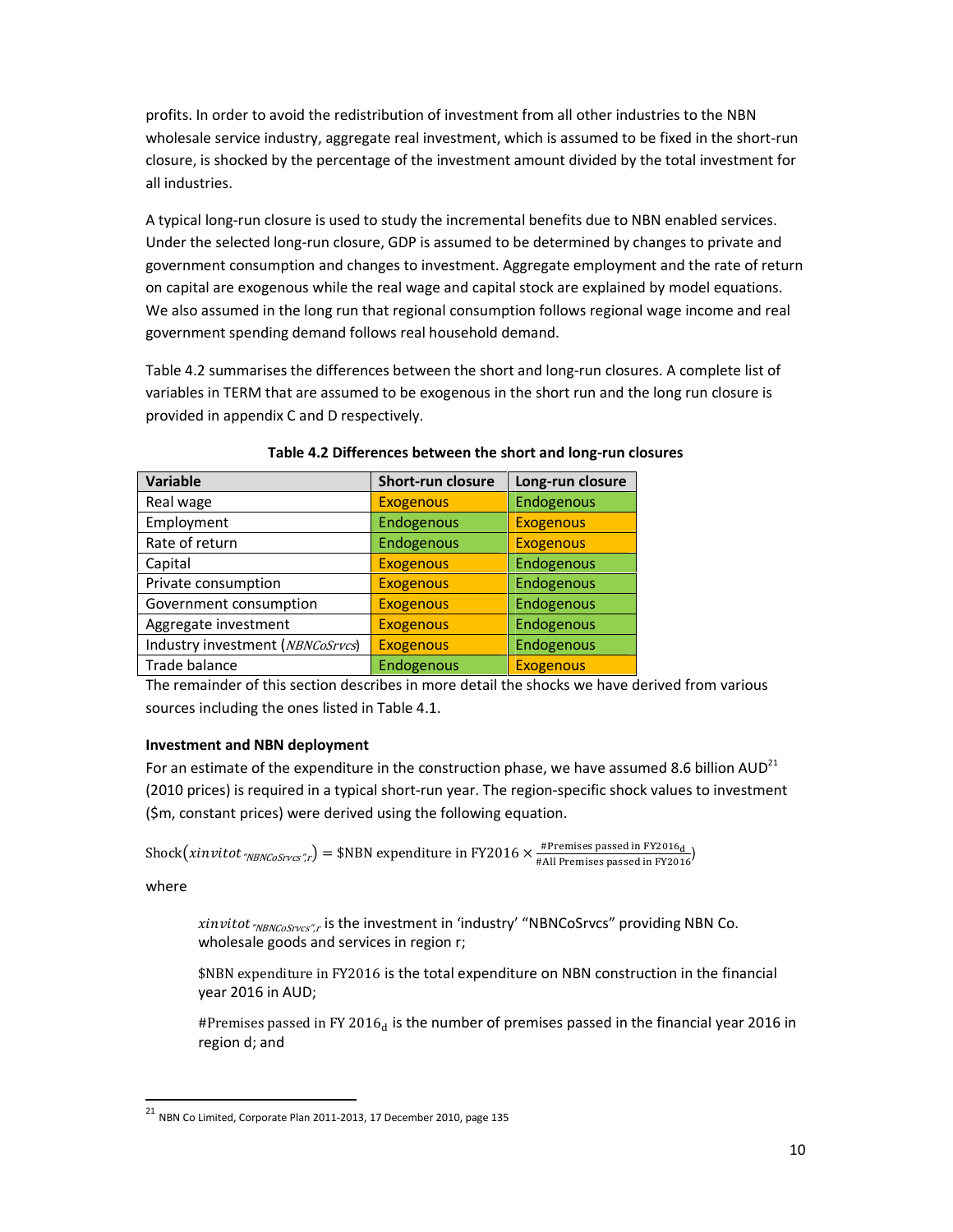profits. In order to avoid the redistribution of investment from all other industries to the NBN wholesale service industry, aggregate real investment, which is assumed to be fixed in the short-run closure, is shocked by the percentage of the investment amount divided by the total investment for all industries.

A typical long-run closure is used to study the incremental benefits due to NBN enabled services. Under the selected long-run closure, GDP is assumed to be determined by changes to private and government consumption and changes to investment. Aggregate employment and the rate of return on capital are exogenous while the real wage and capital stock are explained by model equations. We also assumed in the long run that regional consumption follows regional wage income and real government spending demand follows real household demand.

Table 4.2 summarises the differences between the short and long-run closures. A complete list of variables in TERM that are assumed to be exogenous in the short run and the long run closure is provided in appendix C and D respectively.

**Table 4.2 Differences between the short and long-run closures**

| Variable | Short-run closure | Long-run closure |
|---|---|---|
| Real wage | Exogenous | Endogenous |
| Employment | Endogenous | Exogenous |
| Rate of return | Endogenous | Exogenous |
| Capital | Exogenous | Endogenous |
| Private consumption | Exogenous | Endogenous |
| Government consumption | Exogenous | Endogenous |
| Aggregate investment | Exogenous | Endogenous |
| Industry investment (*NBNCoSrvcs*) | Exogenous | Endogenous |
| Trade balance | Endogenous | Exogenous |

The remainder of this section describes in more detail the shocks we have derived from various sources including the ones listed in Table 4.1.

**Investment and NBN deployment**

For an estimate of the expenditure in the construction phase, we have assumed 8.6 billion AUD[21] (2010 prices) is required in a typical short-run year. The region-specific shock values to investment ($m, constant prices) were derived using the following equation.

$$\text{Shock}\left(xinvitot_{\text{"NBNCoSrvcs"},r}\right) = \text{\$NBN expenditure in FY2016} \times \frac{\text{\#Premises passed in FY2016}_{\text{d}}}{\text{\#All Premises passed in FY2016}}$$

where

> $xinvitot_{\text{"NBNCoSrvcs"},r}$ is the investment in 'industry' "NBNCoSrvcs" providing NBN Co. wholesale goods and services in region r;
>
> $\text{\$NBN expenditure in FY2016}$ is the total expenditure on NBN construction in the financial year 2016 in AUD;
>
> $\text{\#Premises passed in FY 2016}_{\text{d}}$ is the number of premises passed in the financial year 2016 in region d; and

[21] NBN Co Limited, Corporate Plan 2011-2013, 17 December 2010, page 135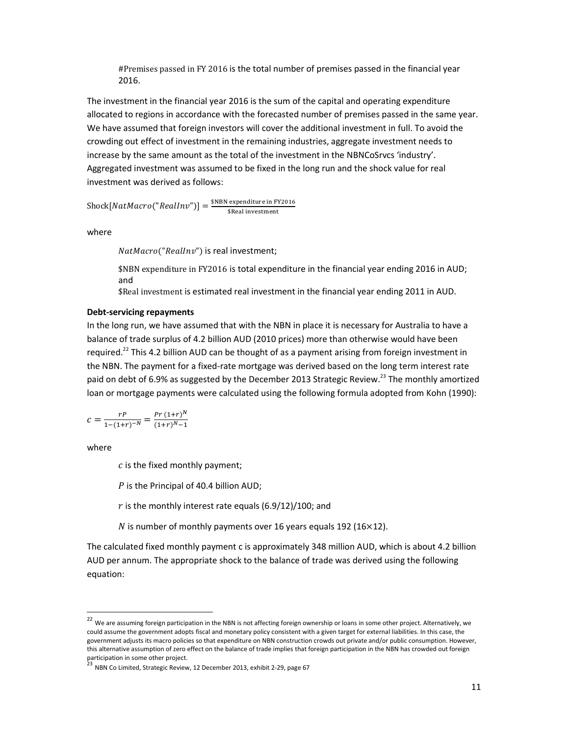$\text{\#Premises passed in FY 2016}$ is the total number of premises passed in the financial year 2016.

The investment in the financial year 2016 is the sum of the capital and operating expenditure allocated to regions in accordance with the forecasted number of premises passed in the same year. We have assumed that foreign investors will cover the additional investment in full. To avoid the crowding out effect of investment in the remaining industries, aggregate investment needs to increase by the same amount as the total of the investment in the NBNCoSrvcs 'industry'. Aggregated investment was assumed to be fixed in the long run and the shock value for real investment was derived as follows:

$$\text{Shock}[NatMacro(\text{"}RealInv\text{"})] = \frac{\text{\$NBN expenditure in FY2016}}{\text{\$Real investment}}$$

where

$NatMacro(\text{"}RealInv\text{"})$ is real investment;

$\text{\$NBN expenditure in FY2016}$ is total expenditure in the financial year ending 2016 in AUD; and

$\text{\$Real investment}$ is estimated real investment in the financial year ending 2011 in AUD.

**Debt-servicing repayments**

In the long run, we have assumed that with the NBN in place it is necessary for Australia to have a balance of trade surplus of 4.2 billion AUD (2010 prices) more than otherwise would have been required.[22] This 4.2 billion AUD can be thought of as a payment arising from foreign investment in the NBN. The payment for a fixed-rate mortgage was derived based on the long term interest rate paid on debt of 6.9% as suggested by the December 2013 Strategic Review.[23] The monthly amortized loan or mortgage payments were calculated using the following formula adopted from Kohn (1990):

$$c = \frac{rP}{1-(1+r)^{-N}} = \frac{Pr\,(1+r)^{N}}{(1+r)^{N}-1}$$

where

$c$ is the fixed monthly payment;

$P$ is the Principal of 40.4 billion AUD;

$r$ is the monthly interest rate equals (6.9/12)/100; and

$N$ is number of monthly payments over 16 years equals 192 ($16\times12$).

The calculated fixed monthly payment c is approximately 348 million AUD, which is about 4.2 billion AUD per annum. The appropriate shock to the balance of trade was derived using the following equation:

---

[22] We are assuming foreign participation in the NBN is not affecting foreign ownership or loans in some other project. Alternatively, we could assume the government adopts fiscal and monetary policy consistent with a given target for external liabilities. In this case, the government adjusts its macro policies so that expenditure on NBN construction crowds out private and/or public consumption. However, this alternative assumption of zero effect on the balance of trade implies that foreign participation in the NBN has crowded out foreign participation in some other project.

[23] NBN Co Limited, Strategic Review, 12 December 2013, exhibit 2-29, page 67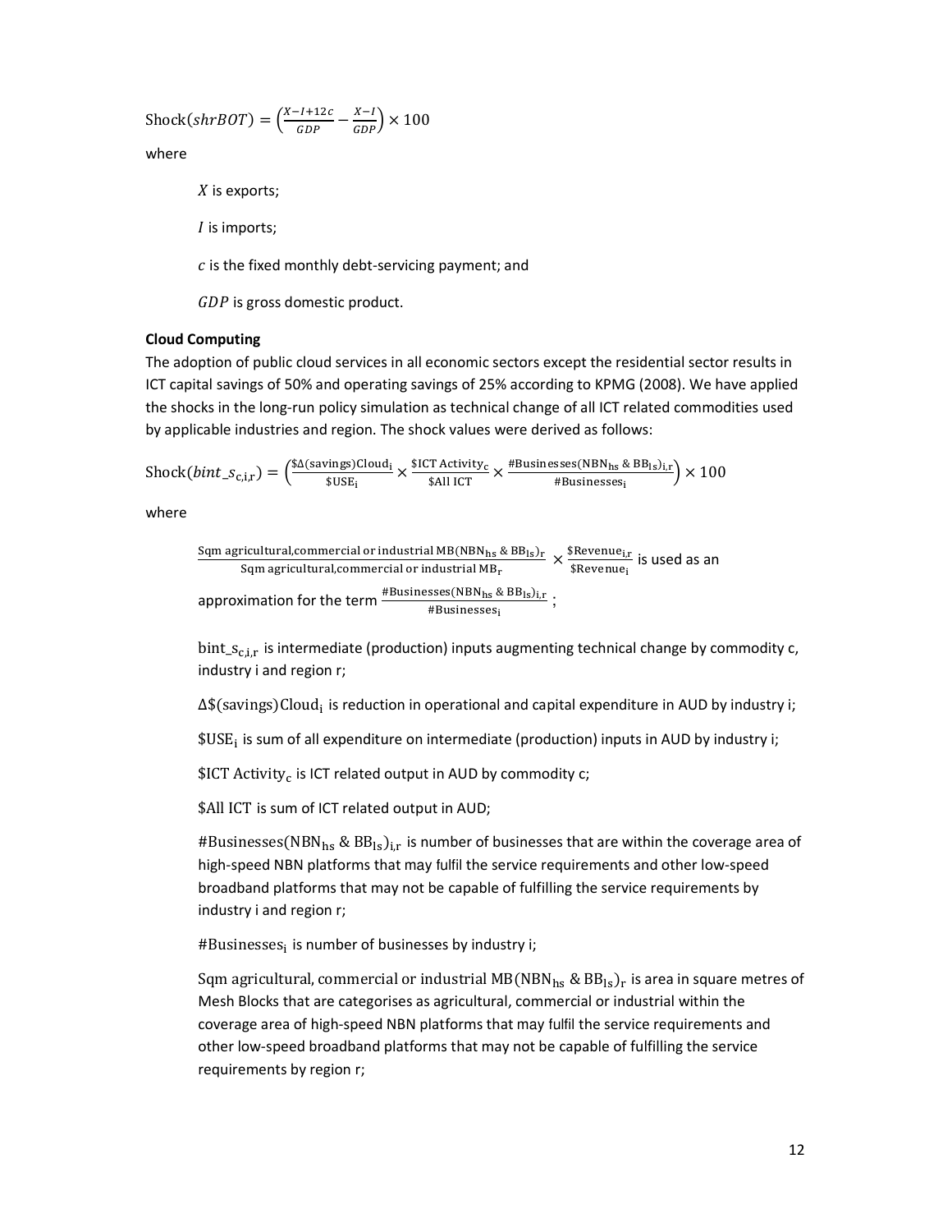$$\text{Shock}(shrBOT) = \left(\frac{X - I + 12c}{GDP} - \frac{X - I}{GDP}\right) \times 100$$

where

$X$ is exports;

$I$ is imports;

$c$ is the fixed monthly debt-servicing payment; and

$GDP$ is gross domestic product.

**Cloud Computing**

The adoption of public cloud services in all economic sectors except the residential sector results in ICT capital savings of 50% and operating savings of 25% according to KPMG (2008). We have applied the shocks in the long-run policy simulation as technical change of all ICT related commodities used by applicable industries and region. The shock values were derived as follows:

$$\text{Shock}(bint\_s_{c,i,r}) = \left(\frac{\$\Delta(\text{savings})\text{Cloud}_i}{\$\text{USE}_i} \times \frac{\$\text{ICT Activity}_c}{\$\text{All ICT}} \times \frac{\#\text{Businesses}(\text{NBN}_{hs}\ \&\ \text{BB}_{ls})_{i,r}}{\#\text{Businesses}_i}\right) \times 100$$

where

$\frac{\text{Sqm agricultural,commercial or industrial MB}(\text{NBN}_{hs}\ \&\ \text{BB}_{ls})_r}{\text{Sqm agricultural,commercial or industrial MB}_r} \times \frac{\$\text{Revenue}_{i,r}}{\$\text{Revenue}_i}$ is used as an approximation for the term $\frac{\#\text{Businesses}(\text{NBN}_{hs}\ \&\ \text{BB}_{ls})_{i,r}}{\#\text{Businesses}_i}$;

$\text{bint\_s}_{c,i,r}$ is intermediate (production) inputs augmenting technical change by commodity c, industry i and region r;

$\Delta\$(\text{savings})\text{Cloud}_i$ is reduction in operational and capital expenditure in AUD by industry i;

$\$\text{USE}_i$ is sum of all expenditure on intermediate (production) inputs in AUD by industry i;

$\$\text{ICT Activity}_c$ is ICT related output in AUD by commodity c;

$\$\text{All ICT}$ is sum of ICT related output in AUD;

$\#\text{Businesses}(\text{NBN}_{hs}\ \&\ \text{BB}_{ls})_{i,r}$ is number of businesses that are within the coverage area of high-speed NBN platforms that may fulfil the service requirements and other low-speed broadband platforms that may not be capable of fulfilling the service requirements by industry i and region r;

$\#\text{Businesses}_i$ is number of businesses by industry i;

$\text{Sqm agricultural, commercial or industrial MB}(\text{NBN}_{hs}\ \&\ \text{BB}_{ls})_r$ is area in square metres of Mesh Blocks that are categorises as agricultural, commercial or industrial within the coverage area of high-speed NBN platforms that may fulfil the service requirements and other low-speed broadband platforms that may not be capable of fulfilling the service requirements by region r;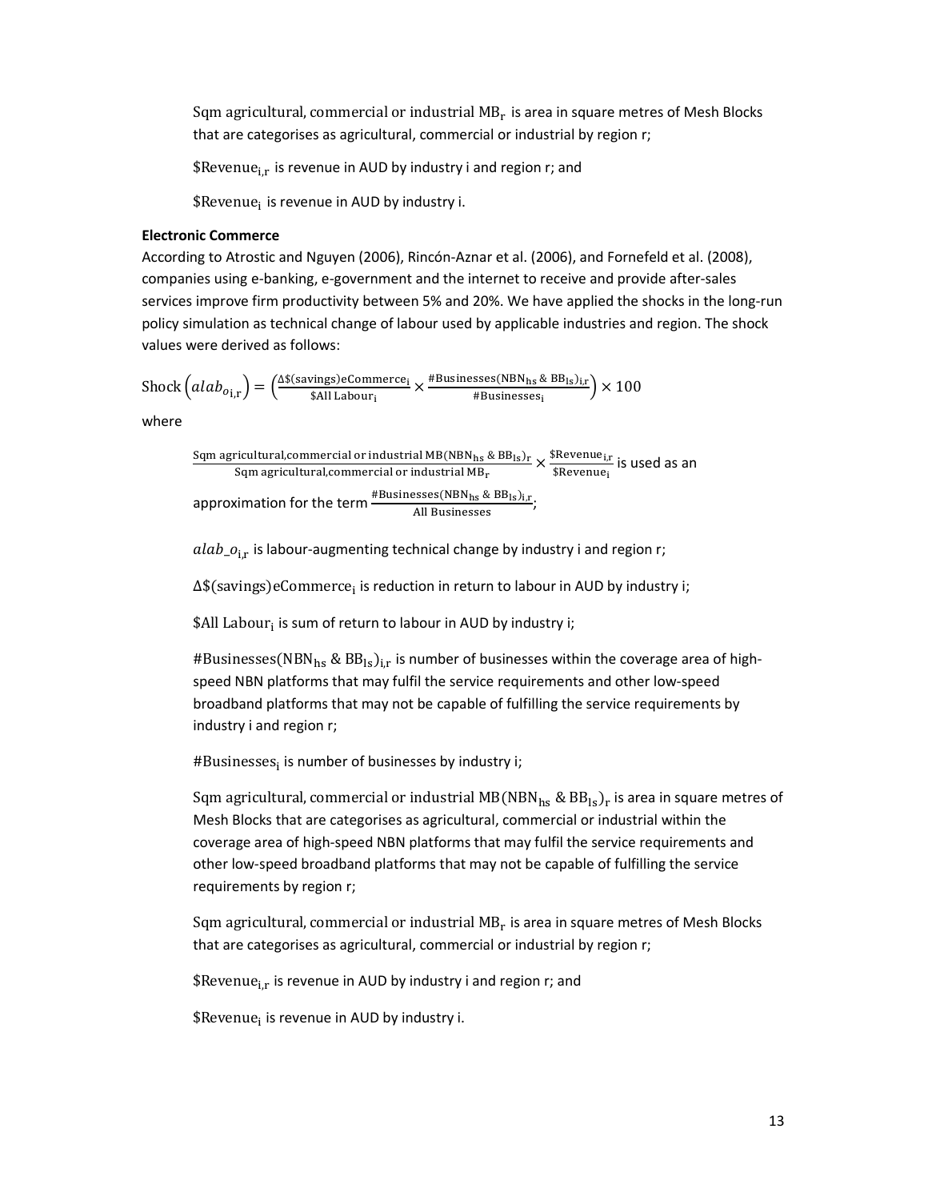$\text{Sqm agricultural, commercial or industrial MB}_\text{r}$ is area in square metres of Mesh Blocks that are categorises as agricultural, commercial or industrial by region r;

$\$\text{Revenue}_{\text{i,r}}$ is revenue in AUD by industry i and region r; and

$\$\text{Revenue}_\text{i}$ is revenue in AUD by industry i.

**Electronic Commerce**

According to Atrostic and Nguyen (2006), Rincón-Aznar et al. (2006), and Fornefeld et al. (2008), companies using e-banking, e-government and the internet to receive and provide after-sales services improve firm productivity between 5% and 20%. We have applied the shocks in the long-run policy simulation as technical change of labour used by applicable industries and region. The shock values were derived as follows:

$$\text{Shock}\left(alab_{o_{\text{i,r}}}\right) = \left(\frac{\Delta\$(\text{savings})\text{eCommerce}_\text{i}}{\$\text{All Labour}_\text{i}} \times \frac{\#\text{Businesses}(\text{NBN}_\text{hs}\ \&\ \text{BB}_\text{ls})_{\text{i,r}}}{\#\text{Businesses}_\text{i}}\right) \times 100$$

where

$\frac{\text{Sqm agricultural,commercial or industrial MB}(\text{NBN}_\text{hs}\ \&\ \text{BB}_\text{ls})_\text{r}}{\text{Sqm agricultural,commercial or industrial MB}_\text{r}} \times \frac{\$\text{Revenue}_{\text{i,r}}}{\$\text{Revenue}_\text{i}}$ is used as an approximation for the term $\frac{\#\text{Businesses}(\text{NBN}_\text{hs}\ \&\ \text{BB}_\text{ls})_{\text{i,r}}}{\text{All Businesses}}$;

$alab\_o_{\text{i,r}}$ is labour-augmenting technical change by industry i and region r;

$\Delta\$(\text{savings})\text{eCommerce}_\text{i}$ is reduction in return to labour in AUD by industry i;

$\$\text{All Labour}_\text{i}$ is sum of return to labour in AUD by industry i;

$\#\text{Businesses}(\text{NBN}_\text{hs}\ \&\ \text{BB}_\text{ls})_{\text{i,r}}$ is number of businesses within the coverage area of high-speed NBN platforms that may fulfil the service requirements and other low-speed broadband platforms that may not be capable of fulfilling the service requirements by industry i and region r;

$\#\text{Businesses}_\text{i}$ is number of businesses by industry i;

$\text{Sqm agricultural, commercial or industrial MB}(\text{NBN}_\text{hs}\ \&\ \text{BB}_\text{ls})_\text{r}$ is area in square metres of Mesh Blocks that are categorises as agricultural, commercial or industrial within the coverage area of high-speed NBN platforms that may fulfil the service requirements and other low-speed broadband platforms that may not be capable of fulfilling the service requirements by region r;

$\text{Sqm agricultural, commercial or industrial MB}_\text{r}$ is area in square metres of Mesh Blocks that are categorises as agricultural, commercial or industrial by region r;

$\$\text{Revenue}_{\text{i,r}}$ is revenue in AUD by industry i and region r; and

$\$\text{Revenue}_\text{i}$ is revenue in AUD by industry i.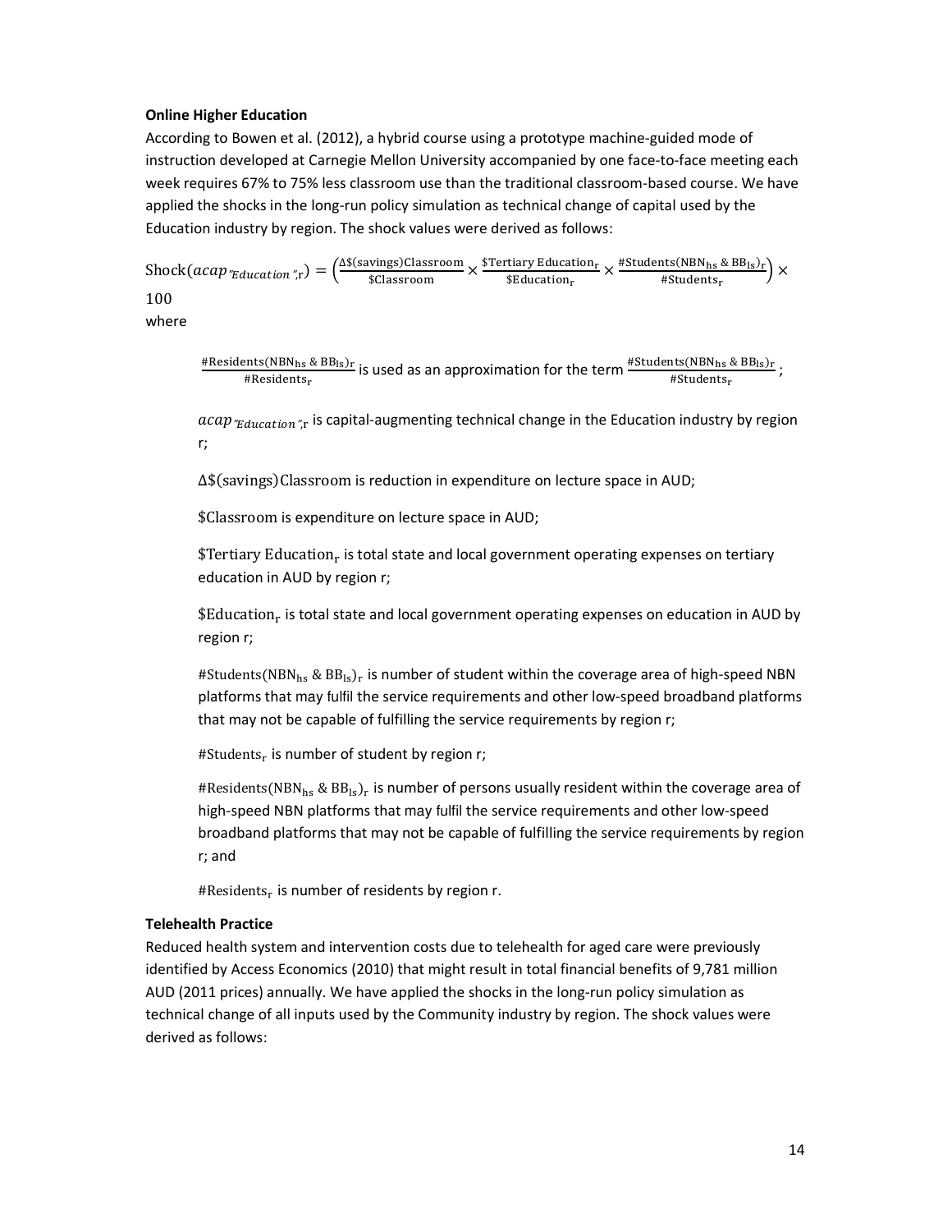**Online Higher Education**

According to Bowen et al. (2012), a hybrid course using a prototype machine-guided mode of instruction developed at Carnegie Mellon University accompanied by one face-to-face meeting each week requires 67% to 75% less classroom use than the traditional classroom-based course. We have applied the shocks in the long-run policy simulation as technical change of capital used by the Education industry by region. The shock values were derived as follows:

$$\text{Shock}(acap_{\text{"Education"},\text{r}}) = \left(\frac{\Delta\$(\text{savings})\text{Classroom}}{\$\text{Classroom}} \times \frac{\$\text{Tertiary Education}_\text{r}}{\$\text{Education}_\text{r}} \times \frac{\#\text{Students}(\text{NBN}_\text{hs}\ \&\ \text{BB}_\text{ls})_\text{r}}{\#\text{Students}_\text{r}}\right) \times 100$$

where

> $\frac{\#\text{Residents}(\text{NBN}_\text{hs}\ \&\ \text{BB}_\text{ls})_\text{r}}{\#\text{Residents}_\text{r}}$ is used as an approximation for the term $\frac{\#\text{Students}(\text{NBN}_\text{hs}\ \&\ \text{BB}_\text{ls})_\text{r}}{\#\text{Students}_\text{r}}$;
>
> $acap_{\text{"Education"},\text{r}}$ is capital-augmenting technical change in the Education industry by region r;
>
> $\Delta\$(\text{savings})\text{Classroom}$ is reduction in expenditure on lecture space in AUD;
>
> $\$\text{Classroom}$ is expenditure on lecture space in AUD;
>
> $\$\text{Tertiary Education}_\text{r}$ is total state and local government operating expenses on tertiary education in AUD by region r;
>
> $\$\text{Education}_\text{r}$ is total state and local government operating expenses on education in AUD by region r;
>
> $\#\text{Students}(\text{NBN}_\text{hs}\ \&\ \text{BB}_\text{ls})_\text{r}$ is number of student within the coverage area of high-speed NBN platforms that may fulfil the service requirements and other low-speed broadband platforms that may not be capable of fulfilling the service requirements by region r;
>
> $\#\text{Students}_\text{r}$ is number of student by region r;
>
> $\#\text{Residents}(\text{NBN}_\text{hs}\ \&\ \text{BB}_\text{ls})_\text{r}$ is number of persons usually resident within the coverage area of high-speed NBN platforms that may fulfil the service requirements and other low-speed broadband platforms that may not be capable of fulfilling the service requirements by region r; and
>
> $\#\text{Residents}_\text{r}$ is number of residents by region r.

**Telehealth Practice**

Reduced health system and intervention costs due to telehealth for aged care were previously identified by Access Economics (2010) that might result in total financial benefits of 9,781 million AUD (2011 prices) annually. We have applied the shocks in the long-run policy simulation as technical change of all inputs used by the Community industry by region. The shock values were derived as follows: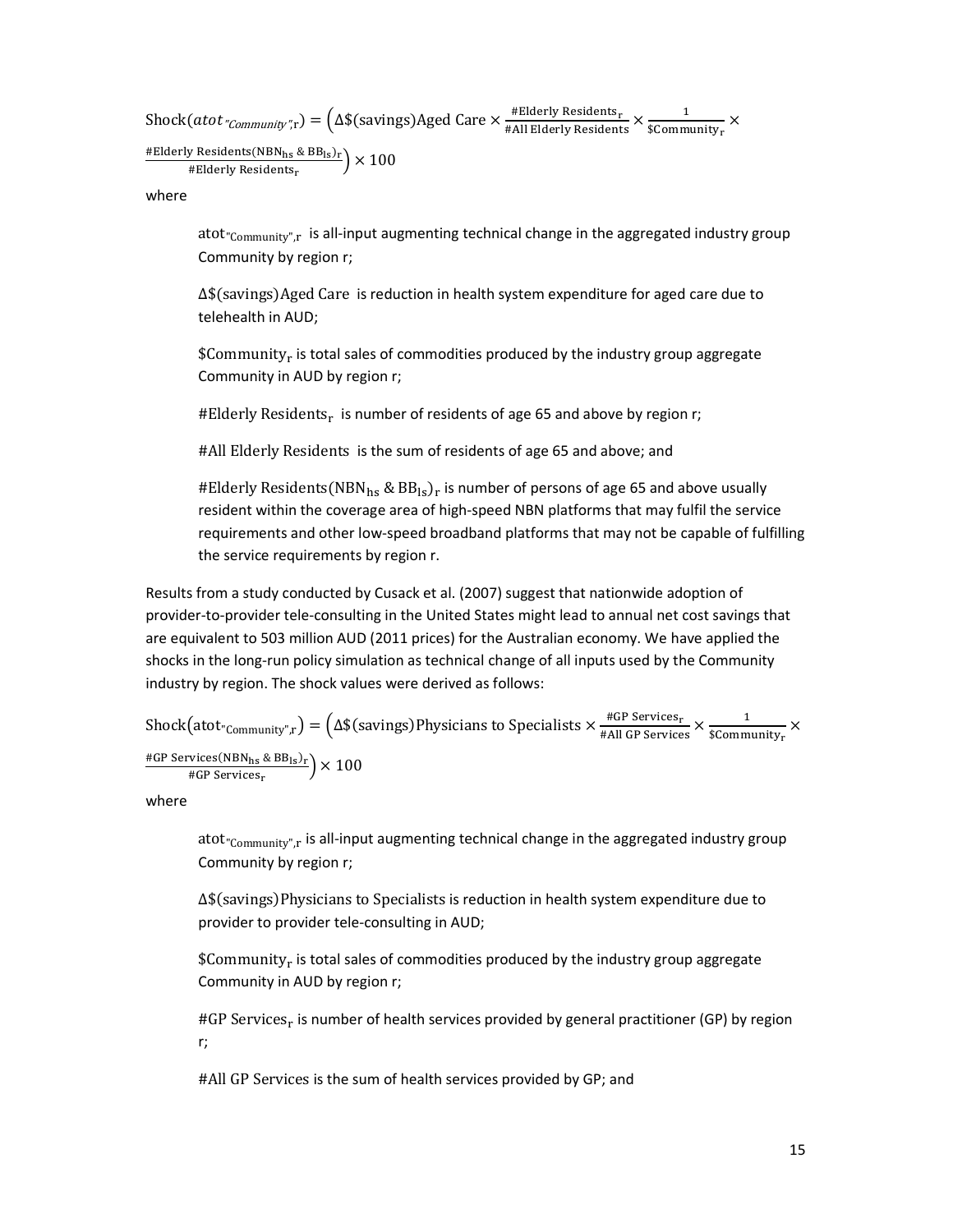$$\text{Shock}(atot_{\text{"Community"},r}) = \left(\Delta\$(\text{savings})\text{Aged Care} \times \frac{\#\text{Elderly Residents}_r}{\#\text{All Elderly Residents}} \times \frac{1}{\$\text{Community}_r} \times \frac{\#\text{Elderly Residents}(\text{NBN}_{hs}\ \&\ \text{BB}_{ls})_r}{\#\text{Elderly Residents}_r}\right) \times 100$$

where

> $\text{atot}_{\text{"Community"},r}$ is all-input augmenting technical change in the aggregated industry group Community by region r;
>
> $\Delta\$(\text{savings})\text{Aged Care}$ is reduction in health system expenditure for aged care due to telehealth in AUD;
>
> $\$\text{Community}_r$ is total sales of commodities produced by the industry group aggregate Community in AUD by region r;
>
> $\#\text{Elderly Residents}_r$ is number of residents of age 65 and above by region r;
>
> $\#\text{All Elderly Residents}$ is the sum of residents of age 65 and above; and
>
> $\#\text{Elderly Residents}(\text{NBN}_{hs}\ \&\ \text{BB}_{ls})_r$ is number of persons of age 65 and above usually resident within the coverage area of high-speed NBN platforms that may fulfil the service requirements and other low-speed broadband platforms that may not be capable of fulfilling the service requirements by region r.

Results from a study conducted by Cusack et al. (2007) suggest that nationwide adoption of provider-to-provider tele-consulting in the United States might lead to annual net cost savings that are equivalent to 503 million AUD (2011 prices) for the Australian economy. We have applied the shocks in the long-run policy simulation as technical change of all inputs used by the Community industry by region. The shock values were derived as follows:

$$\text{Shock}(\text{atot}_{\text{"Community"},r}) = \left(\Delta\$(\text{savings})\text{Physicians to Specialists} \times \frac{\#\text{GP Services}_r}{\#\text{All GP Services}} \times \frac{1}{\$\text{Community}_r} \times \frac{\#\text{GP Services}(\text{NBN}_{hs}\ \&\ \text{BB}_{ls})_r}{\#\text{GP Services}_r}\right) \times 100$$

where

> $\text{atot}_{\text{"Community"},r}$ is all-input augmenting technical change in the aggregated industry group Community by region r;
>
> $\Delta\$(\text{savings})\text{Physicians to Specialists}$ is reduction in health system expenditure due to provider to provider tele-consulting in AUD;
>
> $\$\text{Community}_r$ is total sales of commodities produced by the industry group aggregate Community in AUD by region r;
>
> $\#\text{GP Services}_r$ is number of health services provided by general practitioner (GP) by region r;
>
> $\#\text{All GP Services}$ is the sum of health services provided by GP; and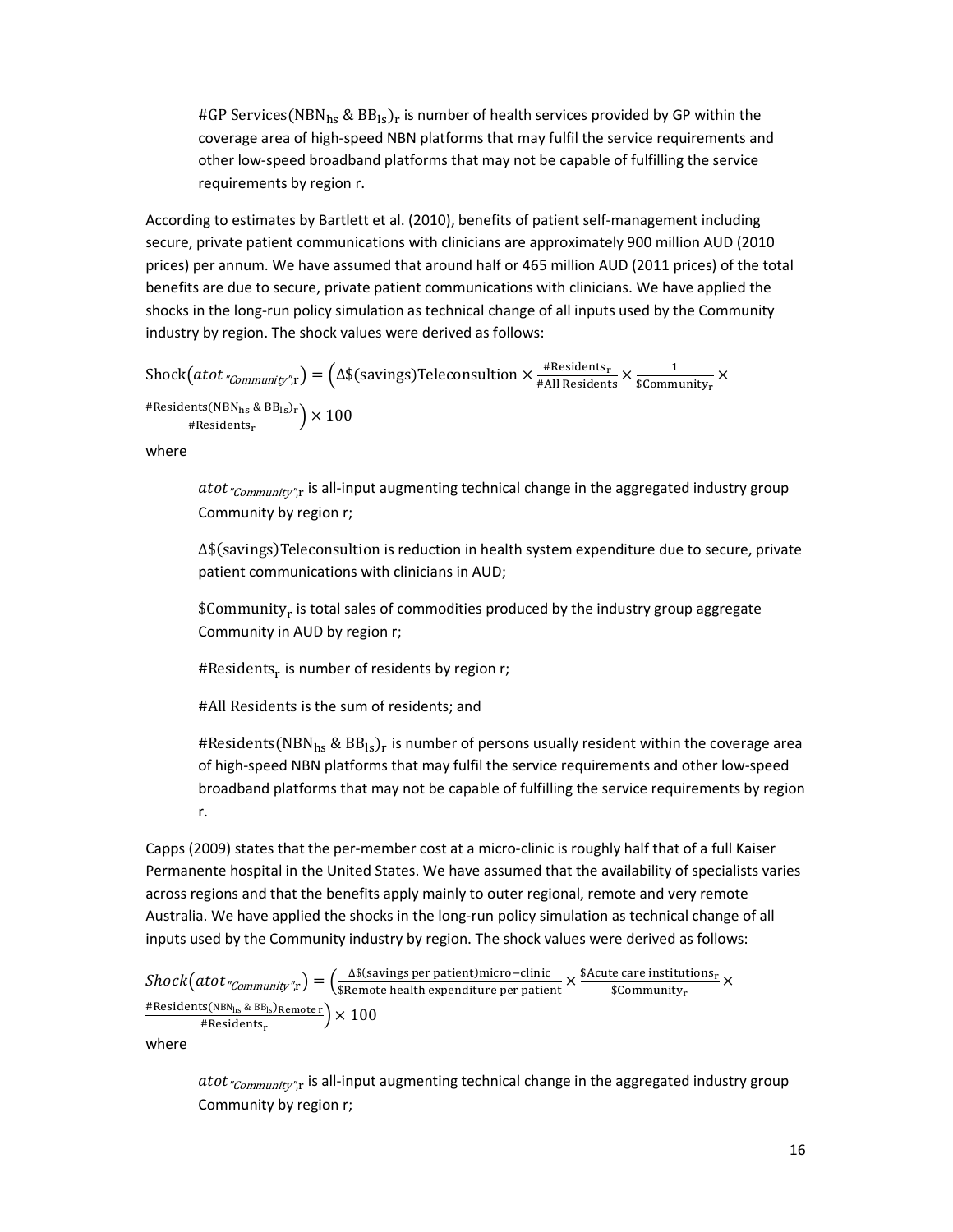$\#\text{GP Services}(\text{NBN}_{\text{hs}}\ \&\ \text{BB}_{\text{ls}})_{\text{r}}$ is number of health services provided by GP within the coverage area of high-speed NBN platforms that may fulfil the service requirements and other low-speed broadband platforms that may not be capable of fulfilling the service requirements by region r.

According to estimates by Bartlett et al. (2010), benefits of patient self-management including secure, private patient communications with clinicians are approximately 900 million AUD (2010 prices) per annum. We have assumed that around half or 465 million AUD (2011 prices) of the total benefits are due to secure, private patient communications with clinicians. We have applied the shocks in the long-run policy simulation as technical change of all inputs used by the Community industry by region. The shock values were derived as follows:

$$\text{Shock}(atot_{\text{"Community"},\text{r}}) = \left(\Delta\$(\text{savings})\text{Teleconsultion} \times \frac{\#\text{Residents}_{\text{r}}}{\#\text{All Residents}} \times \frac{1}{\$\text{Community}_{\text{r}}} \times \frac{\#\text{Residents}(\text{NBN}_{\text{hs}}\ \&\ \text{BB}_{\text{ls}})_{\text{r}}}{\#\text{Residents}_{\text{r}}}\right) \times 100$$

where

$atot_{\text{"Community"},\text{r}}$ is all-input augmenting technical change in the aggregated industry group Community by region r;

$\Delta\$(\text{savings})\text{Teleconsultion}$ is reduction in health system expenditure due to secure, private patient communications with clinicians in AUD;

$\$\text{Community}_{\text{r}}$ is total sales of commodities produced by the industry group aggregate Community in AUD by region r;

$\#\text{Residents}_{\text{r}}$ is number of residents by region r;

$\#\text{All Residents}$ is the sum of residents; and

$\#\text{Residents}(\text{NBN}_{\text{hs}}\ \&\ \text{BB}_{\text{ls}})_{\text{r}}$ is number of persons usually resident within the coverage area of high-speed NBN platforms that may fulfil the service requirements and other low-speed broadband platforms that may not be capable of fulfilling the service requirements by region r.

Capps (2009) states that the per-member cost at a micro-clinic is roughly half that of a full Kaiser Permanente hospital in the United States. We have assumed that the availability of specialists varies across regions and that the benefits apply mainly to outer regional, remote and very remote Australia. We have applied the shocks in the long-run policy simulation as technical change of all inputs used by the Community industry by region. The shock values were derived as follows:

$$Shock(atot_{\text{"Community"},\text{r}}) = \left(\frac{\Delta\$(\text{savings per patient})\text{micro}-\text{clinic}}{\$\text{Remote health expenditure per patient}} \times \frac{\$\text{Acute care institutions}_{\text{r}}}{\$\text{Community}_{\text{r}}} \times \frac{\#\text{Residents}(\text{NBN}_{\text{hs}}\ \&\ \text{BB}_{\text{ls}})_{\text{Remote r}}}{\#\text{Residents}_{\text{r}}}\right) \times 100$$

where

$atot_{\text{"Community"},\text{r}}$ is all-input augmenting technical change in the aggregated industry group Community by region r;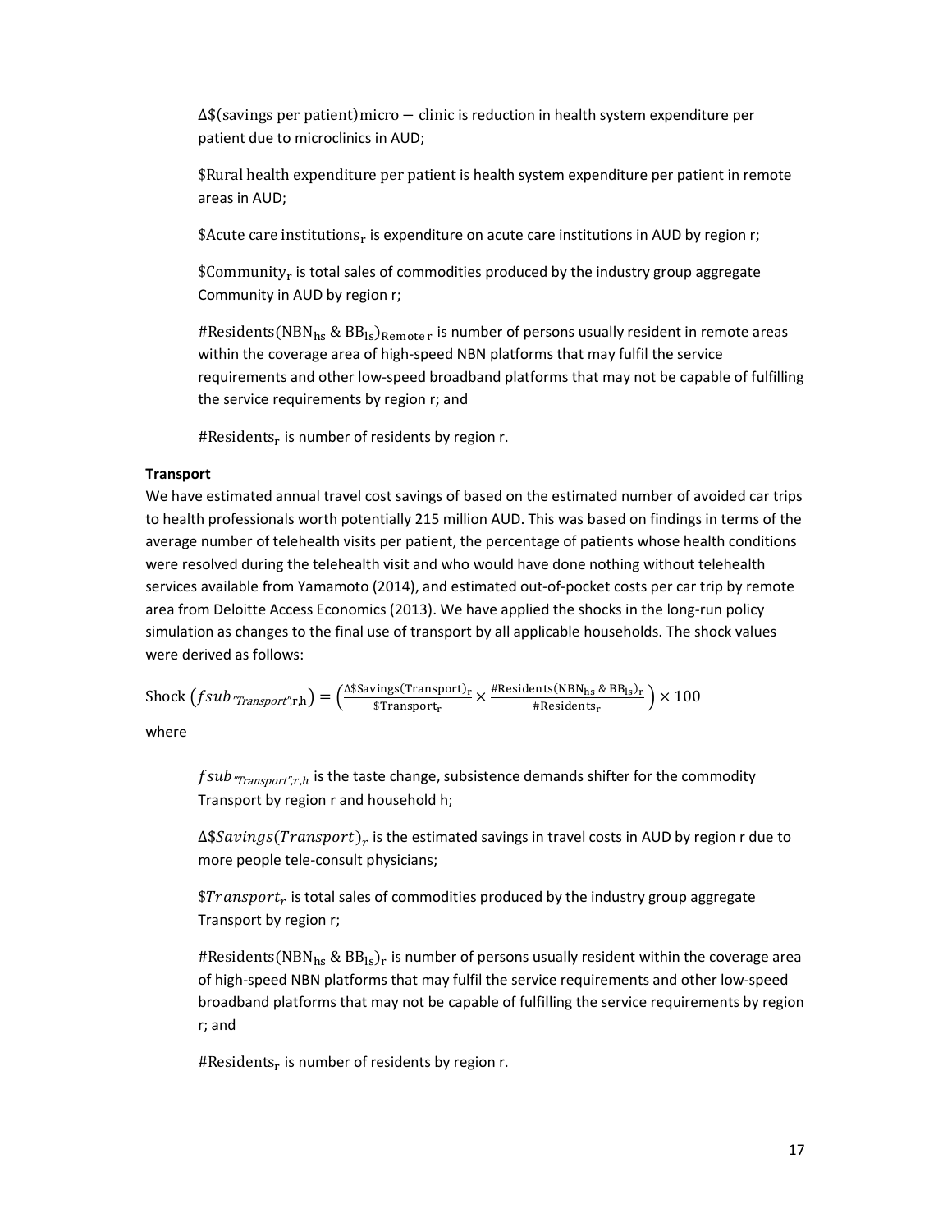$\Delta\$(\text{savings per patient})\text{micro} - \text{clinic}$ is reduction in health system expenditure per patient due to microclinics in AUD;

$\$\text{Rural health expenditure per patient}$ is health system expenditure per patient in remote areas in AUD;

$\$\text{Acute care institutions}_{\text{r}}$ is expenditure on acute care institutions in AUD by region r;

$\$\text{Community}_{\text{r}}$ is total sales of commodities produced by the industry group aggregate Community in AUD by region r;

$\#\text{Residents}(\text{NBN}_{\text{hs}}\ \&\ \text{BB}_{\text{ls}})_{\text{Remote r}}$ is number of persons usually resident in remote areas within the coverage area of high-speed NBN platforms that may fulfil the service requirements and other low-speed broadband platforms that may not be capable of fulfilling the service requirements by region r; and

$\#\text{Residents}_{\text{r}}$ is number of residents by region r.

**Transport**

We have estimated annual travel cost savings of based on the estimated number of avoided car trips to health professionals worth potentially 215 million AUD. This was based on findings in terms of the average number of telehealth visits per patient, the percentage of patients whose health conditions were resolved during the telehealth visit and who would have done nothing without telehealth services available from Yamamoto (2014), and estimated out-of-pocket costs per car trip by remote area from Deloitte Access Economics (2013). We have applied the shocks in the long-run policy simulation as changes to the final use of transport by all applicable households. The shock values were derived as follows:

$$\text{Shock}\left(fsub_{\text{"Transport"},\text{r},\text{h}}\right) = \left(\frac{\Delta\$\text{Savings(Transport)}_{\text{r}}}{\$\text{Transport}_{\text{r}}} \times \frac{\#\text{Residents}(\text{NBN}_{\text{hs}}\ \&\ \text{BB}_{\text{ls}})_{\text{r}}}{\#\text{Residents}_{\text{r}}}\right) \times 100$$

where

$fsub_{\text{"Transport"},r,h}$ is the taste change, subsistence demands shifter for the commodity Transport by region r and household h;

$\Delta\$Savings(Transport)_r$ is the estimated savings in travel costs in AUD by region r due to more people tele-consult physicians;

$\$Transport_r$ is total sales of commodities produced by the industry group aggregate Transport by region r;

$\#\text{Residents}(\text{NBN}_{\text{hs}}\ \&\ \text{BB}_{\text{ls}})_{\text{r}}$ is number of persons usually resident within the coverage area of high-speed NBN platforms that may fulfil the service requirements and other low-speed broadband platforms that may not be capable of fulfilling the service requirements by region r; and

$\#\text{Residents}_{\text{r}}$ is number of residents by region r.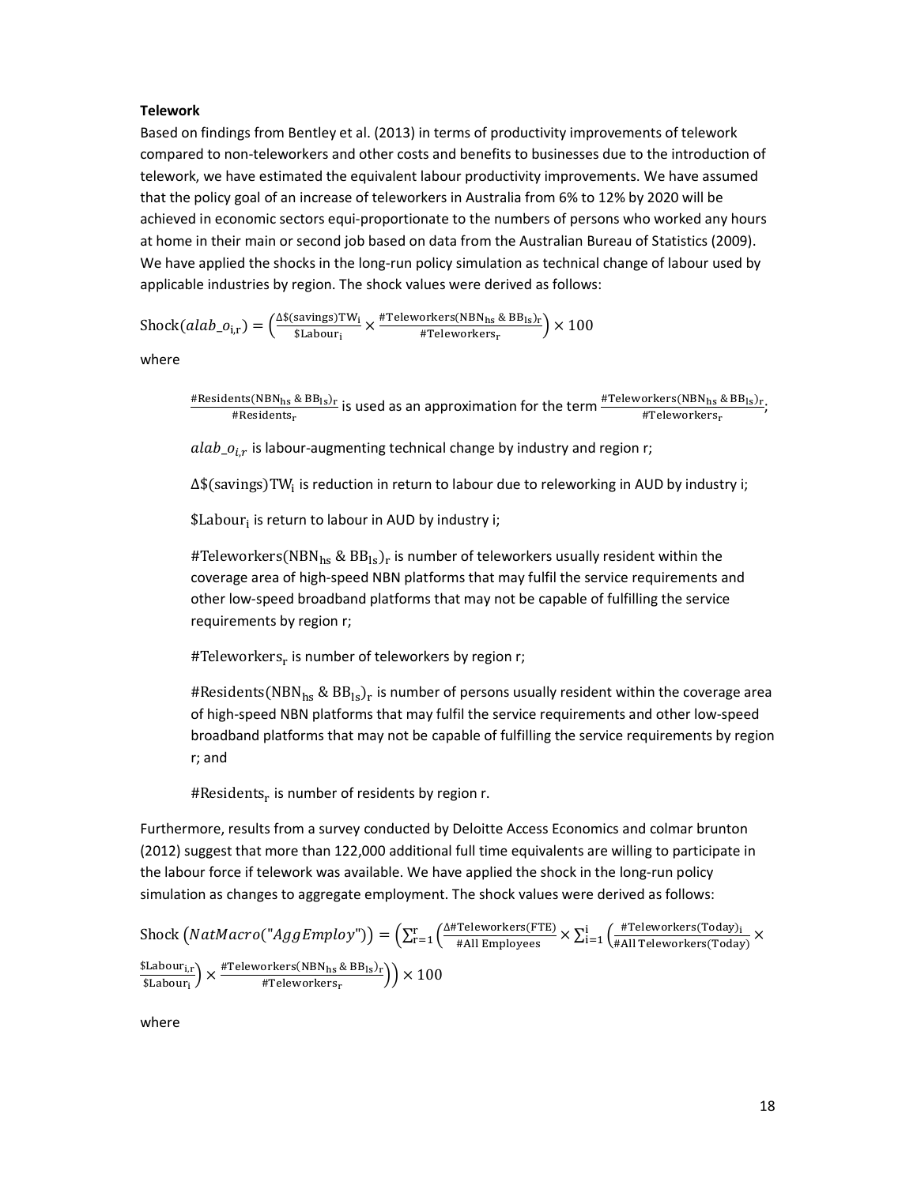**Telework**

Based on findings from Bentley et al. (2013) in terms of productivity improvements of telework compared to non-teleworkers and other costs and benefits to businesses due to the introduction of telework, we have estimated the equivalent labour productivity improvements. We have assumed that the policy goal of an increase of teleworkers in Australia from 6% to 12% by 2020 will be achieved in economic sectors equi-proportionate to the numbers of persons who worked any hours at home in their main or second job based on data from the Australian Bureau of Statistics (2009). We have applied the shocks in the long-run policy simulation as technical change of labour used by applicable industries by region. The shock values were derived as follows:

$$\text{Shock}(alab\_o_{i,r}) = \left(\frac{\Delta\$(\text{savings})\text{TW}_i}{\$\text{Labour}_i} \times \frac{\#\text{Teleworkers}(\text{NBN}_{hs}\ \&\ \text{BB}_{ls})_r}{\#\text{Teleworkers}_r}\right) \times 100$$

where

$\frac{\#\text{Residents}(\text{NBN}_{hs}\ \&\ \text{BB}_{ls})_r}{\#\text{Residents}_r}$ is used as an approximation for the term $\frac{\#\text{Teleworkers}(\text{NBN}_{hs}\ \&\ \text{BB}_{ls})_r}{\#\text{Teleworkers}_r}$;

$alab\_o_{i,r}$ is labour-augmenting technical change by industry and region r;

$\Delta\$(\text{savings})\text{TW}_i$ is reduction in return to labour due to releworking in AUD by industry i;

$\$\text{Labour}_i$ is return to labour in AUD by industry i;

$\#\text{Teleworkers}(\text{NBN}_{hs}\ \&\ \text{BB}_{ls})_r$ is number of teleworkers usually resident within the coverage area of high-speed NBN platforms that may fulfil the service requirements and other low-speed broadband platforms that may not be capable of fulfilling the service requirements by region r;

$\#\text{Teleworkers}_r$ is number of teleworkers by region r;

$\#\text{Residents}(\text{NBN}_{hs}\ \&\ \text{BB}_{ls})_r$ is number of persons usually resident within the coverage area of high-speed NBN platforms that may fulfil the service requirements and other low-speed broadband platforms that may not be capable of fulfilling the service requirements by region r; and

$\#\text{Residents}_r$ is number of residents by region r.

Furthermore, results from a survey conducted by Deloitte Access Economics and colmar brunton (2012) suggest that more than 122,000 additional full time equivalents are willing to participate in the labour force if telework was available. We have applied the shock in the long-run policy simulation as changes to aggregate employment. The shock values were derived as follows:

$$\text{Shock}\left(NatMacro(\text{"}AggEmploy\text{"})\right) = \left(\sum_{r=1}^{r}\left(\frac{\Delta\#\text{Teleworkers(FTE)}}{\#\text{All Employees}} \times \sum_{i=1}^{i}\left(\frac{\#\text{Teleworkers(Today)}_i}{\#\text{All Teleworkers(Today)}} \times \frac{\$\text{Labour}_{i,r}}{\$\text{Labour}_i}\right) \times \frac{\#\text{Teleworkers}(\text{NBN}_{hs}\ \&\ \text{BB}_{ls})_r}{\#\text{Teleworkers}_r}\right)\right) \times 100$$

where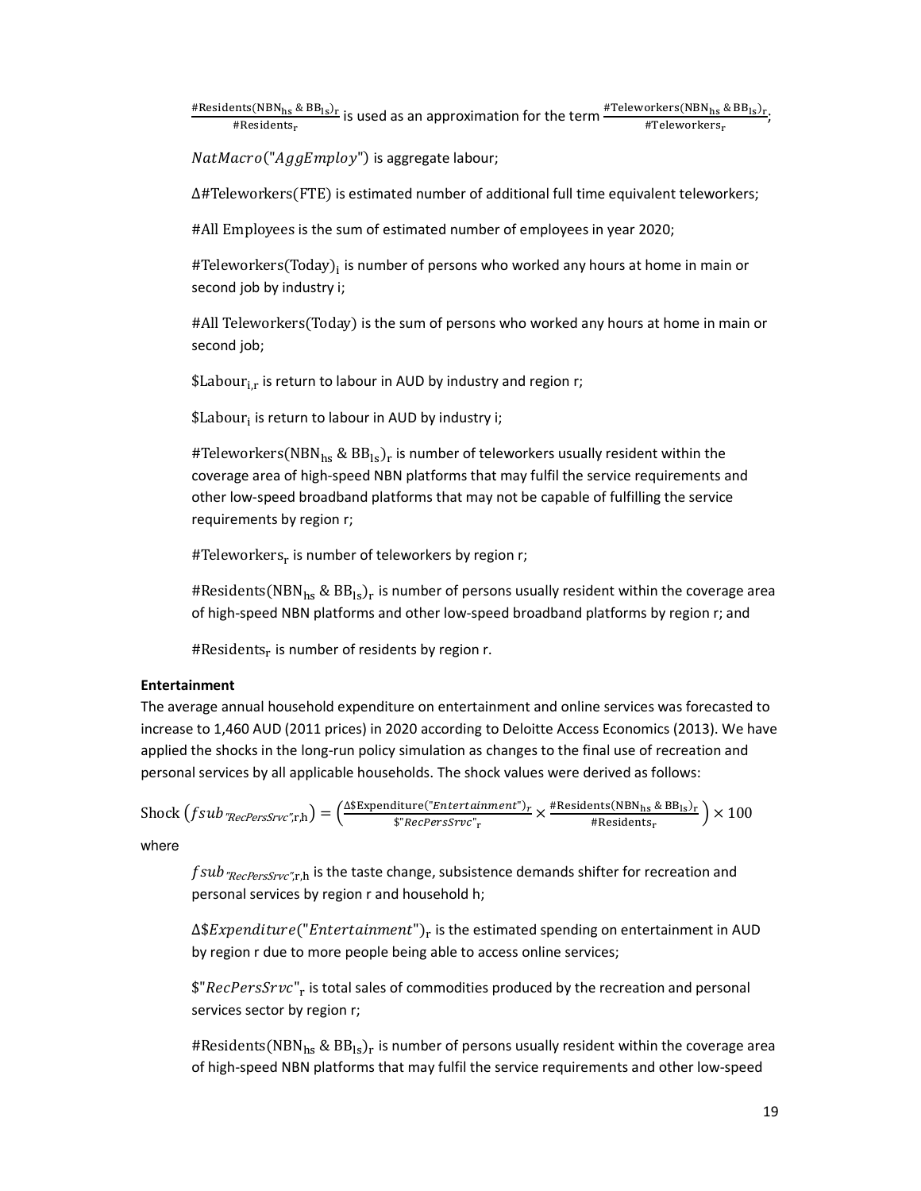$\frac{\#\text{Residents}(\text{NBN}_{\text{hs}}\ \&\ \text{BB}_{\text{ls}})_{\text{r}}}{\#\text{Residents}_{\text{r}}}$ is used as an approximation for the term $\frac{\#\text{Teleworkers}(\text{NBN}_{\text{hs}}\ \&\ \text{BB}_{\text{ls}})_{\text{r}}}{\#\text{Teleworkers}_{\text{r}}}$;

$NatMacro(\text{"}AggEmploy\text{"})$ is aggregate labour;

$\Delta\#\text{Teleworkers(FTE)}$ is estimated number of additional full time equivalent teleworkers;

$\#\text{All Employees}$ is the sum of estimated number of employees in year 2020;

$\#\text{Teleworkers(Today)}_{\text{i}}$ is number of persons who worked any hours at home in main or second job by industry i;

$\#\text{All Teleworkers(Today)}$ is the sum of persons who worked any hours at home in main or second job;

$\$\text{Labour}_{\text{i,r}}$ is return to labour in AUD by industry and region r;

$\$\text{Labour}_{\text{i}}$ is return to labour in AUD by industry i;

$\#\text{Teleworkers}(\text{NBN}_{\text{hs}}\ \&\ \text{BB}_{\text{ls}})_{\text{r}}$ is number of teleworkers usually resident within the coverage area of high-speed NBN platforms that may fulfil the service requirements and other low-speed broadband platforms that may not be capable of fulfilling the service requirements by region r;

$\#\text{Teleworkers}_{\text{r}}$ is number of teleworkers by region r;

$\#\text{Residents}(\text{NBN}_{\text{hs}}\ \&\ \text{BB}_{\text{ls}})_{\text{r}}$ is number of persons usually resident within the coverage area of high-speed NBN platforms and other low-speed broadband platforms by region r; and

$\#\text{Residents}_{\text{r}}$ is number of residents by region r.

**Entertainment**

The average annual household expenditure on entertainment and online services was forecasted to increase to 1,460 AUD (2011 prices) in 2020 according to Deloitte Access Economics (2013). We have applied the shocks in the long-run policy simulation as changes to the final use of recreation and personal services by all applicable households. The shock values were derived as follows:

$$\text{Shock}\left(fsub_{\text{"}RecPersSrvc\text{"},\text{r},\text{h}}\right) = \left(\frac{\Delta\$\text{Expenditure}(\text{"}Entertainment\text{"})_{r}}{\$\text{"}RecPersSrvc\text{"}_{\text{r}}} \times \frac{\#\text{Residents}(\text{NBN}_{\text{hs}}\ \&\ \text{BB}_{\text{ls}})_{\text{r}}}{\#\text{Residents}_{\text{r}}}\right) \times 100$$

where

$fsub_{\text{"}RecPersSrvc\text{"},\text{r},\text{h}}$ is the taste change, subsistence demands shifter for recreation and personal services by region r and household h;

$\Delta\$Expenditure(\text{"}Entertainment\text{"})_{\text{r}}$ is the estimated spending on entertainment in AUD by region r due to more people being able to access online services;

$\$\text{"}RecPersSrvc\text{"}_{\text{r}}$ is total sales of commodities produced by the recreation and personal services sector by region r;

$\#\text{Residents}(\text{NBN}_{\text{hs}}\ \&\ \text{BB}_{\text{ls}})_{\text{r}}$ is number of persons usually resident within the coverage area of high-speed NBN platforms that may fulfil the service requirements and other low-speed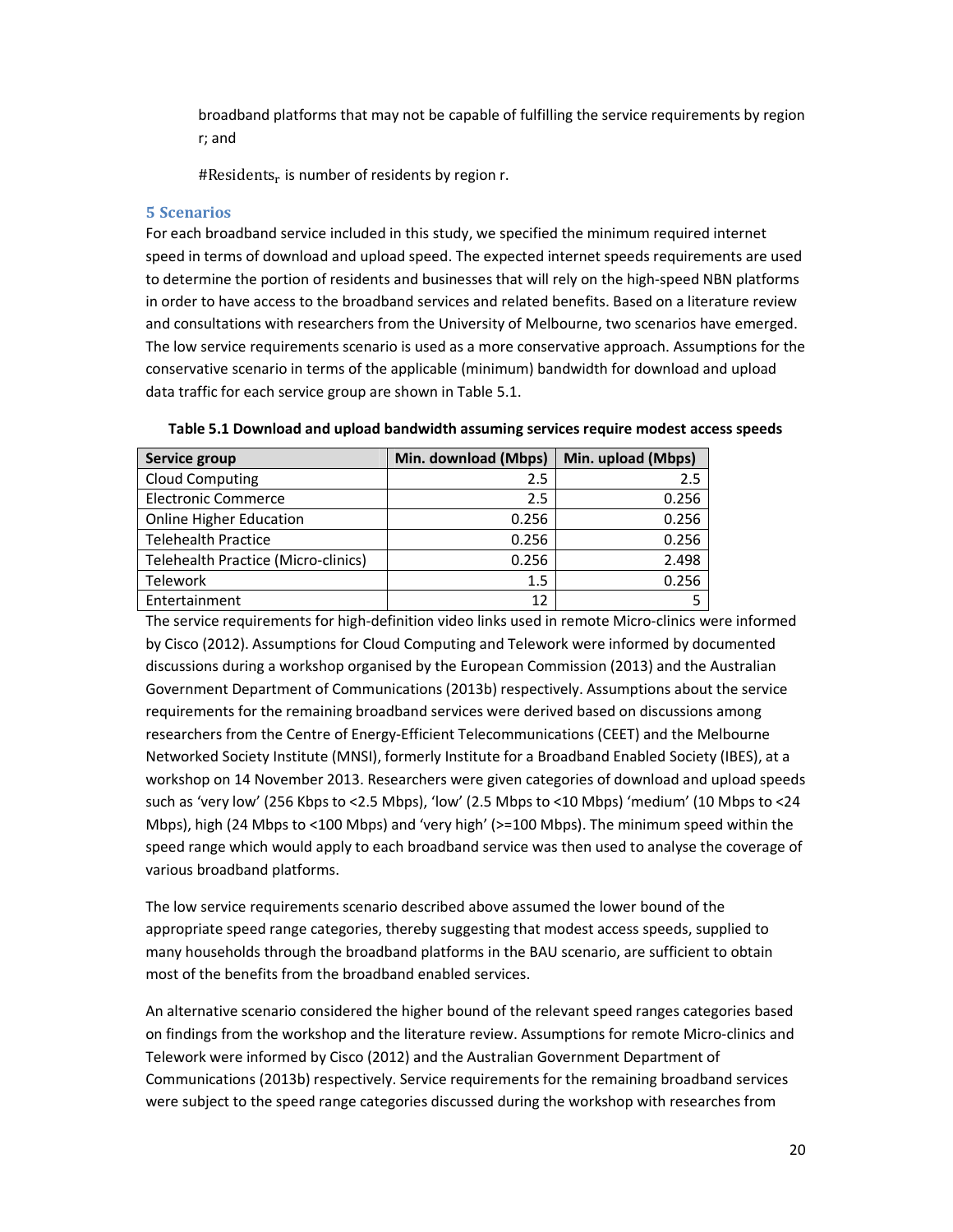broadband platforms that may not be capable of fulfilling the service requirements by region r; and

$\#\text{Residents}_r$ is number of residents by region r.

## 5 Scenarios

For each broadband service included in this study, we specified the minimum required internet speed in terms of download and upload speed. The expected internet speeds requirements are used to determine the portion of residents and businesses that will rely on the high-speed NBN platforms in order to have access to the broadband services and related benefits. Based on a literature review and consultations with researchers from the University of Melbourne, two scenarios have emerged. The low service requirements scenario is used as a more conservative approach. Assumptions for the conservative scenario in terms of the applicable (minimum) bandwidth for download and upload data traffic for each service group are shown in Table 5.1.

**Table 5.1 Download and upload bandwidth assuming services require modest access speeds**

| Service group | Min. download (Mbps) | Min. upload (Mbps) |
|---|---|---|
| Cloud Computing | 2.5 | 2.5 |
| Electronic Commerce | 2.5 | 0.256 |
| Online Higher Education | 0.256 | 0.256 |
| Telehealth Practice | 0.256 | 0.256 |
| Telehealth Practice (Micro-clinics) | 0.256 | 2.498 |
| Telework | 1.5 | 0.256 |
| Entertainment | 12 | 5 |

The service requirements for high-definition video links used in remote Micro-clinics were informed by Cisco (2012). Assumptions for Cloud Computing and Telework were informed by documented discussions during a workshop organised by the European Commission (2013) and the Australian Government Department of Communications (2013b) respectively. Assumptions about the service requirements for the remaining broadband services were derived based on discussions among researchers from the Centre of Energy-Efficient Telecommunications (CEET) and the Melbourne Networked Society Institute (MNSI), formerly Institute for a Broadband Enabled Society (IBES), at a workshop on 14 November 2013. Researchers were given categories of download and upload speeds such as 'very low' (256 Kbps to <2.5 Mbps), 'low' (2.5 Mbps to <10 Mbps) 'medium' (10 Mbps to <24 Mbps), high (24 Mbps to <100 Mbps) and 'very high' (>=100 Mbps). The minimum speed within the speed range which would apply to each broadband service was then used to analyse the coverage of various broadband platforms.

The low service requirements scenario described above assumed the lower bound of the appropriate speed range categories, thereby suggesting that modest access speeds, supplied to many households through the broadband platforms in the BAU scenario, are sufficient to obtain most of the benefits from the broadband enabled services.

An alternative scenario considered the higher bound of the relevant speed ranges categories based on findings from the workshop and the literature review. Assumptions for remote Micro-clinics and Telework were informed by Cisco (2012) and the Australian Government Department of Communications (2013b) respectively. Service requirements for the remaining broadband services were subject to the speed range categories discussed during the workshop with researches from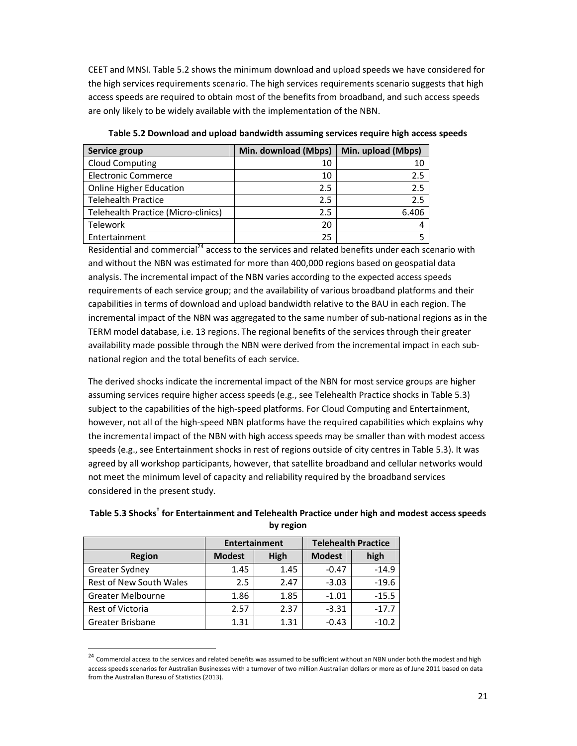CEET and MNSI. Table 5.2 shows the minimum download and upload speeds we have considered for the high services requirements scenario. The high services requirements scenario suggests that high access speeds are required to obtain most of the benefits from broadband, and such access speeds are only likely to be widely available with the implementation of the NBN.

**Table 5.2 Download and upload bandwidth assuming services require high access speeds**

| Service group | Min. download (Mbps) | Min. upload (Mbps) |
|---|---|---|
| Cloud Computing | 10 | 10 |
| Electronic Commerce | 10 | 2.5 |
| Online Higher Education | 2.5 | 2.5 |
| Telehealth Practice | 2.5 | 2.5 |
| Telehealth Practice (Micro-clinics) | 2.5 | 6.406 |
| Telework | 20 | 4 |
| Entertainment | 25 | 5 |

Residential and commercial[24] access to the services and related benefits under each scenario with and without the NBN was estimated for more than 400,000 regions based on geospatial data analysis. The incremental impact of the NBN varies according to the expected access speeds requirements of each service group; and the availability of various broadband platforms and their capabilities in terms of download and upload bandwidth relative to the BAU in each region. The incremental impact of the NBN was aggregated to the same number of sub-national regions as in the TERM model database, i.e. 13 regions. The regional benefits of the services through their greater availability made possible through the NBN were derived from the incremental impact in each sub-national region and the total benefits of each service.

The derived shocks indicate the incremental impact of the NBN for most service groups are higher assuming services require higher access speeds (e.g., see Telehealth Practice shocks in Table 5.3) subject to the capabilities of the high-speed platforms. For Cloud Computing and Entertainment, however, not all of the high-speed NBN platforms have the required capabilities which explains why the incremental impact of the NBN with high access speeds may be smaller than with modest access speeds (e.g., see Entertainment shocks in rest of regions outside of city centres in Table 5.3). It was agreed by all workshop participants, however, that satellite broadband and cellular networks would not meet the minimum level of capacity and reliability required by the broadband services considered in the present study.

**Table 5.3 Shocks[†] for Entertainment and Telehealth Practice under high and modest access speeds by region**

| | Entertainment | | Telehealth Practice | |
|---|---|---|---|---|
| **Region** | **Modest** | **High** | **Modest** | **high** |
| Greater Sydney | 1.45 | 1.45 | -0.47 | -14.9 |
| Rest of New South Wales | 2.5 | 2.47 | -3.03 | -19.6 |
| Greater Melbourne | 1.86 | 1.85 | -1.01 | -15.5 |
| Rest of Victoria | 2.57 | 2.37 | -3.31 | -17.7 |
| Greater Brisbane | 1.31 | 1.31 | -0.43 | -10.2 |

[24] Commercial access to the services and related benefits was assumed to be sufficient without an NBN under both the modest and high access speeds scenarios for Australian Businesses with a turnover of two million Australian dollars or more as of June 2011 based on data from the Australian Bureau of Statistics (2013).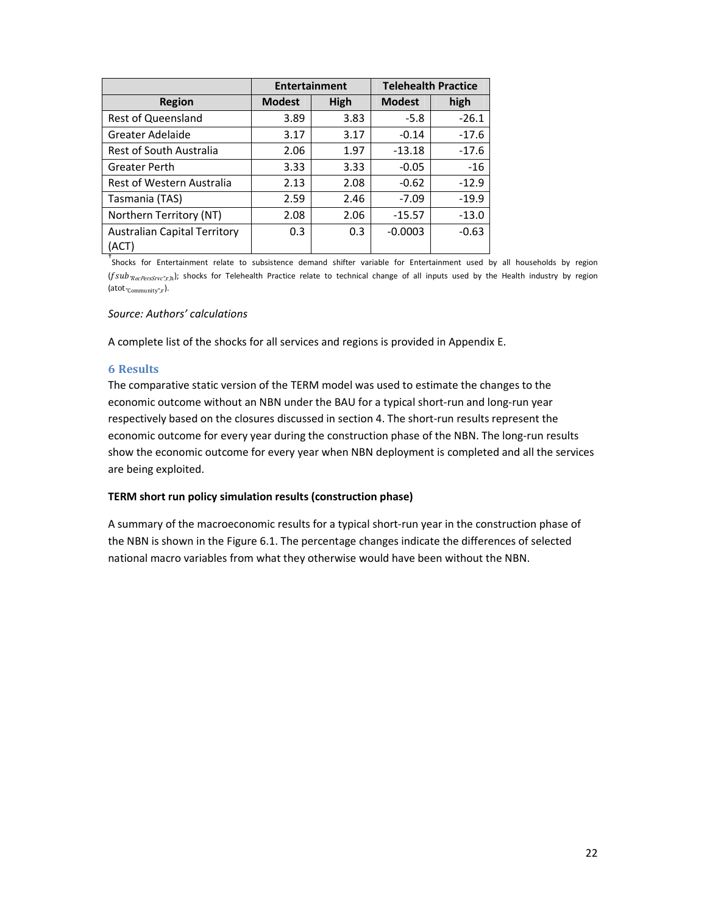| | Entertainment | | Telehealth Practice | |
|---|---|---|---|---|
| Region | Modest | High | Modest | high |
| Rest of Queensland | 3.89 | 3.83 | -5.8 | -26.1 |
| Greater Adelaide | 3.17 | 3.17 | -0.14 | -17.6 |
| Rest of South Australia | 2.06 | 1.97 | -13.18 | -17.6 |
| Greater Perth | 3.33 | 3.33 | -0.05 | -16 |
| Rest of Western Australia | 2.13 | 2.08 | -0.62 | -12.9 |
| Tasmania (TAS) | 2.59 | 2.46 | -7.09 | -19.9 |
| Northern Territory (NT) | 2.08 | 2.06 | -15.57 | -13.0 |
| Australian Capital Territory (ACT) | 0.3 | 0.3 | -0.0003 | -0.63 |

†Shocks for Entertainment relate to subsistence demand shifter variable for Entertainment used by all households by region ($fsub_{\text{"RecPersSrvc"},r,h}$); shocks for Telehealth Practice relate to technical change of all inputs used by the Health industry by region ($atot_{\text{"Community"},r}$).

*Source: Authors' calculations*

A complete list of the shocks for all services and regions is provided in Appendix E.

## 6 Results

The comparative static version of the TERM model was used to estimate the changes to the economic outcome without an NBN under the BAU for a typical short-run and long-run year respectively based on the closures discussed in section 4. The short-run results represent the economic outcome for every year during the construction phase of the NBN. The long-run results show the economic outcome for every year when NBN deployment is completed and all the services are being exploited.

**TERM short run policy simulation results (construction phase)**

A summary of the macroeconomic results for a typical short-run year in the construction phase of the NBN is shown in the Figure 6.1. The percentage changes indicate the differences of selected national macro variables from what they otherwise would have been without the NBN.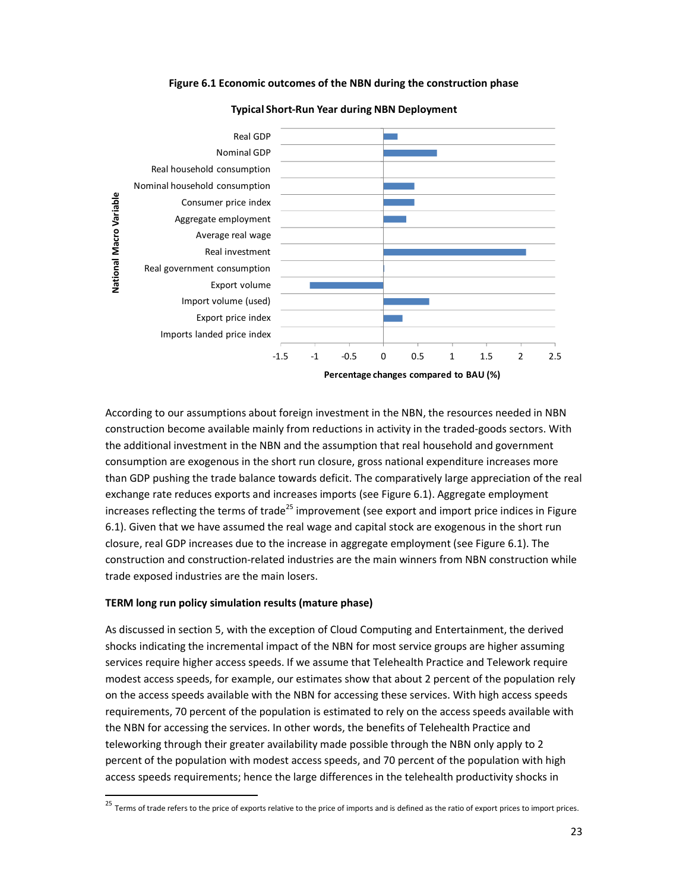**Figure 6.1 Economic outcomes of the NBN during the construction phase**

According to our assumptions about foreign investment in the NBN, the resources needed in NBN construction become available mainly from reductions in activity in the traded-goods sectors. With the additional investment in the NBN and the assumption that real household and government consumption are exogenous in the short run closure, gross national expenditure increases more than GDP pushing the trade balance towards deficit. The comparatively large appreciation of the real exchange rate reduces exports and increases imports (see Figure 6.1). Aggregate employment increases reflecting the terms of trade[25] improvement (see export and import price indices in Figure 6.1). Given that we have assumed the real wage and capital stock are exogenous in the short run closure, real GDP increases due to the increase in aggregate employment (see Figure 6.1). The construction and construction-related industries are the main winners from NBN construction while trade exposed industries are the main losers.

**TERM long run policy simulation results (mature phase)**

As discussed in section 5, with the exception of Cloud Computing and Entertainment, the derived shocks indicating the incremental impact of the NBN for most service groups are higher assuming services require higher access speeds. If we assume that Telehealth Practice and Telework require modest access speeds, for example, our estimates show that about 2 percent of the population rely on the access speeds available with the NBN for accessing these services. With high access speeds requirements, 70 percent of the population is estimated to rely on the access speeds available with the NBN for accessing the services. In other words, the benefits of Telehealth Practice and teleworking through their greater availability made possible through the NBN only apply to 2 percent of the population with modest access speeds, and 70 percent of the population with high access speeds requirements; hence the large differences in the telehealth productivity shocks in

[25] Terms of trade refers to the price of exports relative to the price of imports and is defined as the ratio of export prices to import prices.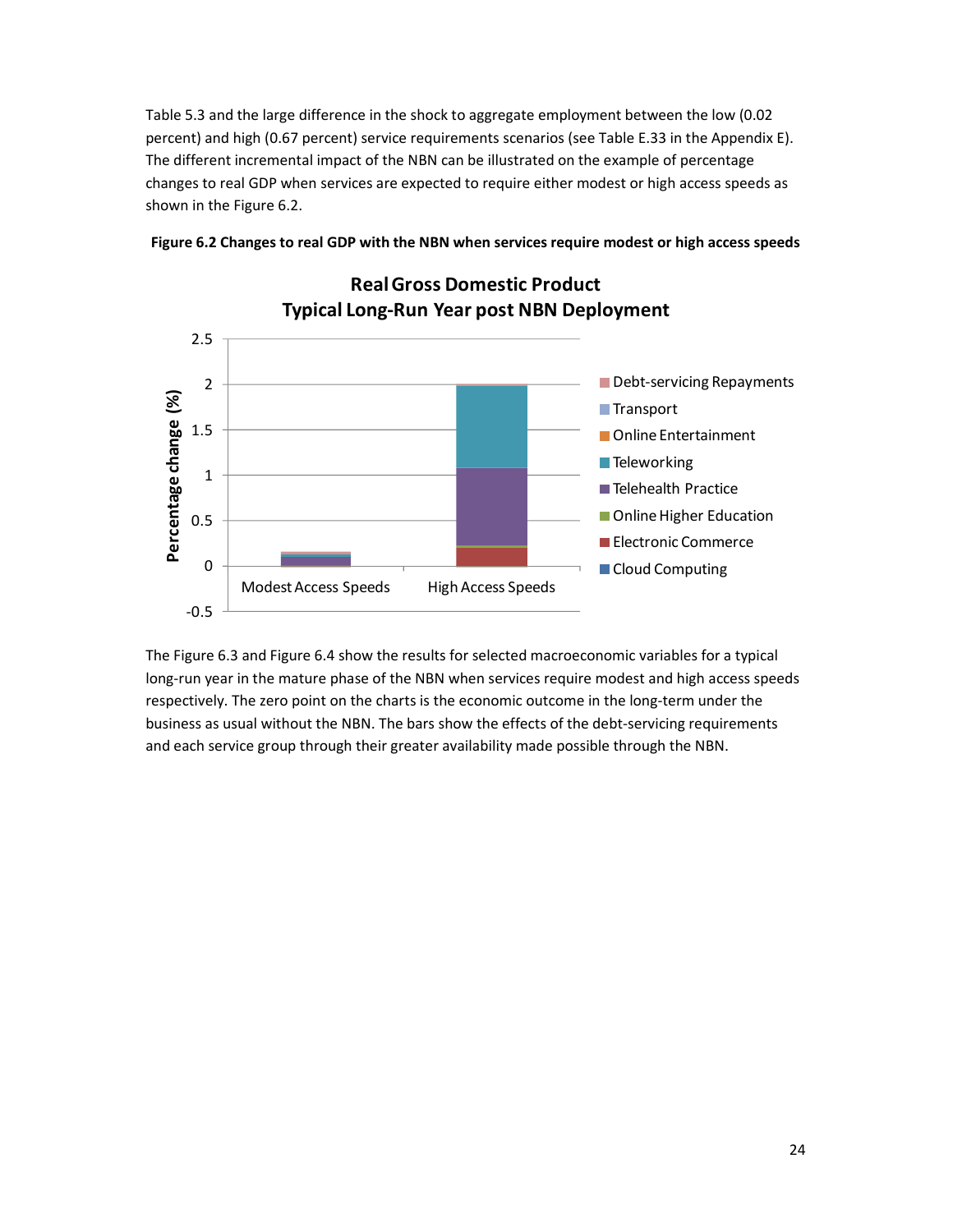Table 5.3 and the large difference in the shock to aggregate employment between the low (0.02 percent) and high (0.67 percent) service requirements scenarios (see Table E.33 in the Appendix E). The different incremental impact of the NBN can be illustrated on the example of percentage changes to real GDP when services are expected to require either modest or high access speeds as shown in the Figure 6.2.

**Figure 6.2 Changes to real GDP with the NBN when services require modest or high access speeds**

The Figure 6.3 and Figure 6.4 show the results for selected macroeconomic variables for a typical long-run year in the mature phase of the NBN when services require modest and high access speeds respectively. The zero point on the charts is the economic outcome in the long-term under the business as usual without the NBN. The bars show the effects of the debt-servicing requirements and each service group through their greater availability made possible through the NBN.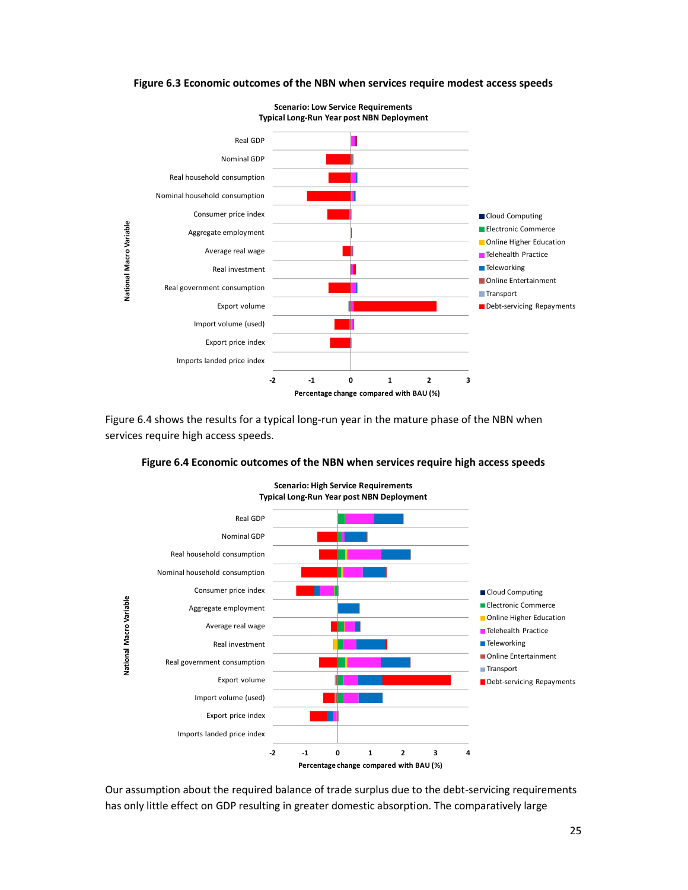**Figure 6.3 Economic outcomes of the NBN when services require modest access speeds**

Figure 6.4 shows the results for a typical long-run year in the mature phase of the NBN when services require high access speeds.

**Figure 6.4 Economic outcomes of the NBN when services require high access speeds**

Our assumption about the required balance of trade surplus due to the debt-servicing requirements has only little effect on GDP resulting in greater domestic absorption. The comparatively large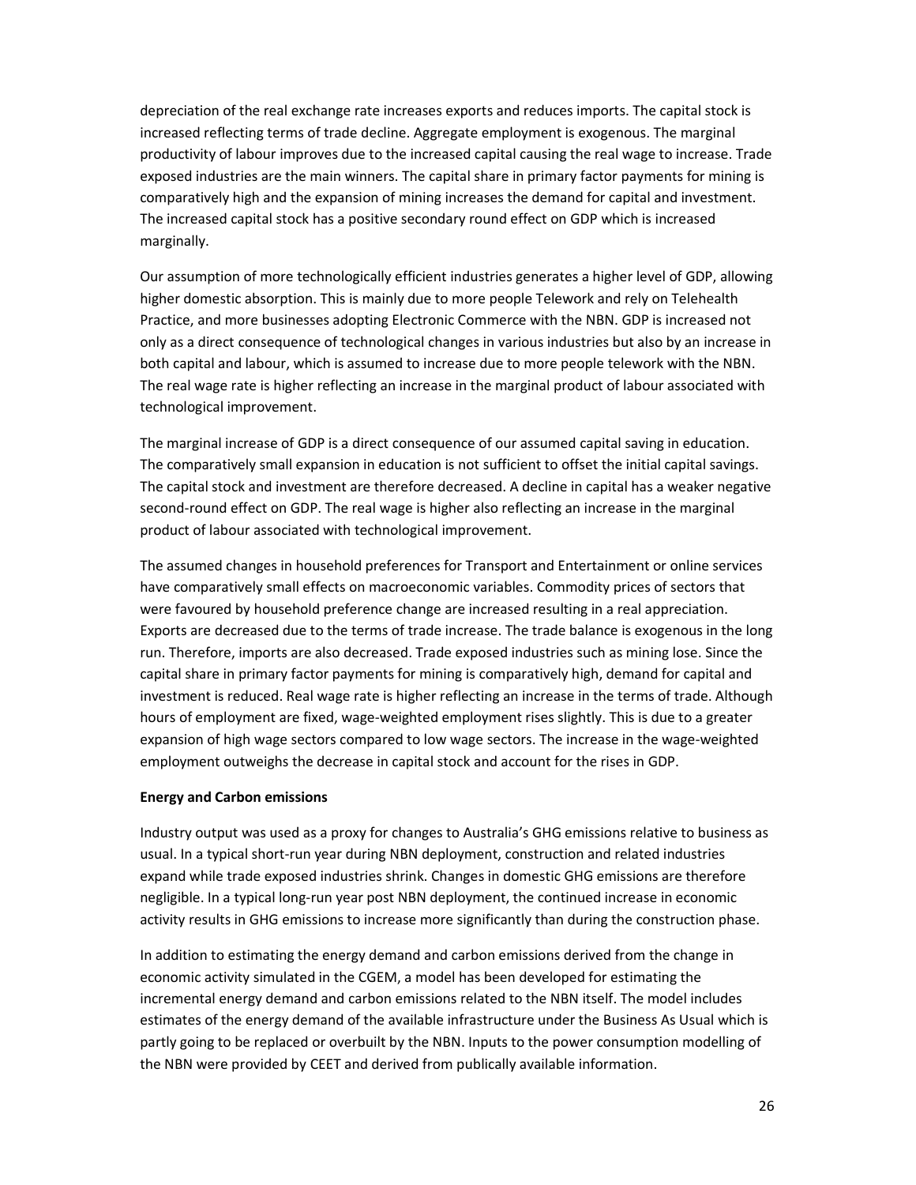depreciation of the real exchange rate increases exports and reduces imports. The capital stock is increased reflecting terms of trade decline. Aggregate employment is exogenous. The marginal productivity of labour improves due to the increased capital causing the real wage to increase. Trade exposed industries are the main winners. The capital share in primary factor payments for mining is comparatively high and the expansion of mining increases the demand for capital and investment. The increased capital stock has a positive secondary round effect on GDP which is increased marginally.

Our assumption of more technologically efficient industries generates a higher level of GDP, allowing higher domestic absorption. This is mainly due to more people Telework and rely on Telehealth Practice, and more businesses adopting Electronic Commerce with the NBN. GDP is increased not only as a direct consequence of technological changes in various industries but also by an increase in both capital and labour, which is assumed to increase due to more people telework with the NBN. The real wage rate is higher reflecting an increase in the marginal product of labour associated with technological improvement.

The marginal increase of GDP is a direct consequence of our assumed capital saving in education. The comparatively small expansion in education is not sufficient to offset the initial capital savings. The capital stock and investment are therefore decreased. A decline in capital has a weaker negative second-round effect on GDP. The real wage is higher also reflecting an increase in the marginal product of labour associated with technological improvement.

The assumed changes in household preferences for Transport and Entertainment or online services have comparatively small effects on macroeconomic variables. Commodity prices of sectors that were favoured by household preference change are increased resulting in a real appreciation. Exports are decreased due to the terms of trade increase. The trade balance is exogenous in the long run. Therefore, imports are also decreased. Trade exposed industries such as mining lose. Since the capital share in primary factor payments for mining is comparatively high, demand for capital and investment is reduced. Real wage rate is higher reflecting an increase in the terms of trade. Although hours of employment are fixed, wage-weighted employment rises slightly. This is due to a greater expansion of high wage sectors compared to low wage sectors. The increase in the wage-weighted employment outweighs the decrease in capital stock and account for the rises in GDP.

**Energy and Carbon emissions**

Industry output was used as a proxy for changes to Australia's GHG emissions relative to business as usual. In a typical short-run year during NBN deployment, construction and related industries expand while trade exposed industries shrink. Changes in domestic GHG emissions are therefore negligible. In a typical long-run year post NBN deployment, the continued increase in economic activity results in GHG emissions to increase more significantly than during the construction phase.

In addition to estimating the energy demand and carbon emissions derived from the change in economic activity simulated in the CGEM, a model has been developed for estimating the incremental energy demand and carbon emissions related to the NBN itself. The model includes estimates of the energy demand of the available infrastructure under the Business As Usual which is partly going to be replaced or overbuilt by the NBN. Inputs to the power consumption modelling of the NBN were provided by CEET and derived from publically available information.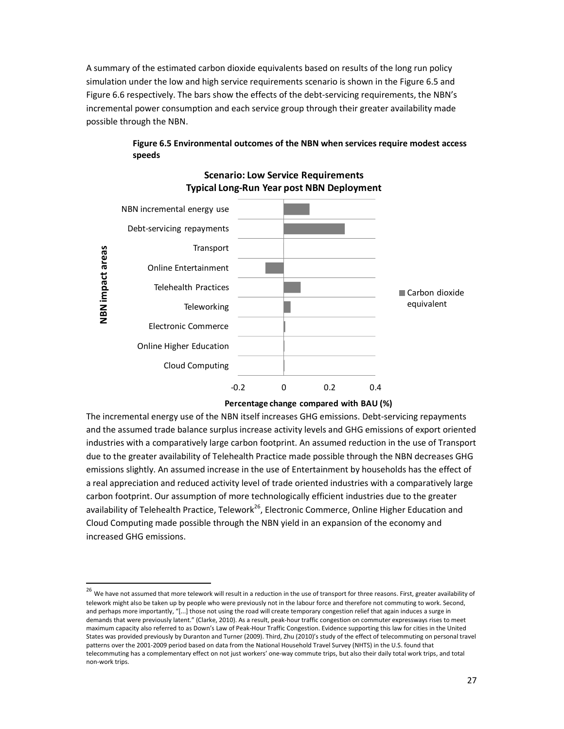A summary of the estimated carbon dioxide equivalents based on results of the long run policy simulation under the low and high service requirements scenario is shown in the Figure 6.5 and Figure 6.6 respectively. The bars show the effects of the debt-servicing requirements, the NBN's incremental power consumption and each service group through their greater availability made possible through the NBN.

**Figure 6.5 Environmental outcomes of the NBN when services require modest access speeds**

**Scenario: Low Service Requirements**
**Typical Long-Run Year post NBN Deployment**

NBN incremental energy use

Debt-servicing repayments

Transport

Online Entertainment

Telehealth Practices

Teleworking

Electronic Commerce

Online Higher Education

Cloud Computing

**NBN impact areas**

-0.2 0 0.2 0.4

**Percentage change compared with BAU (%)**

Carbon dioxide equivalent

The incremental energy use of the NBN itself increases GHG emissions. Debt-servicing repayments and the assumed trade balance surplus increase activity levels and GHG emissions of export oriented industries with a comparatively large carbon footprint. An assumed reduction in the use of Transport due to the greater availability of Telehealth Practice made possible through the NBN decreases GHG emissions slightly. An assumed increase in the use of Entertainment by households has the effect of a real appreciation and reduced activity level of trade oriented industries with a comparatively large carbon footprint. Our assumption of more technologically efficient industries due to the greater availability of Telehealth Practice, Telework[26], Electronic Commerce, Online Higher Education and Cloud Computing made possible through the NBN yield in an expansion of the economy and increased GHG emissions.

---

[26] We have not assumed that more telework will result in a reduction in the use of transport for three reasons. First, greater availability of telework might also be taken up by people who were previously not in the labour force and therefore not commuting to work. Second, and perhaps more importantly, "[...] those not using the road will create temporary congestion relief that again induces a surge in demands that were previously latent." (Clarke, 2010). As a result, peak-hour traffic congestion on commuter expressways rises to meet maximum capacity also referred to as Down's Law of Peak-Hour Traffic Congestion. Evidence supporting this law for cities in the United States was provided previously by Duranton and Turner (2009). Third, Zhu (2010)'s study of the effect of telecommuting on personal travel patterns over the 2001-2009 period based on data from the National Household Travel Survey (NHTS) in the U.S. found that telecommuting has a complementary effect on not just workers' one-way commute trips, but also their daily total work trips, and total non-work trips.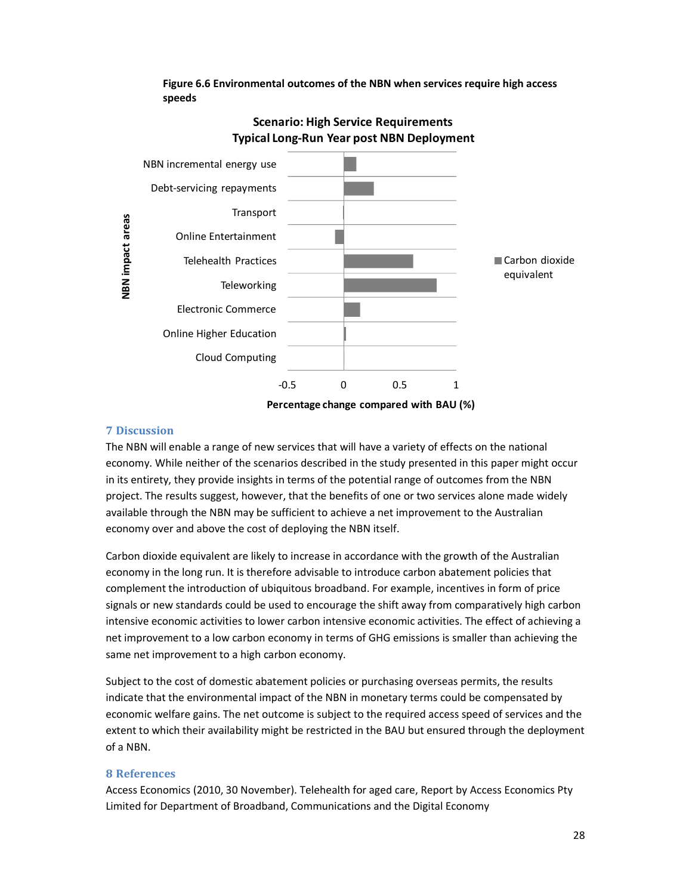**Figure 6.6 Environmental outcomes of the NBN when services require high access speeds**

## 7 Discussion

The NBN will enable a range of new services that will have a variety of effects on the national economy. While neither of the scenarios described in the study presented in this paper might occur in its entirety, they provide insights in terms of the potential range of outcomes from the NBN project. The results suggest, however, that the benefits of one or two services alone made widely available through the NBN may be sufficient to achieve a net improvement to the Australian economy over and above the cost of deploying the NBN itself.

Carbon dioxide equivalent are likely to increase in accordance with the growth of the Australian economy in the long run. It is therefore advisable to introduce carbon abatement policies that complement the introduction of ubiquitous broadband. For example, incentives in form of price signals or new standards could be used to encourage the shift away from comparatively high carbon intensive economic activities to lower carbon intensive economic activities. The effect of achieving a net improvement to a low carbon economy in terms of GHG emissions is smaller than achieving the same net improvement to a high carbon economy.

Subject to the cost of domestic abatement policies or purchasing overseas permits, the results indicate that the environmental impact of the NBN in monetary terms could be compensated by economic welfare gains. The net outcome is subject to the required access speed of services and the extent to which their availability might be restricted in the BAU but ensured through the deployment of a NBN.

## 8 References

Access Economics (2010, 30 November). Telehealth for aged care, Report by Access Economics Pty Limited for Department of Broadband, Communications and the Digital Economy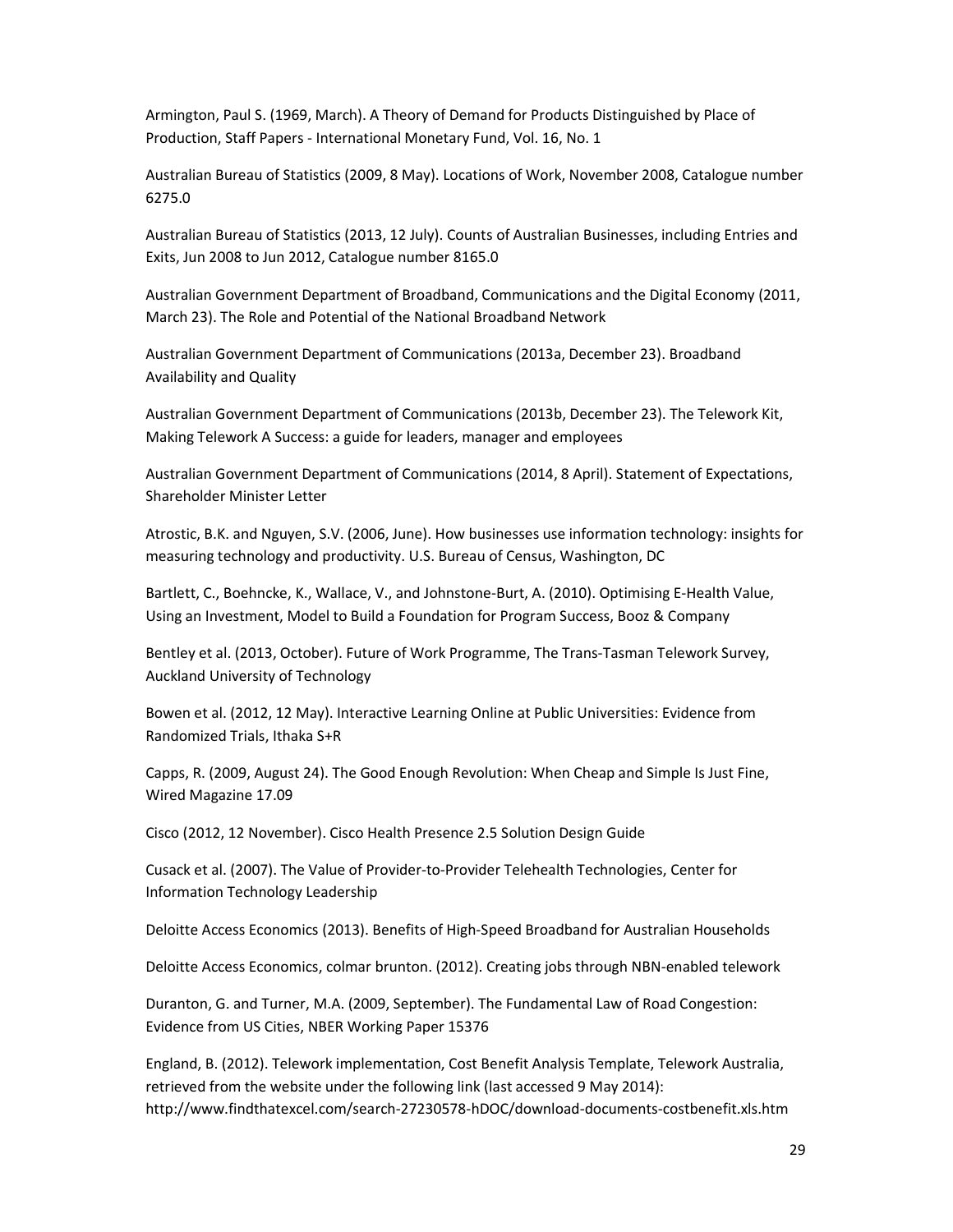Armington, Paul S. (1969, March). A Theory of Demand for Products Distinguished by Place of Production, Staff Papers - International Monetary Fund, Vol. 16, No. 1

Australian Bureau of Statistics (2009, 8 May). Locations of Work, November 2008, Catalogue number 6275.0

Australian Bureau of Statistics (2013, 12 July). Counts of Australian Businesses, including Entries and Exits, Jun 2008 to Jun 2012, Catalogue number 8165.0

Australian Government Department of Broadband, Communications and the Digital Economy (2011, March 23). The Role and Potential of the National Broadband Network

Australian Government Department of Communications (2013a, December 23). Broadband Availability and Quality

Australian Government Department of Communications (2013b, December 23). The Telework Kit, Making Telework A Success: a guide for leaders, manager and employees

Australian Government Department of Communications (2014, 8 April). Statement of Expectations, Shareholder Minister Letter

Atrostic, B.K. and Nguyen, S.V. (2006, June). How businesses use information technology: insights for measuring technology and productivity. U.S. Bureau of Census, Washington, DC

Bartlett, C., Boehncke, K., Wallace, V., and Johnstone-Burt, A. (2010). Optimising E-Health Value, Using an Investment, Model to Build a Foundation for Program Success, Booz & Company

Bentley et al. (2013, October). Future of Work Programme, The Trans-Tasman Telework Survey, Auckland University of Technology

Bowen et al. (2012, 12 May). Interactive Learning Online at Public Universities: Evidence from Randomized Trials, Ithaka S+R

Capps, R. (2009, August 24). The Good Enough Revolution: When Cheap and Simple Is Just Fine, Wired Magazine 17.09

Cisco (2012, 12 November). Cisco Health Presence 2.5 Solution Design Guide

Cusack et al. (2007). The Value of Provider-to-Provider Telehealth Technologies, Center for Information Technology Leadership

Deloitte Access Economics (2013). Benefits of High-Speed Broadband for Australian Households

Deloitte Access Economics, colmar brunton. (2012). Creating jobs through NBN-enabled telework

Duranton, G. and Turner, M.A. (2009, September). The Fundamental Law of Road Congestion: Evidence from US Cities, NBER Working Paper 15376

England, B. (2012). Telework implementation, Cost Benefit Analysis Template, Telework Australia, retrieved from the website under the following link (last accessed 9 May 2014): http://www.findthatexcel.com/search-27230578-hDOC/download-documents-costbenefit.xls.htm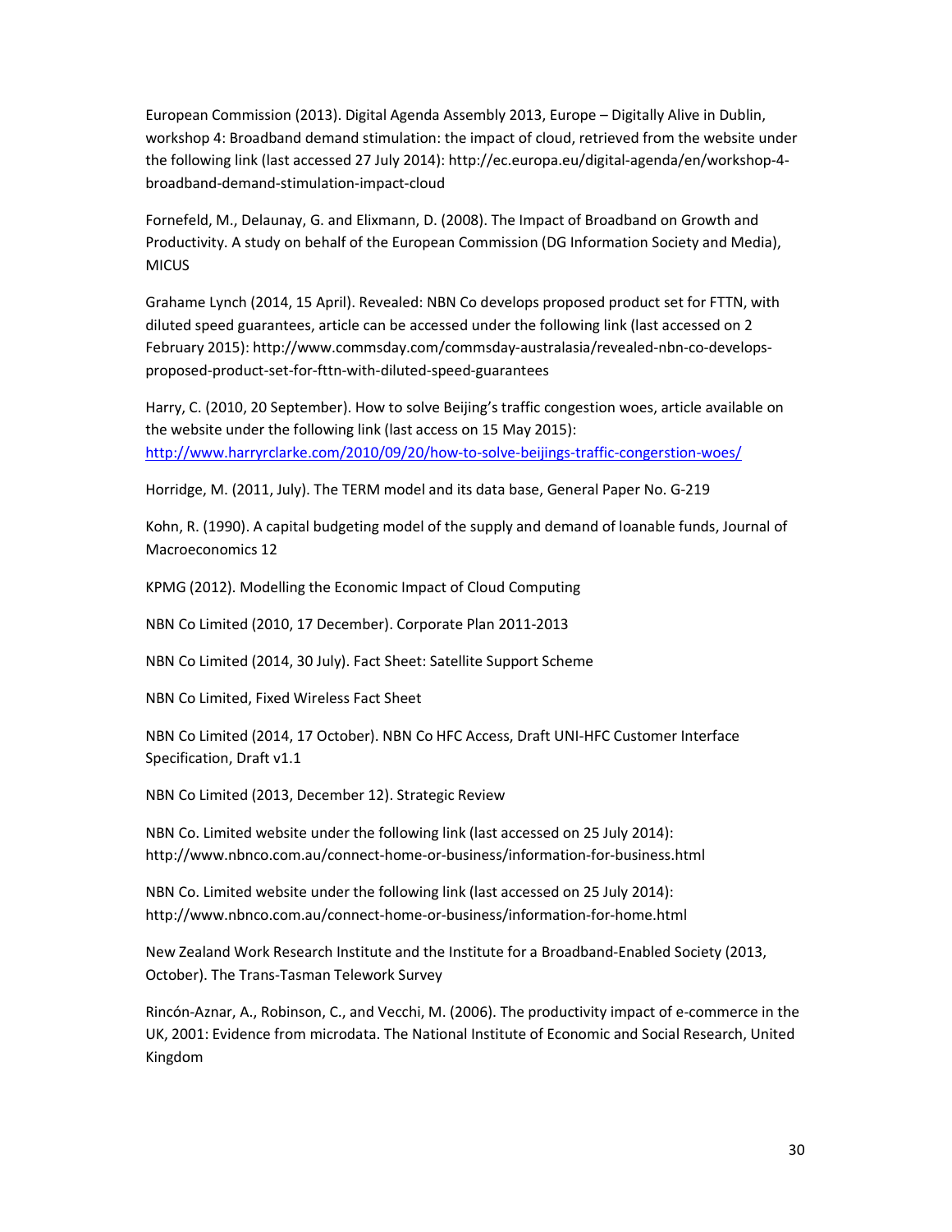European Commission (2013). Digital Agenda Assembly 2013, Europe – Digitally Alive in Dublin, workshop 4: Broadband demand stimulation: the impact of cloud, retrieved from the website under the following link (last accessed 27 July 2014): http://ec.europa.eu/digital-agenda/en/workshop-4-broadband-demand-stimulation-impact-cloud

Fornefeld, M., Delaunay, G. and Elixmann, D. (2008). The Impact of Broadband on Growth and Productivity. A study on behalf of the European Commission (DG Information Society and Media), MICUS

Grahame Lynch (2014, 15 April). Revealed: NBN Co develops proposed product set for FTTN, with diluted speed guarantees, article can be accessed under the following link (last accessed on 2 February 2015): http://www.commsday.com/commsday-australasia/revealed-nbn-co-develops-proposed-product-set-for-fttn-with-diluted-speed-guarantees

Harry, C. (2010, 20 September). How to solve Beijing's traffic congestion woes, article available on the website under the following link (last access on 15 May 2015): http://www.harryrclarke.com/2010/09/20/how-to-solve-beijings-traffic-congerstion-woes/

Horridge, M. (2011, July). The TERM model and its data base, General Paper No. G-219

Kohn, R. (1990). A capital budgeting model of the supply and demand of loanable funds, Journal of Macroeconomics 12

KPMG (2012). Modelling the Economic Impact of Cloud Computing

NBN Co Limited (2010, 17 December). Corporate Plan 2011-2013

NBN Co Limited (2014, 30 July). Fact Sheet: Satellite Support Scheme

NBN Co Limited, Fixed Wireless Fact Sheet

NBN Co Limited (2014, 17 October). NBN Co HFC Access, Draft UNI-HFC Customer Interface Specification, Draft v1.1

NBN Co Limited (2013, December 12). Strategic Review

NBN Co. Limited website under the following link (last accessed on 25 July 2014): http://www.nbnco.com.au/connect-home-or-business/information-for-business.html

NBN Co. Limited website under the following link (last accessed on 25 July 2014): http://www.nbnco.com.au/connect-home-or-business/information-for-home.html

New Zealand Work Research Institute and the Institute for a Broadband-Enabled Society (2013, October). The Trans-Tasman Telework Survey

Rincón-Aznar, A., Robinson, C., and Vecchi, M. (2006). The productivity impact of e-commerce in the UK, 2001: Evidence from microdata. The National Institute of Economic and Social Research, United Kingdom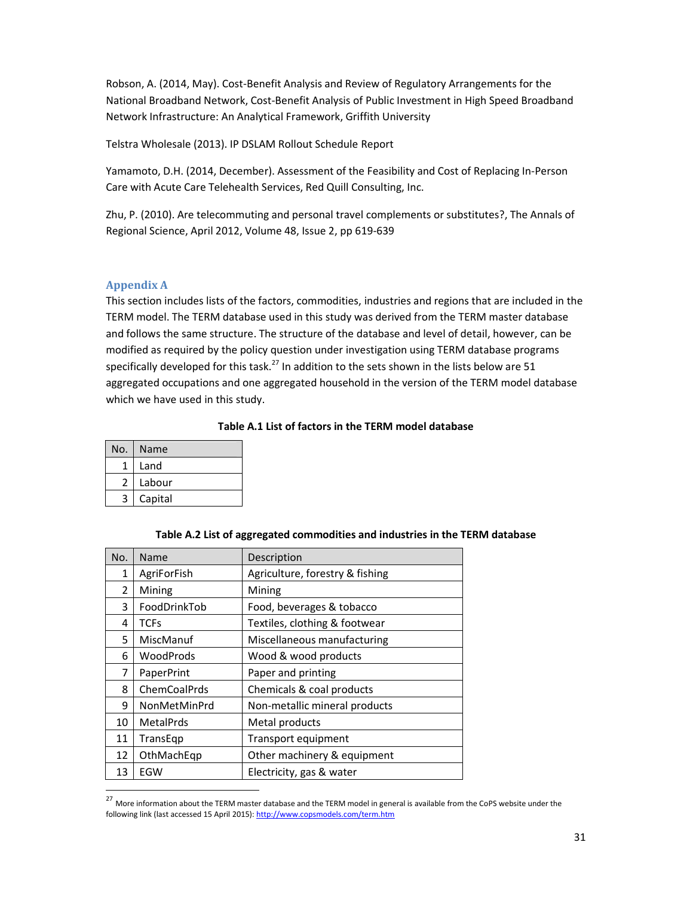Robson, A. (2014, May). Cost-Benefit Analysis and Review of Regulatory Arrangements for the National Broadband Network, Cost-Benefit Analysis of Public Investment in High Speed Broadband Network Infrastructure: An Analytical Framework, Griffith University

Telstra Wholesale (2013). IP DSLAM Rollout Schedule Report

Yamamoto, D.H. (2014, December). Assessment of the Feasibility and Cost of Replacing In-Person Care with Acute Care Telehealth Services, Red Quill Consulting, Inc.

Zhu, P. (2010). Are telecommuting and personal travel complements or substitutes?, The Annals of Regional Science, April 2012, Volume 48, Issue 2, pp 619-639

## Appendix A

This section includes lists of the factors, commodities, industries and regions that are included in the TERM model. The TERM database used in this study was derived from the TERM master database and follows the same structure. The structure of the database and level of detail, however, can be modified as required by the policy question under investigation using TERM database programs specifically developed for this task.[27] In addition to the sets shown in the lists below are 51 aggregated occupations and one aggregated household in the version of the TERM model database which we have used in this study.

**Table A.1 List of factors in the TERM model database**

| No. | Name |
|---|---|
| 1 | Land |
| 2 | Labour |
| 3 | Capital |

**Table A.2 List of aggregated commodities and industries in the TERM database**

| No. | Name | Description |
|---|---|---|
| 1 | AgriForFish | Agriculture, forestry & fishing |
| 2 | Mining | Mining |
| 3 | FoodDrinkTob | Food, beverages & tobacco |
| 4 | TCFs | Textiles, clothing & footwear |
| 5 | MiscManuf | Miscellaneous manufacturing |
| 6 | WoodProds | Wood & wood products |
| 7 | PaperPrint | Paper and printing |
| 8 | ChemCoalPrds | Chemicals & coal products |
| 9 | NonMetMinPrd | Non-metallic mineral products |
| 10 | MetalPrds | Metal products |
| 11 | TransEqp | Transport equipment |
| 12 | OthMachEqp | Other machinery & equipment |
| 13 | EGW | Electricity, gas & water |

[27] More information about the TERM master database and the TERM model in general is available from the CoPS website under the following link (last accessed 15 April 2015): http://www.copsmodels.com/term.htm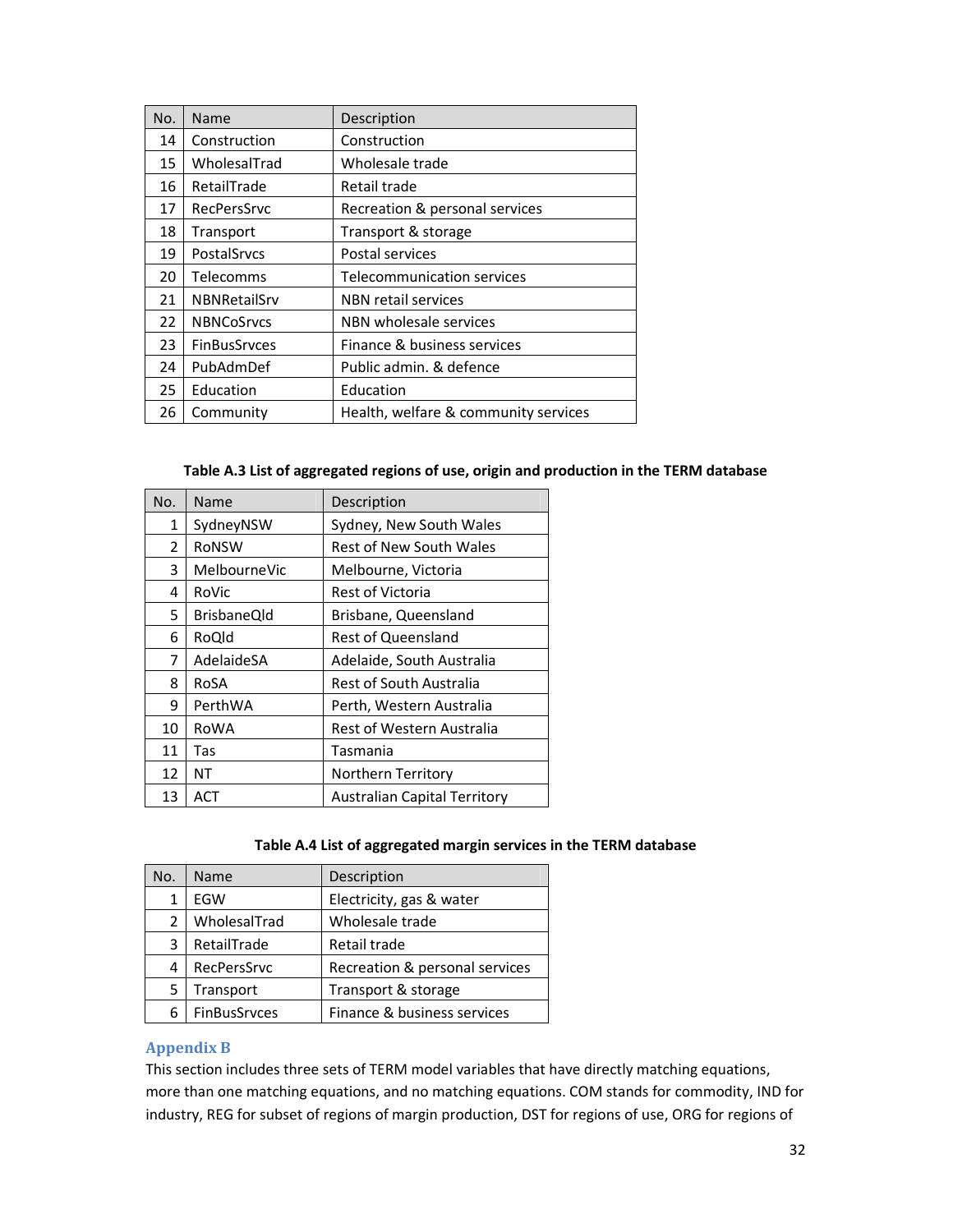| No. | Name | Description |
|---|---|---|
| 14 | Construction | Construction |
| 15 | WholesalTrad | Wholesale trade |
| 16 | RetailTrade | Retail trade |
| 17 | RecPersSrvc | Recreation & personal services |
| 18 | Transport | Transport & storage |
| 19 | PostalSrvcs | Postal services |
| 20 | Telecomms | Telecommunication services |
| 21 | NBNRetailSrv | NBN retail services |
| 22 | NBNCoSrvcs | NBN wholesale services |
| 23 | FinBusSrvces | Finance & business services |
| 24 | PubAdmDef | Public admin. & defence |
| 25 | Education | Education |
| 26 | Community | Health, welfare & community services |

**Table A.3 List of aggregated regions of use, origin and production in the TERM database**

| No. | Name | Description |
|---|---|---|
| 1 | SydneyNSW | Sydney, New South Wales |
| 2 | RoNSW | Rest of New South Wales |
| 3 | MelbourneVic | Melbourne, Victoria |
| 4 | RoVic | Rest of Victoria |
| 5 | BrisbaneQld | Brisbane, Queensland |
| 6 | RoQld | Rest of Queensland |
| 7 | AdelaideSA | Adelaide, South Australia |
| 8 | RoSA | Rest of South Australia |
| 9 | PerthWA | Perth, Western Australia |
| 10 | RoWA | Rest of Western Australia |
| 11 | Tas | Tasmania |
| 12 | NT | Northern Territory |
| 13 | ACT | Australian Capital Territory |

**Table A.4 List of aggregated margin services in the TERM database**

| No. | Name | Description |
|---|---|---|
| 1 | EGW | Electricity, gas & water |
| 2 | WholesalTrad | Wholesale trade |
| 3 | RetailTrade | Retail trade |
| 4 | RecPersSrvc | Recreation & personal services |
| 5 | Transport | Transport & storage |
| 6 | FinBusSrvces | Finance & business services |

## Appendix B

This section includes three sets of TERM model variables that have directly matching equations, more than one matching equations, and no matching equations. COM stands for commodity, IND for industry, REG for subset of regions of margin production, DST for regions of use, ORG for regions of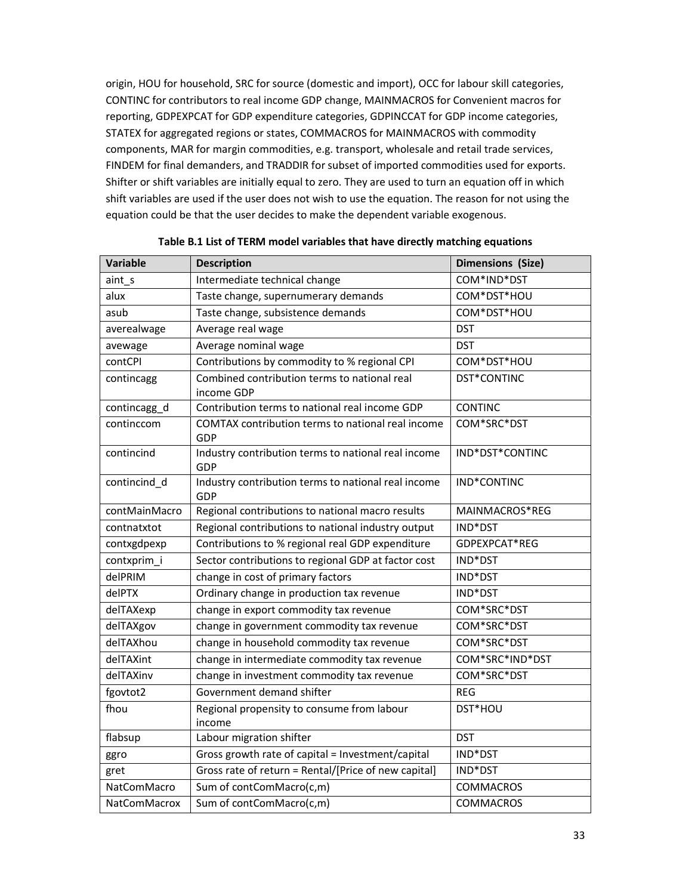origin, HOU for household, SRC for source (domestic and import), OCC for labour skill categories, CONTINC for contributors to real income GDP change, MAINMACROS for Convenient macros for reporting, GDPEXPCAT for GDP expenditure categories, GDPINCCAT for GDP income categories, STATEX for aggregated regions or states, COMMACROS for MAINMACROS with commodity components, MAR for margin commodities, e.g. transport, wholesale and retail trade services, FINDEM for final demanders, and TRADDIR for subset of imported commodities used for exports. Shifter or shift variables are initially equal to zero. They are used to turn an equation off in which shift variables are used if the user does not wish to use the equation. The reason for not using the equation could be that the user decides to make the dependent variable exogenous.

**Table B.1 List of TERM model variables that have directly matching equations**

| Variable | Description | Dimensions (Size) |
|---|---|---|
| aint_s | Intermediate technical change | COM*IND*DST |
| alux | Taste change, supernumerary demands | COM*DST*HOU |
| asub | Taste change, subsistence demands | COM*DST*HOU |
| averealwage | Average real wage | DST |
| avewage | Average nominal wage | DST |
| contCPI | Contributions by commodity to % regional CPI | COM*DST*HOU |
| contincagg | Combined contribution terms to national real income GDP | DST*CONTINC |
| contincagg_d | Contribution terms to national real income GDP | CONTINC |
| continccom | COMTAX contribution terms to national real income GDP | COM*SRC*DST |
| contincind | Industry contribution terms to national real income GDP | IND*DST*CONTINC |
| contincind_d | Industry contribution terms to national real income GDP | IND*CONTINC |
| contMainMacro | Regional contributions to national macro results | MAINMACROS*REG |
| contnatxtot | Regional contributions to national industry output | IND*DST |
| contxgdpexp | Contributions to % regional real GDP expenditure | GDPEXPCAT*REG |
| contxprim_i | Sector contributions to regional GDP at factor cost | IND*DST |
| delPRIM | change in cost of primary factors | IND*DST |
| delPTX | Ordinary change in production tax revenue | IND*DST |
| delTAXexp | change in export commodity tax revenue | COM*SRC*DST |
| delTAXgov | change in government commodity tax revenue | COM*SRC*DST |
| delTAXhou | change in household commodity tax revenue | COM*SRC*DST |
| delTAXint | change in intermediate commodity tax revenue | COM*SRC*IND*DST |
| delTAXinv | change in investment commodity tax revenue | COM*SRC*DST |
| fgovtot2 | Government demand shifter | REG |
| fhou | Regional propensity to consume from labour income | DST*HOU |
| flabsup | Labour migration shifter | DST |
| ggro | Gross growth rate of capital = Investment/capital | IND*DST |
| gret | Gross rate of return = Rental/[Price of new capital] | IND*DST |
| NatComMacro | Sum of contComMacro(c,m) | COMMACROS |
| NatComMacrox | Sum of contComMacro(c,m) | COMMACROS |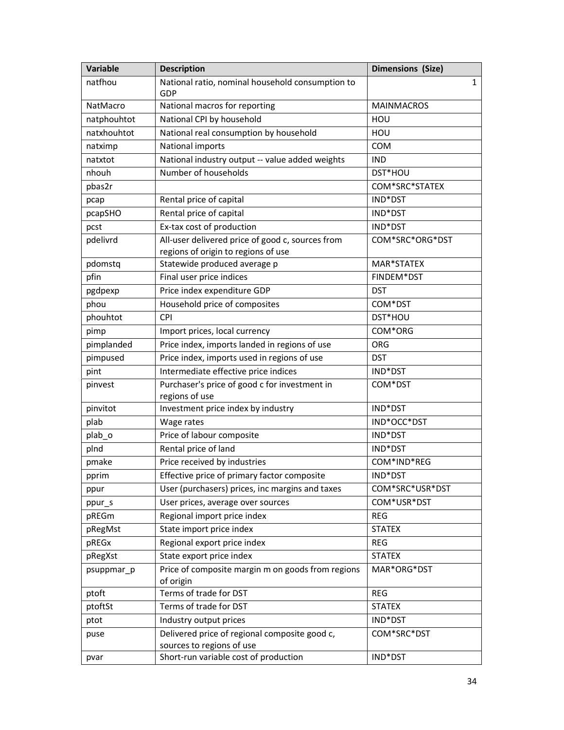| Variable | Description | Dimensions (Size) |
|---|---|---|
| natfhou | National ratio, nominal household consumption to GDP | 1 |
| NatMacro | National macros for reporting | MAINMACROS |
| natphouhtot | National CPI by household | HOU |
| natxhouhtot | National real consumption by household | HOU |
| natximp | National imports | COM |
| natxtot | National industry output -- value added weights | IND |
| nhouh | Number of households | DST*HOU |
| pbas2r | | COM*SRC*STATEX |
| pcap | Rental price of capital | IND*DST |
| pcapSHO | Rental price of capital | IND*DST |
| pcst | Ex-tax cost of production | IND*DST |
| pdelivrd | All-user delivered price of good c, sources from regions of origin to regions of use | COM*SRC*ORG*DST |
| pdomstq | Statewide produced average p | MAR*STATEX |
| pfin | Final user price indices | FINDEM*DST |
| pgdpexp | Price index expenditure GDP | DST |
| phou | Household price of composites | COM*DST |
| phouhtot | CPI | DST*HOU |
| pimp | Import prices, local currency | COM*ORG |
| pimplanded | Price index, imports landed in regions of use | ORG |
| pimpused | Price index, imports used in regions of use | DST |
| pint | Intermediate effective price indices | IND*DST |
| pinvest | Purchaser's price of good c for investment in regions of use | COM*DST |
| pinvitot | Investment price index by industry | IND*DST |
| plab | Wage rates | IND*OCC*DST |
| plab_o | Price of labour composite | IND*DST |
| plnd | Rental price of land | IND*DST |
| pmake | Price received by industries | COM*IND*REG |
| pprim | Effective price of primary factor composite | IND*DST |
| ppur | User (purchasers) prices, inc margins and taxes | COM*SRC*USR*DST |
| ppur_s | User prices, average over sources | COM*USR*DST |
| pREGm | Regional import price index | REG |
| pRegMst | State import price index | STATEX |
| pREGx | Regional export price index | REG |
| pRegXst | State export price index | STATEX |
| psuppmar_p | Price of composite margin m on goods from regions of origin | MAR*ORG*DST |
| ptoft | Terms of trade for DST | REG |
| ptoftSt | Terms of trade for DST | STATEX |
| ptot | Industry output prices | IND*DST |
| puse | Delivered price of regional composite good c, sources to regions of use | COM*SRC*DST |
| pvar | Short-run variable cost of production | IND*DST |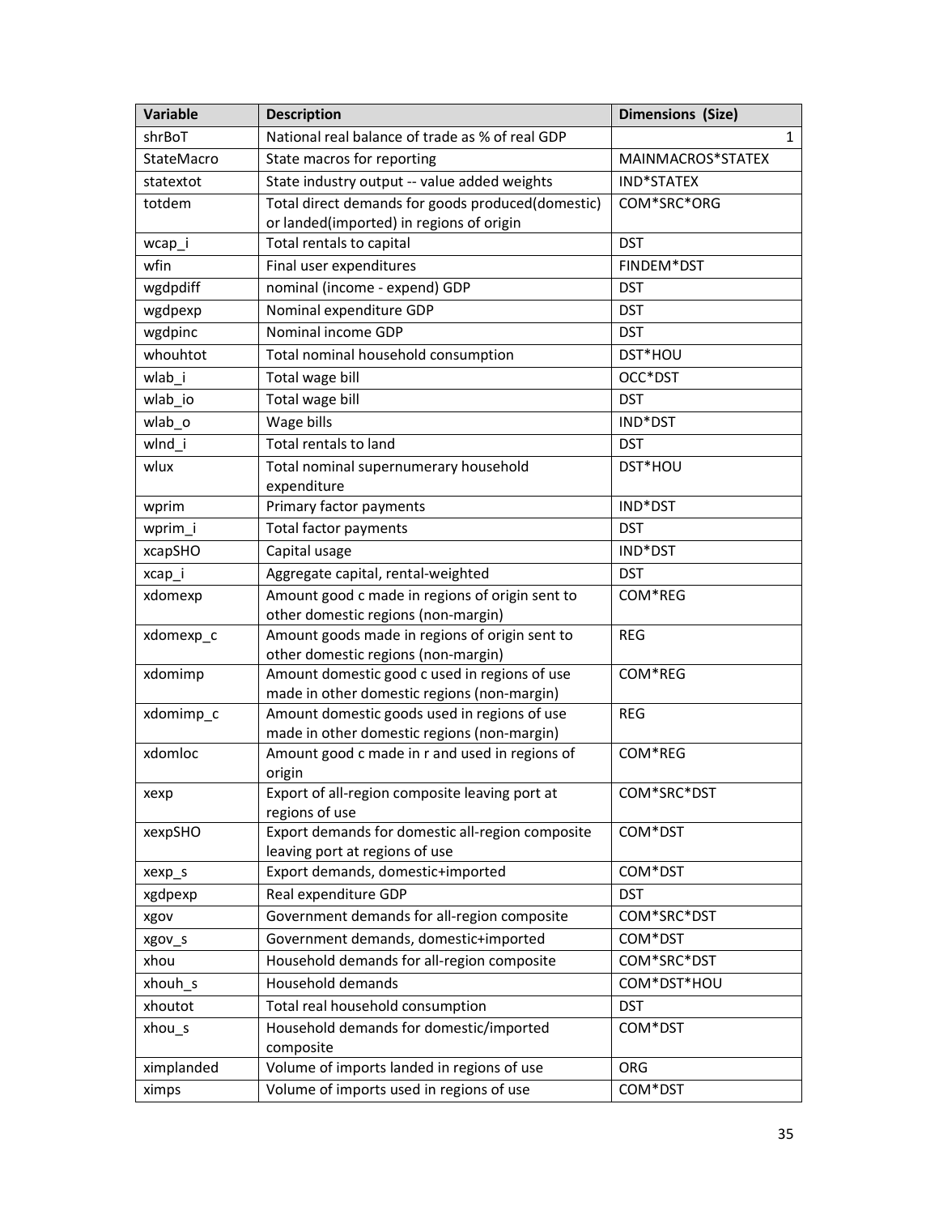| Variable | Description | Dimensions (Size) |
| --- | --- | --- |
| shrBoT | National real balance of trade as % of real GDP | 1 |
| StateMacro | State macros for reporting | MAINMACROS*STATEX |
| statextot | State industry output -- value added weights | IND*STATEX |
| totdem | Total direct demands for goods produced(domestic) or landed(imported) in regions of origin | COM*SRC*ORG |
| wcap_i | Total rentals to capital | DST |
| wfin | Final user expenditures | FINDEM*DST |
| wgdpdiff | nominal (income - expend) GDP | DST |
| wgdpexp | Nominal expenditure GDP | DST |
| wgdpinc | Nominal income GDP | DST |
| whouhtot | Total nominal household consumption | DST*HOU |
| wlab_i | Total wage bill | OCC*DST |
| wlab_io | Total wage bill | DST |
| wlab_o | Wage bills | IND*DST |
| wlnd_i | Total rentals to land | DST |
| wlux | Total nominal supernumerary household expenditure | DST*HOU |
| wprim | Primary factor payments | IND*DST |
| wprim_i | Total factor payments | DST |
| xcapSHO | Capital usage | IND*DST |
| xcap_i | Aggregate capital, rental-weighted | DST |
| xdomexp | Amount good c made in regions of origin sent to other domestic regions (non-margin) | COM*REG |
| xdomexp_c | Amount goods made in regions of origin sent to other domestic regions (non-margin) | REG |
| xdomimp | Amount domestic good c used in regions of use made in other domestic regions (non-margin) | COM*REG |
| xdomimp_c | Amount domestic goods used in regions of use made in other domestic regions (non-margin) | REG |
| xdomloc | Amount good c made in r and used in regions of origin | COM*REG |
| xexp | Export of all-region composite leaving port at regions of use | COM*SRC*DST |
| xexpSHO | Export demands for domestic all-region composite leaving port at regions of use | COM*DST |
| xexp_s | Export demands, domestic+imported | COM*DST |
| xgdpexp | Real expenditure GDP | DST |
| xgov | Government demands for all-region composite | COM*SRC*DST |
| xgov_s | Government demands, domestic+imported | COM*DST |
| xhou | Household demands for all-region composite | COM*SRC*DST |
| xhouh_s | Household demands | COM*DST*HOU |
| xhoutot | Total real household consumption | DST |
| xhou_s | Household demands for domestic/imported composite | COM*DST |
| ximplanded | Volume of imports landed in regions of use | ORG |
| ximps | Volume of imports used in regions of use | COM*DST |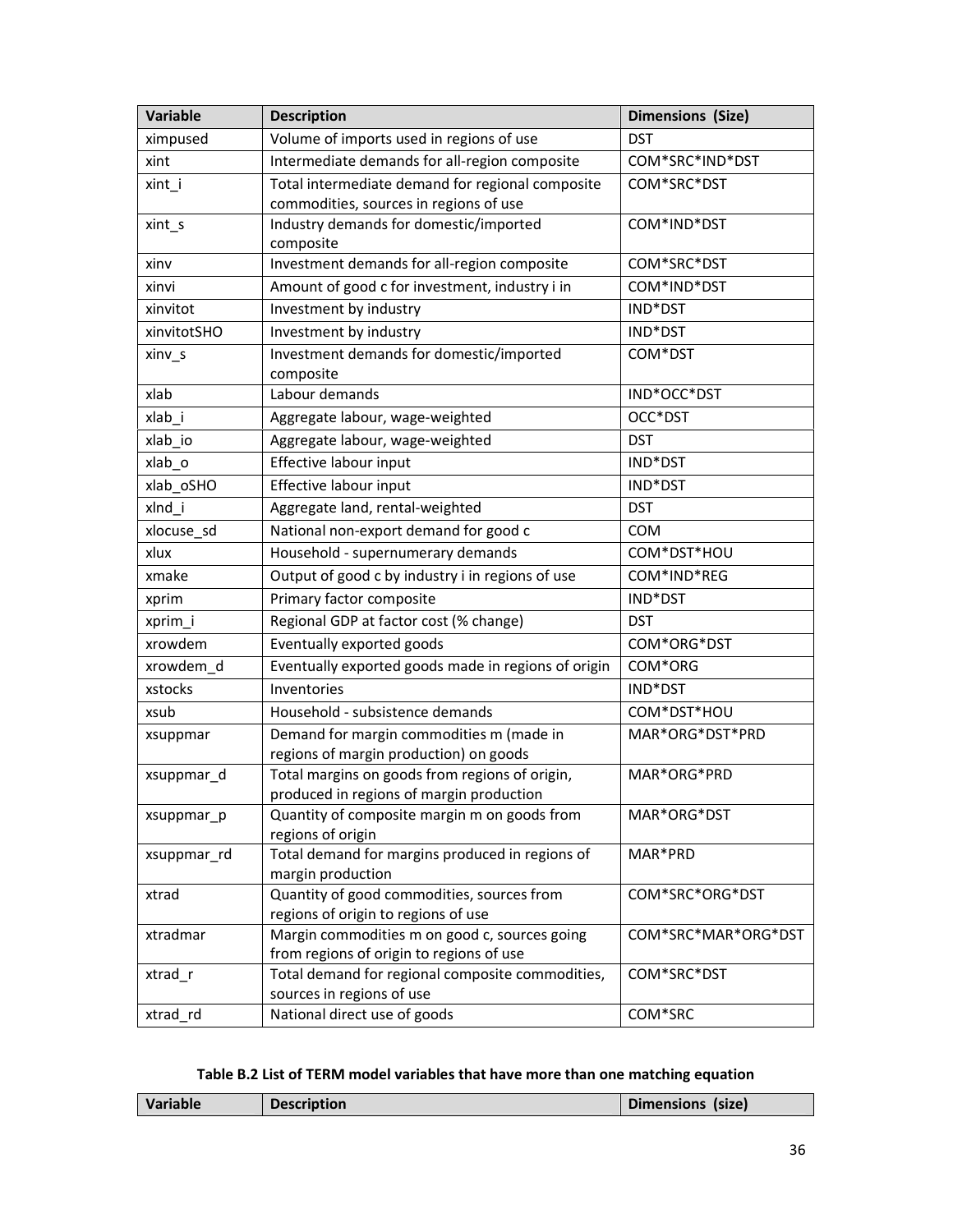| Variable | Description | Dimensions (Size) |
|---|---|---|
| ximpused | Volume of imports used in regions of use | DST |
| xint | Intermediate demands for all-region composite | COM*SRC*IND*DST |
| xint_i | Total intermediate demand for regional composite commodities, sources in regions of use | COM*SRC*DST |
| xint_s | Industry demands for domestic/imported composite | COM*IND*DST |
| xinv | Investment demands for all-region composite | COM*SRC*DST |
| xinvi | Amount of good c for investment, industry i in | COM*IND*DST |
| xinvitot | Investment by industry | IND*DST |
| xinvitotSHO | Investment by industry | IND*DST |
| xinv_s | Investment demands for domestic/imported composite | COM*DST |
| xlab | Labour demands | IND*OCC*DST |
| xlab_i | Aggregate labour, wage-weighted | OCC*DST |
| xlab_io | Aggregate labour, wage-weighted | DST |
| xlab_o | Effective labour input | IND*DST |
| xlab_oSHO | Effective labour input | IND*DST |
| xlnd_i | Aggregate land, rental-weighted | DST |
| xlocuse_sd | National non-export demand for good c | COM |
| xlux | Household - supernumerary demands | COM*DST*HOU |
| xmake | Output of good c by industry i in regions of use | COM*IND*REG |
| xprim | Primary factor composite | IND*DST |
| xprim_i | Regional GDP at factor cost (% change) | DST |
| xrowdem | Eventually exported goods | COM*ORG*DST |
| xrowdem_d | Eventually exported goods made in regions of origin | COM*ORG |
| xstocks | Inventories | IND*DST |
| xsub | Household - subsistence demands | COM*DST*HOU |
| xsuppmar | Demand for margin commodities m (made in regions of margin production) on goods | MAR*ORG*DST*PRD |
| xsuppmar_d | Total margins on goods from regions of origin, produced in regions of margin production | MAR*ORG*PRD |
| xsuppmar_p | Quantity of composite margin m on goods from regions of origin | MAR*ORG*DST |
| xsuppmar_rd | Total demand for margins produced in regions of margin production | MAR*PRD |
| xtrad | Quantity of good commodities, sources from regions of origin to regions of use | COM*SRC*ORG*DST |
| xtradmar | Margin commodities m on good c, sources going from regions of origin to regions of use | COM*SRC*MAR*ORG*DST |
| xtrad_r | Total demand for regional composite commodities, sources in regions of use | COM*SRC*DST |
| xtrad_rd | National direct use of goods | COM*SRC |

**Table B.2 List of TERM model variables that have more than one matching equation**

| Variable | Description | Dimensions (size) |
|---|---|---|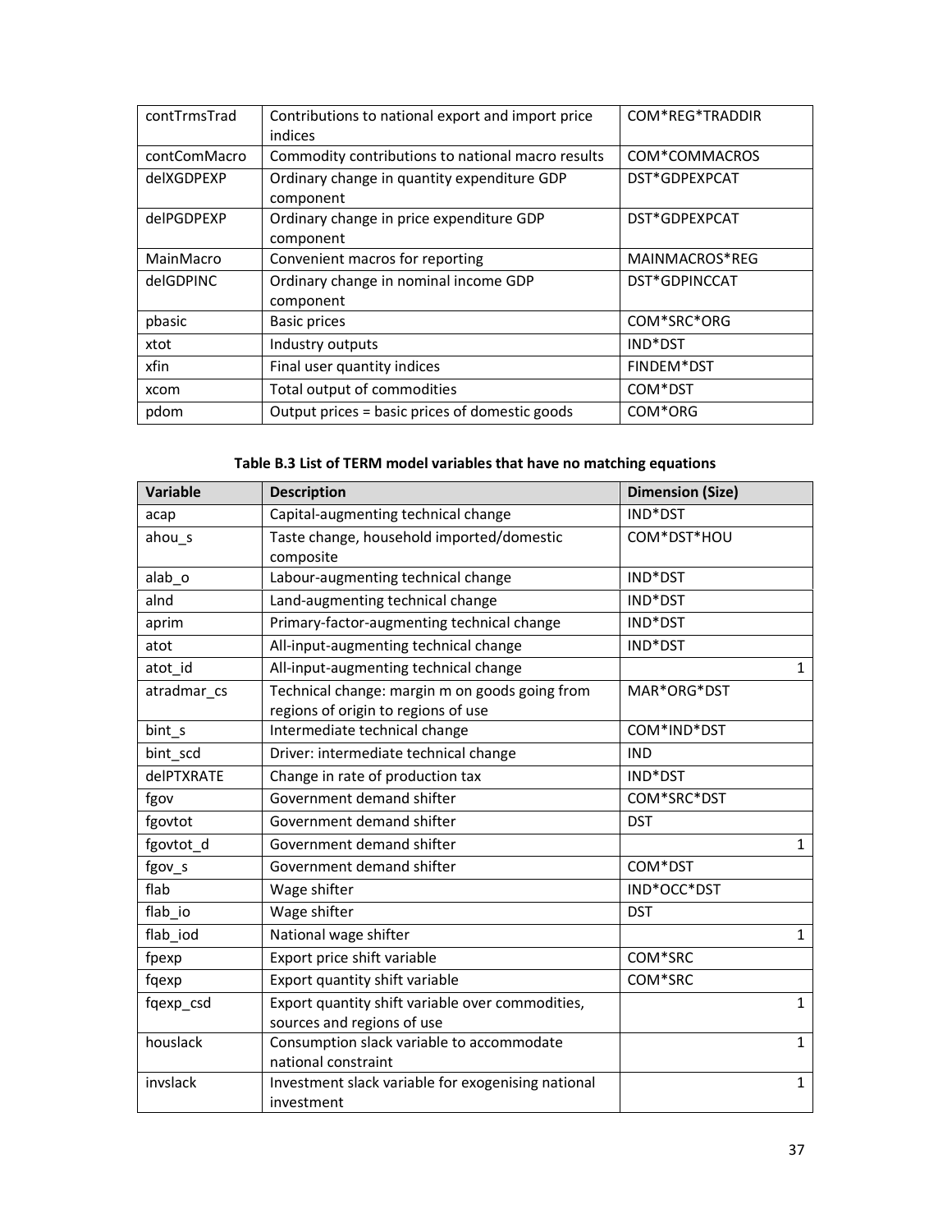| | | |
|---|---|---|
| contTrmsTrad | Contributions to national export and import price indices | COM*REG*TRADDIR |
| contComMacro | Commodity contributions to national macro results | COM*COMMACROS |
| delXGDPEXP | Ordinary change in quantity expenditure GDP component | DST*GDPEXPCAT |
| delPGDPEXP | Ordinary change in price expenditure GDP component | DST*GDPEXPCAT |
| MainMacro | Convenient macros for reporting | MAINMACROS*REG |
| delGDPINC | Ordinary change in nominal income GDP component | DST*GDPINCCAT |
| pbasic | Basic prices | COM*SRC*ORG |
| xtot | Industry outputs | IND*DST |
| xfin | Final user quantity indices | FINDEM*DST |
| xcom | Total output of commodities | COM*DST |
| pdom | Output prices = basic prices of domestic goods | COM*ORG |

**Table B.3 List of TERM model variables that have no matching equations**

| Variable | Description | Dimension (Size) |
|---|---|---|
| acap | Capital-augmenting technical change | IND*DST |
| ahou_s | Taste change, household imported/domestic composite | COM*DST*HOU |
| alab_o | Labour-augmenting technical change | IND*DST |
| alnd | Land-augmenting technical change | IND*DST |
| aprim | Primary-factor-augmenting technical change | IND*DST |
| atot | All-input-augmenting technical change | IND*DST |
| atot_id | All-input-augmenting technical change | 1 |
| atradmar_cs | Technical change: margin m on goods going from regions of origin to regions of use | MAR*ORG*DST |
| bint_s | Intermediate technical change | COM*IND*DST |
| bint_scd | Driver: intermediate technical change | IND |
| delPTXRATE | Change in rate of production tax | IND*DST |
| fgov | Government demand shifter | COM*SRC*DST |
| fgovtot | Government demand shifter | DST |
| fgovtot_d | Government demand shifter | 1 |
| fgov_s | Government demand shifter | COM*DST |
| flab | Wage shifter | IND*OCC*DST |
| flab_io | Wage shifter | DST |
| flab_iod | National wage shifter | 1 |
| fpexp | Export price shift variable | COM*SRC |
| fqexp | Export quantity shift variable | COM*SRC |
| fqexp_csd | Export quantity shift variable over commodities, sources and regions of use | 1 |
| houslack | Consumption slack variable to accommodate national constraint | 1 |
| invslack | Investment slack variable for exogenising national investment | 1 |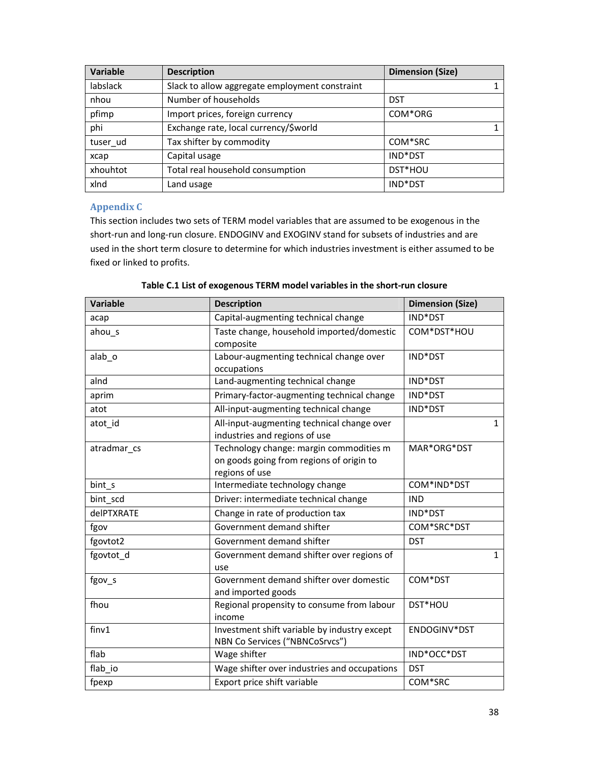| Variable | Description | Dimension (Size) |
| --- | --- | --- |
| labslack | Slack to allow aggregate employment constraint | 1 |
| nhou | Number of households | DST |
| pfimp | Import prices, foreign currency | COM*ORG |
| phi | Exchange rate, local currency/$world | 1 |
| tuser_ud | Tax shifter by commodity | COM*SRC |
| xcap | Capital usage | IND*DST |
| xhouhtot | Total real household consumption | DST*HOU |
| xlnd | Land usage | IND*DST |

## Appendix C

This section includes two sets of TERM model variables that are assumed to be exogenous in the short-run and long-run closure. ENDOGINV and EXOGINV stand for subsets of industries and are used in the short term closure to determine for which industries investment is either assumed to be fixed or linked to profits.

**Table C.1 List of exogenous TERM model variables in the short-run closure**

| Variable | Description | Dimension (Size) |
| --- | --- | --- |
| acap | Capital-augmenting technical change | IND*DST |
| ahou_s | Taste change, household imported/domestic composite | COM*DST*HOU |
| alab_o | Labour-augmenting technical change over occupations | IND*DST |
| alnd | Land-augmenting technical change | IND*DST |
| aprim | Primary-factor-augmenting technical change | IND*DST |
| atot | All-input-augmenting technical change | IND*DST |
| atot_id | All-input-augmenting technical change over industries and regions of use | 1 |
| atradmar_cs | Technology change: margin commodities m on goods going from regions of origin to regions of use | MAR*ORG*DST |
| bint_s | Intermediate technology change | COM*IND*DST |
| bint_scd | Driver: intermediate technical change | IND |
| delPTXRATE | Change in rate of production tax | IND*DST |
| fgov | Government demand shifter | COM*SRC*DST |
| fgovtot2 | Government demand shifter | DST |
| fgovtot_d | Government demand shifter over regions of use | 1 |
| fgov_s | Government demand shifter over domestic and imported goods | COM*DST |
| fhou | Regional propensity to consume from labour income | DST*HOU |
| finv1 | Investment shift variable by industry except NBN Co Services ("NBNCoSrvcs") | ENDOGINV*DST |
| flab | Wage shifter | IND*OCC*DST |
| flab_io | Wage shifter over industries and occupations | DST |
| fpexp | Export price shift variable | COM*SRC |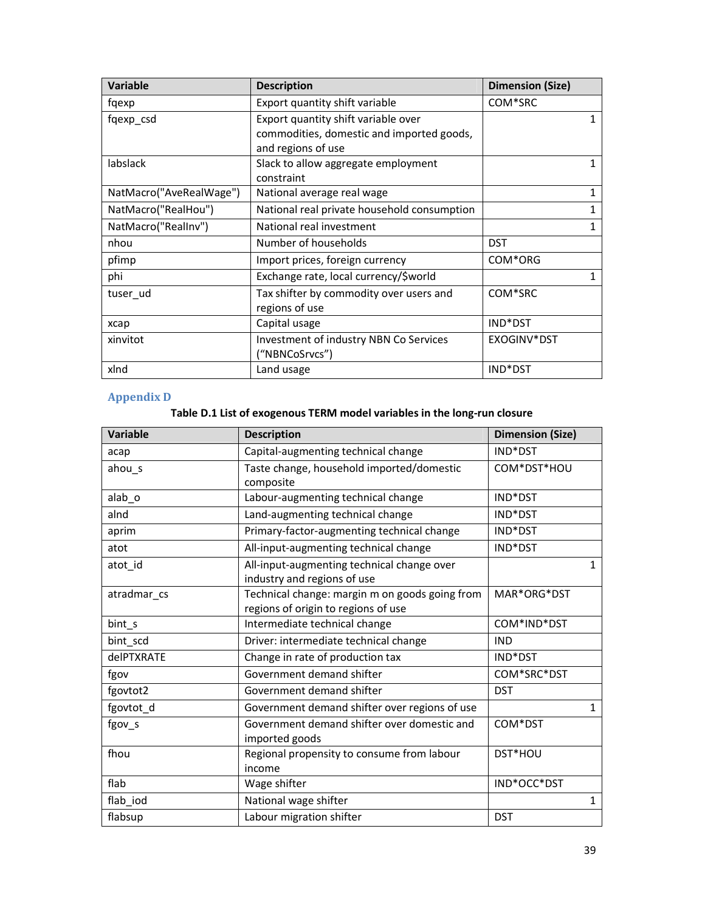| Variable | Description | Dimension (Size) |
|---|---|---|
| fqexp | Export quantity shift variable | COM*SRC |
| fqexp_csd | Export quantity shift variable over commodities, domestic and imported goods, and regions of use | 1 |
| labslack | Slack to allow aggregate employment constraint | 1 |
| NatMacro("AveRealWage") | National average real wage | 1 |
| NatMacro("RealHou") | National real private household consumption | 1 |
| NatMacro("RealInv") | National real investment | 1 |
| nhou | Number of households | DST |
| pfimp | Import prices, foreign currency | COM*ORG |
| phi | Exchange rate, local currency/$world | 1 |
| tuser_ud | Tax shifter by commodity over users and regions of use | COM*SRC |
| xcap | Capital usage | IND*DST |
| xinvitot | Investment of industry NBN Co Services ("NBNCoSrvcs") | EXOGINV*DST |
| xlnd | Land usage | IND*DST |

## Appendix D

**Table D.1 List of exogenous TERM model variables in the long-run closure**

| Variable | Description | Dimension (Size) |
|---|---|---|
| acap | Capital-augmenting technical change | IND*DST |
| ahou_s | Taste change, household imported/domestic composite | COM*DST*HOU |
| alab_o | Labour-augmenting technical change | IND*DST |
| alnd | Land-augmenting technical change | IND*DST |
| aprim | Primary-factor-augmenting technical change | IND*DST |
| atot | All-input-augmenting technical change | IND*DST |
| atot_id | All-input-augmenting technical change over industry and regions of use | 1 |
| atradmar_cs | Technical change: margin m on goods going from regions of origin to regions of use | MAR*ORG*DST |
| bint_s | Intermediate technical change | COM*IND*DST |
| bint_scd | Driver: intermediate technical change | IND |
| delPTXRATE | Change in rate of production tax | IND*DST |
| fgov | Government demand shifter | COM*SRC*DST |
| fgovtot2 | Government demand shifter | DST |
| fgovtot_d | Government demand shifter over regions of use | 1 |
| fgov_s | Government demand shifter over domestic and imported goods | COM*DST |
| fhou | Regional propensity to consume from labour income | DST*HOU |
| flab | Wage shifter | IND*OCC*DST |
| flab_iod | National wage shifter | 1 |
| flabsup | Labour migration shifter | DST |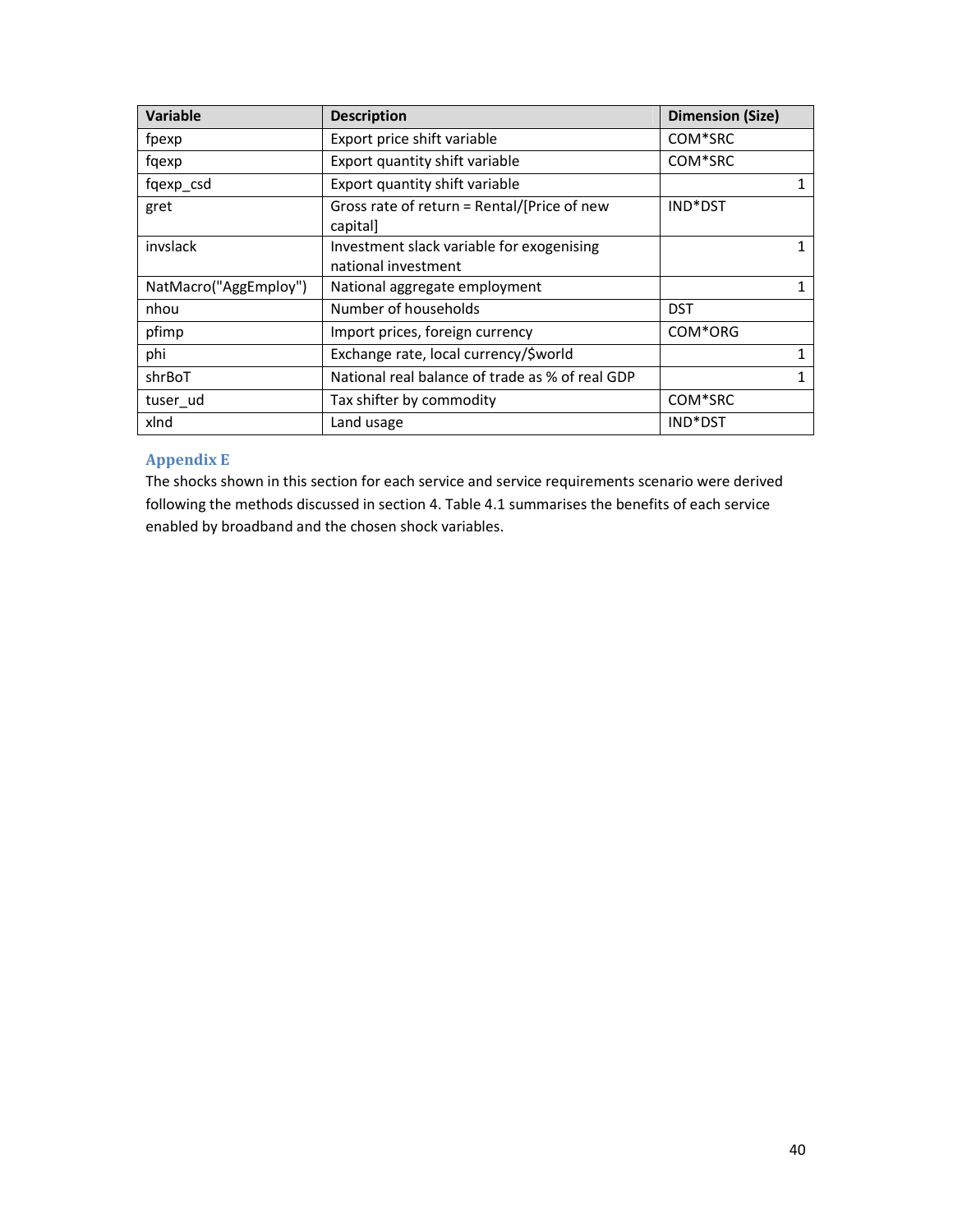| Variable | Description | Dimension (Size) |
| --- | --- | --- |
| fpexp | Export price shift variable | COM*SRC |
| fqexp | Export quantity shift variable | COM*SRC |
| fqexp_csd | Export quantity shift variable | 1 |
| gret | Gross rate of return = Rental/[Price of new capital] | IND*DST |
| invslack | Investment slack variable for exogenising national investment | 1 |
| NatMacro("AggEmploy") | National aggregate employment | 1 |
| nhou | Number of households | DST |
| pfimp | Import prices, foreign currency | COM*ORG |
| phi | Exchange rate, local currency/$world | 1 |
| shrBoT | National real balance of trade as % of real GDP | 1 |
| tuser_ud | Tax shifter by commodity | COM*SRC |
| xlnd | Land usage | IND*DST |

## Appendix E

The shocks shown in this section for each service and service requirements scenario were derived following the methods discussed in section 4. Table 4.1 summarises the benefits of each service enabled by broadband and the chosen shock variables.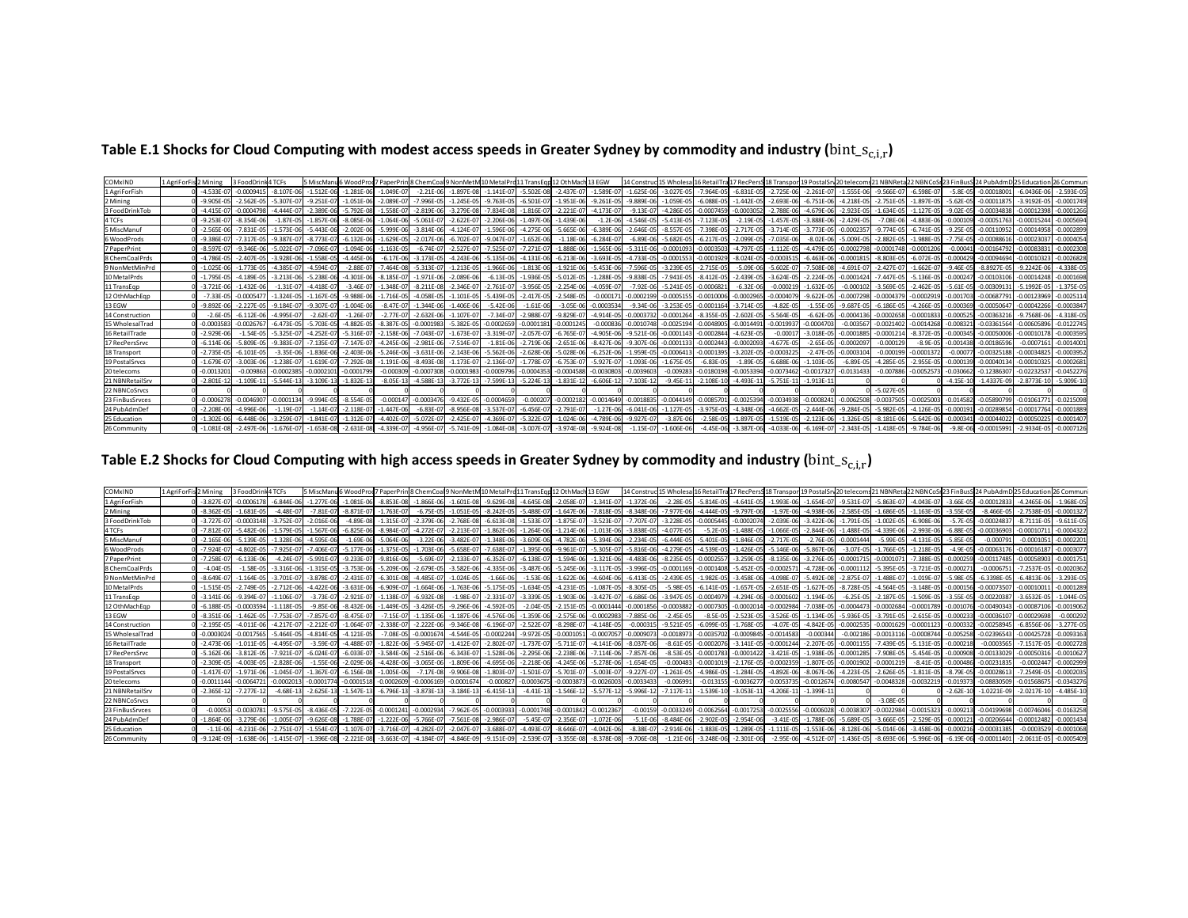## Table E.1 Shocks for Cloud Computing with modest access speeds in Greater Sydney by commodity and industry ($bint\_s_{c,i,r}$)

| COMxIND | 1 AgriForFis | 2 Mining | 3 FoodDrink | 4 TCFs | 5 MiscManu | 6 WoodProd | 7 PaperPrin | 8 ChemCoal | 9 NonMetM | 10 MetalPrd | 11 TransEqp | 12 OthMach | 13 EGW | 14 Construc | 15 Wholesal | 16 RetailTra | 17 RecPersS | 18 Transpor | 19 PostalSrv | 20 telecoms | 21 NBNReta | 22 NBNCoS | 23 FinBusS | 24 PubAdmD | 25 Education | 26 Communi |
|---|---|---|---|---|---|---|---|---|---|---|---|---|---|---|---|---|---|---|---|---|---|---|---|---|---|---|
| 1 AgriForFish | 0 | -4.533E-07 | -0.0009415 | -8.107E-06 | -1.512E-06 | -1.281E-06 | -1.049E-07 | -2.21E-06 | -1.897E-08 | -1.141E-07 | -5.502E-08 | -2.437E-07 | -1.589E-07 | -1.625E-06 | -3.027E-05 | -7.964E-05 | -6.831E-05 | -2.725E-06 | -2.261E-07 | -1.555E-06 | -9.566E-07 | -6.598E-07 | -5.8E-05 | -0.00018001 | -6.0436E-06 | -2.593E-05 |
| 2 Mining | 0 | -9.905E-05 | -2.562E-05 | -5.307E-07 | -9.251E-07 | -1.051E-06 | -2.089E-07 | -7.996E-05 | -1.245E-05 | -9.763E-05 | -6.501E-07 | -1.951E-06 | -9.261E-05 | -9.889E-06 | -1.059E-05 | -6.088E-05 | -1.442E-05 | -2.693E-06 | -6.751E-06 | -4.218E-05 | -2.751E-05 | -1.897E-05 | -5.62E-05 | -0.00011875 | -3.9192E-05 | -0.0001749 |
| 3 FoodDrinkTob | 0 | -4.415E-07 | -0.0004798 | -4.444E-07 | -2.389E-06 | -5.792E-08 | -1.558E-07 | -2.819E-06 | -3.279E-08 | -7.834E-08 | -1.816E-07 | -2.221E-07 | -4.173E-07 | -9.13E-07 | -4.286E-05 | -0.0007459 | -0.0003052 | -2.788E-06 | -4.679E-06 | -2.923E-05 | -1.634E-05 | -1.127E-05 | -9.02E-05 | -0.00034838 | -0.00012398 | -0.0001266 |
| 4 TCFs | 0 | -9.253E-07 | -8.354E-06 | -1.87E-05 | -1.857E-06 | -8.085E-06 | -1.064E-06 | -5.061E-07 | -2.622E-07 | -2.206E-06 | -1.497E-06 | -1.439E-06 | -1.2E-06 | -4.546E-05 | -5.413E-05 | -7.123E-05 | -2.19E-05 | -1.457E-05 | -3.888E-06 | -2.429E-05 | -7.08E-06 | -4.883E-06 | -0.000109 | -0.00051763 | -0.00015244 | -0.0005694 |
| 5 MiscManuf | 0 | -2.565E-06 | -7.831E-05 | -1.573E-06 | -5.443E-06 | -2.002E-06 | -5.999E-06 | -3.814E-06 | -4.124E-07 | -1.596E-06 | -4.275E-06 | -5.665E-06 | -6.389E-06 | -2.646E-05 | -8.557E-05 | -7.398E-05 | -2.717E-05 | -3.714E-05 | -3.773E-05 | -0.0002357 | -9.774E-05 | -6.741E-05 | -9.25E-05 | -0.00110952 | -0.00014958 | -0.0002899 |
| 6 WoodProds | 0 | -9.386E-07 | -7.317E-05 | -9.387E-07 | -8.773E-07 | -6.132E-06 | -1.629E-05 | -2.017E-06 | -6.702E-07 | -9.047E-07 | -1.652E-06 | -1.18E-06 | -6.284E-07 | -6.89E-06 | -5.682E-05 | -6.217E-05 | -2.099E-05 | -7.035E-06 | -8.02E-06 | -5.009E-05 | -2.882E-05 | -1.988E-05 | -7.75E-05 | -0.00088616 | -0.00023037 | -0.0004054 |
| 7 PaperPrint | 0 | -8.597E-07 | -9.346E-06 | -5.022E-07 | -7.096E-07 | -1.094E-06 | -1.163E-05 | -6.74E-07 | -2.527E-07 | -7.525E-07 | -7.271E-07 | -1.888E-06 | -1.565E-06 | -5.311E-06 | -0.0001093 | -0.0003503 | -4.797E-05 | -1.112E-05 | -4.479E-05 | -0.0002798 | -0.0001748 | -0.0001206 | -0.00041 | -0.00164792 | -0.00083831 | -0.0002308 |
| 8 ChemCoalPrds | 0 | -4.786E-05 | -2.407E-05 | -3.928E-06 | -1.558E-05 | -4.445E-06 | -6.17E-06 | -3.173E-05 | -4.243E-06 | -5.135E-06 | -4.131E-06 | -6.213E-06 | -3.693E-05 | -4.733E-05 | -0.0001553 | -0.0001929 | -8.024E-05 | -0.0003515 | -6.463E-06 | -0.0001815 | -8.803E-05 | -6.072E-05 | -0.000429 | -0.00094694 | -0.00010323 | -0.0026828 |
| 9 NonMetMinPrd | 0 | -1.025E-06 | -1.773E-05 | -4.385E-07 | -4.594E-07 | -2.88E-07 | -7.464E-08 | -5.313E-07 | -1.213E-05 | -1.966E-06 | -1.813E-06 | -1.921E-06 | -5.453E-06 | -7.596E-05 | -3.239E-05 | -2.715E-05 | -5.09E-06 | -5.602E-07 | -7.508E-08 | -4.691E-07 | -2.427E-07 | -1.662E-07 | -9.46E-05 | -8.8927E-05 | -9.2242E-06 | -4.338E-05 |
| 10 MetalPrds | 0 | -1.795E-05 | -4.189E-05 | -3.213E-06 | -5.238E-06 | -4.301E-06 | -8.185E-07 | -1.971E-06 | -2.089E-06 | -6.13E-05 | -1.936E-05 | -5.012E-05 | -1.288E-05 | -9.838E-05 | -7.941E-05 | -8.412E-05 | -2.439E-05 | -3.624E-05 | -2.224E-05 | -0.0001424 | -7.447E-05 | -5.136E-05 | -0.000247 | -0.00103106 | -0.00014248 | -0.0001698 |
| 11 TransEqp | 0 | -3.721E-06 | -1.432E-06 | -1.31E-07 | -4.418E-07 | -3.46E-07 | -1.348E-07 | -8.211E-08 | -2.346E-07 | -2.761E-07 | -3.956E-05 | -2.254E-06 | -4.059E-07 | -7.92E-06 | -5.241E-05 | -0.0006821 | -6.32E-06 | -0.000219 | -1.632E-05 | -0.000102 | -3.569E-05 | -2.462E-05 | -5.61E-05 | -0.00309131 | -5.1992E-05 | -1.375E-05 |
| 12 OthMachEqp | 0 | -7.33E-05 | -0.0005477 | -1.324E-05 | -1.167E-05 | -9.988E-06 | -1.716E-05 | -4.058E-05 | -1.101E-05 | -5.439E-05 | -2.417E-05 | -2.548E-05 | -0.000171 | -0.0002199 | -0.0005155 | -0.0010006 | -0.0002965 | -0.0004079 | -9.622E-05 | -0.0007298 | -0.0004379 | -0.0002919 | -0.001703 | -0.00687791 | -0.00123969 | -0.0025114 |
| 13 EGW | 0 | -9.892E-06 | -2.227E-05 | -9.184E-07 | -9.307E-07 | -1.004E-06 | -8.47E-07 | -1.344E-06 | -1.406E-06 | -5.42E-06 | -1.61E-06 | -3.05E-06 | -0.0003534 | -9.34E-06 | -3.253E-05 | -0.0001164 | -3.714E-05 | -4.82E-05 | -1.55E-05 | -9.687E-05 | -6.186E-05 | -4.266E-05 | -0.000369 | -0.00050647 | -0.00042266 | -0.0003847 |
| 14 Construction | 0 | -2.6E-05 | -6.112E-06 | -4.995E-07 | -2.62E-07 | -1.26E-07 | -2.77E-07 | -2.632E-06 | -1.107E-07 | -7.34E-07 | -2.988E-07 | -9.829E-07 | -4.914E-05 | -0.0003732 | -0.0001264 | -8.355E-05 | -2.602E-05 | -5.564E-05 | -6.62E-05 | -0.0004136 | -0.0002658 | -0.0001833 | -0.000525 | -0.00363216 | -9.7568E-06 | -4.318E-05 |
| 15 WholesalTrad | 0 | -0.0003583 | -0.0026767 | -6.473E-05 | -5.703E-05 | -4.882E-05 | -8.387E-05 | -0.0001983 | -5.382E-05 | -0.0002659 | -0.0001181 | -0.0001245 | -0.000836 | -0.0010748 | -0.0025194 | -0.0048905 | -0.0014491 | -0.0019937 | -0.0004703 | -0.003567 | -0.0021402 | -0.0014268 | -0.008321 | -0.03361564 | -0.00605896 | -0.0122745 |
| 16 RetailTrade | 0 | -2.929E-06 | -1.54E-05 | -5.325E-07 | -4.252E-07 | -5.316E-07 | -2.158E-06 | -7.043E-07 | -1.673E-07 | -3.319E-07 | -2.057E-07 | -6.765E-07 | -4.905E-06 | -9.521E-06 | -0.0001143 | -0.0002844 | -4.623E-05 | -0.00017 | -3.018E-05 | -0.0001885 | -0.0001214 | -8.372E-05 | -0.000345 | -0.00050006 | -0.00010178 | -0.0003595 |
| 17 RecPersSrvc | 0 | -6.114E-06 | -5.809E-05 | -9.383E-07 | -7.135E-07 | -7.147E-07 | -4.245E-06 | -2.981E-06 | -7.514E-07 | -1.81E-06 | -2.719E-06 | -2.651E-06 | -8.427E-06 | -9.307E-06 | -0.0001133 | -0.0002443 | -0.0002093 | -4.677E-05 | -2.65E-05 | -0.0002097 | -0.000129 | -8.9E-05 | -0.001438 | -0.00186596 | -0.0007161 | -0.0014001 |
| 18 Transport | 0 | -2.735E-05 | -6.101E-05 | -3.35E-06 | -1.836E-06 | -2.403E-06 | -5.246E-06 | -3.631E-06 | -2.143E-06 | -5.562E-06 | -2.628E-06 | -5.028E-06 | -6.252E-06 | -1.959E-05 | -0.0006413 | -0.0001395 | -3.202E-05 | -0.0003225 | -2.47E-05 | -0.0003104 | -0.000199 | -0.0001372 | -0.00077 | -0.00325188 | -0.00034825 | -0.0003952 |
| 19 PostalSrvcs | 0 | -1.679E-07 | -3.003E-06 | -1.238E-07 | -1.619E-07 | -7.292E-08 | -1.191E-06 | -8.493E-08 | -1.173E-07 | -2.136E-07 | -1.778E-07 | -6.753E-07 | -5.927E-07 | -1.093E-06 | -1.675E-05 | -6.83E-05 | -1.89E-05 | -6.688E-06 | -1.103E-05 | -6.89E-05 | -4.285E-05 | -2.955E-05 | -0.000139 | -0.00040134 | -0.00010325 | -0.0002681 |
| 20 telecoms | 0 | -0.0013201 | -0.009863 | -0.0002385 | -0.0002101 | -0.0001799 | -0.000309 | -0.0007308 | -0.0001983 | -0.0009796 | -0.0004353 | -0.0004588 | -0.0030803 | -0.0039603 | -0.009283 | -0.0180198 | -0.0053394 | -0.0073462 | -0.0017327 | -0.0131433 | -0.007886 | -0.0052573 | -0.030662 | -0.12386307 | -0.02232537 | -0.0452276 |
| 21 NBNRetailSrv | 0 | -2.801E-12 | -1.109E-11 | -5.544E-13 | -3.109E-13 | -1.832E-13 | -8.05E-13 | -4.588E-13 | -3.772E-13 | -7.599E-13 | -5.224E-13 | -1.831E-12 | -6.606E-12 | -7.103E-12 | -9.45E-11 | -2.108E-10 | -4.493E-11 | -5.751E-11 | -1.913E-11 | 0 | 0 | 0 | -4.15E-10 | -1.4337E-09 | -2.8773E-10 | -5.909E-10 |
| 22 NBNCoSrvcs | 0 | 0 | 0 | 0 | 0 | 0 | 0 | 0 | 0 | 0 | 0 | 0 | 0 | 0 | 0 | 0 | 0 | 0 | 0 | 0 | -5.027E-05 | 0 | 0 | 0 | 0 | 0 |
| 23 FinBusSrvces | 0 | -0.0006278 | -0.0046907 | -0.0001134 | -9.994E-05 | -8.554E-05 | -0.000147 | -0.0003476 | -9.432E-05 | -0.0004659 | -0.000207 | -0.0002182 | -0.0014649 | -0.0018835 | -0.0044149 | -0.0085701 | -0.0025394 | -0.0034938 | -0.0008241 | -0.0062508 | -0.0037505 | -0.0025003 | -0.014582 | -0.05890799 | -0.01061771 | -0.0215098 |
| 24 PubAdmDef | 0 | -2.208E-06 | -4.996E-06 | -1.19E-07 | -1.14E-07 | -2.118E-07 | -1.447E-06 | -6.83E-07 | -8.956E-08 | -3.537E-07 | -6.456E-07 | -2.791E-07 | -1.27E-06 | -6.041E-06 | -1.127E-05 | -3.975E-05 | -4.348E-06 | -4.662E-05 | -2.444E-06 | -9.284E-05 | -5.982E-05 | -4.126E-05 | -0.000191 | -0.00289854 | -0.00017764 | -0.0001889 |
| 25 Education | 0 | -1.302E-06 | -6.448E-06 | -3.259E-07 | -1.841E-07 | -1.312E-07 | -4.402E-07 | -5.072E-07 | -2.425E-07 | -4.369E-07 | -5.322E-07 | -1.024E-06 | -4.789E-06 | -9.927E-07 | -3.87E-06 | -2.58E-05 | -1.897E-05 | -1.519E-05 | -2.123E-06 | -1.326E-05 | -8.181E-06 | -5.642E-06 | -0.000341 | -0.00044022 | -0.00050225 | -0.0001407 |
| 26 Community | 0 | -1.081E-08 | -2.497E-06 | -1.676E-07 | -1.653E-08 | -2.631E-08 | -4.339E-07 | -4.956E-07 | -5.741E-09 | -1.084E-08 | -3.007E-07 | -3.974E-08 | -9.924E-08 | -1.15E-07 | -1.606E-06 | -4.45E-06 | -3.387E-06 | -4.033E-06 | -6.169E-07 | -2.343E-05 | -1.418E-05 | -9.784E-06 | -9.8E-06 | -0.00015991 | -2.9334E-05 | -0.0007126 |

## Table E.2 Shocks for Cloud Computing with high access speeds in Greater Sydney by commodity and industry ($bint\_s_{c,i,r}$)

| COMxIND | 1 AgriForFis | 2 Mining | 3 FoodDrink | 4 TCFs | 5 MiscManu | 6 WoodProd | 7 PaperPrin | 8 ChemCoal | 9 NonMetM | 10 MetalPrd | 11 TransEqp | 12 OthMach | 13 EGW | 14 Construc | 15 Wholesal | 16 RetailTra | 17 RecPersS | 18 Transpor | 19 PostalSrv | 20 telecoms | 21 NBNReta | 22 NBNCoS | 23 FinBusS | 24 PubAdmD | 25 Education | 26 Communi |
|---|---|---|---|---|---|---|---|---|---|---|---|---|---|---|---|---|---|---|---|---|---|---|---|---|---|---|
| 1 AgriForFish | 0 | -3.827E-07 | -0.0006178 | -6.844E-06 | -1.277E-06 | -1.081E-06 | -8.853E-08 | -1.866E-06 | -1.601E-08 | -9.629E-08 | -4.645E-08 | -2.058E-07 | -1.341E-07 | -1.372E-06 | -2.28E-05 | -5.814E-05 | -4.641E-05 | -1.993E-06 | -1.654E-07 | -9.531E-07 | -5.863E-07 | -4.043E-07 | -3.66E-05 | -0.00012833 | -4.2465E-06 | -1.968E-05 |
| 2 Mining | 0 | -8.362E-05 | -1.681E-05 | -4.48E-07 | -7.81E-07 | -8.871E-07 | -1.763E-07 | -6.75E-05 | -1.051E-05 | -8.242E-05 | -5.488E-07 | -1.647E-06 | -7.818E-05 | -8.348E-06 | -7.977E-06 | -4.444E-05 | -9.797E-06 | -1.97E-06 | -4.938E-06 | -2.585E-05 | -1.686E-05 | -1.163E-05 | -3.55E-05 | -8.466E-05 | -2.7538E-05 | -0.0001327 |
| 3 FoodDrinkTob | 0 | -3.727E-07 | -0.0003148 | -3.752E-07 | -2.016E-06 | -4.89E-08 | -1.315E-07 | -2.379E-06 | -2.768E-08 | -6.613E-08 | -1.533E-07 | -1.875E-07 | -3.523E-07 | -7.707E-07 | -3.228E-05 | -0.0005445 | -0.0002074 | -2.039E-06 | -3.422E-06 | -1.791E-05 | -1.002E-05 | -6.908E-06 | -5.7E-05 | -0.00024837 | -8.7111E-05 | -9.611E-05 |
| 4 TCFs | 0 | -7.812E-07 | -5.482E-06 | -1.579E-05 | -1.567E-06 | -6.825E-06 | -8.984E-07 | -4.272E-07 | -2.213E-07 | -1.862E-06 | -1.264E-06 | -1.214E-06 | -1.013E-06 | -3.838E-05 | -4.077E-05 | -5.2E-05 | -1.488E-05 | -1.066E-05 | -2.844E-06 | -1.488E-05 | -4.339E-06 | -2.993E-06 | -6.88E-05 | -0.00036903 | -0.00010711 | -0.0004322 |
| 5 MiscManuf | 0 | -2.165E-06 | -5.139E-05 | -1.328E-06 | -4.595E-06 | -1.69E-06 | -5.064E-06 | -3.22E-06 | -3.482E-07 | -1.348E-06 | -3.609E-06 | -4.782E-06 | -5.394E-06 | -2.234E-05 | -6.444E-05 | -5.401E-05 | -1.846E-05 | -2.717E-05 | -2.76E-05 | -0.0001444 | -5.99E-05 | -4.131E-05 | -5.85E-05 | -0.000791 | -0.0001051 | -0.0002201 |
| 6 WoodProds | 0 | -7.924E-07 | -4.802E-05 | -7.925E-07 | -7.406E-07 | -5.177E-06 | -1.375E-05 | -1.703E-06 | -5.658E-07 | -7.638E-07 | -1.395E-06 | -9.961E-07 | -5.305E-07 | -5.816E-06 | -4.279E-05 | -4.539E-05 | -1.426E-05 | -5.146E-06 | -5.867E-06 | -3.07E-05 | -1.766E-05 | -1.218E-05 | -4.9E-05 | -0.00063176 | -0.00016187 | -0.0003077 |
| 7 PaperPrint | 0 | -7.258E-07 | -6.133E-06 | -4.24E-07 | -5.991E-07 | -9.233E-07 | -9.816E-06 | -5.69E-07 | -2.133E-07 | -6.352E-07 | -6.138E-07 | -1.594E-06 | -1.321E-06 | -4.483E-06 | -8.235E-05 | -0.0002557 | -3.259E-05 | -8.135E-06 | -3.276E-05 | -0.0001715 | -0.0001071 | -7.388E-05 | -0.000259 | -0.00117485 | -0.00058903 | -0.0001751 |
| 8 ChemCoalPrds | 0 | -4.04E-05 | -1.58E-05 | -3.316E-06 | -1.315E-05 | -3.753E-06 | -5.209E-06 | -2.679E-05 | -3.582E-06 | -4.335E-06 | -3.487E-06 | -5.245E-06 | -3.117E-05 | -3.996E-05 | -0.0001169 | -0.0001408 | -5.452E-05 | -0.0002571 | -4.728E-06 | -0.0001112 | -5.395E-05 | -3.721E-05 | -0.000271 | -0.0006751 | -7.2537E-05 | -0.0020362 |
| 9 NonMetMinPrd | 0 | -8.649E-07 | -1.164E-05 | -3.701E-07 | -3.878E-07 | -2.431E-07 | -6.301E-08 | -4.485E-07 | -1.024E-05 | -1.66E-06 | -1.53E-06 | -1.622E-06 | -4.604E-06 | -6.413E-05 | -2.439E-05 | -1.982E-05 | -3.458E-06 | -4.098E-07 | -5.492E-08 | -2.875E-07 | -1.488E-07 | -1.019E-07 | -5.98E-05 | -6.3398E-05 | -6.4813E-06 | -3.293E-05 |
| 10 MetalPrds | 0 | -1.515E-05 | -2.749E-05 | -2.712E-06 | -4.422E-06 | -3.631E-06 | -6.909E-07 | -1.664E-06 | -1.763E-06 | -5.175E-05 | -1.634E-05 | -4.231E-05 | -1.087E-05 | -8.305E-05 | -5.98E-05 | -6.141E-05 | -1.657E-05 | -2.651E-05 | -1.627E-05 | -8.728E-05 | -4.564E-05 | -3.148E-05 | -0.000156 | -0.00073507 | -0.00010011 | -0.0001289 |
| 11 TransEqp | 0 | -3.141E-06 | -9.394E-07 | -1.106E-07 | -3.73E-07 | -2.921E-07 | -1.138E-07 | -6.932E-08 | -1.98E-07 | -2.331E-07 | -3.339E-05 | -1.903E-06 | -3.427E-07 | -6.686E-06 | -3.947E-05 | -0.0004979 | -4.294E-06 | -0.0001602 | -1.194E-05 | -6.25E-05 | -2.187E-05 | -1.509E-05 | -3.55E-05 | -0.00220387 | -3.6532E-05 | -1.044E-05 |
| 12 OthMachEqp | 0 | -6.188E-05 | -0.0003594 | -1.118E-05 | -9.85E-06 | -8.432E-06 | -1.449E-05 | -3.426E-05 | -9.296E-06 | -4.592E-05 | -2.04E-05 | -2.151E-05 | -0.0001444 | -0.0001856 | -0.0003882 | -0.0007305 | -0.0002014 | -0.0002984 | -7.038E-05 | -0.0004473 | -0.0002684 | -0.0001789 | -0.001076 | -0.00490343 | -0.00087106 | -0.0019062 |
| 13 EGW | 0 | -8.351E-06 | -1.462E-05 | -7.753E-07 | -7.857E-07 | -8.475E-07 | -7.15E-07 | -1.135E-06 | -1.187E-06 | -4.576E-06 | -1.359E-06 | -2.575E-06 | -0.0002983 | -7.885E-06 | -2.45E-05 | -8.5E-05 | -2.523E-05 | -3.526E-05 | -1.134E-05 | -5.936E-05 | -3.791E-05 | -2.615E-05 | -0.000233 | -0.00036107 | -0.00029698 | -0.000292 |
| 14 Construction | 0 | -2.195E-05 | -4.011E-06 | -4.217E-07 | -2.212E-07 | -1.064E-07 | -2.338E-07 | -2.222E-06 | -9.346E-08 | -6.196E-07 | -2.522E-07 | -8.298E-07 | -4.148E-05 | -0.000315 | -9.521E-05 | -6.099E-05 | -1.768E-05 | -4.07E-05 | -4.842E-05 | -0.0002535 | -0.0001629 | -0.0001123 | -0.000332 | -0.00258945 | -6.8556E-06 | -3.277E-05 |
| 15 WholesalTrad | 0 | -0.0003024 | -0.0017565 | -5.464E-05 | -4.814E-05 | -4.121E-05 | -7.08E-05 | -0.0001674 | -4.544E-05 | -0.0002244 | -9.972E-05 | -0.0001051 | -0.0007057 | -0.0009073 | -0.0018973 | -0.0035702 | -0.0009845 | -0.0014583 | -0.000344 | -0.002186 | -0.0013116 | -0.0008744 | -0.005258 | -0.02396543 | -0.00425728 | -0.0093163 |
| 16 RetailTrade | 0 | -2.473E-06 | -1.011E-05 | -4.495E-07 | -3.59E-07 | -4.488E-07 | -1.822E-06 | -5.945E-07 | -1.412E-07 | -2.802E-07 | -1.737E-07 | -5.711E-07 | -4.141E-06 | -8.037E-06 | -8.61E-05 | -0.0002076 | -3.141E-05 | -0.0001244 | -2.207E-05 | -0.0001155 | -7.439E-05 | -5.131E-05 | -0.000218 | -0.0003565 | -7.1517E-05 | -0.0002728 |
| 17 RecPersSrvc | 0 | -5.162E-06 | -3.812E-05 | -7.921E-07 | -6.024E-07 | -6.033E-07 | -3.584E-06 | -2.516E-06 | -6.343E-07 | -1.528E-06 | -2.295E-06 | -2.238E-06 | -7.114E-06 | -7.857E-06 | -8.53E-05 | -0.0001783 | -0.0001422 | -3.421E-05 | -1.938E-05 | -0.0001285 | -7.908E-05 | -5.454E-05 | -0.000908 | -0.00133029 | -0.00050316 | -0.0010627 |
| 18 Transport | 0 | -2.309E-05 | -4.003E-05 | -2.828E-06 | -1.55E-06 | -2.029E-06 | -4.428E-06 | -3.065E-06 | -1.809E-06 | -4.695E-06 | -2.218E-06 | -4.245E-06 | -5.278E-06 | -1.654E-05 | -0.000483 | -0.0001019 | -2.176E-05 | -0.0002359 | -1.807E-05 | -0.0001902 | -0.0001219 | -8.41E-05 | -0.000486 | -0.00231835 | -0.0002447 | -0.0002999 |
| 19 PostalSrvcs | 0 | -1.417E-07 | -1.971E-06 | -1.045E-07 | -1.367E-07 | -6.156E-08 | -1.005E-06 | -7.17E-08 | -9.906E-08 | -1.803E-07 | -1.501E-07 | -5.701E-07 | -5.003E-07 | -9.227E-07 | -1.261E-05 | -4.986E-05 | -1.284E-05 | -4.892E-06 | -8.067E-06 | -4.223E-05 | -2.626E-05 | -1.811E-05 | -8.79E-05 | -0.00028613 | -7.2549E-05 | -0.0002035 |
| 20 telecoms | 0 | -0.0011144 | -0.0064721 | -0.0002013 | -0.0001774 | -0.0001518 | -0.0002609 | -0.0006169 | -0.0001674 | -0.000827 | -0.0003675 | -0.0003873 | -0.0026003 | -0.0033433 | -0.006991 | -0.013155 | -0.0036277 | -0.0053735 | -0.0012674 | -0.0080547 | -0.0048328 | -0.0032219 | -0.019373 | -0.08830509 | -0.01568675 | -0.0343276 |
| 21 NBNRetailSrv | 0 | -2.365E-12 | -7.277E-12 | -4.68E-13 | -2.625E-13 | -1.547E-13 | -6.796E-13 | -3.873E-13 | -3.184E-13 | -6.415E-13 | -4.41E-13 | -1.546E-12 | -5.577E-12 | -5.996E-12 | -7.117E-11 | -1.539E-10 | -3.053E-11 | -4.206E-11 | -1.399E-11 | 0 | 0 | 0 | -2.62E-10 | -1.0221E-09 | -2.0217E-10 | -4.485E-10 |
| 22 NBNCoSrvcs | 0 | 0 | 0 | 0 | 0 | 0 | 0 | 0 | 0 | 0 | 0 | 0 | 0 | 0 | 0 | 0 | 0 | 0 | 0 | 0 | -3.08E-05 | 0 | 0 | 0 | 0 | 0 |
| 23 FinBusSrvces | 0 | -0.00053 | -0.0030781 | -9.575E-05 | -8.436E-05 | -7.222E-05 | -0.0001241 | -0.0002934 | -7.962E-05 | -0.0003933 | -0.0001748 | -0.0001842 | -0.0012367 | -0.00159 | -0.0033249 | -0.0062564 | -0.0017253 | -0.0025556 | -0.0006028 | -0.0038307 | -0.0022984 | -0.0015323 | -0.009213 | -0.04199698 | -0.00746046 | -0.0163258 |
| 24 PubAdmDef | 0 | -1.864E-06 | -3.279E-06 | -1.005E-07 | -9.626E-08 | -1.788E-07 | -1.222E-06 | -5.766E-07 | -7.561E-08 | -2.986E-07 | -5.45E-07 | -2.356E-07 | -1.072E-06 | -5.1E-06 | -8.484E-06 | -2.902E-05 | -2.954E-06 | -3.41E-05 | -1.788E-06 | -5.689E-05 | -3.666E-05 | -2.529E-05 | -0.000121 | -0.00206644 | -0.00012482 | -0.0001434 |
| 25 Education | 0 | -1.1E-06 | -4.231E-06 | -2.751E-07 | -1.554E-07 | -1.107E-07 | -3.716E-07 | -4.282E-07 | -2.047E-07 | -3.688E-07 | -4.493E-07 | -8.646E-07 | -4.042E-06 | -8.38E-07 | -2.914E-06 | -1.883E-05 | -1.289E-05 | -1.111E-05 | -1.553E-06 | -8.128E-06 | -5.014E-06 | -3.458E-06 | -0.000216 | -0.00031385 | -0.0003529 | -0.0001068 |
| 26 Community | 0 | -9.124E-09 | -1.638E-06 | -1.415E-07 | -1.396E-08 | -2.221E-08 | -3.663E-07 | -4.184E-07 | -4.846E-09 | -9.151E-09 | -2.539E-07 | -3.355E-08 | -8.378E-08 | -9.706E-08 | -1.21E-06 | -3.248E-06 | -2.301E-06 | -2.95E-06 | -4.512E-07 | -1.436E-05 | -8.693E-06 | -5.996E-06 | -6.19E-06 | -0.00011401 | -2.0611E-05 | -0.0005409 |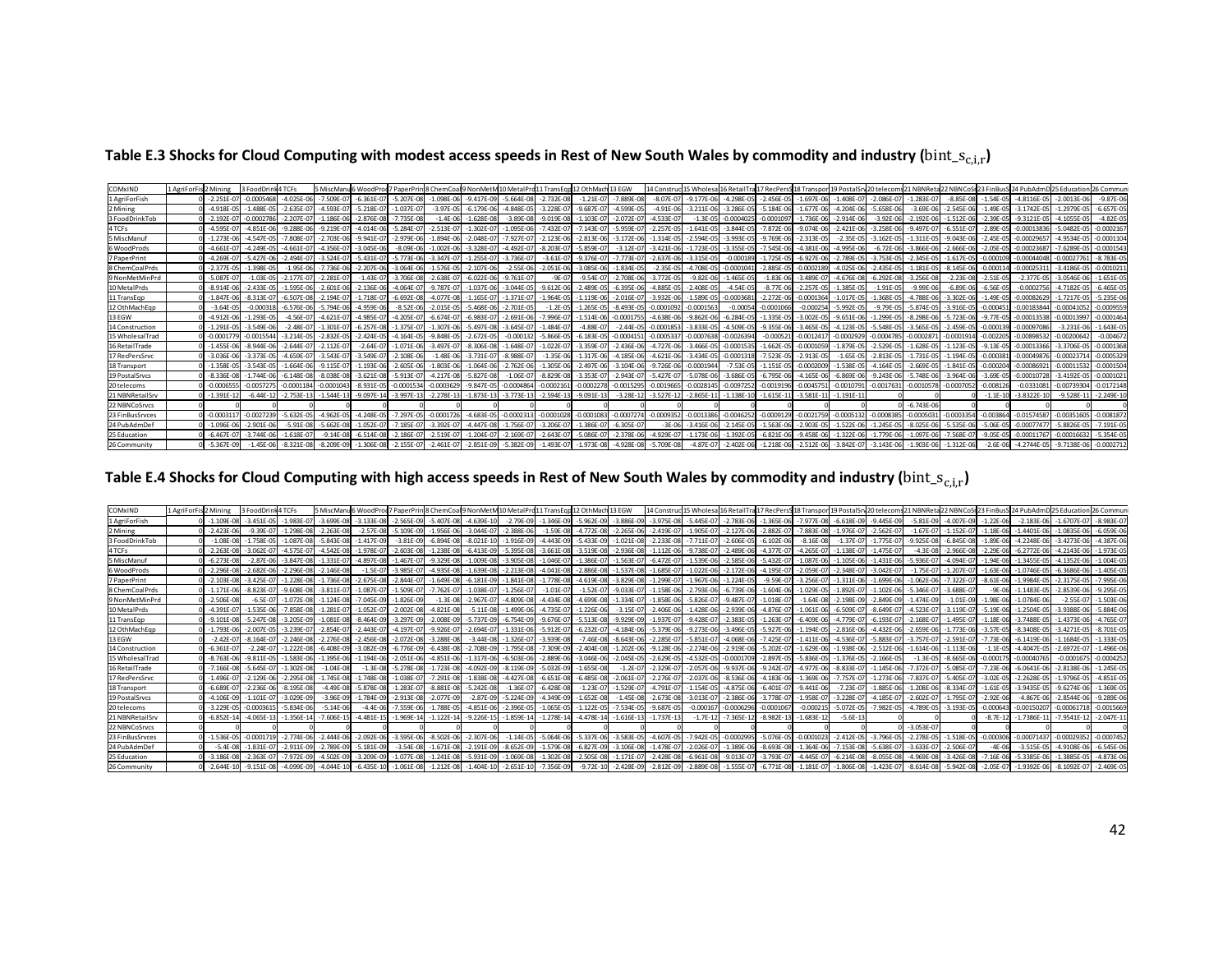## Table E.3 Shocks for Cloud Computing with modest access speeds in Rest of New South Wales by commodity and industry ($bint\_s_{c,i,r}$)

| COMxIND | 1 AgriForFis | 2 Mining | 3 FoodDrink | 4 TCFs | 5 MiscManu | 6 WoodProd | 7 PaperPrin | 8 ChemCoal | 9 NonMetM | 10 MetalPrd | 11 TransEqp | 12 OthMach | 13 EGW | 14 Construc | 15 Wholesa | 16 RetailTra | 17 RecPersS | 18 Transpor | 19 PostalSrv | 20 telecoms | 21 NBNReta | 22 NBNCoS | 23 FinBusS | 24 PubAdmD | 25 Education | 26 Communi |
|---|---|---|---|---|---|---|---|---|---|---|---|---|---|---|---|---|---|---|---|---|---|---|---|---|---|---|
| 1 AgriForFish | 0 | -2.251E-07 | -0.0005468 | -4.025E-06 | -7.509E-07 | -6.361E-07 | -5.207E-08 | -1.098E-06 | -9.417E-09 | -5.664E-08 | -2.732E-08 | -1.21E-07 | -7.889E-08 | -8.07E-07 | -9.177E-06 | -4.298E-05 | -2.456E-05 | -1.697E-06 | -1.408E-07 | -2.086E-07 | -1.283E-07 | -8.85E-08 | -1.54E-05 | -4.8116E-05 | -2.0013E-06 | -9.87E-06 |
| 2 Mining | 0 | -4.918E-05 | -1.488E-05 | -2.635E-07 | -4.593E-07 | -5.218E-07 | -1.037E-07 | -3.97E-05 | -6.179E-06 | -4.848E-05 | -3.228E-07 | -9.687E-07 | -4.599E-05 | -4.91E-06 | -3.211E-06 | -3.286E-05 | -5.184E-06 | -1.677E-06 | -4.204E-06 | -5.658E-06 | -3.69E-06 | -2.545E-06 | -1.49E-05 | -3.1742E-05 | -1.2979E-05 | -6.657E-05 |
| 3 FoodDrinkTob | 0 | -2.192E-07 | -0.0002786 | -2.207E-07 | -1.186E-06 | -2.876E-08 | -7.735E-08 | -1.4E-06 | -1.628E-08 | -3.89E-08 | -9.019E-08 | -1.103E-07 | -2.072E-07 | -4.533E-07 | -1.3E-05 | -0.0004025 | -0.0001097 | -1.736E-06 | -2.914E-06 | -3.92E-06 | -2.192E-06 | -1.512E-06 | -2.39E-05 | -9.3121E-05 | -4.1055E-05 | -4.82E-05 |
| 4 TCFs | 0 | -4.595E-07 | -4.851E-06 | -9.288E-06 | -9.219E-07 | -4.014E-06 | -5.284E-07 | -2.513E-07 | -1.302E-07 | -1.095E-06 | -7.432E-07 | -7.143E-07 | -5.959E-07 | -2.257E-05 | -1.641E-05 | -3.844E-05 | -7.872E-06 | -9.074E-06 | -2.421E-06 | -3.258E-06 | -9.497E-07 | -6.551E-07 | -2.89E-05 | -0.00013836 | -5.0482E-05 | -0.0002167 |
| 5 MiscManuf | 0 | -1.273E-06 | -4.547E-05 | -7.808E-07 | -2.703E-06 | -9.941E-07 | -2.979E-06 | -1.894E-06 | -2.048E-07 | -7.927E-07 | -2.123E-06 | -2.813E-06 | -3.172E-06 | -1.314E-05 | -2.594E-05 | -3.993E-05 | -9.769E-06 | -2.313E-05 | -2.35E-05 | -3.162E-05 | -1.311E-05 | -9.043E-06 | -2.45E-05 | -0.00029657 | -4.9534E-05 | -0.0001104 |
| 6 WoodProds | 0 | -4.661E-07 | -4.249E-05 | -4.661E-07 | -4.356E-07 | -3.045E-06 | -8.09E-06 | -1.002E-06 | -3.328E-07 | -4.492E-07 | -8.203E-07 | -5.859E-07 | -3.12E-07 | -3.421E-06 | -1.723E-05 | -3.355E-05 | -7.545E-06 | -4.381E-06 | -4.995E-06 | -6.72E-06 | -3.866E-06 | -2.666E-06 | -2.05E-05 | -0.00023687 | -7.6289E-05 | -0.0001543 |
| 7 PaperPrint | 0 | -4.269E-07 | -5.427E-06 | -2.494E-07 | -3.524E-07 | -5.431E-07 | -5.773E-06 | -3.347E-07 | -1.255E-07 | -3.736E-07 | -3.61E-07 | -9.376E-07 | -7.773E-07 | -2.637E-06 | -3.315E-05 | -0.000189 | -1.725E-05 | -6.927E-06 | -2.789E-05 | -3.753E-05 | -2.345E-05 | -1.617E-05 | -0.000109 | -0.00044048 | -0.00027761 | -8.783E-05 |
| 8 ChemCoalPrds | 0 | -2.377E-05 | -1.398E-05 | -1.95E-06 | -7.736E-06 | -2.207E-06 | -3.064E-06 | -1.576E-05 | -2.107E-06 | -2.55E-06 | -2.051E-06 | -3.085E-06 | -1.834E-05 | -2.35E-05 | -4.708E-05 | -0.0001041 | -2.885E-05 | -0.0002189 | -4.025E-06 | -2.435E-05 | -1.181E-05 | -8.145E-06 | -0.000114 | -0.00025311 | -3.4186E-05 | -0.0010211 |
| 9 NonMetMinPrd | 0 | -5.087E-07 | -1.03E-05 | -2.177E-07 | -2.281E-07 | -1.43E-07 | -3.706E-08 | -2.638E-07 | -6.022E-06 | -9.761E-07 | -9E-07 | -9.54E-07 | -2.708E-06 | -3.772E-05 | -9.82E-06 | -1.465E-05 | -1.83E-06 | -3.489E-07 | -4.676E-08 | -6.292E-08 | -3.256E-08 | -2.23E-08 | -2.51E-05 | -2.377E-05 | -3.0546E-06 | -1.651E-05 |
| 10 MetalPrds | 0 | -8.914E-06 | -2.433E-05 | -1.595E-06 | -2.601E-06 | -2.136E-06 | -4.064E-07 | -9.787E-07 | -1.037E-06 | -3.044E-05 | -9.612E-06 | -2.489E-05 | -6.395E-06 | -4.885E-05 | -2.408E-05 | -4.54E-05 | -8.77E-06 | -2.257E-05 | -1.385E-05 | -1.91E-05 | -9.99E-06 | -6.89E-06 | -6.56E-05 | -0.0002756 | -4.7182E-05 | -6.465E-05 |
| 11 TransEqp | 0 | -1.847E-06 | -8.313E-07 | -6.507E-08 | -2.194E-07 | -1.718E-07 | -6.692E-08 | -4.077E-08 | -1.165E-07 | -1.371E-07 | -1.964E-05 | -1.119E-06 | -2.016E-07 | -3.932E-06 | -1.589E-05 | -0.0003681 | -2.272E-06 | -0.0001364 | -1.017E-05 | -1.368E-05 | -4.788E-06 | -3.302E-06 | -1.49E-05 | -0.00082629 | -1.7217E-05 | -5.235E-06 |
| 12 OthMachEqp | 0 | -3.64E-05 | -0.000318 | -6.576E-06 | -5.794E-06 | -4.959E-06 | -8.52E-06 | -2.015E-05 | -5.468E-06 | -2.701E-05 | -1.2E-05 | -1.265E-05 | -8.493E-05 | -0.0001092 | -0.0001563 | -0.00054 | -0.0001066 | -0.000254 | -5.992E-05 | -9.79E-05 | -5.874E-05 | -3.916E-05 | -0.000451 | -0.00183844 | -0.00041052 | -0.0009559 |
| 13 EGW | 0 | -4.912E-06 | -1.293E-05 | -4.56E-07 | -4.621E-07 | -4.985E-07 | -4.205E-07 | -6.674E-07 | -6.983E-07 | -2.691E-06 | -7.966E-07 | -1.514E-06 | -0.0001755 | -4.638E-06 | -9.862E-06 | -6.284E-05 | -1.335E-05 | -3.002E-05 | -9.651E-06 | -1.299E-05 | -8.298E-06 | -5.723E-06 | -9.77E-05 | -0.00013538 | -0.00013997 | -0.0001464 |
| 14 Construction | 0 | -1.291E-05 | -3.549E-06 | -2.48E-07 | -1.301E-07 | -6.257E-08 | -1.375E-07 | -1.307E-06 | -5.497E-08 | -3.645E-07 | -1.484E-07 | -4.88E-07 | -2.44E-05 | -0.0001853 | -3.833E-05 | -4.509E-05 | -9.355E-06 | -3.465E-05 | -4.123E-05 | -5.548E-05 | -3.565E-05 | -2.459E-05 | -0.000139 | -0.00097086 | -3.231E-06 | -1.643E-05 |
| 15 WholesalTrad | 0 | -0.0001779 | -0.0015544 | -3.214E-05 | -2.832E-05 | -2.424E-05 | -4.164E-05 | -9.848E-05 | -2.672E-05 | -0.000132 | -5.866E-05 | -6.183E-05 | -0.0004151 | -0.0005337 | -0.0007638 | -0.0026394 | -0.000521 | -0.0012417 | -0.0002929 | -0.0004785 | -0.0002871 | -0.0001914 | -0.002205 | -0.00898532 | -0.00200642 | -0.004672 |
| 16 RetailTrade | 0 | -1.455E-06 | -8.944E-06 | -2.644E-07 | -2.112E-07 | -2.64E-07 | -1.071E-06 | -3.497E-07 | -8.306E-08 | -1.648E-07 | -1.022E-07 | -3.359E-07 | -2.436E-06 | -4.727E-06 | -3.466E-05 | -0.0001535 | -1.662E-05 | -0.0001059 | -1.879E-05 | -2.529E-05 | -1.628E-05 | -1.123E-05 | -9.13E-05 | -0.00013366 | -3.3706E-05 | -0.0001368 |
| 17 RecPersSrvc | 0 | -3.036E-06 | -3.373E-05 | -4.659E-07 | -3.543E-07 | -3.549E-07 | -2.108E-06 | -1.48E-06 | -3.731E-07 | -8.988E-07 | -1.35E-06 | -1.317E-06 | -4.185E-06 | -4.621E-06 | -3.434E-05 | -0.0001318 | -7.523E-05 | -2.913E-05 | -1.65E-05 | -2.813E-05 | -1.731E-05 | -1.194E-05 | -0.000381 | -0.00049876 | -0.00023714 | -0.0005329 |
| 18 Transport | 0 | -1.358E-05 | -3.543E-05 | -1.664E-06 | -9.115E-07 | -1.193E-06 | -2.605E-06 | -1.803E-06 | -1.064E-06 | -2.762E-06 | -1.305E-06 | -2.497E-06 | -3.104E-06 | -9.726E-06 | -0.0001944 | -7.53E-05 | -1.151E-05 | -0.0002009 | -1.538E-05 | -4.164E-05 | -2.669E-05 | -1.841E-05 | -0.000204 | -0.00086921 | -0.00011532 | -0.0001504 |
| 19 PostalSrvcs | 0 | -8.336E-08 | -1.744E-06 | -6.148E-08 | -8.038E-08 | -3.621E-08 | -5.913E-07 | -4.217E-08 | -5.827E-08 | -1.06E-07 | -8.829E-08 | -3.353E-07 | -2.943E-07 | -5.427E-07 | -5.078E-06 | -3.686E-05 | -6.795E-06 | -4.165E-06 | -6.869E-06 | -9.243E-06 | -5.748E-06 | -3.964E-06 | -3.69E-05 | -0.00010728 | -3.4192E-05 | -0.0001021 |
| 20 telecoms | 0 | -0.0006555 | -0.0057275 | -0.0001184 | -0.0001043 | -8.931E-05 | -0.0001534 | -0.0003629 | -9.847E-05 | -0.0004864 | -0.0002161 | -0.0002278 | -0.0015295 | -0.0019665 | -0.0028145 | -0.0097252 | -0.0019196 | -0.0045751 | -0.0010791 | -0.0017631 | -0.0010578 | -0.0007052 | -0.008126 | -0.0331081 | -0.00739304 | -0.0172148 |
| 21 NBNRetailSrv | 0 | -1.391E-12 | -6.44E-12 | -2.753E-13 | -1.544E-13 | -9.097E-14 | -3.997E-13 | -2.278E-13 | -1.873E-13 | -3.773E-13 | -2.594E-13 | -9.091E-13 | -3.28E-12 | -3.527E-12 | -2.865E-11 | -1.138E-10 | -1.615E-11 | -3.581E-11 | -1.191E-11 | | 0 | 0 | -1.1E-10 | -3.8322E-10 | -9.528E-11 | -2.249E-10 |
| 22 NBNCoSrvcs | 0 | | | | | | | | | | | | | | | | | | | | -6.743E-06 | | | | | |
| 23 FinBusSrvces | 0 | -0.0003117 | -0.0027239 | -5.632E-05 | -4.962E-05 | -4.248E-05 | -7.297E-05 | -0.0001726 | -4.683E-05 | -0.0002313 | -0.0001028 | -0.0001083 | -0.0007274 | -0.0009352 | -0.0013386 | -0.0046252 | -0.0009129 | -0.0021759 | -0.0005132 | -0.0008385 | -0.0005031 | -0.0003354 | -0.003864 | -0.01574587 | -0.00351605 | -0.0081872 |
| 24 PubAdmDef | 0 | -1.096E-06 | -2.901E-06 | -5.91E-08 | -5.662E-08 | -1.052E-07 | -7.185E-07 | -3.392E-07 | -4.447E-08 | -1.756E-07 | -3.206E-07 | -1.386E-07 | -6.305E-07 | -3E-06 | -3.416E-06 | -2.145E-05 | -1.563E-06 | -2.903E-05 | -1.522E-06 | -1.245E-05 | -8.025E-06 | -5.535E-06 | -5.06E-05 | -0.00077477 | -5.8826E-05 | -7.191E-05 |
| 25 Education | 0 | -6.467E-07 | -3.744E-06 | -1.618E-07 | -9.14E-08 | -6.514E-08 | -2.186E-07 | -2.519E-07 | -1.204E-07 | -2.169E-07 | -2.643E-07 | -5.086E-07 | -2.378E-06 | -4.929E-07 | -1.173E-06 | -1.392E-05 | -6.821E-06 | -9.458E-06 | -1.322E-06 | -1.779E-06 | -1.097E-06 | -7.568E-07 | -9.05E-05 | -0.00011767 | -0.00016632 | -5.354E-05 |
| 26 Community | 0 | -5.367E-09 | -1.45E-06 | -8.321E-08 | -8.209E-09 | -1.306E-08 | -2.155E-07 | -2.461E-07 | -2.851E-09 | -5.382E-09 | -1.493E-07 | -1.973E-08 | -4.928E-08 | -5.709E-08 | -4.87E-07 | -2.402E-06 | -1.218E-06 | -2.512E-06 | -3.842E-07 | -3.143E-06 | -1.903E-06 | -1.312E-06 | -2.6E-06 | -4.2744E-05 | -9.7138E-06 | -0.0002712 |

## Table E.4 Shocks for Cloud Computing with high access speeds in Rest of New South Wales by commodity and industry ($bint\_s_{c,i,r}$)

| COMxIND | 1 AgriForFis | 2 Mining | 3 FoodDrink | 4 TCFs | 5 MiscManu | 6 WoodProd | 7 PaperPrin | 8 ChemCoal | 9 NonMetM | 10 MetalPrd | 11 TransEqp | 12 OthMach | 13 EGW | 14 Construc | 15 Wholesa | 16 RetailTra | 17 RecPersS | 18 Transpor | 19 PostalSrv | 20 telecoms | 21 NBNReta | 22 NBNCoS | 23 FinBusS | 24 PubAdmD | 25 Education | 26 Communi |
|---|---|---|---|---|---|---|---|---|---|---|---|---|---|---|---|---|---|---|---|---|---|---|---|---|---|---|
| 1 AgriForFish | 0 | -1.109E-08 | -3.451E-05 | -1.983E-07 | -3.699E-08 | -3.133E-08 | -2.565E-09 | -5.407E-08 | -4.639E-10 | -2.79E-09 | -1.346E-09 | -5.962E-09 | -3.886E-09 | -3.975E-08 | -5.445E-07 | -2.783E-06 | -1.365E-06 | -7.977E-08 | -6.618E-09 | -9.445E-09 | -5.81E-09 | -4.007E-09 | -1.22E-06 | -2.183E-06 | -1.6707E-07 | -8.983E-07 |
| 2 Mining | 0 | -2.423E-06 | -9.39E-07 | -1.298E-08 | -2.263E-08 | -2.57E-08 | -5.109E-09 | -1.956E-06 | -3.044E-07 | -2.388E-06 | -1.59E-08 | -4.772E-08 | -2.265E-06 | -2.419E-07 | -1.905E-07 | -2.127E-06 | -2.882E-07 | -7.883E-08 | -1.976E-07 | -2.562E-07 | -1.67E-07 | -1.152E-07 | -1.18E-06 | -1.4401E-06 | -1.0835E-06 | -6.059E-06 |
| 3 FoodDrinkTob | 0 | -1.08E-08 | -1.758E-05 | -1.087E-08 | -5.843E-08 | -1.417E-09 | -3.81E-09 | -6.894E-08 | -8.021E-10 | -1.916E-09 | -4.443E-09 | -5.433E-09 | -1.021E-08 | -2.233E-08 | -7.711E-07 | -2.606E-05 | -6.102E-06 | -8.16E-08 | -1.37E-07 | -1.775E-07 | -9.925E-08 | -6.845E-08 | -1.89E-06 | -4.2248E-06 | -3.4273E-06 | -4.387E-06 |
| 4 TCFs | 0 | -2.263E-08 | -3.062E-07 | -4.575E-07 | -4.542E-08 | -1.978E-07 | -2.603E-08 | -1.238E-08 | -6.413E-09 | -5.395E-08 | -3.661E-08 | -3.519E-08 | -2.936E-08 | -1.112E-06 | -9.738E-07 | -2.489E-06 | -4.377E-07 | -4.265E-07 | -1.138E-07 | -1.475E-07 | -4.3E-08 | -2.966E-08 | -2.29E-06 | -6.2772E-06 | -4.2143E-06 | -1.973E-05 |
| 5 MiscManuf | 0 | -6.273E-08 | -2.87E-06 | -3.847E-08 | -1.331E-07 | -4.897E-08 | -1.467E-07 | -9.329E-08 | -1.009E-08 | -3.905E-08 | -1.046E-07 | -1.386E-07 | -1.563E-07 | -6.472E-07 | -1.539E-06 | -2.585E-06 | -5.432E-07 | -1.087E-06 | -1.105E-06 | -1.431E-06 | -5.936E-07 | -4.094E-07 | -1.94E-06 | -1.3455E-05 | -4.1352E-06 | -1.004E-05 |
| 6 WoodProds | 0 | -2.296E-08 | -2.682E-06 | -2.296E-08 | -2.146E-08 | -1.5E-07 | -3.985E-07 | -4.935E-08 | -1.639E-08 | -2.213E-08 | -4.041E-08 | -2.886E-08 | -1.537E-08 | -1.685E-07 | -1.022E-06 | -2.172E-06 | -4.195E-07 | -2.059E-07 | -2.348E-07 | -3.042E-07 | -1.75E-07 | -1.207E-07 | -1.63E-06 | -1.0746E-05 | -6.3686E-06 | -1.405E-05 |
| 7 PaperPrint | 0 | -2.103E-08 | -3.425E-07 | -1.228E-08 | -1.736E-08 | -2.675E-08 | -2.844E-07 | -1.649E-08 | -6.181E-09 | -1.841E-08 | -1.778E-08 | -4.619E-08 | -3.829E-08 | -1.299E-07 | -1.967E-06 | -1.224E-05 | -9.59E-07 | -3.256E-07 | -1.311E-06 | -1.699E-06 | -1.062E-06 | -7.322E-07 | -8.61E-06 | -1.9984E-05 | -2.3175E-05 | -7.995E-06 |
| 8 ChemCoalPrds | 0 | -1.171E-06 | -8.823E-07 | -9.608E-08 | -3.811E-07 | -1.087E-07 | -1.509E-07 | -7.762E-07 | -1.038E-07 | -1.256E-07 | -1.01E-07 | -1.52E-07 | -9.033E-07 | -1.158E-06 | -2.793E-06 | -6.739E-06 | -1.604E-06 | -1.029E-05 | -1.892E-07 | -1.102E-06 | -5.346E-07 | -3.688E-07 | -9E-06 | -1.1483E-05 | -2.8539E-06 | -9.295E-05 |
| 9 NonMetMinPrd | 0 | -2.506E-08 | -6.5E-07 | -1.072E-08 | -1.124E-08 | -7.045E-09 | -1.826E-09 | -1.3E-08 | -2.967E-07 | -4.809E-08 | -4.434E-08 | -4.699E-08 | -1.334E-07 | -1.858E-06 | -5.826E-07 | -9.487E-07 | -1.018E-07 | -1.64E-08 | -2.198E-09 | -2.849E-09 | -1.474E-09 | -1.01E-09 | -1.98E-06 | -1.0784E-06 | -2.55E-07 | -1.503E-06 |
| 10 MetalPrds | 0 | -4.391E-07 | -1.535E-06 | -7.858E-08 | -1.281E-07 | -1.052E-07 | -2.002E-08 | -4.821E-08 | -5.11E-08 | -1.499E-06 | -4.735E-07 | -1.226E-06 | -3.15E-07 | -2.406E-06 | -1.428E-06 | -2.939E-06 | -4.876E-07 | -1.061E-06 | -6.509E-07 | -8.649E-07 | -4.523E-07 | -3.119E-07 | -5.19E-06 | -1.2504E-05 | -3.9388E-06 | -5.884E-06 |
| 11 TransEqp | 0 | -9.101E-08 | -5.247E-08 | -3.205E-09 | -1.081E-08 | -8.464E-09 | -3.297E-09 | -2.008E-09 | -5.737E-09 | -6.754E-09 | -9.676E-07 | -5.513E-08 | -9.929E-09 | -1.937E-07 | -9.428E-07 | -2.383E-05 | -1.263E-07 | -6.409E-06 | -4.779E-07 | -6.193E-07 | -2.168E-07 | -1.495E-07 | -1.18E-06 | -3.7488E-05 | -1.4373E-06 | -4.765E-07 |
| 12 OthMachEqp | 0 | -1.793E-06 | -2.007E-05 | -3.239E-07 | -2.854E-07 | -2.443E-07 | -4.197E-07 | -9.926E-07 | -2.694E-07 | -1.331E-06 | -5.912E-07 | -6.232E-07 | -4.184E-06 | -5.379E-06 | -9.273E-06 | -3.496E-05 | -5.927E-06 | -1.194E-05 | -2.816E-06 | -4.432E-06 | -2.659E-06 | -1.773E-06 | -3.57E-05 | -8.3408E-05 | -3.4271E-05 | -8.701E-05 |
| 13 EGW | 0 | -2.42E-07 | -8.164E-07 | -2.246E-08 | -2.276E-08 | -2.456E-08 | -2.072E-08 | -3.288E-08 | -3.44E-08 | -1.326E-07 | -3.939E-08 | -7.46E-08 | -8.643E-06 | -2.285E-07 | -5.851E-07 | -4.068E-06 | -7.425E-07 | -1.411E-06 | -4.536E-07 | -5.883E-07 | -3.757E-07 | -2.591E-07 | -7.73E-06 | -6.1419E-06 | -1.1684E-05 | -1.333E-05 |
| 14 Construction | 0 | -6.361E-07 | -2.24E-07 | -1.222E-08 | -6.408E-09 | -3.082E-09 | -6.776E-09 | -6.438E-08 | -2.708E-09 | -1.795E-08 | -7.309E-09 | -2.404E-08 | -1.202E-06 | -9.128E-06 | -2.274E-06 | -2.919E-06 | -5.202E-07 | -1.629E-06 | -1.938E-06 | -2.512E-06 | -1.614E-06 | -1.113E-06 | -1.1E-05 | -4.4047E-05 | -2.6972E-07 | -1.496E-06 |
| 15 WholesalTrad | 0 | -8.763E-06 | -9.811E-05 | -1.583E-06 | -1.395E-06 | -1.194E-06 | -2.051E-06 | -4.851E-06 | -1.317E-06 | -6.503E-06 | -2.889E-06 | -3.046E-06 | -2.045E-05 | -2.629E-05 | -4.532E-05 | -0.0001709 | -2.897E-05 | -5.836E-05 | -1.376E-05 | -2.166E-05 | -1.3E-05 | -8.665E-06 | -0.000175 | -0.00040765 | -0.0001675 | -0.0004252 |
| 16 RetailTrade | 0 | -7.166E-08 | -5.645E-07 | -1.302E-08 | -1.04E-08 | -1.3E-08 | -5.278E-08 | -1.723E-08 | -4.092E-09 | -8.119E-09 | -5.032E-09 | -1.655E-08 | -1.2E-07 | -2.329E-07 | -2.057E-06 | -9.937E-06 | -9.242E-07 | -4.977E-06 | -8.833E-07 | -1.145E-06 | -7.372E-07 | -5.085E-07 | -7.23E-06 | -6.0641E-06 | -2.8138E-06 | -1.245E-05 |
| 17 RecPersSrvc | 0 | -1.496E-07 | -2.129E-06 | -2.295E-08 | -1.745E-08 | -1.748E-08 | -1.038E-07 | -7.291E-08 | -1.838E-08 | -4.427E-08 | -6.651E-08 | -6.485E-08 | -2.061E-07 | -2.276E-07 | -2.037E-06 | -8.536E-06 | -4.183E-06 | -1.369E-06 | -7.757E-07 | -1.273E-06 | -7.837E-07 | -5.405E-07 | -3.02E-05 | -2.2628E-05 | -1.9796E-05 | -4.851E-05 |
| 18 Transport | 0 | -6.689E-07 | -2.236E-06 | -8.195E-08 | -4.49E-08 | -5.878E-08 | -1.283E-07 | -8.881E-08 | -5.242E-08 | -1.36E-07 | -6.428E-08 | -1.23E-07 | -1.529E-07 | -4.791E-07 | -1.154E-05 | -4.875E-06 | -6.401E-07 | -9.441E-06 | -7.23E-07 | -1.885E-06 | -1.208E-06 | -8.334E-07 | -1.61E-05 | -3.9435E-05 | -9.6274E-06 | -1.369E-05 |
| 19 PostalSrvcs | 0 | -4.106E-09 | -1.101E-07 | -3.029E-09 | -3.96E-09 | -1.784E-09 | -2.913E-08 | -2.077E-09 | -2.87E-09 | -5.224E-09 | -4.349E-09 | -1.652E-08 | -1.45E-08 | -2.673E-08 | -3.013E-07 | -2.386E-06 | -3.778E-07 | -1.958E-07 | -3.228E-07 | -4.185E-07 | -2.602E-07 | -1.795E-07 | -2.92E-06 | -4.867E-06 | -2.8544E-06 | -9.289E-06 |
| 20 telecoms | 0 | -3.229E-05 | -0.0003615 | -5.834E-06 | -5.14E-06 | -4.4E-06 | -7.559E-06 | -1.788E-05 | -4.851E-06 | -2.396E-05 | -1.065E-05 | -1.122E-05 | -7.534E-05 | -9.687E-05 | -0.000167 | -0.0006296 | -0.0001067 | -0.000215 | -5.072E-05 | -7.982E-05 | -4.789E-05 | -3.193E-05 | -0.000643 | -0.00150207 | -0.00061718 | -0.0015669 |
| 21 NBNRetailSrv | 0 | -6.852E-14 | -4.065E-13 | -1.356E-14 | -7.606E-15 | -4.481E-15 | -1.969E-14 | -1.122E-14 | -9.226E-15 | -1.859E-14 | -1.278E-14 | -4.478E-14 | -1.616E-13 | -1.737E-13 | -1.7E-12 | -7.365E-12 | -8.982E-13 | -1.683E-12 | -5.6E-13 | | 0 | 0 | -8.7E-12 | -1.7386E-11 | -7.9541E-12 | -2.047E-11 |
| 22 NBNCoSrvcs | 0 | | | | | | | | | | | | | | | | | | | | -3.053E-07 | | | | | |
| 23 FinBusSrvces | 0 | -1.536E-05 | -0.0001719 | -2.774E-06 | -2.444E-06 | -2.092E-06 | -3.595E-06 | -8.502E-06 | -2.307E-06 | -1.14E-05 | -5.064E-06 | -5.337E-06 | -3.583E-05 | -4.607E-05 | -7.942E-05 | -0.0002995 | -5.076E-05 | -0.0001023 | -2.412E-05 | -3.796E-05 | -2.278E-05 | -1.518E-05 | -0.000306 | -0.00071437 | -0.00029352 | -0.0007452 |
| 24 PubAdmDef | 0 | -5.4E-08 | -1.831E-07 | -2.911E-09 | -2.789E-09 | -5.181E-09 | -3.54E-08 | -1.671E-08 | -2.191E-09 | -8.652E-09 | -1.579E-08 | -6.827E-09 | -3.106E-08 | -1.478E-07 | -2.026E-07 | -1.389E-06 | -8.693E-08 | -1.364E-06 | -7.153E-08 | -5.638E-07 | -3.633E-07 | -2.506E-07 | -4E-06 | -3.515E-05 | -4.9108E-06 | -6.545E-06 |
| 25 Education | 0 | -3.186E-08 | -2.363E-07 | -7.972E-09 | -4.502E-09 | -3.209E-09 | -1.077E-08 | -1.241E-08 | -5.931E-09 | -1.069E-08 | -1.302E-08 | -2.505E-08 | -1.171E-07 | -2.428E-08 | -6.961E-08 | -9.013E-07 | -3.793E-07 | -4.445E-07 | -6.214E-08 | -8.055E-08 | -4.969E-08 | -3.426E-08 | -7.16E-06 | -5.3385E-06 | -1.3885E-05 | -4.873E-06 |
| 26 Community | 0 | -2.644E-10 | -9.151E-08 | -4.099E-09 | -4.044E-10 | -6.435E-10 | -1.061E-08 | -1.212E-08 | -1.404E-10 | -2.651E-10 | -7.356E-09 | -9.72E-10 | -2.428E-09 | -2.812E-09 | -2.889E-08 | -1.555E-07 | -6.771E-08 | -1.181E-07 | -1.806E-08 | -1.423E-07 | -8.614E-08 | -5.942E-08 | -2.05E-07 | -1.9392E-06 | -8.1092E-07 | -2.469E-05 |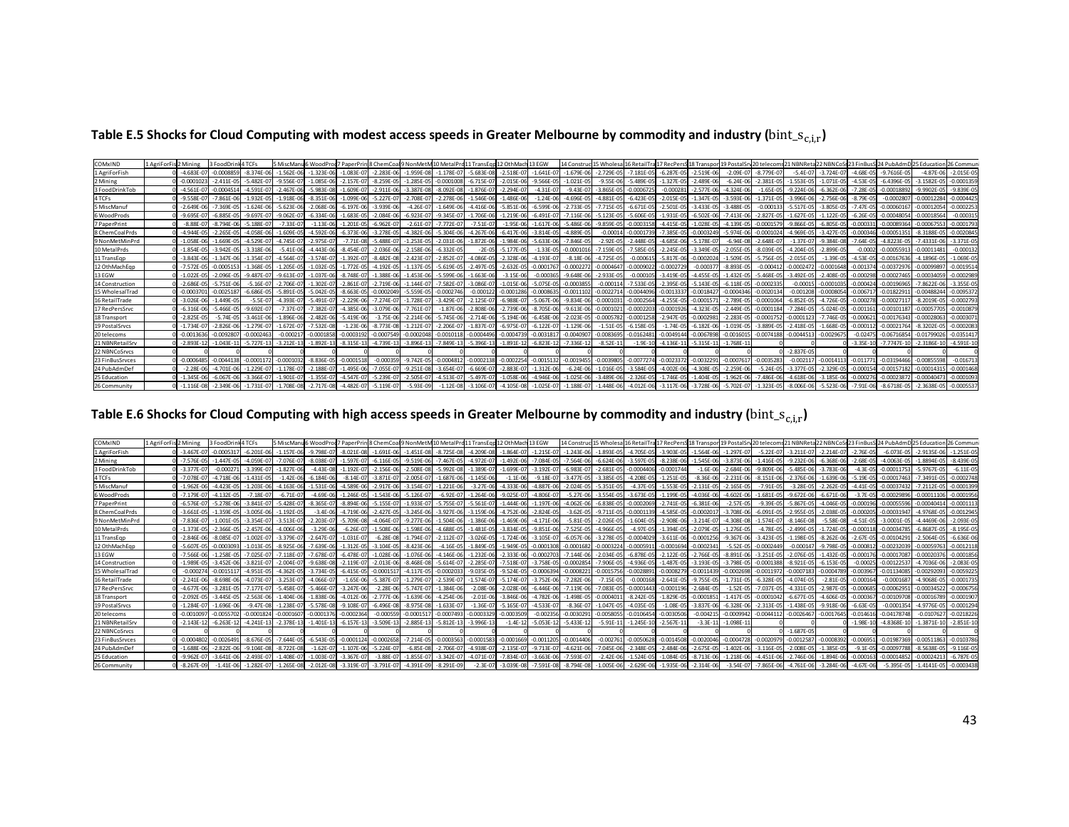**Table E.5 Shocks for Cloud Computing with modest access speeds in Greater Melbourne by commodity and industry ($\text{bint\_s}_{c,i,r}$)**

| COMxIND | 1 AgriForFis | 2 Mining | 3 FoodDrink | 4 TCFs | 5 MiscManu | 6 WoodProd | 7 PaperPrin | 8 ChemCoa | 9 NonMetM | 10 MetalPrd | 11 TransEqp | 12 OthMach | 13 EGW | 14 Construc | 15 Wholesa | 16 RetailTra | 17 RecPersS | 18 Transpor | 19 PostalSrv | 20 telecoms | 21 NBNReta | 22 NBNCoS | 23 FinBusS | 24 PubAdmD | 25 Education | 26 Communi |
|---|---|---|---|---|---|---|---|---|---|---|---|---|---|---|---|---|---|---|---|---|---|---|---|---|---|---|
| 1 AgriForFish | 0 | -4.683E-07 | -0.0008859 | -8.374E-06 | -1.562E-06 | -1.323E-06 | -1.083E-07 | -2.283E-06 | -1.959E-08 | -1.178E-07 | -5.683E-08 | -2.518E-07 | -1.641E-07 | -1.679E-06 | -2.729E-05 | -7.181E-05 | -6.287E-05 | -2.519E-06 | -2.09E-07 | -8.779E-07 | -5.4E-07 | -3.724E-07 | -4.68E-05 | -9.7616E-05 | -4.87E-06 | -2.015E-05 |
| 2 Mining | 0 | -0.0001023 | -2.411E-05 | -5.482E-07 | -9.556E-07 | -1.085E-06 | -2.157E-07 | -8.259E-05 | -1.285E-05 | -0.0001008 | -6.715E-07 | -2.015E-06 | -9.566E-05 | -1.021E-05 | -9.55E-06 | -5.489E-05 | -1.327E-05 | -2.489E-06 | -6.24E-06 | -2.381E-05 | -1.553E-05 | -1.071E-05 | -4.53E-05 | -6.4396E-05 | -3.1582E-05 | -0.0001359 |
| 3 FoodDrinkTob | 0 | -4.561E-07 | -0.0004514 | -4.591E-07 | -2.467E-06 | -5.983E-08 | -1.609E-07 | -2.911E-06 | -3.387E-08 | -8.092E-08 | -1.876E-07 | -2.294E-07 | -4.31E-07 | -9.43E-07 | -3.865E-05 | -0.0006725 | -0.000281 | -2.577E-06 | -4.324E-06 | -1.65E-05 | -9.224E-06 | -6.362E-06 | -7.28E-05 | -0.00018892 | -9.9902E-05 | -9.839E-05 |
| 4 TCFs | 0 | -9.558E-07 | -7.861E-06 | -1.932E-05 | -1.918E-06 | -8.351E-06 | -1.099E-06 | -5.227E-07 | -2.708E-07 | -2.278E-06 | -1.546E-06 | -1.486E-06 | -1.24E-06 | -4.696E-05 | -4.881E-05 | -6.423E-05 | -2.015E-05 | -1.347E-05 | -3.593E-06 | -1.371E-05 | -3.996E-06 | -2.756E-06 | -8.79E-05 | -0.0002807 | -0.00012284 | -0.0004425 |
| 5 MiscManuf | 0 | -2.649E-06 | -7.369E-05 | -1.624E-06 | -5.623E-06 | -2.068E-06 | -6.197E-06 | -3.939E-06 | -4.26E-07 | -1.649E-06 | -4.416E-06 | -5.851E-06 | -6.599E-06 | -2.733E-05 | -7.715E-05 | -6.671E-05 | -2.501E-05 | -3.433E-05 | -3.488E-05 | -0.000133 | -5.517E-05 | -3.805E-05 | -7.47E-05 | -0.00060167 | -0.00012054 | -0.0002253 |
| 6 WoodProds | 0 | -9.695E-07 | -6.885E-05 | -9.697E-07 | -9.062E-07 | -6.334E-06 | -1.683E-05 | -2.084E-06 | -6.923E-07 | -9.345E-07 | -1.706E-06 | -1.219E-06 | -6.491E-07 | -7.116E-06 | -5.123E-05 | -5.606E-05 | -1.931E-05 | -6.502E-06 | -7.413E-06 | -2.827E-05 | -1.627E-05 | -1.122E-05 | -6.26E-05 | -0.00048054 | -0.00018564 | -0.000315 |
| 7 PaperPrint | 0 | -8.88E-07 | -8.794E-06 | -5.188E-07 | -7.33E-07 | -1.13E-06 | -1.201E-05 | -6.962E-07 | -2.61E-07 | -7.772E-07 | -7.51E-07 | -1.95E-06 | -1.617E-06 | -5.486E-06 | -9.859E-05 | -0.0003158 | -4.415E-05 | -1.028E-05 | -4.139E-05 | -0.0001579 | -9.866E-05 | -6.805E-05 | -0.000331 | -0.00089364 | -0.00067553 | -0.0001793 |
| 8 ChemCoalPrds | 0 | -4.944E-05 | -2.265E-05 | -4.058E-06 | -1.609E-05 | -4.592E-06 | -6.373E-06 | -3.278E-05 | -4.382E-06 | -5.304E-06 | -4.267E-06 | -6.417E-06 | -3.814E-05 | -4.889E-05 | -0.00014 | -0.0001739 | -7.385E-05 | -0.0003249 | -5.974E-06 | -0.0001024 | -4.969E-05 | -3.427E-05 | -0.000346 | -0.00051351 | -8.3188E-05 | -0.0020845 |
| 9 NonMetMinPrd | 0 | -1.058E-06 | -1.669E-05 | -4.529E-07 | -4.745E-07 | -2.975E-07 | -7.71E-08 | -5.488E-07 | -1.253E-05 | -2.031E-06 | -1.872E-06 | -1.984E-06 | -5.633E-06 | -7.846E-05 | -2.92E-05 | -2.448E-05 | -4.685E-06 | -5.178E-07 | -6.94E-08 | -2.648E-07 | -1.37E-07 | -9.384E-08 | -7.64E-05 | -4.8223E-05 | -7.4331E-06 | -3.371E-05 |
| 10 MetalPrds | 0 | -1.854E-05 | -3.942E-05 | -3.318E-06 | -5.41E-06 | -4.443E-06 | -8.454E-07 | -2.036E-06 | -2.158E-06 | -6.332E-05 | -2E-05 | -5.177E-05 | -1.33E-05 | -0.0001016 | -7.159E-05 | -7.585E-05 | -2.245E-05 | -3.349E-05 | -2.055E-05 | -8.039E-05 | -4.204E-05 | -2.899E-05 | -0.0002 | -0.00055913 | -0.00011481 | -0.000132 |
| 11 TransEqp | 0 | -3.843E-06 | -1.347E-06 | -1.354E-07 | -4.564E-07 | -3.574E-07 | -1.392E-07 | -8.482E-08 | -2.423E-07 | -2.852E-07 | -4.086E-05 | -2.328E-06 | -4.193E-07 | -8.18E-06 | -4.725E-05 | -0.000615 | -5.817E-06 | -0.0002024 | -1.509E-05 | -5.756E-05 | -2.015E-05 | -1.39E-05 | -4.53E-05 | -0.00167636 | -4.1896E-05 | -1.069E-05 |
| 12 OthMachEqp | 0 | -7.572E-05 | -0.0005153 | -1.368E-05 | -1.205E-05 | -1.032E-05 | -1.772E-05 | -4.192E-05 | -1.137E-05 | -5.619E-05 | -2.497E-05 | -2.632E-05 | -0.0001767 | -0.0002272 | -0.0004647 | -0.0009022 | -0.0002729 | -0.000377 | -8.893E-05 | -0.000412 | -0.0002472 | -0.0001648 | -0.001374 | -0.00372976 | -0.00099897 | -0.0019514 |
| 13 EGW | 0 | -1.022E-05 | -2.096E-05 | -9.487E-07 | -9.613E-07 | -1.037E-06 | -8.748E-07 | -1.388E-06 | -1.453E-06 | -5.599E-06 | -1.663E-06 | -3.15E-06 | -0.000365 | -9.648E-06 | -2.933E-05 | -0.000105 | -3.419E-05 | -4.455E-05 | -1.432E-05 | -5.468E-05 | -3.492E-05 | -2.408E-05 | -0.000298 | -0.00027465 | -0.00034059 | -0.0002989 |
| 14 Construction | 0 | -2.686E-05 | -5.751E-06 | -5.16E-07 | -2.706E-07 | -1.302E-07 | -2.861E-07 | -2.719E-06 | -1.144E-07 | -7.582E-07 | -3.086E-07 | -1.015E-06 | -5.075E-05 | -0.0003855 | -0.000114 | -7.533E-05 | -2.395E-05 | -5.143E-05 | -6.118E-05 | -0.0002335 | -0.00015 | -0.0001035 | -0.000424 | -0.00196965 | -7.8622E-06 | -3.355E-05 |
| 15 WholesalTrad | 0 | -0.0003701 | -0.0025187 | -6.686E-05 | -5.891E-05 | -5.042E-05 | -8.663E-05 | -0.0002049 | -5.559E-05 | -0.0002746 | -0.000122 | -0.0001286 | -0.0008635 | -0.0011102 | -0.0022714 | -0.0044096 | -0.0013337 | -0.0018427 | -0.0004346 | -0.0020134 | -0.001208 | -0.0008054 | -0.006717 | -0.01822911 | -0.00488244 | -0.0095372 |
| 16 RetailTrade | 0 | -3.026E-06 | -1.449E-05 | -5.5E-07 | -4.393E-07 | -5.491E-07 | -2.229E-06 | -7.274E-07 | -1.728E-07 | -3.429E-07 | -2.125E-07 | -6.988E-07 | -5.067E-06 | -9.834E-06 | -0.0001031 | -0.0002564 | -4.255E-05 | -0.0001571 | -2.789E-05 | -0.0001064 | -6.852E-05 | -4.726E-05 | -0.000278 | -0.00027117 | -8.2019E-05 | -0.0002793 |
| 17 RecPersSrvc | 0 | -6.316E-06 | -5.466E-05 | -9.692E-07 | -7.37E-07 | -7.382E-07 | -4.385E-06 | -3.079E-06 | -7.761E-07 | -1.87E-06 | -2.808E-06 | -2.739E-06 | -8.705E-06 | -9.613E-06 | -0.0001021 | -0.0002203 | -0.0001926 | -4.323E-05 | -2.449E-05 | -0.0001184 | -7.284E-05 | -5.024E-05 | -0.001161 | -0.00101187 | -0.00057705 | -0.0010879 |
| 18 Transport | 0 | -2.825E-05 | -5.74E-05 | -3.461E-06 | -1.896E-06 | -2.482E-06 | -5.419E-06 | -3.75E-06 | -2.214E-06 | -5.745E-06 | -2.714E-06 | -5.194E-06 | -6.458E-06 | -2.023E-05 | -0.0005782 | -0.0001258 | -2.947E-05 | -0.0002981 | -2.283E-05 | -0.0001752 | -0.0001123 | -7.746E-05 | -0.000621 | -0.00176343 | -0.00028063 | -0.0003071 |
| 19 PostalSrvcs | 0 | -1.734E-07 | -2.826E-06 | -1.279E-07 | -1.672E-07 | -7.532E-08 | -1.23E-06 | -8.773E-08 | -1.212E-07 | -2.206E-07 | -1.837E-07 | -6.975E-07 | -6.122E-07 | -1.129E-06 | -1.51E-05 | -6.158E-05 | -1.74E-05 | -6.182E-06 | -1.019E-05 | -3.889E-05 | -2.418E-05 | -1.668E-05 | -0.000112 | -0.00021764 | -8.3202E-05 | -0.0002083 |
| 20 telecoms | 0 | -0.0013636 | -0.0092807 | -0.0002463 | -0.0002217 | -0.0001858 | -0.0003192 | -0.0007549 | -0.0002048 | -0.0010118 | -0.0004496 | -0.0004739 | -0.0031817 | -0.0040907 | -0.0083695 | -0.0162481 | -0.0049144 | -0.0067898 | -0.0016015 | -0.0074188 | -0.0044513 | -0.0029675 | -0.02475 | -0.06716854 | -0.01799026 | -0.0351417 |
| 21 NBNRetailSrv | 0 | -2.893E-12 | -1.043E-11 | -5.727E-13 | -3.212E-13 | -1.892E-13 | -8.315E-13 | -4.739E-13 | -3.896E-13 | -7.849E-13 | -5.396E-13 | -1.891E-12 | -6.823E-12 | -7.336E-12 | -8.52E-11 | -1.9E-10 | -4.136E-11 | -5.315E-11 | -1.768E-11 | 0 | 0 | 0 | -3.35E-10 | -7.7747E-10 | -2.3186E-10 | -4.591E-10 |
| 22 NBNCoSrvcs | 0 | 0 | 0 | 0 | 0 | 0 | 0 | 0 | 0 | 0 | 0 | 0 | 0 | 0 | 0 | 0 | 0 | 0 | 0 | 0 | -2.837E-05 | 0 | 0 | 0 | 0 | 0 |
| 23 FinBusSrvces | 0 | -0.0006485 | -0.0044138 | -0.0001172 | -0.0001032 | -8.836E-05 | -0.0001518 | -0.000359 | -9.742E-05 | -0.0004812 | -0.0002138 | -0.0002254 | -0.0015132 | -0.0019455 | -0.0039805 | -0.0077274 | -0.0023372 | -0.0032291 | -0.0007617 | -0.0035283 | -0.002117 | -0.0014113 | -0.011771 | -0.03194466 | -0.00855598 | -0.016713 |
| 24 PubAdmDef | 0 | -2.28E-06 | -4.701E-06 | -1.229E-07 | -1.178E-07 | -2.188E-07 | -1.495E-06 | -7.055E-07 | -9.251E-08 | -3.654E-07 | -6.669E-07 | -2.883E-07 | -1.312E-06 | -6.24E-06 | -1.016E-05 | -3.584E-05 | -4.002E-06 | -4.308E-05 | -2.259E-06 | -5.24E-05 | -3.377E-05 | -2.329E-05 | -0.000154 | -0.00157182 | -0.00014315 | -0.0001468 |
| 25 Education | 0 | -1.345E-06 | -6.067E-06 | -3.666E-07 | -1.901E-07 | -1.355E-07 | -4.547E-07 | -5.239E-07 | -2.505E-07 | -4.513E-07 | -5.497E-07 | -1.058E-06 | -4.946E-06 | -1.025E-06 | -3.489E-06 | -2.326E-05 | -1.746E-05 | -1.404E-05 | -1.962E-06 | -4.618E-06 | -3.185E-06 | -0.000276 | -0.00023872 | -0.00040473 | -0.0001093 | |
| 26 Community | 0 | -1.116E-08 | -2.349E-06 | -1.731E-07 | -1.708E-08 | -2.717E-08 | -4.482E-07 | -5.119E-07 | -5.93E-09 | -1.12E-08 | -3.106E-07 | -4.105E-08 | -1.025E-07 | -1.188E-07 | -1.448E-06 | -4.012E-06 | -3.117E-06 | -3.728E-06 | -5.702E-07 | -1.323E-05 | -8.006E-06 | -5.523E-06 | -7.91E-06 | -8.6718E-05 | -2.3638E-05 | -0.0005537 |

**Table E.6 Shocks for Cloud Computing with high access speeds in Greater Melbourne by commodity and industry ($\text{bint\_s}_{c,i,r}$)**

| COMxIND | 1 AgriForFis | 2 Mining | 3 FoodDrink | 4 TCFs | 5 MiscManu | 6 WoodProd | 7 PaperPrin | 8 ChemCoa | 9 NonMetM | 10 MetalPrd | 11 TransEqp | 12 OthMach | 13 EGW | 14 Construc | 15 Wholesa | 16 RetailTra | 17 RecPersS | 18 Transpor | 19 PostalSrv | 20 telecoms | 21 NBNReta | 22 NBNCoS | 23 FinBusS | 24 PubAdmD | 25 Education | 26 Communi |
|---|---|---|---|---|---|---|---|---|---|---|---|---|---|---|---|---|---|---|---|---|---|---|---|---|---|---|
| 1 AgriForFish | 0 | -3.467E-07 | -0.0005317 | -6.201E-06 | -1.157E-06 | -9.798E-07 | -8.021E-08 | -1.691E-06 | -1.451E-08 | -8.725E-08 | -4.209E-08 | -1.864E-07 | -1.215E-07 | -1.243E-06 | -1.893E-05 | -4.705E-05 | -3.903E-05 | -1.564E-06 | -1.297E-07 | -5.22E-07 | -3.211E-07 | -2.214E-07 | -2.76E-05 | -6.073E-05 | -2.9135E-06 | -1.251E-05 |
| 2 Mining | 0 | -7.576E-05 | -1.447E-05 | -4.059E-07 | -7.076E-07 | -8.038E-07 | -1.597E-07 | -6.116E-05 | -9.519E-06 | -7.467E-05 | -4.972E-07 | -1.492E-06 | -7.084E-05 | -7.564E-06 | -6.624E-06 | -3.597E-05 | -8.238E-06 | -1.545E-06 | -3.873E-06 | -1.416E-05 | -9.232E-06 | -6.368E-06 | -2.68E-05 | -4.0063E-05 | -1.8894E-05 | -8.439E-05 |
| 3 FoodDrinkTob | 0 | -3.377E-07 | -0.000271 | -3.399E-07 | -1.827E-06 | -4.43E-08 | -1.192E-07 | -2.156E-06 | -2.508E-08 | -5.992E-08 | -1.389E-07 | -1.699E-07 | -3.192E-07 | -6.983E-07 | -2.681E-05 | -0.0004406 | -0.0001744 | -1.6E-06 | -2.684E-06 | -9.809E-06 | -5.485E-06 | -3.783E-06 | -4.3E-05 | -0.00011753 | -5.9767E-05 | -6.11E-05 |
| 4 TCFs | 0 | -7.078E-07 | -4.718E-06 | -1.431E-05 | -1.42E-06 | -6.184E-06 | -8.14E-07 | -3.871E-07 | -2.005E-07 | -1.687E-06 | -1.145E-06 | -1.1E-06 | -9.18E-07 | -3.477E-05 | -3.385E-05 | -4.208E-05 | -1.251E-05 | -8.36E-06 | -2.231E-06 | -8.151E-06 | -2.376E-06 | -1.639E-06 | -5.19E-05 | -0.00017463 | -7.3491E-05 | -0.0002748 |
| 5 MiscManuf | 0 | -1.962E-06 | -4.423E-05 | -1.203E-06 | -4.163E-06 | -1.531E-06 | -4.589E-06 | -2.917E-06 | -3.154E-07 | -1.221E-06 | -3.27E-06 | -4.333E-06 | -4.887E-06 | -2.024E-05 | -5.351E-05 | -4.37E-05 | -1.553E-05 | -2.131E-05 | -2.165E-05 | -7.91E-05 | -3.28E-05 | -2.262E-05 | -4.41E-05 | -0.00037432 | -7.2112E-05 | -0.0001399 |
| 6 WoodProds | 0 | -7.179E-07 | -4.132E-05 | -7.18E-07 | -6.71E-07 | -4.69E-06 | -1.246E-05 | -1.543E-06 | -5.126E-07 | -6.92E-07 | -1.264E-06 | -9.025E-07 | -4.806E-07 | -5.27E-06 | -3.554E-05 | -3.673E-05 | -1.199E-05 | -4.036E-06 | -4.602E-06 | -1.681E-05 | -9.672E-06 | -6.671E-06 | -3.7E-05 | -0.00029896 | -0.00011106 | -0.0001956 |
| 7 PaperPrint | 0 | -6.576E-07 | -5.278E-06 | -3.841E-07 | -5.428E-07 | -8.365E-07 | -8.894E-06 | -5.155E-07 | -1.933E-07 | -5.755E-07 | -5.561E-07 | -1.444E-06 | -1.197E-06 | -4.062E-06 | -6.838E-05 | -0.0002069 | -2.741E-05 | -6.381E-06 | -2.57E-05 | -9.39E-05 | -5.867E-05 | -4.046E-05 | -0.000196 | -0.00055596 | -0.00040414 | -0.0001113 |
| 8 ChemCoalPrds | 0 | -3.661E-05 | -1.359E-05 | -3.005E-06 | -1.192E-05 | -3.4E-06 | -4.719E-06 | -2.427E-05 | -3.245E-06 | -3.927E-06 | -3.159E-06 | -4.752E-06 | -2.824E-05 | -3.62E-05 | -9.711E-05 | -0.0001139 | -4.585E-05 | -0.0002017 | -3.708E-06 | -6.091E-05 | -2.955E-05 | -2.038E-05 | -0.000205 | -0.00031947 | -4.9768E-05 | -0.0012945 |
| 9 NonMetMinPrd | 0 | -7.836E-07 | -1.001E-05 | -3.354E-07 | -3.513E-07 | -2.203E-07 | -5.709E-08 | -4.064E-07 | -9.277E-06 | -1.504E-06 | -1.386E-06 | -1.469E-06 | -4.171E-06 | -5.81E-05 | -2.026E-05 | -1.604E-05 | -2.908E-06 | -3.214E-07 | -4.308E-08 | -1.574E-07 | -8.146E-08 | -5.58E-08 | -4.51E-05 | -3.0001E-05 | -4.4469E-06 | -2.093E-05 |
| 10 MetalPrds | 0 | -1.373E-05 | -2.366E-05 | -2.457E-06 | -4.006E-06 | -3.29E-06 | -6.26E-07 | -1.508E-06 | -1.598E-06 | -4.688E-05 | -1.481E-05 | -3.834E-05 | -9.851E-06 | -7.525E-05 | -4.966E-05 | -4.97E-05 | -1.394E-05 | -2.079E-05 | -1.276E-05 | -4.78E-05 | -2.499E-05 | -1.724E-05 | -0.000118 | -0.00034785 | -6.8687E-05 | -8.195E-05 |
| 11 TransEqp | 0 | -2.846E-06 | -8.085E-07 | -1.002E-07 | -3.379E-07 | -2.647E-07 | -1.031E-07 | -6.28E-08 | -1.794E-07 | -2.112E-07 | -3.026E-05 | -1.724E-06 | -3.105E-07 | -6.057E-06 | -3.278E-05 | -0.0004029 | -3.611E-06 | -0.0001256 | -9.367E-06 | -3.423E-05 | -1.198E-05 | -8.262E-06 | -2.67E-05 | -0.00104291 | -2.5064E-05 | -6.636E-06 |
| 12 OthMachEqp | 0 | -5.607E-05 | -0.0003093 | -1.013E-05 | -8.925E-06 | -7.639E-06 | -1.312E-05 | -3.104E-05 | -8.423E-06 | -4.16E-05 | -1.849E-05 | -1.949E-05 | -0.0001308 | -0.0001682 | -0.0003224 | -0.0005911 | -0.0001694 | -0.0002341 | -5.52E-05 | -0.0002449 | -0.000147 | -9.798E-05 | -0.000812 | -0.00232039 | -0.00059763 | -0.0012118 |
| 13 EGW | 0 | -7.566E-06 | -1.258E-05 | -7.025E-07 | -7.118E-07 | -7.678E-07 | -6.478E-07 | -1.028E-06 | -1.076E-06 | -4.146E-06 | -1.232E-06 | -2.333E-06 | -0.0002703 | -7.144E-06 | -2.034E-05 | -6.878E-05 | -2.122E-05 | -2.766E-05 | -8.891E-06 | -3.251E-05 | -2.076E-05 | -1.432E-05 | -0.000176 | -0.00017087 | -0.00020376 | -0.0001856 |
| 14 Construction | 0 | -1.989E-05 | -3.452E-06 | -3.821E-07 | -2.004E-07 | -9.638E-08 | -2.119E-07 | -2.013E-06 | -8.468E-08 | -5.614E-07 | -2.285E-07 | -7.518E-07 | -3.758E-05 | -0.0002854 | -7.906E-05 | -4.936E-05 | -1.487E-05 | -3.193E-05 | -3.798E-05 | -0.0001388 | -8.921E-05 | -6.153E-05 | -0.00025 | -0.00122537 | -4.7036E-06 | -2.083E-05 |
| 15 WholesalTrad | 0 | -0.000274 | -0.0015117 | -4.951E-05 | -4.362E-05 | -3.734E-05 | -6.415E-05 | -0.0001517 | -4.117E-05 | -0.0002033 | -9.035E-05 | -9.524E-05 | -0.0006394 | -0.0008221 | -0.0015756 | -0.0028891 | -0.0008279 | -0.0011439 | -0.0002698 | -0.0011972 | -0.0007183 | -0.0004789 | -0.003967 | -0.01134085 | -0.00292093 | -0.0059225 |
| 16 RetailTrade | 0 | -2.241E-06 | -8.698E-06 | -4.073E-07 | -3.253E-07 | -4.066E-07 | -1.65E-06 | -5.387E-07 | -1.279E-07 | -2.539E-07 | -1.574E-07 | -5.174E-07 | -3.752E-06 | -7.282E-06 | -7.15E-05 | -0.000168 | -2.641E-05 | -9.755E-05 | -1.731E-05 | -6.328E-05 | -4.074E-05 | -2.81E-05 | -0.000164 | -0.0001687 | -4.9068E-05 | -0.0001735 |
| 17 RecPersSrvc | 0 | -4.677E-06 | -3.281E-05 | -7.177E-07 | -5.458E-07 | -5.466E-07 | -3.247E-06 | -2.28E-06 | -5.747E-07 | -1.384E-06 | -2.08E-06 | -2.028E-06 | -6.446E-06 | -7.119E-06 | -7.083E-05 | -0.0001443 | -0.0001196 | -2.684E-05 | -1.52E-05 | -7.037E-05 | -4.331E-05 | -2.987E-05 | -0.000685 | -0.00062951 | -0.00034522 | -0.0006756 |
| 18 Transport | 0 | -2.092E-05 | -3.445E-05 | -2.563E-06 | -1.404E-06 | -1.838E-06 | -4.012E-06 | -2.777E-06 | -1.639E-06 | -4.254E-06 | -2.01E-06 | -3.846E-06 | -4.782E-06 | -1.498E-05 | -0.0004011 | -8.242E-05 | -1.829E-05 | -0.0001851 | -1.417E-05 | -0.0001042 | -6.677E-05 | -4.606E-05 | -0.000367 | -0.00109708 | -0.00016789 | -0.0001907 |
| 19 PostalSrvcs | 0 | -1.284E-07 | -1.696E-06 | -9.47E-08 | -1.238E-07 | -5.578E-08 | -9.108E-07 | -6.496E-08 | -8.975E-08 | -1.633E-07 | -1.36E-07 | -5.165E-07 | -4.533E-07 | -8.36E-07 | -1.047E-05 | -4.035E-05 | -1.08E-05 | -3.837E-06 | -6.328E-06 | -2.313E-05 | -1.438E-05 | -9.918E-06 | -6.63E-05 | -0.0001354 | -4.9776E-05 | -0.0001294 |
| 20 telecoms | 0 | -0.0010097 | -0.0055702 | -0.0001824 | -0.0001607 | -0.0001376 | -0.0002364 | -0.000559 | -0.0001517 | -0.0007493 | -0.0003329 | -0.0003509 | -0.002356 | -0.0030291 | -0.0058055 | -0.0106454 | -0.0030506 | -0.004215 | -0.0009942 | -0.0044112 | -0.0026467 | -0.0017645 | -0.014616 | -0.04178748 | -0.0107627 | -0.0218226 |
| 21 NBNRetailSrv | 0 | -2.143E-12 | -6.263E-12 | -4.241E-13 | -2.378E-13 | -1.401E-13 | -6.157E-13 | -3.509E-13 | -2.885E-13 | -5.812E-13 | -3.996E-13 | -1.4E-12 | -5.053E-12 | -5.433E-12 | -5.91E-11 | -1.245E-10 | -2.567E-11 | -3.3E-11 | -1.098E-11 | 0 | 0 | 0 | -1.98E-10 | -4.8368E-10 | -1.3871E-10 | -2.851E-10 |
| 22 NBNCoSrvcs | 0 | 0 | 0 | 0 | 0 | 0 | 0 | 0 | 0 | 0 | 0 | 0 | 0 | 0 | 0 | 0 | 0 | 0 | 0 | 0 | -1.687E-05 | 0 | 0 | 0 | 0 | 0 |
| 23 FinBusSrvces | 0 | -0.0004802 | -0.0026491 | -8.676E-05 | -7.644E-05 | -6.543E-05 | -0.0001124 | -0.0002658 | -7.214E-05 | -0.0003563 | -0.0001583 | -0.0001669 | -0.0011205 | -0.0014406 | -0.002761 | -0.0050628 | -0.0014508 | -0.0020046 | -0.0004728 | -0.0020979 | -0.0012587 | -0.0008392 | -0.006951 | -0.01987369 | -0.00511863 | -0.0103786 |
| 24 PubAdmDef | 0 | -1.688E-06 | -2.822E-06 | -9.104E-08 | -8.722E-08 | -1.62E-07 | -1.107E-06 | -5.224E-07 | -6.85E-08 | -2.706E-07 | -4.938E-07 | -2.135E-07 | -9.713E-07 | -4.621E-06 | -7.045E-06 | -2.348E-05 | -2.484E-06 | -2.675E-05 | -1.402E-06 | -3.116E-05 | -2.008E-05 | -1.385E-05 | -9.1E-05 | -0.00097788 | -8.5638E-05 | -9.116E-05 |
| 25 Education | 0 | -9.962E-07 | -3.641E-06 | -2.493E-07 | -1.408E-07 | -1.003E-07 | -3.367E-07 | -3.88E-07 | -1.855E-07 | -3.342E-07 | -4.071E-07 | -7.834E-07 | -3.663E-06 | -7.593E-07 | -2.42E-06 | -1.524E-05 | -1.084E-05 | -8.713E-06 | -1.218E-06 | -4.451E-06 | -2.746E-06 | -1.894E-06 | -0.000163 | -0.00014852 | -0.00024213 | -6.787E-05 |
| 26 Community | 0 | -8.267E-09 | -1.41E-06 | -1.282E-07 | -1.265E-08 | -2.012E-08 | -3.319E-07 | -3.791E-07 | -4.391E-09 | -8.291E-09 | -2.3E-07 | -3.039E-08 | -7.591E-08 | -8.794E-08 | -1.005E-06 | -2.629E-06 | -1.935E-06 | -2.314E-06 | -3.54E-07 | -7.865E-06 | -4.761E-06 | -3.284E-06 | -4.67E-06 | -5.395E-05 | -1.4141E-05 | -0.0003438 |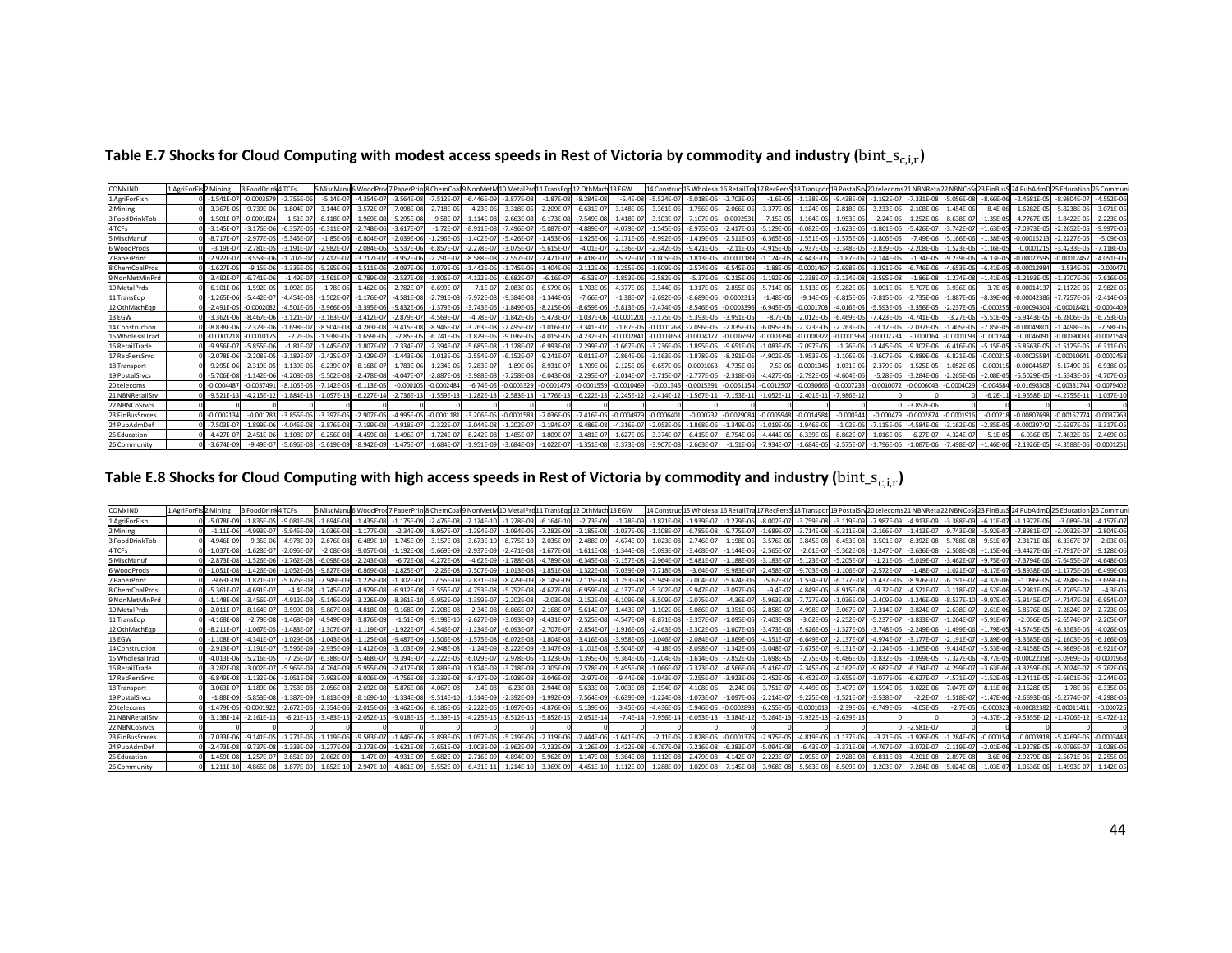## Table E.7 Shocks for Cloud Computing with modest access speeds in Rest of Victoria by commodity and industry ($\text{bint\_s}_{c,i,r}$)

| COMxIND | 1 AgriForFis | 2 Mining | 3 FoodDrink | 4 TCFs | 5 MiscManu | 6 WoodProd | 7 PaperPrin | 8 ChemCoal | 9 NonMetM | 10 MetalPrd | 11 TransEqp | 12 OthMach | 13 EGW | 14 Construc | 15 Wholesal | 16 RetailTra | 17 RecPersS | 18 Transpor | 19 PostalSrv | 20 telecoms | 21 NBNReta | 22 NBNCoS | 23 FinBusS | 24 PubAdmD | 25 Education | 26 Communi |
|---|---|---|---|---|---|---|---|---|---|---|---|---|---|---|---|---|---|---|---|---|---|---|---|---|---|---|
| 1 AgriForFish | 0 | -1.541E-07 | -0.0003579 | -2.755E-06 | -5.14E-07 | -4.354E-07 | -3.564E-08 | -7.512E-07 | -6.446E-09 | -3.877E-08 | -1.87E-08 | -8.284E-08 | -5.4E-08 | -5.524E-07 | -5.018E-06 | -2.703E-05 | -1.6E-05 | -1.138E-06 | -9.438E-08 | -1.192E-07 | -7.331E-08 | -5.056E-08 | -8.66E-06 | -2.4681E-05 | -8.9804E-07 | -4.552E-06 |
| 2 Mining | 0 | -3.367E-05 | -9.739E-06 | -1.804E-07 | -3.144E-07 | -3.572E-07 | -7.098E-08 | -2.718E-05 | -4.23E-06 | -3.318E-05 | -2.209E-07 | -6.631E-07 | -3.148E-05 | -3.361E-06 | -1.756E-06 | -2.066E-05 | -3.377E-06 | -1.124E-06 | -2.818E-06 | -3.233E-06 | -2.108E-06 | -1.454E-06 | -8.4E-06 | -1.6282E-05 | -5.8238E-06 | -3.071E-05 |
| 3 FoodDrinkTob | 0 | -1.501E-07 | -0.0001824 | -1.51E-07 | -8.118E-07 | -1.969E-08 | -5.295E-08 | -9.58E-07 | -1.114E-08 | -2.663E-08 | -6.173E-08 | -7.549E-08 | -1.418E-07 | -3.103E-07 | -7.107E-06 | -0.0002531 | -7.15E-05 | -1.164E-06 | -1.953E-06 | -2.24E-06 | -1.252E-06 | -8.638E-07 | -1.35E-05 | -4.7767E-05 | -1.8422E-05 | -2.223E-05 |
| 4 TCFs | 0 | -3.145E-07 | -3.176E-06 | -6.357E-06 | -6.311E-07 | -2.748E-06 | -3.617E-07 | -1.72E-07 | -8.911E-08 | -7.496E-07 | -5.087E-07 | -4.889E-07 | -4.079E-07 | -1.545E-05 | -8.975E-06 | -2.417E-05 | -5.129E-06 | -6.082E-06 | -1.623E-06 | -1.861E-06 | -5.426E-07 | -3.742E-07 | -1.63E-05 | -7.0973E-05 | -2.2652E-05 | -9.997E-05 |
| 5 MiscManuf | 0 | -8.717E-07 | -2.977E-05 | -5.345E-07 | -1.85E-06 | -6.804E-07 | -2.039E-06 | -1.296E-06 | -1.402E-07 | -5.426E-07 | -1.453E-06 | -1.925E-06 | -2.171E-06 | -8.992E-06 | -1.419E-05 | -2.511E-05 | -6.365E-06 | -1.551E-05 | -1.575E-05 | -1.806E-05 | -7.49E-06 | -5.166E-06 | -1.38E-05 | -0.00015213 | -2.2227E-05 | -5.09E-05 |
| 6 WoodProds | 0 | -3.19E-07 | -2.781E-05 | -3.191E-07 | -2.982E-07 | -2.084E-06 | -5.537E-06 | -6.857E-07 | -2.278E-07 | -3.075E-07 | -5.615E-07 | -4.01E-07 | -2.136E-07 | -2.342E-06 | -9.421E-06 | -2.11E-05 | -4.915E-06 | -2.937E-06 | -3.348E-06 | -3.839E-06 | -2.208E-06 | -1.523E-06 | -1.16E-05 | -0.0001215 | -3.4233E-05 | -7.118E-05 |
| 7 PaperPrint | 0 | -2.922E-07 | -3.553E-06 | -1.707E-07 | -2.412E-07 | -3.717E-07 | -3.952E-06 | -2.291E-07 | -8.588E-08 | -2.557E-07 | -2.471E-07 | -6.418E-07 | -5.32E-07 | -1.805E-06 | -1.813E-05 | -0.0001189 | -1.124E-05 | -4.643E-06 | -1.87E-05 | -2.144E-05 | -1.34E-05 | -9.239E-06 | -6.13E-05 | -0.00022595 | -0.00012457 | -4.051E-05 |
| 8 ChemCoalPrds | 0 | -1.627E-05 | -9.15E-06 | -1.335E-06 | -5.295E-06 | -1.511E-06 | -2.097E-06 | -1.079E-05 | -1.442E-06 | -1.745E-06 | -1.404E-06 | -2.112E-06 | -1.255E-05 | -1.609E-05 | -2.574E-05 | -6.545E-05 | -1.88E-05 | -0.0001467 | -2.698E-06 | -1.391E-05 | -6.746E-06 | -4.653E-06 | -6.41E-05 | -0.00012984 | -1.534E-05 | -0.000471 |
| 9 NonMetMinPrd | 0 | -3.482E-07 | -6.741E-06 | -1.49E-07 | -1.561E-07 | -9.789E-08 | -2.537E-08 | -1.806E-07 | -4.122E-06 | -6.682E-07 | -6.16E-07 | -6.53E-07 | -1.853E-06 | -2.582E-05 | -5.37E-06 | -9.215E-06 | -1.192E-06 | -2.338E-07 | -3.134E-08 | -3.595E-08 | -1.86E-08 | -1.274E-08 | -1.41E-05 | -1.2193E-05 | -1.3707E-06 | -7.616E-06 |
| 10 MetalPrds | 0 | -6.101E-06 | -1.592E-05 | -1.092E-06 | -1.78E-06 | -1.462E-06 | -2.782E-07 | -6.699E-07 | -7.1E-07 | -2.083E-05 | -6.579E-06 | -1.703E-05 | -4.377E-06 | -3.344E-05 | -1.317E-05 | -2.855E-05 | -5.714E-06 | -1.513E-05 | -9.282E-06 | -1.091E-05 | -5.707E-06 | -3.936E-06 | -3.7E-05 | -0.00014137 | -2.1172E-05 | -2.982E-05 |
| 11 TransEqp | 0 | -1.265E-06 | -5.442E-07 | -4.454E-08 | -1.502E-07 | -1.176E-07 | -4.581E-08 | -2.791E-08 | -7.972E-08 | -9.384E-08 | -1.344E-05 | -7.66E-07 | -1.38E-07 | -2.692E-06 | -8.689E-06 | -0.0002315 | -1.48E-06 | -9.14E-05 | -6.815E-06 | -7.815E-06 | -2.735E-06 | -1.887E-06 | -8.39E-06 | -0.00042386 | -7.7257E-06 | -2.414E-06 |
| 12 OthMachEqp | 0 | -2.491E-05 | -0.0002082 | -4.501E-06 | -3.966E-06 | -3.395E-06 | -5.832E-06 | -1.379E-05 | -3.743E-06 | -1.849E-05 | -8.215E-06 | -8.659E-06 | -5.813E-05 | -7.474E-05 | -8.546E-05 | -0.0003396 | -6.945E-05 | -0.0001703 | -4.016E-05 | -5.593E-05 | -3.356E-05 | -2.237E-05 | -0.000255 | -0.00094304 | -0.00018421 | -0.0004409 |
| 13 EGW | 0 | -3.362E-06 | -8.467E-06 | -3.121E-07 | -3.163E-07 | -3.412E-07 | -2.879E-07 | -4.569E-07 | -4.78E-07 | -1.842E-06 | -5.473E-07 | -1.037E-06 | -0.0001201 | -3.175E-06 | -5.393E-06 | -3.951E-05 | -8.7E-06 | -2.012E-05 | -6.469E-06 | -7.423E-06 | -4.741E-06 | -3.27E-06 | -5.51E-05 | -6.9443E-05 | -6.2806E-05 | -6.753E-05 |
| 14 Construction | 0 | -8.838E-06 | -2.323E-06 | -1.698E-07 | -8.904E-08 | -4.283E-08 | -9.415E-08 | -8.946E-07 | -3.763E-08 | -2.495E-07 | -1.016E-07 | -3.341E-07 | -1.67E-05 | -0.0001268 | -2.096E-05 | -2.835E-05 | -6.095E-06 | -2.323E-05 | -2.763E-05 | -3.17E-05 | -2.037E-05 | -1.405E-05 | -7.85E-05 | -0.00049801 | -1.4498E-06 | -7.58E-06 |
| 15 WholesalTrad | 0 | -0.0001218 | -0.0010175 | -2.2E-05 | -1.938E-05 | -1.659E-05 | -2.85E-05 | -6.741E-05 | -1.829E-05 | -9.036E-05 | -4.015E-05 | -4.232E-05 | -0.0002841 | -0.0003653 | -0.0004177 | -0.0016597 | -0.0003394 | -0.0008322 | -0.0001963 | -0.0002734 | -0.000164 | -0.0001093 | -0.001244 | -0.0046091 | -0.00090033 | -0.0021549 |
| 16 RetailTrade | 0 | -9.956E-07 | -5.855E-06 | -1.81E-07 | -1.445E-07 | -1.807E-07 | -7.334E-07 | -2.394E-07 | -5.685E-08 | -1.128E-07 | -6.993E-08 | -2.299E-07 | -1.667E-06 | -3.236E-06 | -1.895E-05 | -9.651E-05 | -1.083E-05 | -7.097E-05 | -1.26E-05 | -1.445E-05 | -9.302E-06 | -6.416E-06 | -5.15E-05 | -8.8563E-05 | -1.5125E-05 | -6.311E-05 |
| 17 RecPersSrvc | 0 | -2.078E-06 | -2.208E-05 | -3.189E-07 | -2.425E-07 | -2.429E-07 | -1.443E-06 | -1.013E-06 | -2.554E-07 | -6.152E-07 | -9.241E-07 | -9.011E-07 | -2.864E-06 | -3.163E-06 | -1.878E-05 | -8.291E-05 | -4.902E-05 | -1.953E-05 | -1.106E-05 | -1.607E-05 | -9.889E-06 | -6.821E-06 | -0.000215 | -0.00025584 | -0.00010641 | -0.0002458 |
| 18 Transport | 0 | -9.295E-06 | -2.319E-05 | -1.139E-06 | -6.239E-07 | -8.168E-07 | -1.783E-06 | -1.234E-06 | -7.283E-07 | -1.89E-06 | -8.931E-07 | -1.709E-06 | -2.125E-06 | -6.657E-06 | -0.0001063 | -4.735E-05 | -7.5E-06 | -0.0001346 | -1.031E-05 | -2.379E-05 | -1.525E-05 | -1.052E-05 | -0.000115 | -0.00044587 | -5.1749E-05 | -6.938E-05 |
| 19 PostalSrvcs | 0 | -5.706E-08 | -1.142E-06 | -4.208E-08 | -5.502E-08 | -2.478E-08 | -4.047E-07 | -2.887E-08 | -3.988E-08 | -7.258E-08 | -6.043E-08 | -2.295E-07 | -2.014E-07 | -3.715E-07 | -2.777E-06 | -2.318E-05 | -4.427E-06 | -2.792E-06 | -4.604E-06 | -5.28E-06 | -3.284E-06 | -2.265E-06 | -2.08E-05 | -5.5029E-05 | -1.5343E-05 | -4.707E-05 |
| 20 telecoms | 0 | -0.0004487 | -0.0037491 | -8.106E-05 | -7.142E-05 | -6.113E-05 | -0.000105 | -0.0002484 | -6.74E-05 | -0.0003329 | -0.0001479 | -0.0001559 | -0.0010469 | -0.001346 | -0.0015391 | -0.0061154 | -0.0012507 | -0.0030666 | -0.0007233 | -0.0010072 | -0.0006043 | -0.0004029 | -0.004584 | -0.01698308 | -0.00331744 | -0.0079402 |
| 21 NBNRetailSrv | 0 | -9.521E-13 | -4.215E-12 | -1.884E-13 | -1.057E-13 | -6.227E-14 | -2.736E-13 | -1.559E-13 | -1.282E-13 | -2.583E-13 | -1.776E-13 | -6.222E-13 | -2.245E-12 | -2.414E-12 | -1.567E-11 | -7.153E-11 | -1.052E-11 | -2.401E-11 | -7.986E-12 | 0 | 0 | 0 | -6.2E-11 | -1.9658E-10 | -4.2755E-11 | -1.037E-10 |
| 22 NBNCoSrvcs | 0 | 0 | 0 | 0 | 0 | 0 | 0 | 0 | 0 | 0 | 0 | 0 | 0 | 0 | 0 | 0 | 0 | 0 | 0 | -3.852E-06 | 0 | 0 | 0 | 0 | 0 | 0 |
| 23 FinBusSrvces | 0 | -0.0002134 | -0.001783 | -3.855E-05 | -3.397E-05 | -2.907E-05 | -4.995E-05 | -0.0001181 | -3.206E-05 | -0.0001583 | -7.036E-05 | -7.416E-05 | -0.0004979 | -0.0006401 | -0.000732 | -0.0029084 | -0.0005948 | -0.0014584 | -0.000344 | -0.0004079 | -0.0002874 | -0.0001916 | -0.00218 | -0.00807698 | -0.00157774 | -0.0037763 |
| 24 PubAdmDef | 0 | -7.503E-07 | -1.899E-06 | -4.045E-08 | -3.876E-08 | -7.199E-08 | -4.918E-07 | -2.322E-07 | -3.044E-08 | -1.202E-07 | -2.194E-07 | -9.486E-08 | -4.316E-07 | -2.053E-06 | -1.868E-06 | -1.349E-05 | -1.019E-06 | -1.946E-05 | -1.02E-06 | -7.115E-06 | -4.584E-06 | -3.162E-06 | -2.85E-05 | -0.00039742 | -2.6397E-05 | -3.317E-05 |
| 25 Education | 0 | -4.427E-07 | -2.451E-06 | -1.108E-07 | -6.256E-08 | -4.459E-08 | -1.496E-07 | -1.724E-07 | -8.242E-08 | -1.485E-07 | -1.809E-07 | -3.481E-07 | -1.627E-06 | -3.374E-07 | -6.415E-07 | -8.754E-06 | -4.444E-06 | -6.339E-06 | -8.862E-07 | -1.016E-06 | -6.27E-07 | -4.324E-07 | -5.1E-05 | -6.036E-05 | -7.4632E-05 | -2.469E-05 |
| 26 Community | 0 | -3.674E-09 | -9.49E-07 | -5.696E-08 | -5.619E-09 | -8.942E-09 | -1.475E-07 | -1.684E-07 | -1.951E-09 | -3.684E-09 | -1.022E-07 | -1.351E-08 | -3.373E-08 | -3.907E-08 | -2.663E-07 | -1.51E-06 | -7.934E-07 | -1.684E-06 | -2.575E-07 | -1.796E-06 | -1.087E-06 | -7.498E-07 | -1.46E-06 | -2.1926E-05 | -4.3588E-06 | -0.0001251 |

## Table E.8 Shocks for Cloud Computing with high access speeds in Rest of Victoria by commodity and industry ($\text{bint\_s}_{c,i,r}$)

| COMxIND | 1 AgriForFis | 2 Mining | 3 FoodDrink | 4 TCFs | 5 MiscManu | 6 WoodProd | 7 PaperPrin | 8 ChemCoal | 9 NonMetM | 10 MetalPrd | 11 TransEqp | 12 OthMach | 13 EGW | 14 Construc | 15 Wholesal | 16 RetailTra | 17 RecPersS | 18 Transpor | 19 PostalSrv | 20 telecoms | 21 NBNReta | 22 NBNCoS | 23 FinBusS | 24 PubAdmD | 25 Education | 26 Communi |
|---|---|---|---|---|---|---|---|---|---|---|---|---|---|---|---|---|---|---|---|---|---|---|---|---|---|---|
| 1 AgriForFish | 0 | -5.078E-09 | -1.835E-05 | -9.081E-08 | -1.694E-08 | -1.435E-08 | -1.175E-09 | -2.476E-08 | -2.124E-10 | -1.278E-09 | -6.164E-10 | -2.73E-09 | -1.78E-09 | -1.821E-08 | -1.939E-07 | -1.279E-06 | -8.002E-07 | -3.759E-08 | -3.119E-09 | -7.987E-09 | -4.913E-09 | -3.388E-09 | -6.11E-07 | -1.1972E-06 | -3.089E-08 | -4.157E-07 |
| 2 Mining | 0 | -1.11E-06 | -4.993E-07 | -5.945E-09 | -1.036E-08 | -1.177E-08 | -2.34E-09 | -8.957E-07 | -1.394E-07 | -1.094E-06 | -7.282E-09 | -2.185E-08 | -1.037E-06 | -1.108E-07 | -6.785E-08 | -9.775E-07 | -1.689E-07 | -3.714E-08 | -9.311E-08 | -2.166E-07 | -1.413E-07 | -9.743E-08 | -5.92E-07 | -7.8981E-07 | -2.0032E-07 | -2.804E-06 |
| 3 FoodDrinkTob | 0 | -4.946E-09 | -9.35E-06 | -4.978E-09 | -2.676E-08 | -6.489E-10 | -1.745E-09 | -3.157E-08 | -3.673E-10 | -8.775E-10 | -2.035E-09 | -2.488E-09 | -4.674E-09 | -1.023E-08 | -2.746E-07 | -1.198E-05 | -3.576E-06 | -3.845E-08 | -6.453E-08 | -1.501E-07 | -8.392E-08 | -5.788E-08 | -9.51E-07 | -2.3171E-06 | -6.3367E-07 | -2.03E-06 |
| 4 TCFs | 0 | -1.037E-08 | -1.628E-07 | -2.095E-07 | -2.08E-08 | -9.057E-08 | -1.192E-08 | -5.669E-09 | -2.937E-09 | -2.471E-08 | -1.677E-08 | -1.611E-08 | -1.344E-08 | -5.093E-07 | -3.468E-07 | -1.144E-06 | -2.565E-07 | -2.01E-07 | -5.362E-08 | -1.247E-07 | -3.636E-08 | -2.508E-08 | -1.15E-06 | -3.4427E-06 | -7.7917E-07 | -9.128E-06 |
| 5 MiscManuf | 0 | -2.873E-08 | -1.526E-06 | -1.762E-08 | -6.098E-08 | -2.243E-08 | -6.72E-08 | -4.272E-08 | -4.62E-09 | -1.788E-08 | -4.789E-08 | -6.345E-08 | -7.157E-08 | -2.964E-07 | -5.481E-07 | -1.188E-06 | -3.183E-07 | -5.123E-07 | -5.205E-07 | -1.21E-06 | -5.019E-07 | -3.462E-07 | -9.75E-07 | -7.3794E-06 | -7.6455E-07 | -4.648E-06 |
| 6 WoodProds | 0 | -1.051E-08 | -1.426E-06 | -1.052E-08 | -9.827E-09 | -6.869E-08 | -1.825E-07 | -2.26E-08 | -7.507E-09 | -1.013E-08 | -1.851E-08 | -1.322E-08 | -7.039E-09 | -7.718E-08 | -3.64E-07 | -9.983E-07 | -2.458E-07 | -9.703E-08 | -1.106E-07 | -2.572E-07 | -1.48E-07 | -1.021E-07 | -8.17E-07 | -5.8938E-06 | -1.1775E-06 | -6.499E-06 |
| 7 PaperPrint | 0 | -9.63E-09 | -1.821E-07 | -5.626E-09 | -7.949E-09 | -1.225E-08 | -1.302E-07 | -7.55E-09 | -2.831E-09 | -8.429E-09 | -8.145E-09 | -2.115E-08 | -1.753E-08 | -5.949E-08 | -7.004E-07 | -5.624E-06 | -5.62E-07 | -1.534E-07 | -6.177E-07 | -1.437E-06 | -8.976E-07 | -6.191E-07 | -4.32E-06 | -1.096E-05 | -4.2848E-06 | -3.699E-06 |
| 8 ChemCoalPrds | 0 | -5.361E-07 | -4.691E-07 | -4.4E-08 | -1.745E-07 | -4.979E-08 | -6.912E-08 | -3.555E-07 | -4.753E-08 | -5.752E-08 | -4.627E-08 | -6.959E-08 | -4.137E-07 | -5.302E-07 | -9.947E-07 | -3.097E-06 | -9.4E-07 | -4.849E-06 | -8.915E-08 | -9.32E-07 | -4.521E-07 | -3.118E-07 | -4.52E-06 | -6.2981E-06 | -5.2765E-07 | -4.3E-05 |
| 9 NonMetMinPrd | 0 | -1.148E-08 | -3.456E-07 | -4.912E-09 | -5.146E-09 | -3.226E-09 | -8.361E-10 | -5.952E-09 | -1.359E-07 | -2.202E-08 | -2.03E-08 | -2.152E-08 | -6.109E-08 | -8.509E-07 | -2.075E-07 | -4.36E-07 | -5.963E-08 | -7.727E-09 | -1.036E-09 | -2.409E-09 | -1.246E-09 | -8.537E-10 | -9.97E-07 | -5.9145E-07 | -4.7147E-08 | -6.954E-07 |
| 10 MetalPrds | 0 | -2.011E-07 | -8.164E-07 | -3.599E-08 | -5.867E-08 | -4.818E-08 | -9.168E-09 | -2.208E-08 | -2.34E-08 | -6.866E-07 | -2.168E-07 | -5.614E-07 | -1.443E-07 | -1.102E-06 | -5.086E-07 | -1.351E-06 | -2.858E-07 | -4.998E-07 | -3.067E-07 | -7.314E-07 | -3.824E-07 | -2.638E-07 | -2.61E-06 | -6.8576E-06 | -7.2824E-07 | -2.723E-06 |
| 11 TransEqp | 0 | -4.168E-08 | -2.79E-08 | -1.468E-09 | -4.949E-09 | -3.876E-09 | -1.51E-09 | -9.198E-10 | -2.627E-09 | -3.093E-09 | -4.431E-07 | -2.525E-08 | -4.547E-09 | -8.871E-08 | -3.357E-07 | -1.095E-05 | -7.403E-08 | -3.02E-06 | -2.252E-07 | -5.237E-07 | -1.833E-07 | -1.264E-07 | -5.91E-07 | -2.056E-05 | -2.6574E-07 | -2.205E-07 |
| 12 OthMachEqp | 0 | -8.211E-07 | -1.067E-05 | -1.483E-07 | -1.307E-07 | -1.119E-07 | -1.922E-07 | -4.546E-07 | -1.234E-07 | -6.093E-07 | -2.707E-07 | -2.854E-07 | -1.916E-06 | -2.463E-06 | -3.302E-06 | -1.607E-05 | -3.473E-06 | -5.626E-06 | -1.327E-06 | -3.748E-06 | -2.249E-06 | -1.499E-06 | -1.79E-05 | -4.5745E-05 | -6.3363E-06 | -4.026E-05 |
| 13 EGW | 0 | -1.108E-07 | -4.341E-07 | -1.029E-08 | -1.043E-08 | -1.125E-08 | -9.487E-09 | -1.506E-08 | -1.575E-08 | -6.072E-08 | -1.804E-08 | -3.416E-08 | -3.958E-06 | -1.046E-07 | -2.084E-07 | -1.869E-06 | -4.351E-07 | -6.649E-07 | -2.137E-07 | -4.974E-07 | -3.177E-07 | -2.191E-07 | -3.89E-06 | -3.3685E-06 | -2.1603E-06 | -6.166E-06 |
| 14 Construction | 0 | -2.913E-07 | -1.191E-07 | -5.596E-09 | -2.935E-09 | -1.412E-09 | -3.103E-09 | -2.948E-08 | -1.24E-09 | -8.222E-09 | -3.347E-09 | -1.101E-08 | -5.504E-07 | -4.18E-06 | -8.098E-07 | -1.342E-06 | -3.048E-07 | -7.675E-07 | -9.131E-07 | -2.124E-06 | -1.365E-06 | -9.414E-07 | -5.53E-06 | -2.4158E-05 | -4.9869E-08 | -6.921E-07 |
| 15 WholesalTrad | 0 | -4.013E-06 | -5.216E-05 | -7.25E-07 | -6.388E-07 | -5.468E-07 | -9.394E-07 | -2.222E-06 | -6.029E-07 | -2.978E-06 | -1.323E-06 | -1.395E-06 | -9.364E-06 | -1.204E-05 | -1.614E-05 | -7.852E-05 | -1.698E-05 | -2.75E-05 | -6.486E-06 | -1.832E-05 | -1.099E-05 | -7.327E-06 | -8.77E-05 | -0.00022358 | -3.0969E-05 | -0.0001968 |
| 16 RetailTrade | 0 | -3.282E-08 | -3.002E-07 | -5.965E-09 | -4.764E-09 | -5.955E-09 | -2.417E-08 | -7.889E-09 | -1.874E-09 | -3.718E-09 | -2.305E-09 | -7.578E-09 | -5.495E-08 | -1.066E-07 | -7.323E-07 | -4.566E-06 | -5.416E-07 | -2.345E-06 | -4.162E-07 | -9.682E-07 | -6.234E-07 | -4.299E-07 | -3.63E-06 | -4.3259E-06 | -5.2024E-07 | -5.762E-06 |
| 17 RecPersSrvc | 0 | -6.849E-08 | -1.132E-06 | -1.051E-08 | -7.993E-09 | -8.006E-09 | -4.756E-08 | -3.339E-08 | -8.417E-09 | -2.028E-08 | -3.046E-08 | -2.97E-08 | -9.44E-08 | -1.043E-07 | -7.255E-07 | -3.923E-06 | -2.452E-06 | -6.452E-07 | -3.655E-07 | -1.077E-06 | -6.627E-07 | -4.571E-07 | -1.52E-05 | -1.2411E-05 | -3.6601E-06 | -2.244E-05 |
| 18 Transport | 0 | -3.063E-07 | -1.189E-06 | -3.753E-08 | -2.056E-08 | -2.692E-08 | -5.876E-08 | -4.067E-08 | -2.4E-08 | -6.23E-08 | -2.944E-08 | -5.633E-08 | -7.003E-08 | -2.194E-07 | -4.108E-06 | -2.24E-06 | -3.751E-07 | -4.449E-06 | -3.407E-07 | -1.594E-06 | -1.022E-06 | -7.047E-07 | -8.11E-06 | -2.1628E-05 | -1.78E-06 | -6.335E-06 |
| 19 PostalSrvcs | 0 | -1.88E-09 | -5.853E-08 | -1.387E-09 | -1.813E-09 | -8.169E-10 | -1.334E-08 | -9.514E-10 | -1.314E-09 | -2.392E-09 | -1.992E-09 | -7.564E-09 | -6.639E-09 | -1.224E-08 | -1.073E-07 | -1.097E-06 | -2.214E-07 | -9.225E-08 | -1.521E-07 | -3.538E-07 | -2.2E-07 | -1.518E-07 | -1.47E-06 | -2.6693E-06 | -5.2774E-07 | -4.298E-06 |
| 20 telecoms | 0 | -1.479E-05 | -0.0001922 | -2.672E-06 | -2.354E-06 | -2.015E-06 | -3.462E-06 | -8.186E-06 | -2.222E-06 | -1.097E-05 | -4.876E-06 | -5.139E-06 | -3.45E-05 | -4.436E-05 | -5.946E-05 | -0.0002893 | -6.255E-05 | -0.0001013 | -2.39E-05 | -6.749E-05 | -4.05E-05 | -2.7E-05 | -0.000323 | -0.00082382 | -0.00011411 | -0.000725 |
| 21 NBNRetailSrv | 0 | -3.138E-14 | -2.161E-13 | -6.21E-15 | -3.483E-15 | -2.052E-15 | -9.018E-15 | -5.139E-15 | -4.225E-15 | -8.512E-15 | -5.852E-15 | -2.051E-14 | -7.4E-14 | -7.956E-14 | -6.053E-13 | -3.384E-12 | -5.264E-13 | -7.932E-13 | -2.639E-13 | 0 | 0 | 0 | -4.37E-12 | -9.5355E-12 | -1.4706E-12 | -9.472E-12 |
| 22 NBNCoSrvcs | 0 | 0 | 0 | 0 | 0 | 0 | 0 | 0 | 0 | 0 | 0 | 0 | 0 | 0 | 0 | 0 | 0 | 0 | 0 | -2.581E-07 | 0 | 0 | 0 | 0 | 0 | 0 |
| 23 FinBusSrvces | 0 | -7.033E-06 | -9.141E-05 | -1.271E-06 | -1.119E-06 | -9.583E-07 | -1.646E-06 | -3.893E-06 | -1.057E-06 | -5.219E-06 | -2.319E-06 | -2.444E-06 | -1.641E-05 | -2.11E-05 | -2.828E-05 | -0.0001376 | -2.975E-05 | -4.819E-05 | -1.137E-05 | -3.21E-05 | -1.926E-05 | -1.284E-05 | -0.000154 | -0.0003918 | -5.4269E-05 | -0.0003448 |
| 24 PubAdmDef | 0 | -2.473E-08 | -9.737E-08 | -1.333E-09 | -1.277E-09 | -2.373E-09 | -1.621E-08 | -7.651E-09 | -1.003E-09 | -3.962E-09 | -7.232E-09 | -3.126E-09 | -1.422E-08 | -6.767E-08 | -7.216E-08 | -6.383E-07 | -5.094E-08 | -6.43E-07 | -3.371E-08 | -4.767E-07 | -3.072E-07 | -2.119E-07 | -2.01E-06 | -1.9278E-05 | -9.0796E-07 | -3.028E-06 |
| 25 Education | 0 | -1.459E-08 | -1.257E-07 | -3.651E-09 | -2.062E-09 | -1.47E-09 | -4.931E-09 | -5.682E-09 | -2.716E-09 | -4.894E-09 | -5.962E-09 | -1.147E-08 | -5.364E-08 | -1.112E-08 | -2.479E-08 | -4.142E-07 | -2.223E-07 | -2.095E-07 | -2.928E-08 | -6.811E-08 | -4.201E-08 | -2.897E-08 | -3.6E-06 | -2.9279E-06 | -2.5671E-06 | -2.255E-06 |
| 26 Community | 0 | -1.211E-10 | -4.865E-08 | -1.877E-09 | -1.852E-10 | -2.947E-10 | -4.861E-09 | -5.552E-09 | -6.431E-11 | -1.214E-10 | -3.369E-09 | -4.451E-10 | -1.112E-09 | -1.288E-09 | -1.029E-08 | -7.145E-08 | -3.968E-08 | -5.563E-08 | -8.509E-09 | -1.203E-07 | -7.284E-08 | -5.024E-08 | -1.03E-07 | -1.0636E-06 | -1.4993E-07 | -1.142E-05 |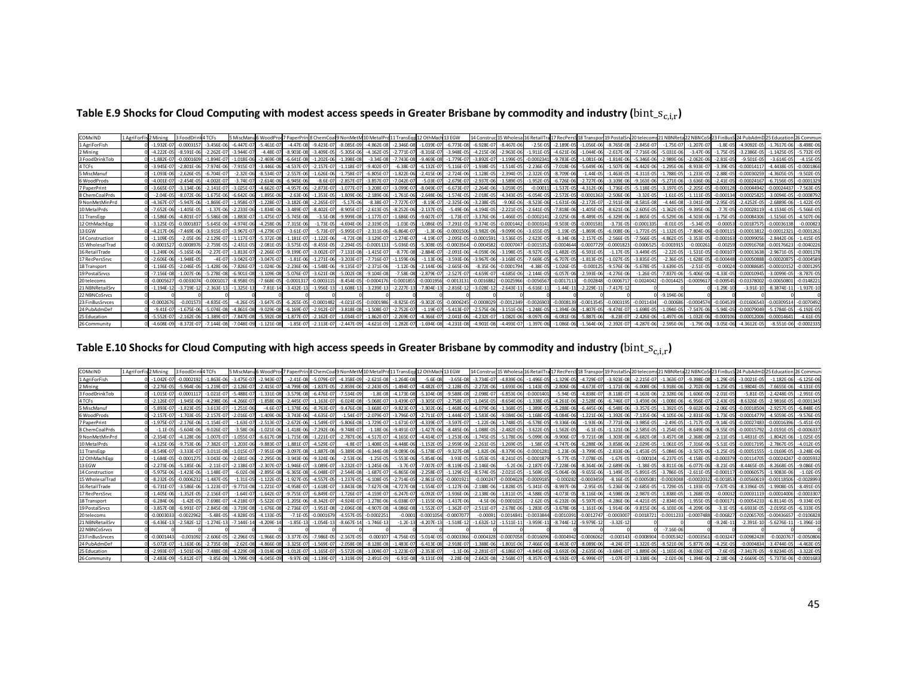## Table E.9 Shocks for Cloud Computing with modest access speeds in Greater Brisbane by commodity and industry ($\text{bint\_s}_{c,i,r}$)

| COMxIND | 1 AgriForFis | 2 Mining | 3 FoodDrinkTob | 4 TCFs | 5 MiscManuf | 6 WoodProds | 7 PaperPrint | 8 ChemCoalProds | 9 NonMetMinPrd | 10 MetalPrds | 11 TransEqp | 12 OthMachEqp | 13 EGW | 14 Construction | 15 WholesalTrad | 16 RetailTrade | 17 RecPersSrvc | 18 Transport | 19 PostalSrvcs | 20 telecoms | 21 NBNRetailSrv | 22 NBNCoSrvcs | 23 FinBusSrvces | 24 PubAdmDef | 25 Education | 26 Community |
|---|---|---|---|---|---|---|---|---|---|---|---|---|---|---|---|---|---|---|---|---|---|---|---|---|---|---|
| 1 AgriForFish | 0 | -1.932E-07 | -0.0003157 | -3.456E-06 | -6.447E-07 | -5.461E-07 | -4.47E-08 | -9.423E-07 | -8.085E-09 | -4.862E-08 | -2.346E-08 | -1.039E-07 | -6.773E-08 | -6.928E-07 | -8.467E-06 | -2.5E-05 | -2.189E-05 | -1.056E-06 | -8.765E-08 | -2.845E-07 | -1.75E-07 | -1.207E-07 | -1.8E-05 | -4.9092E-05 | -1.7617E-06 | -8.498E-06 |
| 2 Mining | 0 | -4.222E-05 | -8.591E-06 | -2.262E-07 | -3.944E-07 | -4.48E-07 | -8.903E-08 | -3.409E-05 | -5.305E-06 | -4.162E-05 | -2.771E-07 | -8.316E-07 | -3.948E-05 | -4.215E-06 | -2.963E-06 | -1.911E-05 | -4.621E-06 | -1.044E-06 | -2.617E-06 | -7.716E-06 | -5.031E-06 | -3.47E-06 | -1.75E-05 | -3.258E-05 | -1.1425E-05 | -5.732E-05 |
| 3 FoodDrinkTob | 0 | -1.882E-07 | -0.0001609 | -1.894E-07 | -1.018E-06 | -2.469E-08 | -6.641E-08 | -1.202E-06 | -1.398E-08 | -3.34E-08 | -7.743E-08 | -9.469E-08 | -1.779E-07 | -3.892E-07 | -1.199E-05 | -0.0002341 | -9.783E-05 | -1.081E-06 | -1.814E-06 | -5.346E-06 | -2.989E-06 | -2.062E-06 | -2.81E-05 | -9.501E-05 | -3.614E-05 | -4.15E-05 |
| 4 TCFs | 0 | -3.945E-07 | -2.801E-06 | -7.974E-06 | -7.915E-07 | -3.446E-06 | -4.537E-07 | -2.157E-07 | -1.118E-07 | -9.402E-07 | -6.38E-07 | -6.132E-07 | -5.116E-07 | -1.938E-05 | -1.514E-05 | -2.236E-05 | -7.018E-06 | -5.649E-06 | -1.507E-06 | -4.442E-06 | -1.295E-06 | -8.933E-07 | -3.39E-05 | -0.00014117 | -4.4438E-05 | -0.0001866 |
| 5 MiscManuf | 0 | -1.093E-06 | -2.626E-05 | -6.704E-07 | -2.32E-06 | -8.534E-07 | -2.557E-06 | -1.626E-06 | -1.758E-07 | -6.805E-07 | -1.822E-06 | -2.415E-06 | -2.724E-06 | -1.128E-05 | -2.394E-05 | -2.322E-05 | -8.709E-06 | -1.44E-05 | -1.463E-05 | -4.311E-05 | -1.788E-05 | -1.233E-05 | -2.88E-05 | -0.00030259 | -4.3605E-05 | -9.502E-05 |
| 6 WoodProds | 0 | -4.001E-07 | -2.454E-05 | -4.002E-07 | -3.74E-07 | -2.614E-06 | -6.945E-06 | -8.6E-07 | -2.857E-07 | -3.857E-07 | -7.042E-07 | -5.03E-07 | -2.679E-07 | -2.937E-06 | -1.589E-05 | -1.952E-05 | -6.726E-06 | -2.727E-06 | -3.109E-06 | -9.163E-06 | -5.271E-06 | -3.636E-06 | -2.41E-05 | -0.00024167 | -6.7156E-05 | -0.0001329 |
| 7 PaperPrint | 0 | -3.665E-07 | -3.134E-06 | -2.141E-07 | -3.025E-07 | -4.662E-07 | -4.957E-06 | -2.873E-07 | -1.077E-07 | -3.208E-07 | -3.099E-07 | -8.049E-07 | -6.673E-07 | -2.264E-06 | -3.059E-05 | -0.00011 | -1.537E-05 | -4.312E-06 | -1.736E-05 | -5.118E-05 | -3.197E-05 | -2.205E-05 | -0.000128 | -0.00044942 | -0.00024437 | -7.563E-05 |
| 8 ChemCoalProds | 0 | -2.04E-05 | -8.072E-06 | -1.675E-06 | -6.642E-06 | -1.895E-06 | -2.63E-06 | -1.353E-05 | -1.809E-06 | -2.189E-06 | -1.761E-06 | -2.648E-06 | -1.574E-05 | -2.018E-05 | -4.343E-05 | -6.054E-05 | -2.572E-05 | -0.0001363 | -2.506E-06 | -3.32E-05 | -1.61E-05 | -1.111E-05 | -0.000134 | -0.00025825 | -3.0094E-05 | -0.0008792 |
| 9 NonMetMinPrd | 0 | -4.367E-07 | -5.947E-06 | -1.869E-07 | -1.958E-07 | -1.228E-07 | -3.182E-08 | -2.265E-07 | -5.17E-06 | -8.38E-07 | -7.727E-07 | -8.19E-07 | -2.325E-06 | -3.238E-05 | -9.06E-06 | -8.523E-06 | -1.631E-06 | -2.172E-07 | -2.911E-08 | -8.581E-08 | -4.44E-08 | -3.041E-08 | -2.95E-05 | -2.4252E-05 | -2.6889E-06 | -1.422E-05 |
| 10 MetalPrds | 0 | -7.652E-06 | -1.405E-05 | -1.37E-06 | -2.233E-06 | -1.834E-06 | -3.489E-07 | -8.402E-07 | -8.905E-07 | -2.613E-05 | -8.252E-06 | -2.137E-05 | -5.49E-06 | -4.194E-05 | -2.221E-05 | -2.641E-05 | -7.818E-06 | -1.405E-05 | -8.621E-06 | -2.605E-05 | -1.362E-05 | -9.395E-06 | -7.7E-05 | -0.00028119 | -4.1534E-05 | -5.566E-05 |
| 11 TransEqp | 0 | -1.586E-06 | -4.801E-07 | -5.586E-08 | -1.883E-07 | -1.475E-07 | -5.745E-08 | -3.5E-08 | -9.999E-08 | -1.177E-07 | -1.686E-05 | -9.607E-07 | -1.73E-07 | -3.376E-06 | -1.466E-05 | -0.0002141 | -2.025E-06 | -8.489E-05 | -6.329E-06 | -1.865E-05 | -6.529E-06 | -4.503E-06 | -1.75E-05 | -0.00084306 | -1.5156E-05 | -4.507E-06 |
| 12 OthMachEqp | 0 | -3.125E-05 | -0.0001837 | -5.645E-06 | -4.974E-06 | -4.258E-06 | -7.315E-06 | -1.73E-05 | -4.694E-06 | -2.319E-05 | -1.03E-05 | -1.086E-05 | -7.291E-05 | -9.374E-05 | -0.0001442 | -0.0003141 | -9.503E-05 | -0.0001581 | -3.73E-05 | -0.0001335 | -8.01E-05 | -5.34E-05 | -0.00053 | -0.00187575 | -0.00036138 | -0.000823 |
| 13 EGW | 0 | -4.217E-06 | -7.469E-06 | -3.915E-07 | -3.967E-07 | -4.279E-07 | -3.61E-07 | -5.73E-07 | -5.995E-07 | -2.311E-06 | -6.864E-07 | -1.3E-06 | -0.0001506 | -3.982E-06 | -9.099E-06 | -3.655E-05 | -1.19E-05 | -1.869E-05 | -6.008E-06 | -1.772E-05 | -1.132E-05 | -7.804E-06 | -0.000115 | -0.00013812 | -0.00012321 | -0.0001261 |
| 14 Construction | 0 | -1.109E-05 | -2.05E-06 | -2.129E-07 | -1.117E-07 | -5.372E-08 | -1.181E-07 | -1.122E-06 | -4.72E-08 | -3.129E-07 | -1.274E-07 | -4.19E-07 | -2.095E-05 | -0.0001591 | -3.536E-05 | -2.623E-05 | -8.34E-06 | -2.157E-05 | -2.566E-05 | -7.566E-05 | -4.862E-05 | -3.353E-05 | -0.000163 | -0.00099056 | -2.8442E-06 | -1.415E-05 |
| 15 WholesalTrad | 0 | -0.0001527 | -0.0008976 | -2.759E-05 | -2.431E-05 | -2.081E-05 | -3.575E-05 | -8.455E-05 | -2.294E-05 | -0.0001133 | -5.036E-05 | -5.308E-05 | -0.0003564 | -0.0004582 | -0.0007047 | -0.0015352 | -0.0004644 | -0.0007729 | -0.0001823 | -0.0006525 | -0.0003915 | -0.000261 | -0.00259 | -0.00916768 | -0.00176623 | -0.0040226 |
| 16 RetailTrad | 0 | -1.249E-06 | -5.165E-06 | -2.27E-07 | -1.813E-07 | -2.266E-07 | -9.199E-07 | -3.002E-07 | -7.131E-08 | -1.415E-07 | -8.77E-08 | -2.884E-07 | -2.091E-06 | -4.059E-06 | -3.198E-05 | -8.927E-05 | -1.482E-05 | -6.591E-05 | -1.17E-05 | -3.449E-05 | -2.22E-05 | -1.531E-05 | -0.000107 | -0.00013638 | -2.9671E-05 | -0.0001178 |
| 17 RecPersSrvc | 0 | -2.606E-06 | -1.948E-05 | -4E-07 | -3.042E-07 | -3.047E-07 | -1.81E-06 | -1.271E-06 | -3.203E-07 | -7.716E-07 | -1.159E-06 | -1.13E-06 | -3.593E-06 | -3.967E-06 | -3.168E-05 | -7.669E-05 | -6.707E-05 | -1.813E-05 | -1.027E-05 | -3.835E-05 | -2.36E-05 | -1.628E-05 | -0.000448 | -0.00050888 | -0.00020875 | -0.0004589 |
| 18 Transport | 0 | -1.166E-05 | -2.046E-05 | -1.428E-06 | -7.826E-07 | -1.024E-06 | -2.236E-06 | -1.548E-06 | -9.135E-07 | -2.371E-06 | -1.12E-06 | -2.144E-06 | -2.665E-06 | -8.35E-06 | -0.0001794 | -4.38E-05 | -1.026E-05 | -0.000125 | -9.576E-06 | -5.678E-05 | -3.639E-05 | -2.51E-05 | -0.00024 | -0.00088685 | -0.00010152 | -0.0001295 |
| 19 PostalSrvcs | 0 | -7.156E-08 | -1.007E-06 | -5.278E-08 | -6.901E-08 | -3.109E-08 | -5.076E-07 | -3.621E-08 | -5.002E-08 | -9.104E-08 | -7.58E-08 | -2.879E-07 | -2.527E-07 | -4.659E-07 | -4.685E-06 | -2.144E-05 | -6.057E-06 | -2.593E-06 | -4.276E-06 | -1.26E-05 | -7.837E-06 | -5.406E-06 | -4.33E-05 | -0.00010945 | -3.0099E-05 | -8.787E-05 |
| 20 telecoms | 0 | -0.0005627 | -0.0033074 | -0.0001017 | -8.958E-05 | -7.668E-05 | -0.0001317 | -0.0003115 | -8.454E-05 | -0.0004176 | -0.0001855 | -0.0001956 | -0.0013131 | -0.0016882 | -0.0025966 | -0.0056567 | -0.0017113 | -0.002848 | -0.0006717 | -0.0024042 | -0.0014425 | -0.0009617 | -0.009545 | -0.03378002 | -0.00650801 | -0.0148221 |
| 21 NBNRetailSrv | 0 | -1.194E-12 | -3.719E-12 | -2.363E-13 | -1.325E-13 | -7.81E-14 | -3.432E-13 | -1.956E-13 | -1.608E-13 | -3.239E-13 | -2.227E-13 | -7.804E-13 | -2.816E-12 | -3.028E-12 | -2.643E-11 | -6.616E-11 | -1.44E-11 | -2.229E-11 | -7.417E-12 | 0 | 0 | 0 | -1.29E-10 | -3.91E-10 | -8.3874E-11 | -1.937E-10 |
| 22 NBNCoSrvcs | 0 | 0 | 0 | 0 | 0 | 0 | 0 | 0 | 0 | 0 | 0 | 0 | 0 | 0 | 0 | 0 | 0 | 0 | 0 | 0 | -9.194E-06 | 0 | 0 | 0 | 0 | 0 |
| 23 FinBusSrvces | 0 | -0.0002676 | -0.001573 | -4.835E-05 | -4.26E-05 | -3.647E-05 | -6.265E-05 | -0.0001482 | -4.021E-05 | -0.0001986 | -8.825E-05 | -9.302E-05 | -0.0006245 | -0.0008029 | -0.0012349 | -0.0026903 | -0.0008139 | -0.0013545 | -0.0003195 | -0.0011434 | -0.000686 | -0.0004574 | -0.004539 | -0.01606543 | -0.00309514 | -0.0070492 |
| 24 PubAdmDef | 0 | -9.41E-07 | -1.675E-06 | -5.074E-08 | -4.861E-08 | -9.029E-08 | -6.169E-07 | -2.912E-07 | -3.818E-08 | -1.508E-07 | -2.752E-07 | -1.19E-07 | -5.413E-07 | -2.575E-06 | -3.151E-06 | -1.248E-05 | -1.394E-06 | -1.807E-05 | -9.474E-07 | -1.698E-05 | -1.094E-05 | -7.547E-06 | -5.94E-05 | -0.00079049 | -5.1784E-05 | -6.192E-05 |
| 25 Education | 0 | -5.552E-07 | -2.162E-06 | -1.389E-07 | -7.847E-08 | -5.592E-08 | -1.877E-07 | -2.162E-07 | -1.034E-07 | -1.862E-07 | -2.269E-07 | -4.366E-07 | -2.041E-06 | -4.232E-07 | -1.082E-06 | -8.097E-06 | -5.887E-06 | | -8.23E-07 | -2.426E-06 | -1.497E-06 | -1.032E-06 | -0.000106 | -0.00012006 | -0.00014641 | -4.61E-05 |
| 26 Community | 0 | -4.608E-09 | -8.372E-07 | -7.144E-08 | -7.048E-09 | -1.121E-08 | -1.85E-07 | -2.113E-07 | -2.447E-09 | -4.621E-09 | -1.282E-07 | -1.694E-08 | -4.231E-08 | -4.901E-08 | -4.493E-07 | -1.397E-06 | -1.086E-06 | -1.564E-06 | -2.392E-07 | -4.287E-06 | -2.595E-06 | -1.79E-06 | -3.05E-06 | -4.3612E-05 | -8.551E-06 | -0.0002335 |

## Table E.10 Shocks for Cloud Computing with high access speeds in Greater Brisbane by commodity and industry ($\text{bint\_s}_{c,i,r}$)

| COMxIND | 1 AgriForFis | 2 Mining | 3 FoodDrinkTob | 4 TCFs | 5 MiscManuf | 6 WoodProds | 7 PaperPrint | 8 ChemCoalProds | 9 NonMetMinPrd | 10 MetalPrds | 11 TransEqp | 12 OthMachEqp | 13 EGW | 14 Construction | 15 WholesalTrad | 16 RetailTrade | 17 RecPersSrvc | 18 Transport | 19 PostalSrvcs | 20 telecoms | 21 NBNRetailSrv | 22 NBNCoSrvcs | 23 FinBusSrvces | 24 PubAdmDef | 25 Education | 26 Community |
|---|---|---|---|---|---|---|---|---|---|---|---|---|---|---|---|---|---|---|---|---|---|---|---|---|---|---|
| 1 AgriForFish | 0 | -1.042E-07 | -0.0002192 | -1.863E-06 | -3.475E-07 | -2.943E-07 | -2.41E-08 | -5.079E-07 | -4.358E-09 | -2.621E-08 | -1.264E-08 | -5.6E-08 | -3.65E-08 | -3.734E-07 | -4.839E-06 | -1.496E-05 | -1.329E-05 | -4.729E-07 | -3.923E-08 | -2.215E-07 | -1.363E-07 | -9.398E-08 | -1.29E-05 | -3.0021E-05 | -1.182E-06 | -6.125E-06 |
| 2 Mining | 0 | -2.276E-05 | -5.964E-06 | -1.219E-07 | -2.126E-07 | -2.415E-07 | -4.799E-08 | -1.837E-05 | -2.859E-06 | -2.243E-05 | -1.494E-07 | -4.482E-07 | -2.128E-05 | -2.272E-06 | -1.693E-06 | -1.143E-05 | -2.806E-06 | -4.673E-07 | -1.171E-06 | -6.008E-06 | -3.918E-06 | -2.702E-06 | -1.25E-05 | -1.9804E-05 | -7.6655E-06 | -4.131E-05 |
| 3 FoodDrinkTob | 0 | -1.015E-07 | -0.0001117 | -1.021E-07 | -5.488E-07 | -1.331E-08 | -3.579E-08 | -6.476E-07 | -7.534E-09 | -1.8E-08 | -4.173E-08 | -5.104E-08 | -9.588E-08 | -2.098E-07 | -6.853E-06 | -0.0001401 | -5.94E-05 | -4.838E-07 | -8.118E-07 | -4.163E-06 | -2.328E-06 | -1.606E-06 | -2.01E-05 | -5.81E-05 | -2.4248E-05 | -2.991E-05 |
| 4 TCFs | 0 | -2.126E-07 | -1.945E-06 | -4.298E-06 | -4.266E-07 | -1.858E-06 | -2.445E-07 | -1.163E-07 | -6.024E-08 | -5.068E-07 | -3.439E-07 | -3.305E-07 | -2.758E-07 | -1.045E-05 | -8.654E-06 | -1.338E-05 | -4.261E-06 | -2.528E-06 | -6.746E-07 | -3.459E-06 | -1.008E-06 | -6.956E-07 | -2.43E-05 | -8.6326E-05 | -2.9816E-05 | -0.0001345 |
| 5 MiscManuf | 0 | -5.893E-07 | -1.823E-05 | -3.613E-07 | -1.251E-06 | -4.6E-07 | -1.378E-06 | -8.763E-07 | -9.476E-08 | -3.668E-07 | -9.823E-07 | -1.302E-06 | -1.468E-06 | -6.079E-06 | -1.368E-05 | -1.389E-05 | -5.288E-06 | -6.445E-06 | -6.548E-06 | -3.357E-05 | -1.392E-05 | -9.602E-06 | -2.06E-05 | -0.00018504 | -2.9257E-05 | -6.848E-05 |
| 6 WoodProds | 0 | -2.157E-07 | -1.703E-05 | -2.157E-07 | -2.016E-07 | -1.409E-06 | -3.743E-06 | -4.635E-07 | -1.54E-07 | -2.079E-07 | -3.796E-07 | -2.711E-07 | -1.444E-07 | -1.583E-06 | -9.084E-06 | -1.168E-05 | -4.084E-06 | -1.221E-06 | -1.392E-06 | -7.135E-06 | -4.105E-06 | -2.831E-06 | -1.73E-05 | -0.00014779 | -4.5059E-05 | -9.576E-05 |
| 7 PaperPrint | 0 | -1.975E-07 | -2.176E-06 | -1.154E-07 | -1.63E-07 | -2.513E-07 | -2.672E-06 | -1.549E-07 | -5.806E-08 | -1.729E-07 | -1.671E-07 | -4.339E-07 | -3.597E-07 | -1.22E-06 | -1.748E-05 | -6.578E-05 | -9.336E-06 | -1.93E-06 | -7.771E-06 | -3.985E-05 | -2.49E-05 | -1.717E-05 | -9.14E-05 | -0.00027483 | -0.00016396 | -5.451E-05 |
| 8 ChemCoalProds | 0 | -1.1E-05 | -5.604E-06 | -9.026E-07 | -3.58E-06 | -1.021E-06 | -1.418E-06 | -7.292E-06 | -9.748E-07 | -1.18E-06 | -9.491E-07 | -1.427E-06 | -8.485E-06 | -1.088E-05 | -2.482E-05 | -3.622E-05 | -1.562E-05 | -6.1E-05 | -1.121E-06 | -2.585E-05 | -1.254E-05 | -8.649E-06 | -9.55E-05 | -0.00015792 | -2.0191E-05 | -0.0006337 |
| 9 NonMetMinPrd | 0 | -2.354E-07 | -4.128E-06 | -1.007E-07 | -1.055E-07 | -6.617E-08 | -1.715E-08 | -1.221E-07 | -2.787E-06 | -4.517E-07 | -4.165E-07 | -4.414E-07 | -1.253E-06 | -1.745E-05 | -5.178E-06 | -5.099E-06 | -9.906E-07 | -9.721E-08 | -1.303E-08 | -6.682E-08 | -3.457E-08 | -2.368E-08 | -2.11E-05 | -1.4831E-05 | -1.8042E-06 | -1.025E-05 |
| 10 MetalPrds | 0 | -4.125E-06 | -9.753E-06 | -7.382E-07 | -1.203E-06 | -9.883E-07 | -1.881E-07 | -4.529E-07 | -4.8E-07 | -1.408E-05 | -4.448E-06 | -1.152E-05 | -2.959E-06 | -2.261E-05 | -1.269E-05 | -1.58E-05 | -4.747E-06 | -6.288E-06 | -3.858E-06 | -2.029E-05 | -1.061E-05 | -7.316E-06 | -5.51E-05 | -0.00017195 | -2.7867E-05 | -4.012E-05 |
| 11 TransEqp | 0 | -8.549E-07 | -3.333E-07 | -3.011E-08 | -1.015E-07 | -7.951E-08 | -3.097E-08 | -1.887E-08 | -5.389E-08 | -6.344E-08 | -9.089E-06 | -5.178E-07 | -9.327E-08 | -1.82E-06 | -8.379E-06 | -0.0001281 | -1.23E-06 | -3.799E-05 | -2.833E-06 | -1.453E-05 | -5.084E-06 | -3.507E-06 | -1.25E-05 | -0.00051555 | -1.0169E-05 | -3.248E-06 |
| 12 OthMachEqp | 0 | -1.684E-05 | -0.0001275 | -3.043E-06 | -2.681E-06 | -2.295E-06 | -3.943E-06 | -9.324E-06 | -2.53E-06 | -1.25E-05 | -5.553E-06 | -5.854E-06 | -3.93E-05 | -5.053E-05 | -8.241E-05 | -0.0001879 | -5.77E-05 | -7.078E-05 | -1.67E-05 | -0.0001004 | -6.237E-05 | -4.158E-05 | -0.000379 | -0.00114705 | -0.00024247 | -0.0005932 |
| 13 EGW | 0 | -2.273E-06 | -5.185E-06 | -2.11E-07 | -2.138E-07 | -2.307E-07 | -1.946E-07 | -3.089E-07 | -3.232E-07 | -1.245E-06 | -3.7E-07 | -7.007E-07 | -8.119E-05 | -2.146E-06 | -5.2E-06 | -2.187E-05 | -7.228E-06 | -8.364E-06 | -2.689E-06 | -1.38E-05 | -8.811E-06 | -6.077E-06 | -8.21E-05 | -8.4465E-05 | -8.2668E-05 | -9.086E-05 |
| 14 Construction | 0 | -5.975E-06 | -1.423E-06 | -1.148E-07 | -6.02E-08 | -2.895E-08 | -6.365E-08 | -6.048E-07 | -2.544E-08 | -1.687E-07 | -6.865E-08 | -2.258E-07 | -1.129E-05 | -8.574E-05 | -2.021E-05 | -1.569E-05 | -5.064E-06 | -9.655E-06 | -1.149E-05 | -5.891E-05 | -3.786E-05 | -2.611E-05 | -0.000117 | -0.00060575 | -1.9083E-06 | -1.02E-05 |
| 15 WholesalTrad | 0 | -8.232E-05 | -0.0006232 | -1.487E-05 | -1.31E-05 | -1.122E-05 | -1.927E-05 | -4.557E-05 | -1.237E-05 | -6.108E-05 | -2.714E-05 | -2.861E-05 | -0.0001921 | -0.000247 | -0.0004028 | -0.0009185 | -0.000282 | -0.0003459 | -8.16E-05 | -0.0005081 | -0.0003048 | -0.0002032 | -0.001853 | -0.00560619 | -0.00118506 | -0.0028993 |
| 16 RetailTrad | 0 | -6.731E-07 | -3.586E-06 | -1.223E-07 | -9.771E-08 | -1.221E-07 | -4.958E-07 | -1.618E-07 | -3.843E-08 | -7.627E-08 | -4.727E-08 | -1.554E-07 | -1.127E-06 | -2.188E-06 | -1.828E-05 | -5.341E-05 | -8.997E-06 | -2.95E-05 | -5.236E-06 | -2.685E-05 | -1.729E-05 | -1.193E-05 | -7.67E-05 | -8.3396E-05 | -1.9908E-05 | -8.491E-05 |
| 17 RecPersSrvc | 0 | -1.405E-06 | -1.352E-05 | -2.156E-07 | -1.64E-07 | -1.642E-07 | -9.755E-07 | -6.849E-07 | -1.726E-07 | -4.159E-07 | -6.247E-07 | -6.092E-07 | -1.936E-06 | -2.138E-06 | -1.811E-05 | -4.588E-05 | -4.073E-05 | -8.116E-06 | -4.598E-06 | -2.987E-05 | -1.838E-05 | -1.268E-05 | -0.00032 | -0.00031119 | -0.00014006 | -0.0003307 |
| 18 Transport | 0 | -6.284E-06 | -1.42E-05 | -7.698E-07 | -4.218E-07 | -5.522E-07 | -1.205E-06 | -8.342E-07 | -4.924E-07 | -1.278E-06 | -6.038E-07 | -1.155E-06 | -1.437E-06 | -4.5E-06 | -0.0001025 | -2.62E-05 | -6.232E-06 | -5.597E-05 | -4.286E-06 | -4.421E-05 | -2.834E-05 | -1.955E-05 | -0.000171 | -0.00054233 | -6.8114E-05 | -9.334E-05 |
| 19 PostalSrvcs | 0 | -3.857E-08 | -6.991E-07 | -2.845E-08 | -3.719E-08 | -1.676E-08 | -2.736E-07 | -1.951E-08 | -2.696E-08 | -4.907E-08 | -4.086E-08 | -1.552E-07 | -1.362E-07 | -2.511E-07 | -2.678E-06 | -1.283E-05 | -3.678E-06 | -1.161E-06 | -1.914E-06 | -9.815E-06 | -6.103E-06 | -4.209E-06 | -3.1E-05 | -6.6933E-05 | -2.0195E-05 | -6.333E-05 |
| 20 telecoms | 0 | -0.0003033 | -0.0022962 | -5.48E-05 | -4.828E-05 | -4.133E-05 | -7.1E-05 | -0.0001679 | -4.557E-05 | -0.0002251 | -0.0001 | -0.0001054 | -0.0007077 | -0.00091 | -0.0014841 | -0.0033844 | -0.0010391 | -0.0012747 | -0.0003007 | -0.0018721 | -0.0011233 | -0.0007488 | -0.006827 | -0.02065705 | -0.00436657 | -0.0106828 |
| 21 NBNRetailSrv | 0 | -6.436E-13 | -2.582E-12 | -1.274E-13 | -7.144E-14 | -4.209E-14 | -1.85E-13 | -1.054E-13 | -8.667E-14 | -1.746E-13 | -1.2E-13 | -4.207E-13 | -1.518E-12 | -1.632E-12 | -1.511E-11 | -3.959E-11 | -8.744E-12 | -9.979E-12 | -3.32E-12 | 0 | 0 | 0 | -9.24E-11 | -2.391E-10 | -5.6276E-11 | -1.396E-10 |
| 22 NBNCoSrvcs | 0 | 0 | 0 | 0 | 0 | 0 | 0 | 0 | 0 | 0 | 0 | 0 | 0 | 0 | 0 | 0 | 0 | 0 | 0 | 0 | -7.166E-06 | 0 | 0 | 0 | 0 | 0 |
| 23 FinBusSrvces | 0 | -0.0001443 | -0.001092 | -2.606E-05 | -2.296E-05 | -1.966E-05 | -3.377E-05 | -7.986E-05 | -2.167E-05 | -0.000107 | -4.756E-05 | -5.014E-05 | -0.0003366 | -0.0004328 | -0.0007058 | -0.0016096 | -0.0004942 | -0.0006062 | -0.000143 | -0.0008904 | -0.0005342 | -0.0003561 | -0.003247 | -0.00982428 | -0.0020767 | -0.0050806 |
| 24 PubAdmDef | 0 | -5.072E-07 | -1.163E-06 | -2.735E-08 | -2.62E-08 | -4.866E-08 | -3.325E-07 | -1.569E-07 | -2.058E-08 | -8.128E-08 | -1.483E-07 | -6.413E-08 | -2.918E-07 | -1.388E-06 | -1.801E-06 | -7.466E-06 | -8.463E-07 | -8.089E-06 | -4.24E-07 | -1.322E-05 | -8.521E-06 | -5.877E-06 | -4.25E-05 | -0.0004834 | -3.4744E-05 | -4.463E-05 |
| 25 Education | 0 | -2.993E-07 | -1.501E-06 | -7.488E-08 | -4.229E-08 | -3.014E-08 | -1.012E-07 | -1.165E-07 | -5.572E-08 | -1.004E-07 | -1.223E-07 | -2.353E-07 | -1.1E-06 | -2.281E-07 | -6.186E-07 | -4.845E-06 | -3.692E-06 | -2.635E-06 | -3.684E-07 | -1.889E-06 | -1.165E-06 | -8.036E-07 | -7.6E-05 | -7.3417E-05 | -9.8234E-05 | -3.322E-05 |
| 26 Community | 0 | -2.483E-09 | -5.812E-07 | -3.85E-08 | -3.799E-09 | -6.045E-09 | -9.97E-08 | -1.139E-07 | -1.319E-09 | -2.491E-09 | -6.91E-08 | -9.131E-09 | -2.28E-08 | -2.642E-08 | -2.568E-07 | -8.357E-07 | -6.592E-07 | -6.999E-07 | -1.07E-07 | -3.338E-06 | -2.02E-06 | -1.394E-06 | -2.18E-06 | -2.6669E-05 | -5.7373E-06 | -0.0001683 |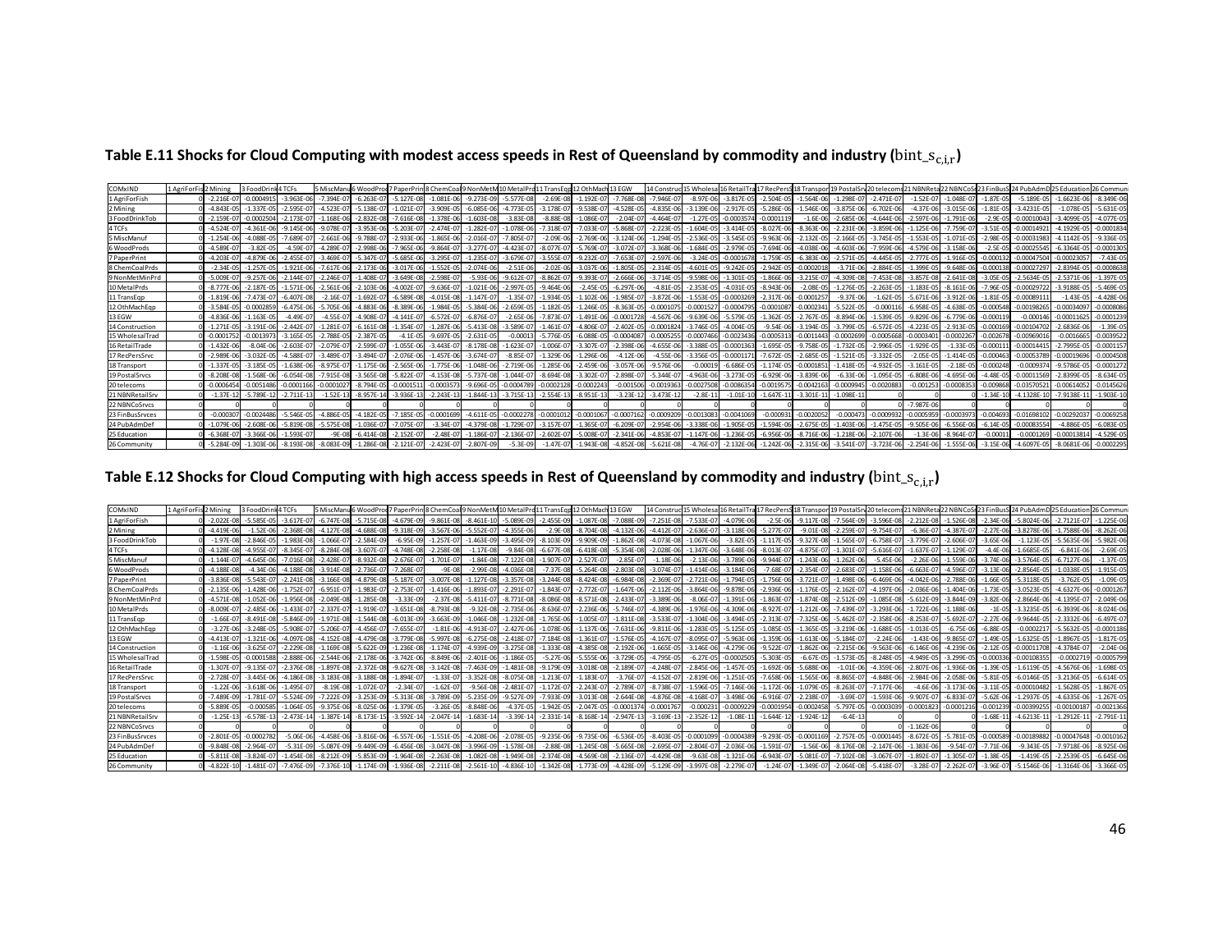## Table E.11 Shocks for Cloud Computing with modest access speeds in Rest of Queensland by commodity and industry ($\text{bint\_s}_{c,i,r}$)

| COMxIND | 1 AgriForFis | 2 Mining | 3 FoodDrink | 4 TCFs | 5 MiscManu | 6 WoodProd | 7 PaperPrin | 8 ChemCoal | 9 NonMetM | 10 MetalPrd | 11 TransEqp | 12 OthMach | 13 EGW | 14 Construc | 15 Wholesa | 16 RetailTra | 17 RecPersS | 18 Transpor | 19 PostalSrv | 20 telecom | 21 NBNReta | 22 NBNCoS | 23 FinBusS | 24 PubAdmD | 25 Education | 26 Communi |
|---|---|---|---|---|---|---|---|---|---|---|---|---|---|---|---|---|---|---|---|---|---|---|---|---|---|---|
| 1 AgriForFish | 0 | -2.216E-07 | -0.0004915 | -3.963E-06 | -7.394E-07 | -6.263E-07 | -5.127E-08 | -1.081E-06 | -9.273E-09 | -5.577E-08 | -2.69E-08 | -1.192E-07 | -7.768E-08 | -7.946E-07 | -8.97E-06 | -3.817E-05 | -2.504E-05 | -1.564E-06 | -1.298E-07 | -2.471E-07 | -1.52E-07 | -1.048E-07 | -1.87E-05 | -5.189E-05 | -1.6623E-06 | -8.349E-06 |
| 2 Mining | 0 | -4.843E-05 | -1.337E-05 | -2.595E-07 | -4.523E-07 | -5.138E-07 | -1.021E-07 | -3.909E-05 | -6.085E-06 | -4.773E-05 | -3.178E-07 | -9.538E-07 | -4.528E-05 | -4.835E-06 | -3.139E-06 | -2.917E-05 | -5.286E-06 | -1.546E-06 | -3.875E-06 | -6.702E-06 | -4.37E-06 | -3.015E-06 | -1.81E-05 | -3.4231E-05 | -1.078E-05 | -5.631E-05 |
| 3 FoodDrinkTob | 0 | -2.159E-07 | -0.0002504 | -2.173E-07 | -1.168E-06 | -2.832E-08 | -7.616E-08 | -1.378E-06 | -1.603E-08 | -3.83E-08 | -8.88E-08 | -1.086E-07 | -2.04E-07 | -4.464E-07 | -1.27E-05 | -0.0003574 | -0.0001119 | -1.6E-06 | -2.685E-06 | -4.644E-06 | -2.597E-06 | -1.791E-06 | -2.9E-05 | -0.00010043 | -3.4099E-05 | -4.077E-05 |
| 4 TCFs | 0 | -4.524E-07 | -4.361E-06 | -9.145E-06 | -9.078E-07 | -3.953E-06 | -5.203E-07 | -2.474E-07 | -1.282E-07 | -1.078E-06 | -7.318E-07 | -7.033E-07 | -5.868E-07 | -2.223E-05 | -1.604E-05 | -3.414E-05 | -8.027E-06 | -8.363E-06 | -2.231E-06 | -3.859E-06 | -1.125E-06 | -7.759E-07 | -3.51E-05 | -0.00014921 | -4.1929E-05 | -0.0001834 |
| 5 MiscManuf | 0 | -1.254E-06 | -4.088E-05 | -7.689E-07 | -2.661E-06 | -9.788E-07 | -2.933E-06 | -1.865E-06 | -2.016E-07 | -7.805E-07 | -2.09E-06 | -2.769E-06 | -3.124E-06 | -1.294E-05 | -2.536E-05 | -3.545E-05 | -9.963E-06 | -2.132E-05 | -2.166E-05 | -3.745E-05 | -1.553E-05 | -1.071E-05 | -2.98E-05 | -0.00031983 | -4.1142E-05 | -9.336E-05 |
| 6 WoodProds | 0 | -4.589E-07 | -3.82E-05 | -4.59E-07 | -4.289E-07 | -2.998E-06 | -7.965E-06 | -9.864E-07 | -3.277E-07 | -4.423E-07 | -8.077E-07 | -5.769E-07 | -3.072E-07 | -3.368E-06 | -1.684E-05 | -2.979E-05 | -7.694E-06 | -4.038E-06 | -4.603E-06 | -7.959E-06 | -4.579E-06 | -3.158E-06 | -2.5E-05 | -0.00025545 | -6.3364E-05 | -0.0001305 |
| 7 PaperPrint | 0 | -4.203E-07 | -4.879E-06 | -2.455E-07 | -3.469E-07 | -5.347E-07 | -5.685E-06 | -3.295E-07 | -1.235E-07 | -3.679E-07 | -3.555E-07 | -9.232E-07 | -7.653E-07 | -2.597E-06 | -3.24E-05 | -0.0001678 | -1.759E-05 | -6.383E-06 | -2.571E-05 | -4.445E-05 | -2.777E-05 | -1.916E-05 | -0.000132 | -0.00047504 | -0.00023057 | -7.43E-05 |
| 8 ChemCoalPrds | 0 | -2.34E-05 | -1.257E-05 | -1.921E-06 | -7.617E-06 | -2.173E-06 | -3.017E-06 | -1.552E-05 | -2.074E-06 | -2.51E-06 | -2.02E-06 | -3.037E-06 | -1.805E-05 | -2.314E-05 | -4.601E-05 | -9.242E-05 | -2.942E-05 | -0.0002018 | -3.71E-06 | -2.884E-05 | -1.399E-05 | -9.648E-06 | -0.000138 | -0.00027297 | -2.8394E-05 | -0.0008638 |
| 9 NonMetMinPrd | 0 | -5.009E-07 | -9.257E-06 | -2.144E-07 | -2.246E-07 | -1.408E-07 | -3.649E-08 | -2.598E-07 | -5.93E-06 | -9.612E-07 | -8.862E-07 | -9.393E-07 | -2.666E-06 | -3.714E-05 | -9.598E-06 | -1.301E-05 | -1.866E-06 | -3.215E-07 | -4.309E-08 | -7.453E-08 | -3.857E-08 | -2.641E-08 | -3.05E-05 | -2.5634E-05 | -2.5371E-06 | -1.397E-05 |
| 10 MetalPrds | 0 | -8.777E-06 | -2.187E-05 | -1.571E-06 | -2.561E-06 | -2.103E-06 | -4.002E-07 | -9.636E-07 | -1.021E-06 | -2.997E-05 | -9.464E-06 | -2.45E-05 | -6.297E-06 | -4.81E-05 | -2.353E-05 | -4.031E-05 | -8.943E-06 | -2.08E-05 | -1.276E-05 | -2.263E-05 | -1.183E-05 | -8.161E-06 | -7.96E-05 | -0.00029722 | -3.9188E-05 | -5.469E-05 |
| 11 TransEqp | 0 | -1.819E-06 | -7.473E-07 | -6.407E-08 | -2.16E-07 | -1.692E-07 | -6.589E-08 | -4.015E-08 | -1.147E-07 | -1.35E-07 | -1.934E-05 | -1.102E-06 | -1.985E-07 | -3.872E-06 | -1.553E-05 | -0.0003269 | -2.317E-06 | -0.0001257 | -9.37E-06 | -1.62E-05 | -5.671E-06 | -3.912E-06 | -1.81E-05 | -0.00089111 | -1.43E-05 | -4.428E-06 |
| 12 OthMachEqp | 0 | -3.584E-05 | -0.0002859 | -6.475E-06 | -5.705E-06 | -4.883E-06 | -8.389E-06 | -1.984E-05 | -5.384E-06 | -2.659E-05 | -1.182E-05 | -1.246E-05 | -8.363E-05 | -0.0001075 | -0.0001527 | -0.0004795 | -0.0001087 | -0.0002341 | -5.522E-05 | -0.000116 | -6.958E-05 | -4.638E-05 | -0.000548 | -0.00198265 | -0.00034097 | -0.0008086 |
| 13 EGW | 0 | -4.836E-06 | -1.163E-05 | -4.49E-07 | -4.55E-07 | -4.908E-07 | -4.141E-07 | -6.572E-07 | -6.876E-07 | -2.65E-06 | -7.873E-07 | -1.491E-06 | -0.0001728 | -4.567E-06 | -9.639E-06 | -5.579E-05 | -1.362E-05 | -2.767E-05 | -8.894E-06 | -1.539E-05 | -9.829E-06 | -6.779E-06 | -0.000119 | -0.000146 | -0.00011625 | -0.0001239 |
| 14 Construction | 0 | -1.271E-05 | -3.191E-06 | -2.442E-07 | -1.281E-07 | -6.161E-08 | -1.354E-07 | -1.287E-06 | -5.413E-08 | -3.589E-07 | -1.461E-07 | -4.806E-07 | -2.402E-05 | -0.0001824 | -3.746E-05 | -4.004E-05 | -9.54E-06 | -3.194E-05 | -3.799E-05 | -6.572E-05 | -4.223E-05 | -2.913E-05 | -0.000169 | -0.00104702 | -2.6836E-06 | -1.39E-05 |
| 15 WholesalTrad | 0 | -0.0001752 | -0.0013973 | -3.165E-05 | -2.788E-05 | -2.387E-05 | -4.1E-05 | -9.697E-05 | -2.631E-05 | -0.00013 | -5.776E-05 | -6.088E-05 | -0.0004087 | -0.0005255 | -0.0007466 | -0.0023436 | -0.0005313 | -0.0011443 | -0.0002699 | -0.0005668 | -0.0003401 | -0.0002267 | -0.002678 | -0.00969016 | -0.0016665 | -0.0039522 |
| 16 RetailTrade | 0 | -1.432E-06 | -8.04E-06 | -2.603E-07 | -2.079E-07 | -2.599E-07 | -1.055E-06 | -3.443E-07 | -8.178E-08 | -1.623E-07 | -1.006E-07 | -3.307E-07 | -2.398E-06 | -4.655E-06 | -3.388E-05 | -0.0001363 | -1.695E-05 | -9.758E-05 | -1.732E-05 | -2.996E-05 | -1.929E-05 | -1.33E-05 | -0.000111 | -0.00014415 | -2.7995E-05 | -0.0001157 |
| 17 RecPersSrvc | 0 | -2.989E-06 | -3.032E-05 | -4.588E-07 | -3.489E-07 | -3.494E-07 | -2.076E-06 | -1.457E-06 | -3.674E-07 | -8.85E-07 | -1.329E-06 | -1.296E-06 | -4.12E-06 | -4.55E-06 | -3.356E-05 | -0.0001171 | -7.672E-05 | -2.685E-05 | -1.521E-05 | -3.332E-05 | -2.05E-05 | -1.414E-05 | -0.000463 | -0.00053789 | -0.00019696 | -0.0004508 |
| 18 Transport | 0 | -1.337E-05 | -3.185E-05 | -1.638E-06 | -8.975E-07 | -1.175E-06 | -2.565E-06 | -1.775E-06 | -1.048E-06 | -2.719E-06 | -1.285E-06 | -2.459E-06 | -3.057E-06 | -9.576E-06 | -0.00019 | -6.686E-05 | -1.174E-05 | -0.0001851 | -1.418E-05 | -4.932E-05 | -3.161E-05 | -2.18E-05 | -0.000248 | -0.0009374 | -9.5786E-05 | -0.0001272 |
| 19 PostalSrvcs | 0 | -8.208E-08 | -1.568E-06 | -6.054E-08 | -7.915E-08 | -3.565E-08 | -5.822E-07 | -4.153E-08 | -5.737E-08 | -1.044E-07 | -8.694E-08 | -3.302E-07 | -2.898E-07 | -5.344E-07 | -4.963E-06 | -3.273E-05 | -6.929E-06 | -3.839E-06 | -6.33E-06 | -1.095E-05 | -6.808E-06 | -4.695E-06 | -4.48E-05 | -0.00011569 | -2.8399E-05 | -8.634E-05 |
| 20 telecoms | 0 | -0.0006454 | -0.0051486 | -0.0001166 | -0.0001027 | -8.794E-05 | -0.0001511 | -0.0003573 | -9.696E-05 | -0.0004789 | -0.0002128 | -0.0002243 | -0.001506 | -0.0019363 | -0.0027508 | -0.0086354 | -0.0019575 | -0.0042163 | -0.0009945 | -0.0020883 | -0.001253 | -0.0008353 | -0.009868 | -0.03570521 | -0.00614052 | -0.0145626 |
| 21 NBNRetailSrv | 0 | -1.37E-12 | -5.789E-12 | -2.711E-13 | -1.52E-13 | -8.957E-14 | -3.936E-13 | -2.243E-13 | -1.844E-13 | -3.715E-13 | -2.554E-13 | -8.951E-13 | -3.23E-12 | -3.473E-12 | -2.8E-11 | -1.01E-10 | -1.647E-11 | -3.301E-11 | -1.098E-11 | 0 | 0 | 0 | -1.34E-10 | -4.1328E-10 | -7.9138E-11 | -1.903E-10 |
| 22 NBNCoSrvcs | 0 | 0 | 0 | 0 | 0 | 0 | 0 | 0 | 0 | 0 | 0 | 0 | 0 | 0 | 0 | 0 | 0 | 0 | 0 | -7.987E-06 | 0 | 0 | 0 | 0 | 0 | 0 |
| 23 FinBusSrvces | 0 | -0.000307 | -0.0024486 | -5.546E-05 | -4.886E-05 | -4.182E-05 | -7.185E-05 | -0.0001699 | -4.611E-05 | -0.0002278 | -0.0001012 | -0.0001067 | -0.0007162 | -0.0009209 | -0.0013083 | -0.0041069 | -0.000931 | -0.0020052 | -0.000473 | -0.0009932 | -0.0005959 | -0.0003973 | -0.004693 | -0.01698102 | -0.00292037 | -0.0069258 |
| 24 PubAdmDef | 0 | -1.079E-06 | -2.608E-06 | -5.819E-08 | -5.575E-08 | -1.036E-07 | -7.075E-07 | -3.34E-07 | -4.379E-08 | -1.729E-07 | -3.157E-07 | -1.365E-07 | -6.209E-07 | -2.954E-06 | -3.338E-06 | -1.905E-05 | -1.594E-06 | -2.675E-05 | -1.403E-06 | -1.475E-05 | -9.505E-06 | -6.556E-06 | -6.14E-05 | -0.00083554 | -4.886E-05 | -6.083E-05 |
| 25 Education | 0 | -6.368E-07 | -3.366E-06 | -1.593E-07 | -9E-08 | -6.414E-08 | -2.152E-07 | -2.48E-07 | -1.186E-07 | -2.136E-07 | -2.602E-07 | -5.008E-07 | -2.341E-06 | -4.853E-07 | -1.147E-06 | -1.236E-05 | -6.956E-06 | -8.716E-06 | -1.218E-06 | -2.107E-06 | -1.3E-06 | -8.964E-07 | -0.00011 | -0.0001269 | -0.00013814 | -4.529E-05 |
| 26 Community | 0 | -5.284E-09 | -1.303E-06 | -8.193E-08 | -8.083E-09 | -1.286E-08 | -2.121E-07 | -2.423E-07 | -2.807E-09 | -5.3E-09 | -1.47E-07 | -1.943E-08 | -4.852E-08 | -5.621E-08 | -4.76E-07 | -2.132E-06 | -1.242E-06 | -2.315E-06 | -3.541E-07 | -3.723E-06 | -2.254E-06 | -1.555E-06 | -3.15E-06 | -4.6097E-05 | -8.0681E-06 | -0.0002295 |

## Table E.12 Shocks for Cloud Computing with high access speeds in Rest of Queensland by commodity and industry ($\text{bint\_s}_{c,i,r}$)

| COMxIND | 1 AgriForFis | 2 Mining | 3 FoodDrink | 4 TCFs | 5 MiscManu | 6 WoodProd | 7 PaperPrin | 8 ChemCoal | 9 NonMetM | 10 MetalPrd | 11 TransEqp | 12 OthMach | 13 EGW | 14 Construc | 15 Wholesa | 16 RetailTra | 17 RecPersS | 18 Transpor | 19 PostalSrv | 20 telecom | 21 NBNReta | 22 NBNCoS | 23 FinBusS | 24 PubAdmD | 25 Education | 26 Communi |
|---|---|---|---|---|---|---|---|---|---|---|---|---|---|---|---|---|---|---|---|---|---|---|---|---|---|---|
| 1 AgriForFish | 0 | -2.022E-08 | -5.585E-05 | -3.617E-07 | -6.747E-08 | -5.715E-08 | -4.679E-09 | -9.861E-08 | -8.461E-10 | -5.089E-09 | -2.455E-09 | -1.087E-08 | -7.088E-09 | -7.251E-08 | -7.533E-07 | -4.079E-06 | -2.5E-06 | -9.117E-08 | -7.564E-09 | -3.596E-08 | -2.212E-08 | -1.526E-08 | -2.34E-06 | -5.8024E-06 | -2.7121E-07 | -1.225E-06 |
| 2 Mining | 0 | -4.419E-06 | -1.52E-06 | -2.368E-08 | -4.127E-08 | -4.688E-08 | -9.318E-09 | -3.567E-06 | -5.552E-07 | -4.355E-06 | -2.9E-08 | -8.704E-08 | -4.132E-06 | -4.412E-07 | -2.636E-07 | -3.118E-06 | -5.277E-07 | -9.01E-08 | -2.259E-07 | -9.754E-07 | -6.36E-07 | -4.387E-07 | -2.27E-06 | -3.8278E-06 | -1.7588E-06 | -8.262E-06 |
| 3 FoodDrinkTob | 0 | -1.97E-08 | -2.846E-05 | -1.983E-08 | -1.066E-07 | -2.584E-09 | -6.95E-09 | -1.257E-07 | -1.463E-09 | -3.495E-09 | -8.103E-09 | -9.909E-09 | -1.862E-08 | -4.073E-08 | -1.067E-06 | -3.82E-05 | -1.117E-05 | -9.327E-08 | -1.565E-07 | -6.758E-07 | -3.779E-07 | -2.606E-07 | -3.65E-06 | -1.123E-05 | -5.5635E-06 | -5.982E-06 |
| 4 TCFs | 0 | -4.128E-08 | -4.955E-07 | -8.345E-07 | -8.284E-08 | -3.607E-07 | -4.748E-08 | -2.258E-08 | -1.17E-08 | -9.84E-08 | -6.677E-08 | -6.418E-08 | -5.354E-08 | -2.028E-06 | -1.347E-06 | -3.648E-06 | -8.013E-07 | -4.875E-07 | -1.301E-07 | -5.616E-07 | -1.637E-07 | -1.129E-07 | -4.4E-06 | -1.6685E-05 | -6.841E-06 | -2.69E-05 |
| 5 MiscManuf | 0 | -1.144E-07 | -4.645E-06 | -7.016E-08 | -2.428E-07 | -8.932E-08 | -2.676E-07 | -1.701E-07 | -1.84E-08 | -7.122E-08 | -1.907E-07 | -2.527E-07 | -2.85E-07 | -1.18E-06 | -2.13E-06 | -3.789E-06 | -9.944E-07 | -1.243E-06 | -1.262E-06 | -5.45E-06 | -2.26E-06 | -1.559E-06 | -3.74E-06 | -3.5764E-05 | -6.7127E-06 | -1.37E-05 |
| 6 WoodProds | 0 | -4.188E-08 | -4.34E-06 | -4.188E-08 | -3.914E-08 | -2.736E-07 | -7.268E-07 | -9E-08 | -2.99E-08 | -4.036E-08 | -7.37E-08 | -5.264E-08 | -2.803E-08 | -3.074E-07 | -1.414E-06 | -3.184E-06 | -7.68E-07 | -2.354E-07 | -2.683E-07 | -1.158E-06 | -6.663E-07 | -4.596E-07 | -3.13E-06 | -2.8564E-05 | -1.0338E-05 | -1.915E-05 |
| 7 PaperPrint | 0 | -3.836E-08 | -5.543E-07 | -2.241E-08 | -3.166E-08 | -4.879E-08 | -5.187E-07 | -3.007E-08 | -1.127E-08 | -3.357E-08 | -3.244E-08 | -8.424E-08 | -6.984E-08 | -2.369E-07 | -2.721E-06 | -1.794E-05 | -1.756E-06 | -3.721E-07 | -1.498E-06 | -6.469E-06 | -4.042E-06 | -2.788E-06 | -1.66E-05 | -5.3118E-05 | -3.762E-05 | -1.09E-05 |
| 8 ChemCoalPrds | 0 | -2.135E-06 | -1.428E-06 | -1.752E-07 | -6.951E-07 | -1.983E-07 | -2.753E-07 | -1.416E-06 | -1.893E-07 | -2.291E-07 | -1.843E-07 | -2.772E-07 | -1.647E-06 | -2.112E-06 | -3.864E-06 | -9.878E-06 | -2.936E-06 | -1.176E-05 | -2.162E-07 | -4.197E-06 | -2.036E-06 | -1.404E-06 | -1.73E-05 | -3.0523E-05 | -4.6327E-06 | -0.0001267 |
| 9 NonMetMinPrd | 0 | -4.571E-08 | -1.052E-06 | -1.956E-08 | -2.049E-08 | -1.285E-08 | -3.33E-09 | -2.37E-08 | -5.411E-07 | -8.771E-08 | -8.086E-08 | -8.571E-08 | -2.433E-07 | -3.389E-06 | -8.06E-07 | -1.391E-06 | -1.863E-07 | -1.874E-08 | -2.512E-09 | -1.085E-08 | -5.612E-09 | -3.844E-09 | -3.82E-06 | -2.8664E-06 | -4.1395E-07 | -2.049E-06 |
| 10 MetalPrds | 0 | -8.009E-07 | -2.485E-06 | -1.433E-07 | -2.337E-07 | -1.919E-07 | -3.651E-08 | -8.793E-08 | -9.32E-08 | -2.735E-06 | -8.636E-07 | -2.236E-06 | -5.746E-07 | -4.389E-06 | -1.976E-06 | -4.309E-06 | -8.927E-07 | -1.212E-06 | -7.439E-07 | -3.293E-06 | -1.722E-06 | -1.188E-06 | -1E-05 | -3.3235E-05 | -6.3939E-06 | -8.024E-06 |
| 11 TransEqp | 0 | -1.66E-07 | -8.491E-08 | -5.846E-09 | -1.971E-08 | -1.544E-08 | -6.013E-09 | -3.663E-09 | -1.046E-08 | -1.232E-08 | -1.765E-06 | -1.005E-07 | -1.811E-08 | -3.533E-07 | -1.304E-06 | -3.494E-05 | -2.313E-07 | -7.325E-06 | -5.462E-07 | -2.358E-06 | -8.253E-07 | -5.692E-07 | -2.27E-06 | -9.9644E-05 | -2.3332E-06 | -6.497E-07 |
| 12 OthMachEqp | 0 | -3.27E-06 | -3.248E-05 | -5.908E-07 | -5.206E-07 | -4.456E-07 | -7.655E-07 | -1.81E-06 | -4.913E-07 | -2.427E-06 | -1.078E-06 | -1.137E-06 | -7.631E-06 | -9.811E-06 | -1.283E-05 | -5.125E-05 | -1.085E-05 | -1.365E-05 | -3.219E-06 | -1.688E-05 | -1.013E-05 | -6.75E-06 | -6.88E-05 | -0.0002217 | -5.5632E-05 | -0.0001186 |
| 13 EGW | 0 | -4.413E-07 | -1.321E-06 | -4.097E-08 | -4.152E-08 | -4.479E-08 | -3.779E-08 | -5.997E-08 | -6.275E-08 | -2.418E-07 | -7.184E-08 | -1.361E-07 | -1.576E-05 | -4.167E-07 | -8.095E-07 | -5.963E-06 | -1.359E-06 | -1.613E-06 | -5.184E-07 | -2.24E-06 | -1.43E-06 | -9.865E-07 | -1.49E-05 | -1.6325E-05 | -1.8967E-05 | -1.817E-05 |
| 14 Construction | 0 | -1.16E-06 | -3.625E-07 | -2.229E-08 | -1.169E-08 | -5.622E-09 | -1.236E-08 | -1.174E-07 | -4.939E-09 | -3.275E-08 | -1.333E-08 | -4.385E-08 | -2.192E-06 | -1.665E-05 | -3.146E-06 | -4.279E-06 | -9.522E-07 | -1.862E-06 | -2.215E-06 | -9.563E-06 | -6.146E-06 | -4.239E-06 | -2.12E-05 | -0.00011708 | -4.3784E-07 | -2.04E-06 |
| 15 WholesalTrad | 0 | -1.598E-05 | -0.0001588 | -2.888E-06 | -2.544E-06 | -2.178E-06 | -3.742E-06 | -8.849E-06 | -2.401E-06 | -1.186E-05 | -5.27E-06 | -5.555E-06 | -3.729E-05 | -4.795E-05 | -6.27E-05 | -0.0002505 | -5.303E-05 | -6.67E-05 | -1.573E-05 | -8.248E-05 | -4.949E-05 | -3.299E-05 | -0.000336 | -0.00108355 | -0.0002719 | -0.0005799 |
| 16 RetailTrade | 0 | -1.307E-07 | -9.135E-07 | -2.376E-08 | -1.897E-08 | -2.372E-08 | -9.627E-08 | -3.142E-08 | -7.463E-09 | -1.481E-08 | -9.179E-09 | -3.018E-08 | -2.189E-07 | -4.248E-07 | -2.845E-06 | -1.457E-05 | -1.692E-06 | -5.688E-06 | -1.01E-06 | -4.359E-06 | -2.807E-06 | -1.936E-06 | -1.39E-05 | -1.6119E-05 | -4.5676E-06 | -1.698E-05 |
| 17 RecPersSrvc | 0 | -2.728E-07 | -3.445E-06 | -4.186E-08 | -3.183E-08 | -3.188E-08 | -1.894E-07 | -1.33E-07 | -3.352E-08 | -8.075E-08 | -1.213E-07 | -1.183E-07 | -3.76E-07 | -4.152E-07 | -2.819E-06 | -1.251E-05 | -7.658E-06 | -1.565E-06 | -8.865E-07 | -4.848E-06 | -2.984E-06 | -2.058E-06 | -5.81E-05 | -6.0146E-05 | -3.2136E-05 | -6.614E-05 |
| 18 Transport | 0 | -1.22E-06 | -3.618E-06 | -1.495E-07 | -8.19E-08 | -1.072E-07 | -2.34E-07 | -1.62E-07 | -9.56E-08 | -2.481E-07 | -1.172E-07 | -2.243E-07 | -2.789E-07 | -8.738E-07 | -1.596E-05 | -7.146E-06 | -1.172E-06 | -1.079E-05 | -8.263E-07 | -7.177E-06 | -4.6E-06 | -3.173E-06 | -3.11E-05 | -0.00010482 | -1.5628E-05 | -1.867E-05 |
| 19 PostalSrvcs | 0 | -7.489E-09 | -1.781E-07 | -5.524E-09 | -7.222E-09 | -3.253E-09 | -5.313E-08 | -3.789E-09 | -5.235E-09 | -9.527E-09 | -7.933E-09 | -3.013E-08 | -2.644E-08 | -4.876E-08 | -4.168E-07 | -3.498E-06 | -6.916E-07 | -2.238E-07 | -3.69E-07 | -1.593E-06 | -9.907E-07 | -6.833E-07 | -5.62E-06 | -1.2937E-05 | -4.6335E-06 | -1.267E-05 |
| 20 telecoms | 0 | -5.889E-05 | -0.000585 | -1.064E-05 | -9.375E-06 | -8.025E-06 | -1.379E-05 | -3.26E-05 | -8.848E-06 | -4.37E-05 | -1.942E-05 | -2.047E-05 | -0.0001374 | -0.0001767 | -0.000231 | -0.0009229 | -0.0001954 | -0.0002458 | -5.797E-05 | -0.0003039 | -0.0001823 | -0.0001216 | -0.001239 | -0.00399255 | -0.00100187 | -0.0021366 |
| 21 NBNRetailSrv | 0 | -1.25E-13 | -6.578E-13 | -2.473E-14 | -1.387E-14 | -8.173E-15 | -3.592E-14 | -2.047E-14 | -1.683E-14 | -3.39E-14 | -2.331E-14 | -8.168E-14 | -2.947E-13 | -3.169E-13 | -2.352E-12 | -1.08E-11 | -1.644E-12 | -1.924E-12 | -6.4E-13 | 0 | 0 | 0 | -1.68E-11 | -4.6213E-11 | -1.2912E-11 | -2.791E-11 |
| 22 NBNCoSrvcs | 0 | 0 | 0 | 0 | 0 | 0 | 0 | 0 | 0 | 0 | 0 | 0 | 0 | 0 | 0 | 0 | 0 | 0 | 0 | -1.162E-06 | 0 | 0 | 0 | 0 | 0 | 0 |
| 23 FinBusSrvces | 0 | -2.801E-05 | -0.0002782 | -5.06E-06 | -4.458E-06 | -3.816E-06 | -6.557E-06 | -1.551E-05 | -4.208E-06 | -2.078E-05 | -9.235E-06 | -9.735E-06 | -6.536E-05 | -8.403E-05 | -0.0001099 | -0.0004389 | -9.293E-05 | -0.0001169 | -2.757E-05 | -0.0001445 | -8.672E-05 | -5.781E-05 | -0.000589 | -0.00189882 | -0.00047648 | -0.0010162 |
| 24 PubAdmDef | 0 | -9.848E-08 | -2.964E-07 | -5.31E-09 | -5.087E-09 | -9.449E-09 | -6.456E-08 | -3.047E-08 | -3.996E-09 | -1.578E-08 | -2.88E-08 | -1.245E-08 | -5.665E-08 | -2.695E-07 | -2.804E-07 | -2.036E-06 | -1.591E-07 | -1.56E-06 | -8.176E-08 | -2.147E-06 | -1.383E-06 | -9.54E-07 | -7.71E-06 | -9.343E-05 | -7.9718E-06 | -8.925E-06 |
| 25 Education | 0 | -5.811E-08 | -3.824E-07 | -1.454E-08 | -8.212E-09 | -5.853E-09 | -1.964E-08 | -2.263E-08 | -1.082E-08 | -1.949E-08 | -2.374E-08 | -4.569E-08 | -2.136E-07 | -4.429E-08 | -9.63E-08 | -1.321E-06 | -6.943E-07 | -5.081E-07 | -7.102E-08 | -3.067E-07 | -1.892E-07 | -1.305E-07 | -1.38E-05 | -1.419E-05 | -2.2539E-05 | -6.645E-06 |
| 26 Community | 0 | -4.822E-10 | -1.481E-07 | -7.476E-09 | -7.376E-10 | -1.174E-09 | -1.936E-08 | -2.211E-08 | -2.561E-10 | -4.836E-10 | -1.342E-08 | -1.773E-09 | -4.428E-09 | -5.129E-09 | -3.997E-08 | -2.279E-07 | -1.24E-07 | -1.349E-07 | -2.064E-08 | -5.418E-07 | -3.28E-07 | -2.262E-07 | -3.96E-07 | -5.1546E-06 | -1.3164E-06 | -3.366E-05 |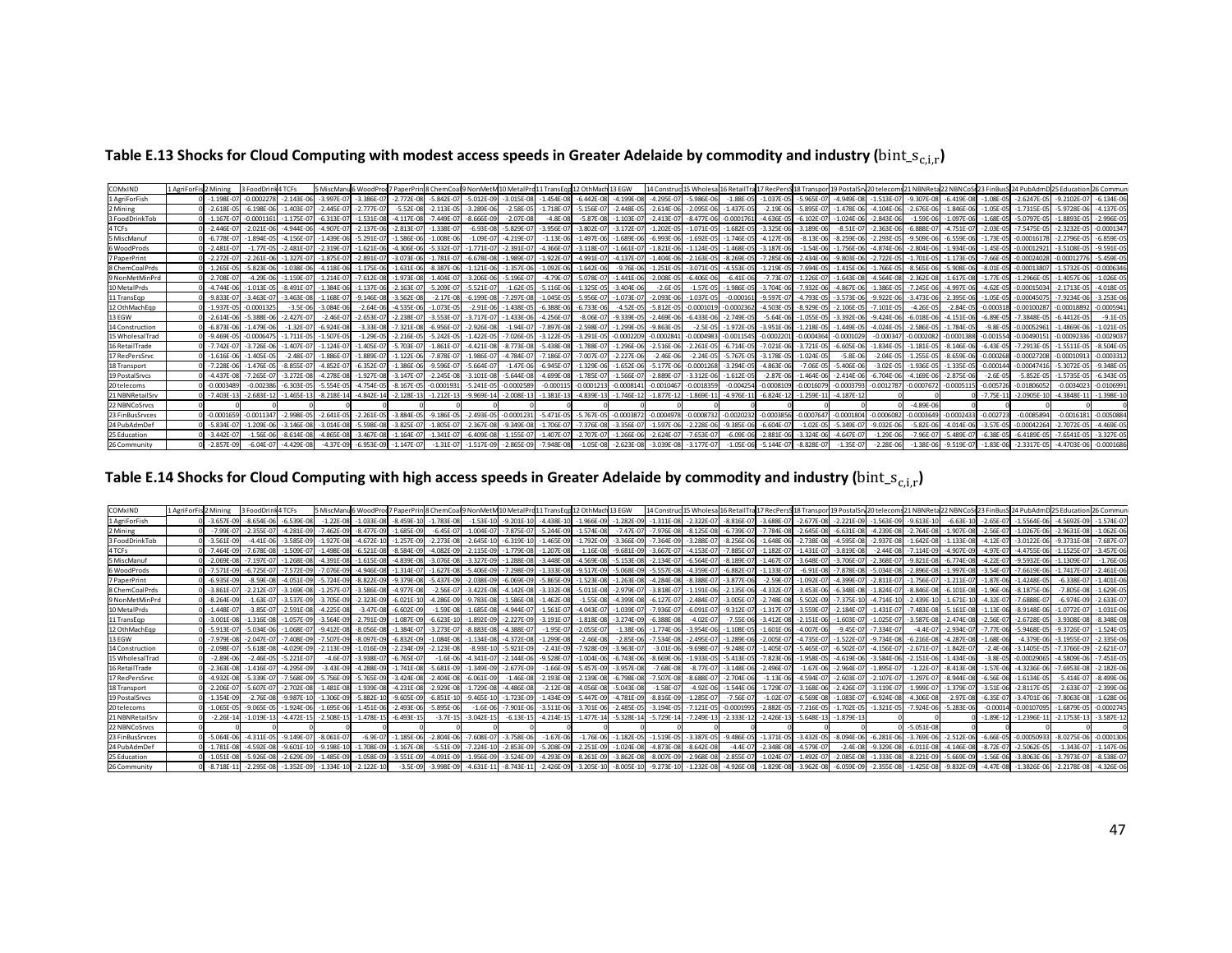## Table E.13 Shocks for Cloud Computing with modest access speeds in Greater Adelaide by commodity and industry ($bint\_s_{c,i,r}$)

| COMxIND | 1 AgriForFis | 2 Mining | 3 FoodDrink | 4 TCFs | 5 MiscManu | 6 WoodProd | 7 PaperPrin | 8 ChemCoal | 9 NonMetM | 10 MetalPrd | 11 TransEqp | 12 OthMach | 13 EGW | 14 Construc | 15 Wholesal | 16 RetailTra | 17 RecPersS | 18 Transpor | 19 PostalSrv | 20 telecoms | 21 NBNReta | 22 NBNCoSr | 23 FinBusS | 24 PubAdmD | 25 Education | 26 Communi |
|---|---|---|---|---|---|---|---|---|---|---|---|---|---|---|---|---|---|---|---|---|---|---|---|---|---|---|
| 1 AgriForFish | 0 | -1.198E-07 | -0.0002278 | -2.143E-06 | -3.997E-07 | -3.386E-07 | -2.772E-08 | -5.842E-07 | -5.012E-09 | -3.015E-08 | -1.454E-08 | -6.442E-08 | -4.199E-08 | -4.295E-07 | -5.986E-06 | -1.88E-05 | -1.037E-05 | -5.965E-07 | -4.949E-08 | -1.513E-07 | -9.307E-08 | -6.419E-08 | -1.08E-05 | -2.6247E-05 | -9.2102E-07 | -6.134E-06 |
| 2 Mining | 0 | -2.618E-05 | -6.198E-06 | -1.403E-07 | -2.445E-07 | -2.777E-07 | -5.52E-08 | -2.113E-05 | -3.289E-06 | -2.58E-05 | -1.718E-07 | -5.156E-07 | -2.448E-05 | -6.214E-06 | -2.095E-06 | -1.437E-05 | -2.19E-06 | -5.895E-07 | -1.478E-06 | -4.104E-06 | -2.676E-06 | -1.846E-06 | -1.05E-05 | -1.7315E-05 | -5.9728E-06 | -4.137E-05 |
| 3 FoodDrinkTob | 0 | -1.167E-07 | -0.0001161 | -1.175E-07 | -6.313E-07 | -1.531E-08 | -4.117E-08 | -7.449E-07 | -8.666E-09 | -2.07E-08 | -4.8E-08 | -5.87E-08 | -1.103E-07 | -2.413E-07 | -8.477E-06 | -0.0001761 | -4.636E-05 | -6.102E-07 | -1.024E-06 | -2.843E-06 | -1.59E-06 | -1.097E-06 | -1.68E-05 | -5.0797E-05 | -1.8893E-05 | -2.996E-05 |
| 4 TCFs | 0 | -2.446E-07 | -2.021E-06 | -4.944E-06 | -4.907E-07 | -2.137E-06 | -2.813E-07 | -1.338E-07 | -6.93E-08 | -5.829E-07 | -3.956E-07 | -3.802E-07 | -3.172E-07 | -1.202E-05 | -1.071E-05 | -1.682E-05 | -3.325E-06 | -3.189E-06 | -8.51E-07 | -2.363E-06 | -6.888E-07 | -4.751E-07 | -2.03E-05 | -7.5475E-05 | -2.3232E-05 | -0.0001347 |
| 5 MiscManuf | 0 | -6.778E-07 | -1.894E-05 | -4.156E-07 | -1.439E-06 | -5.291E-07 | -1.586E-06 | -1.008E-06 | -1.09E-07 | -4.219E-07 | -1.13E-06 | -1.497E-06 | -1.689E-06 | -6.993E-06 | -1.692E-05 | -1.746E-05 | -4.127E-06 | -8.13E-06 | -8.259E-06 | -2.293E-05 | -9.509E-06 | -6.559E-06 | -1.73E-05 | -0.00016178 | -2.2796E-05 | -6.859E-05 |
| 6 WoodProds | 0 | -2.481E-07 | -1.77E-05 | -2.481E-07 | -2.319E-07 | -1.621E-06 | -4.306E-06 | -5.332E-07 | -1.771E-07 | -2.391E-07 | -4.366E-07 | -3.118E-07 | -1.661E-07 | -1.821E-06 | -1.124E-05 | -1.468E-05 | -3.187E-06 | -1.54E-06 | -1.756E-06 | -4.874E-06 | -2.804E-06 | -1.934E-06 | -1.45E-05 | -0.00012921 | -3.5108E-05 | -9.591E-05 |
| 7 PaperPrint | 0 | -2.272E-07 | -2.261E-06 | -1.327E-07 | -1.875E-07 | -2.891E-07 | -3.073E-06 | -1.781E-07 | -6.678E-08 | -1.989E-07 | -1.922E-07 | -4.991E-07 | -4.137E-07 | -1.404E-06 | -2.163E-05 | -8.269E-05 | -7.285E-06 | -2.434E-06 | -9.803E-06 | -2.722E-05 | -1.701E-05 | -1.173E-05 | -7.66E-05 | -0.00024028 | -0.00012776 | -5.459E-05 |
| 8 ChemCoalPrds | 0 | -1.265E-05 | -5.823E-06 | -1.038E-06 | -4.118E-06 | -1.175E-06 | -1.631E-06 | -8.387E-06 | -1.121E-06 | -1.357E-06 | -1.092E-06 | -1.642E-06 | -9.76E-06 | -1.251E-05 | -3.071E-05 | -4.553E-05 | -1.219E-05 | -7.694E-05 | -1.415E-06 | -1.766E-05 | -8.565E-06 | -5.908E-06 | -8.01E-05 | -0.00013807 | -1.5732E-05 | -0.0006346 |
| 9 NonMetMinPrd | 0 | -2.708E-07 | -4.29E-06 | -1.159E-07 | -1.214E-07 | -7.612E-08 | -1.973E-08 | -1.404E-07 | -3.206E-06 | -5.196E-07 | -4.79E-07 | -5.078E-07 | -1.441E-06 | -2.008E-05 | -6.406E-06 | -6.41E-06 | -7.73E-07 | -1.226E-07 | -1.643E-08 | -4.564E-08 | -2.362E-08 | -1.617E-08 | -1.77E-05 | -1.2966E-05 | -1.4057E-06 | -1.026E-05 |
| 10 MetalPrds | 0 | -4.744E-06 | -1.013E-05 | -8.491E-07 | -1.384E-06 | -1.137E-06 | -2.163E-07 | -5.209E-07 | -5.521E-07 | -1.62E-05 | -5.116E-06 | -1.325E-05 | -3.404E-06 | -2.6E-05 | -1.57E-05 | -1.986E-05 | -3.704E-06 | -7.932E-06 | -4.867E-06 | -1.386E-05 | -7.245E-06 | -4.997E-06 | -4.62E-05 | -0.00015034 | -2.1713E-05 | -4.018E-05 |
| 11 TransEqp | 0 | -9.833E-07 | -3.463E-07 | -3.463E-08 | -1.168E-07 | -9.146E-08 | -3.562E-08 | -2.17E-08 | -6.199E-08 | -7.297E-08 | -1.045E-05 | -5.956E-07 | -1.073E-07 | -2.093E-06 | -1.037E-05 | -0.000161 | -9.597E-07 | -4.793E-05 | -3.573E-06 | -9.922E-06 | -3.473E-06 | -2.395E-06 | -1.05E-05 | -0.00045075 | -7.9234E-06 | -3.253E-06 |
| 12 OthMachEqp | 0 | -1.937E-05 | -0.0001325 | -3.5E-06 | -3.084E-06 | -2.64E-06 | -4.535E-06 | -1.073E-05 | -2.91E-06 | -1.438E-05 | -6.388E-06 | -6.733E-06 | -4.52E-05 | -5.812E-05 | -0.0001019 | -0.0002362 | -4.503E-05 | -8.929E-05 | -2.106E-05 | -7.101E-05 | -4.26E-05 | -2.84E-05 | -0.000318 | -0.00100287 | -0.00018892 | -0.0005941 |
| 13 EGW | 0 | -2.614E-06 | -5.388E-06 | -2.427E-07 | -2.46E-07 | -2.653E-07 | -2.238E-07 | -3.553E-07 | -3.717E-07 | -1.433E-06 | -4.256E-07 | -8.06E-07 | -9.339E-05 | -2.469E-06 | -6.433E-06 | -2.749E-05 | -5.64E-06 | -1.055E-05 | -3.392E-06 | -9.424E-06 | -6.018E-06 | -4.151E-06 | -6.89E-05 | -7.3848E-05 | -6.4412E-05 | -9.1E-05 |
| 14 Construction | 0 | -6.873E-06 | -1.479E-06 | -1.32E-07 | -6.924E-08 | -3.33E-08 | -7.321E-08 | -6.956E-07 | -2.926E-08 | -1.94E-07 | -7.897E-08 | -2.598E-07 | -1.299E-05 | -9.863E-05 | -2.5E-05 | -1.972E-05 | -3.951E-06 | -1.218E-05 | -1.449E-05 | -4.024E-05 | -2.586E-05 | -1.784E-05 | -9.8E-05 | -0.00052961 | -1.4869E-06 | -1.021E-05 |
| 15 WholesalTrad | 0 | -9.469E-05 | -0.0006475 | -1.711E-05 | -1.507E-05 | -1.29E-05 | -2.216E-05 | -5.242E-05 | -1.422E-05 | -7.026E-05 | -3.122E-05 | -3.291E-05 | -0.0002209 | -0.0002841 | -0.0004983 | -0.0011545 | -0.0002201 | -0.0004364 | -0.0001029 | -0.000347 | -0.0002082 | -0.0001388 | -0.001554 | -0.00490151 | -0.00092336 | -0.0029037 |
| 16 RetailTrade | 0 | -7.742E-07 | -3.726E-06 | -1.407E-07 | -1.124E-07 | -1.405E-07 | -5.703E-07 | -1.861E-07 | -4.421E-08 | -8.773E-08 | -5.438E-08 | -1.788E-07 | -1.296E-06 | -2.516E-06 | -2.261E-05 | -6.714E-05 | -7.021E-06 | -3.721E-05 | -6.605E-06 | -1.834E-05 | -1.181E-05 | -8.146E-06 | -6.43E-05 | -7.2913E-05 | -1.5511E-05 | -8.504E-05 |
| 17 RecPersSrvc | 0 | -1.616E-06 | -1.405E-05 | -2.48E-07 | -1.886E-07 | -1.889E-07 | -1.122E-06 | -7.878E-07 | -1.986E-07 | -4.784E-07 | -7.186E-07 | -7.007E-07 | -2.227E-06 | -2.46E-06 | -2.24E-05 | -5.767E-05 | -3.178E-05 | -1.024E-05 | -5.8E-06 | -2.04E-05 | -1.255E-05 | -8.659E-06 | -0.000268 | -0.00027208 | -0.00010913 | -0.0003312 |
| 18 Transport | 0 | -7.228E-06 | -1.476E-05 | -8.855E-07 | -4.852E-07 | -6.352E-07 | -4.866E-06 | -9.596E-07 | -5.664E-07 | -1.47E-06 | -6.945E-07 | -1.329E-06 | -1.652E-06 | -5.177E-06 | -0.0001268 | -3.294E-05 | -4.863E-06 | -7.06E-05 | -5.406E-06 | -3.02E-05 | -1.936E-05 | -1.335E-05 | -0.000144 | -0.00047416 | -5.3072E-05 | -9.348E-05 |
| 19 PostalSrvcs | 0 | -4.437E-08 | -7.265E-07 | -3.272E-08 | -4.278E-08 | -1.927E-08 | -3.147E-07 | -2.245E-08 | -3.101E-08 | -5.644E-08 | -4.699E-08 | -1.785E-07 | -1.566E-07 | -2.889E-07 | -3.312E-06 | -1.612E-05 | -2.87E-06 | -1.464E-06 | -2.414E-06 | -6.704E-06 | -4.169E-06 | -2.875E-06 | -2.6E-05 | -5.852E-05 | -1.5735E-05 | -6.343E-05 |
| 20 telecoms | 0 | -0.0003489 | -0.002386 | -6.303E-05 | -5.554E-05 | -4.754E-05 | -8.167E-05 | -0.0001931 | -5.241E-05 | -0.0002589 | -0.000115 | -0.0001213 | -0.0008141 | -0.0010467 | -0.0018359 | -0.004254 | -0.0008109 | -0.0016079 | -0.0003793 | -0.0012787 | -0.0007672 | -0.0005115 | -0.005726 | -0.01806052 | -0.0034023 | -0.0106991 |
| 21 NBNRetailSrv | 0 | -7.403E-13 | -2.683E-12 | -1.465E-13 | -8.218E-14 | -4.842E-14 | -2.128E-13 | -1.212E-13 | -9.969E-14 | -2.008E-13 | -1.381E-13 | -4.839E-13 | -1.746E-12 | -1.877E-12 | -1.869E-11 | -4.976E-11 | -6.824E-12 | -1.259E-11 | -4.187E-12 | 0 | 0 | 0 | -7.75E-11 | -2.0905E-10 | -4.3848E-11 | -1.398E-10 |
| 22 NBNCoSrvcs | 0 | | | | | | | | | | | | | | | | | | | | -4.89E-06 | | | | | |
| 23 FinBusSrvces | 0 | -0.0001659 | -0.0011347 | -2.998E-05 | -2.641E-05 | -2.261E-05 | -3.884E-05 | -9.186E-05 | -2.493E-05 | -0.0001231 | -5.471E-05 | -5.767E-05 | -0.0003872 | -0.0004978 | -0.0008732 | -0.0020232 | -0.0003856 | -0.0007647 | -0.0001804 | -0.0006082 | -0.0003649 | -0.0002433 | -0.002723 | -0.0085894 | -0.0016181 | -0.0050884 |
| 24 PubAdmDef | 0 | -5.834E-07 | -1.209E-06 | -3.146E-08 | -3.014E-08 | -5.598E-08 | -3.825E-07 | -1.805E-07 | -2.367E-08 | -9.349E-08 | -1.706E-07 | -7.376E-08 | -3.356E-07 | -1.597E-06 | -2.228E-06 | -9.385E-06 | -6.604E-07 | -1.02E-05 | -5.349E-07 | -9.032E-06 | -5.82E-06 | -4.014E-06 | -3.57E-05 | -0.00042264 | -2.7072E-05 | -4.469E-05 |
| 25 Education | 0 | -3.442E-07 | -1.56E-06 | -8.614E-08 | -4.865E-08 | -3.467E-08 | -1.164E-07 | -1.341E-07 | -6.409E-08 | -1.155E-07 | -1.407E-07 | -2.707E-07 | -1.266E-06 | -2.624E-07 | -7.653E-07 | -6.09E-06 | -2.881E-06 | -3.324E-06 | -4.647E-07 | -1.29E-06 | -7.96E-07 | -5.489E-07 | -6.38E-05 | -6.4189E-05 | -7.6541E-05 | -3.327E-05 |
| 26 Community | 0 | -2.857E-09 | -6.04E-07 | -4.429E-08 | -4.37E-09 | -6.953E-09 | -1.147E-07 | -1.31E-07 | -1.517E-09 | -2.865E-09 | -7.948E-08 | -1.05E-08 | -2.623E-08 | -3.039E-08 | -3.177E-07 | -1.05E-06 | -5.144E-07 | -8.828E-07 | -1.35E-07 | -2.28E-06 | -1.38E-06 | -9.519E-07 | -1.83E-06 | -2.3317E-05 | -4.4703E-06 | -0.0001686 |

## Table E.14 Shocks for Cloud Computing with high access speeds in Greater Adelaide by commodity and industry ($bint\_s_{c,i,r}$)

| COMxIND | 1 AgriForFis | 2 Mining | 3 FoodDrink | 4 TCFs | 5 MiscManu | 6 WoodProd | 7 PaperPrin | 8 ChemCoal | 9 NonMetM | 10 MetalPrd | 11 TransEqp | 12 OthMach | 13 EGW | 14 Construc | 15 Wholesal | 16 RetailTra | 17 RecPersS | 18 Transpor | 19 PostalSrv | 20 telecoms | 21 NBNReta | 22 NBNCoSr | 23 FinBusS | 24 PubAdmD | 25 Education | 26 Communi |
|---|---|---|---|---|---|---|---|---|---|---|---|---|---|---|---|---|---|---|---|---|---|---|---|---|---|---|
| 1 AgriForFish | 0 | -3.657E-09 | -8.654E-06 | -6.539E-08 | -1.22E-08 | -1.033E-08 | -8.459E-10 | -1.783E-08 | -1.53E-10 | -9.201E-10 | -4.438E-10 | -1.966E-09 | -1.282E-09 | -1.311E-08 | -2.322E-07 | -8.816E-07 | -3.688E-07 | -2.677E-08 | -2.221E-09 | -1.563E-09 | -9.613E-10 | -6.63E-10 | -2.65E-07 | -1.5564E-06 | -4.5692E-09 | -1.574E-07 |
| 2 Mining | 0 | -7.99E-07 | -2.355E-07 | -4.281E-09 | -7.462E-09 | -8.477E-09 | -1.685E-09 | -6.45E-07 | -1.004E-07 | -7.875E-07 | -5.244E-09 | -1.574E-08 | -7.47E-07 | -7.976E-08 | -8.125E-08 | -6.739E-07 | -7.784E-08 | -2.645E-08 | -6.631E-08 | -4.239E-08 | -2.764E-08 | -1.907E-08 | -2.56E-07 | -1.0267E-06 | -2.9631E-08 | -1.062E-06 |
| 3 FoodDrinkTob | 0 | -3.561E-09 | -4.41E-06 | -3.585E-09 | -1.927E-08 | -4.672E-10 | -1.257E-09 | -2.273E-08 | -2.645E-10 | -6.319E-10 | -1.465E-09 | -1.792E-09 | -3.366E-09 | -7.364E-09 | -3.288E-07 | -8.256E-06 | -1.648E-06 | -2.738E-08 | -4.595E-08 | -2.937E-08 | -1.642E-08 | -1.133E-08 | -4.12E-07 | -3.0122E-06 | -9.3731E-08 | -7.687E-07 |
| 4 TCFs | 0 | -7.464E-09 | -7.678E-08 | -1.509E-07 | -1.498E-08 | -6.521E-08 | -8.584E-09 | -4.082E-09 | -2.115E-09 | -1.779E-08 | -1.207E-08 | -1.16E-08 | -9.681E-09 | -3.667E-07 | -4.153E-07 | -7.885E-07 | -1.182E-07 | -1.431E-07 | -3.819E-08 | -2.44E-08 | -7.114E-09 | -4.907E-09 | -4.97E-07 | -4.4755E-06 | -1.1525E-07 | -3.457E-06 |
| 5 MiscManuf | 0 | -2.069E-08 | -7.197E-07 | -1.268E-08 | -4.391E-08 | -1.615E-08 | -4.839E-08 | -3.076E-08 | -3.327E-09 | -1.288E-08 | -3.448E-08 | -4.569E-08 | -5.153E-08 | -2.134E-07 | -6.564E-07 | -8.189E-07 | -1.467E-07 | -3.648E-07 | -3.706E-07 | -2.368E-07 | -9.821E-08 | -6.774E-08 | -4.22E-07 | -9.5932E-06 | -1.1309E-07 | -1.76E-06 |
| 6 WoodProds | 0 | -7.571E-09 | -6.725E-07 | -7.572E-09 | -7.076E-09 | -4.946E-08 | -1.314E-07 | -1.627E-08 | -5.406E-09 | -7.298E-09 | -1.333E-08 | -9.517E-09 | -5.068E-09 | -5.557E-08 | -4.359E-07 | -6.882E-07 | -1.133E-07 | -6.91E-08 | -7.878E-08 | -5.034E-08 | -2.896E-08 | -1.997E-08 | -3.54E-07 | -7.6619E-06 | -1.7417E-07 | -2.461E-06 |
| 7 PaperPrint | 0 | -6.935E-09 | -8.59E-08 | -4.051E-09 | -5.724E-09 | -8.822E-09 | -9.379E-08 | -5.437E-09 | -2.038E-09 | -6.069E-09 | -5.865E-09 | -1.523E-08 | -1.263E-08 | -4.284E-08 | -8.388E-07 | -3.877E-06 | -2.59E-07 | -1.092E-07 | -4.399E-07 | -2.811E-07 | -1.756E-07 | -1.211E-07 | -1.87E-06 | -1.4248E-05 | -6.338E-07 | -1.401E-06 |
| 8 ChemCoalPrds | 0 | -3.861E-07 | -2.212E-07 | -3.169E-08 | -1.257E-07 | -3.586E-08 | -4.977E-08 | -2.56E-07 | -3.422E-08 | -4.142E-08 | -3.332E-08 | -5.011E-08 | -2.979E-07 | -3.818E-07 | -1.191E-06 | -2.135E-06 | -4.332E-07 | -3.453E-06 | -6.348E-08 | -1.824E-07 | -8.846E-08 | -6.101E-08 | -1.96E-06 | -8.1875E-06 | -7.805E-08 | -1.629E-05 |
| 9 NonMetMinPrd | 0 | -8.264E-09 | -1.63E-07 | -3.537E-09 | -3.705E-09 | -2.323E-09 | -6.021E-10 | -4.286E-09 | -9.783E-08 | -1.586E-08 | -1.462E-08 | -1.55E-08 | -4.399E-08 | -6.127E-07 | -2.484E-07 | -3.005E-07 | -2.748E-08 | -5.502E-09 | -7.375E-10 | -4.714E-10 | -2.439E-10 | -1.671E-10 | -4.32E-07 | -7.6888E-07 | -6.974E-09 | -2.633E-07 |
| 10 MetalPrds | 0 | -1.448E-07 | -3.85E-07 | -2.591E-08 | -4.225E-08 | -3.47E-08 | -6.602E-09 | -1.59E-08 | -1.685E-08 | -4.944E-07 | -1.561E-07 | -4.043E-07 | -1.039E-07 | -7.936E-07 | -6.091E-07 | -9.312E-07 | -1.317E-07 | -3.559E-07 | -2.184E-07 | -1.431E-07 | -7.483E-08 | -5.161E-08 | -1.13E-06 | -8.9148E-06 | -1.0772E-07 | -1.031E-06 |
| 11 TransEqp | 0 | -3.001E-08 | -1.316E-08 | -1.057E-09 | -3.564E-09 | -2.791E-09 | -1.087E-09 | -6.623E-10 | -1.892E-09 | -2.227E-09 | -3.191E-07 | -1.818E-08 | -3.274E-09 | -6.388E-08 | -4.02E-07 | -7.55E-06 | -3.412E-08 | -2.151E-06 | -1.603E-07 | -1.025E-07 | -3.587E-08 | -2.474E-08 | -2.56E-07 | -2.6728E-05 | -3.9308E-08 | -8.348E-08 |
| 12 OthMachEqp | 0 | -5.913E-07 | -5.034E-06 | -1.068E-07 | -9.412E-08 | -8.056E-08 | -1.384E-07 | -3.273E-07 | -8.883E-08 | -4.388E-07 | -1.95E-07 | -2.055E-07 | -1.38E-06 | -1.774E-06 | -3.954E-06 | -1.108E-05 | -1.601E-06 | -4.007E-06 | -9.45E-07 | -7.334E-07 | -4.4E-07 | -2.934E-07 | -7.77E-06 | -5.9468E-05 | -9.3726E-07 | -1.524E-05 |
| 13 EGW | 0 | -7.979E-08 | -2.047E-07 | -7.408E-09 | -7.507E-09 | -8.097E-09 | -6.832E-09 | -1.084E-08 | -1.134E-08 | -4.372E-08 | -1.299E-08 | -2.46E-08 | -2.85E-06 | -7.534E-08 | -2.495E-07 | -1.289E-06 | -2.005E-07 | -4.735E-07 | -1.522E-07 | -9.734E-08 | -6.216E-08 | -4.287E-08 | -1.68E-06 | -4.379E-06 | -3.1955E-07 | -2.335E-06 |
| 14 Construction | 0 | -2.098E-07 | -5.618E-08 | -4.029E-09 | -2.113E-09 | -1.016E-09 | -2.234E-09 | -2.123E-08 | -8.93E-10 | -5.921E-09 | -2.41E-09 | -7.928E-09 | -3.963E-07 | -3.01E-06 | -9.698E-07 | -9.248E-07 | -1.405E-07 | -5.465E-07 | -6.502E-07 | -4.156E-07 | -2.671E-07 | -1.842E-07 | -2.4E-06 | -3.1405E-05 | -7.3766E-09 | -2.621E-07 |
| 15 WholesalTrad | 0 | -2.89E-06 | -2.46E-05 | -5.221E-07 | -4.6E-07 | -3.938E-07 | -6.765E-07 | -1.6E-06 | -4.341E-07 | -2.144E-06 | -9.528E-07 | -1.004E-06 | -6.743E-06 | -8.669E-06 | -1.933E-05 | -5.413E-05 | -7.823E-06 | -1.958E-05 | -4.619E-06 | -3.584E-06 | -2.151E-06 | -1.434E-06 | -3.8E-05 | -0.00029065 | -4.5809E-06 | -7.451E-05 |
| 16 RetailTrade | 0 | -2.363E-08 | -1.416E-07 | -4.295E-09 | -3.43E-09 | -4.288E-09 | -1.741E-08 | -5.681E-09 | -1.349E-09 | -2.677E-09 | -1.66E-09 | -5.457E-09 | -3.957E-08 | -7.68E-08 | -8.77E-07 | -3.148E-06 | -2.496E-07 | -1.67E-06 | -2.964E-07 | -1.895E-07 | -1.22E-07 | -8.413E-08 | -1.57E-06 | -4.3236E-06 | -7.6953E-08 | -2.182E-06 |
| 17 RecPersSrvc | 0 | -4.932E-08 | -5.339E-07 | -7.568E-09 | -5.756E-09 | -5.765E-09 | -3.424E-08 | -2.404E-08 | -6.061E-09 | -1.46E-08 | -2.193E-08 | -2.139E-08 | -6.798E-08 | -7.507E-08 | -8.688E-07 | -2.704E-06 | -1.13E-06 | -4.594E-07 | -2.603E-07 | -2.107E-07 | -1.297E-07 | -8.944E-08 | -6.56E-06 | -1.6134E-05 | -5.414E-07 | -8.499E-06 |
| 18 Transport | 0 | -2.206E-07 | -5.607E-07 | -2.702E-08 | -1.481E-08 | -1.939E-08 | -4.231E-08 | -2.929E-08 | -1.729E-08 | -4.486E-08 | -2.12E-08 | -4.056E-08 | -5.043E-08 | -1.58E-07 | -4.92E-06 | -1.544E-06 | -1.729E-07 | -3.168E-06 | -2.426E-07 | -3.119E-07 | -1.999E-07 | -1.379E-07 | -3.51E-06 | -2.8117E-05 | -2.633E-07 | -2.399E-06 |
| 19 PostalSrvcs | 0 | -1.354E-09 | -2.76E-08 | -9.987E-10 | -1.306E-09 | -5.882E-10 | -9.605E-09 | -6.851E-10 | -9.465E-10 | -1.723E-09 | -1.434E-09 | -5.447E-09 | -4.781E-09 | -8.816E-09 | -1.285E-07 | -7.56E-07 | -1.02E-07 | -6.569E-08 | -1.083E-07 | -6.924E-08 | -4.306E-08 | -2.97E-08 | -6.35E-07 | -3.4701E-06 | -7.8063E-08 | -1.628E-06 |
| 20 telecoms | 0 | -1.065E-05 | -9.065E-05 | -1.924E-06 | -1.695E-06 | -1.451E-06 | -2.493E-06 | -5.895E-06 | -1.6E-06 | -7.901E-06 | -3.511E-06 | -3.701E-06 | -2.485E-05 | -3.194E-05 | -7.121E-05 | -0.0001995 | -2.882E-05 | -7.216E-05 | -1.702E-05 | -1.321E-05 | -7.924E-06 | -5.283E-06 | -0.00014 | -0.00107095 | -1.6879E-05 | -0.0002745 |
| 21 NBNRetailSrv | 0 | -2.26E-14 | -1.019E-13 | -4.472E-15 | -2.508E-15 | -1.478E-15 | -6.493E-15 | -3.7E-15 | -3.042E-15 | -6.13E-15 | -4.214E-15 | -1.477E-14 | -5.328E-14 | -5.729E-14 | -7.249E-13 | -2.333E-12 | -2.426E-13 | -5.648E-13 | -1.879E-13 | 0 | 0 | 0 | -1.89E-12 | -1.2396E-11 | -2.1753E-13 | -3.587E-12 |
| 22 NBNCoSrvcs | 0 | | | | | | | | | | | | | | | | | | | | -5.051E-08 | | | | | |
| 23 FinBusSrvces | 0 | -5.064E-06 | -4.311E-05 | -9.149E-07 | -8.061E-07 | -6.9E-07 | -1.185E-06 | -2.804E-06 | -7.608E-07 | -3.758E-06 | -1.67E-06 | -1.76E-06 | -1.182E-05 | -1.519E-05 | -3.387E-05 | -9.486E-05 | -1.371E-05 | -3.432E-05 | -8.094E-06 | -6.281E-06 | -3.769E-06 | -2.512E-06 | -6.66E-05 | -0.00050933 | -8.0275E-06 | -0.0001306 |
| 24 PubAdmDef | 0 | -1.781E-08 | -4.592E-08 | -9.601E-10 | -9.198E-10 | -1.708E-09 | -1.167E-08 | -5.51E-09 | -7.224E-10 | -2.853E-09 | -5.208E-09 | -2.251E-09 | -1.024E-08 | -4.873E-08 | -8.642E-08 | -4.4E-07 | -2.348E-08 | -4.579E-07 | -2.4E-08 | -9.329E-08 | -6.011E-08 | -4.146E-08 | -8.72E-07 | -2.5062E-05 | -1.343E-07 | -1.147E-06 |
| 25 Education | 0 | -1.051E-08 | -5.926E-08 | -2.629E-09 | -1.485E-09 | -1.058E-09 | -3.551E-09 | -4.091E-09 | -1.956E-09 | -3.524E-09 | -4.293E-09 | -8.261E-09 | -3.862E-08 | -8.007E-09 | -2.968E-08 | -2.855E-07 | -1.024E-07 | -1.492E-07 | -2.085E-08 | -1.333E-08 | -8.221E-09 | -5.669E-09 | -1.56E-06 | -3.8063E-06 | -3.7973E-07 | -8.538E-07 |
| 26 Community | 0 | -8.718E-11 | -2.295E-08 | -1.352E-09 | -1.334E-10 | -2.122E-10 | -3.5E-09 | -3.998E-09 | -4.631E-11 | -8.743E-11 | -2.426E-09 | -3.205E-10 | -8.005E-10 | -9.273E-10 | -1.232E-08 | -4.926E-08 | -1.829E-08 | -3.962E-08 | -6.059E-09 | -2.355E-08 | -1.425E-08 | -9.832E-09 | -4.47E-08 | -1.3826E-06 | -2.2178E-08 | -4.326E-06 |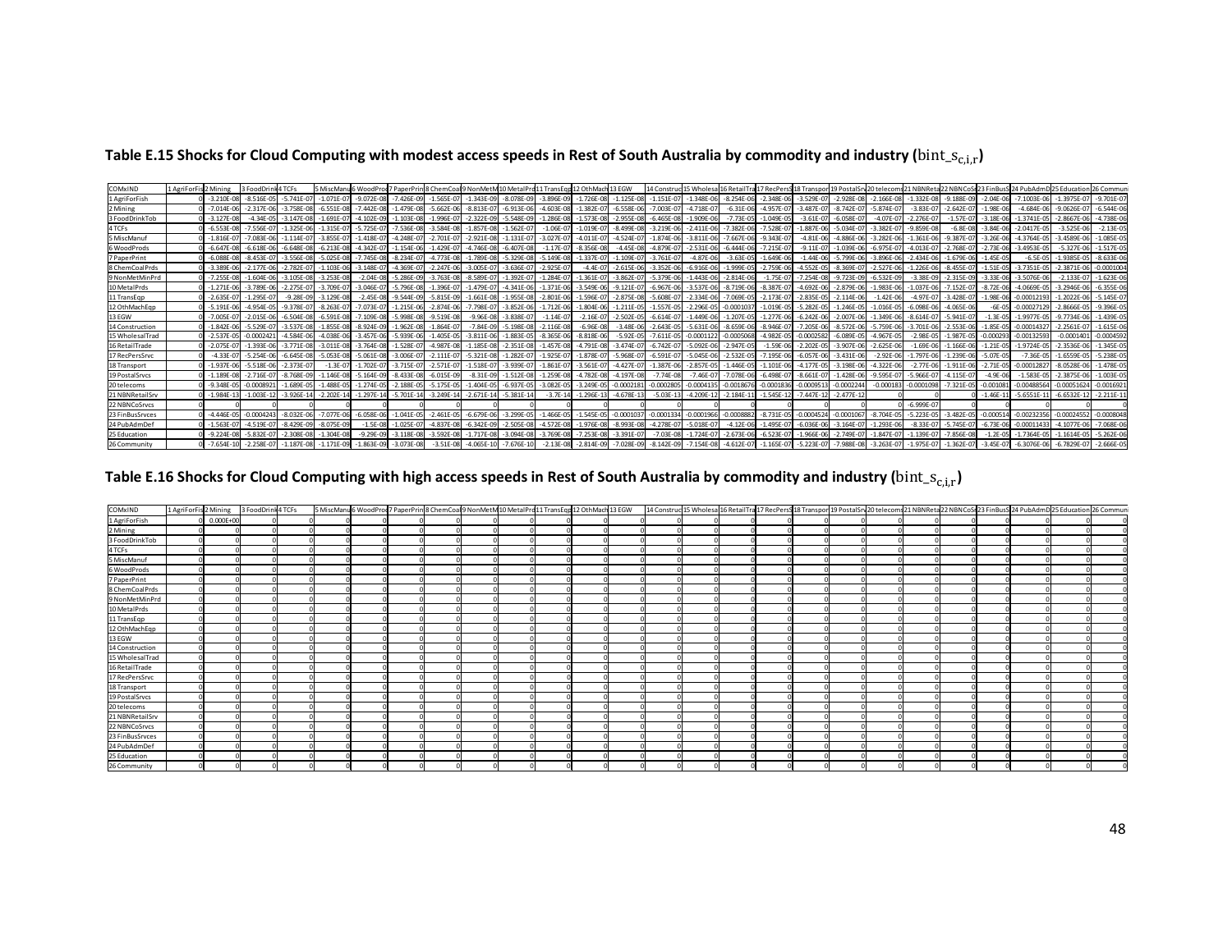## Table E.15 Shocks for Cloud Computing with modest access speeds in Rest of South Australia by commodity and industry ($\text{bint\_s}_{c,i,r}$)

| COMxIND | 1 AgriForFis | 2 Mining | 3 FoodDrink | 4 TCFs | 5 MiscManu | 6 WoodProd | 7 PaperPrin | 8 ChemCoal | 9 NonMetM | 10 MetalPrd | 11 TransEqp | 12 OthMach | 13 EGW | 14 Construc | 15 Wholesa | 16 RetailTra | 17 RecPersS | 18 Transpor | 19 PostalSrv | 20 telecoms | 21 NBNReta | 22 NBNCoS | 23 FinBusS | 24 PubAdmD | 25 Education | 26 Communi |
|---|---|---|---|---|---|---|---|---|---|---|---|---|---|---|---|---|---|---|---|---|---|---|---|---|---|---|
| 1 AgriForFish | 0 | -3.210E-08 | -8.516E-05 | -5.741E-07 | -1.071E-07 | -9.072E-08 | -7.426E-09 | -1.565E-07 | -1.343E-09 | -8.078E-09 | -3.896E-09 | -1.726E-08 | -1.125E-08 | -1.151E-07 | -1.348E-06 | -8.254E-06 | -2.348E-06 | -3.529E-07 | -2.928E-08 | -2.166E-08 | -1.332E-08 | -9.188E-09 | -2.04E-06 | -7.1003E-06 | -1.3975E-07 | -9.701E-07 |
| 2 Mining | 0 | -7.014E-06 | -2.317E-06 | -3.758E-08 | -6.551E-08 | -7.442E-08 | -1.479E-08 | -5.662E-06 | -8.813E-07 | -6.913E-06 | -4.603E-08 | -1.382E-07 | -6.558E-06 | -7.003E-07 | -4.718E-07 | -6.31E-06 | -4.957E-07 | -3.487E-07 | -8.742E-07 | -5.874E-07 | -3.83E-07 | -2.642E-07 | -1.98E-06 | -4.684E-06 | -9.0626E-07 | -6.544E-06 |
| 3 FoodDrinkTob | 0 | -3.127E-08 | -4.34E-05 | -3.147E-08 | -1.691E-07 | -4.102E-09 | -1.103E-08 | -1.996E-07 | -2.322E-09 | -5.548E-09 | -1.286E-08 | -1.573E-08 | -2.955E-08 | -6.465E-08 | -1.909E-06 | -7.73E-05 | -1.049E-05 | -3.61E-07 | -6.058E-07 | -4.07E-07 | -2.276E-07 | -1.57E-07 | -3.18E-06 | -1.3741E-05 | -2.8667E-06 | -4.738E-06 |
| 4 TCFs | 0 | -6.553E-08 | -7.556E-07 | -1.325E-06 | -1.315E-07 | -5.725E-07 | -7.536E-08 | -3.584E-08 | -1.857E-08 | -1.562E-07 | -1.06E-07 | -1.019E-07 | -8.499E-08 | -3.219E-06 | -2.411E-06 | -7.382E-06 | -7.528E-07 | -1.887E-06 | -5.034E-07 | -3.382E-07 | -9.859E-08 | -6.8E-08 | -3.84E-06 | -2.0417E-05 | -3.525E-06 | -2.13E-05 |
| 5 MiscManuf | 0 | -1.816E-07 | -7.083E-06 | -1.114E-07 | -3.855E-07 | -1.418E-07 | -4.248E-07 | -2.701E-07 | -2.921E-08 | -1.131E-07 | -3.027E-07 | -4.011E-07 | -4.524E-07 | -1.874E-06 | -3.811E-06 | -7.667E-06 | -9.343E-07 | -4.81E-06 | -4.886E-06 | -3.282E-06 | -1.361E-06 | -9.387E-07 | -3.26E-06 | -4.3764E-05 | -3.4589E-06 | -1.085E-05 |
| 6 WoodProds | 0 | -6.647E-08 | -6.618E-06 | -6.648E-08 | -6.213E-08 | -4.342E-07 | -1.154E-06 | -1.429E-07 | -4.746E-08 | -6.407E-08 | -1.17E-07 | -8.356E-08 | -4.45E-08 | -4.879E-07 | -2.531E-06 | -6.444E-06 | -7.215E-07 | -9.11E-07 | -1.039E-06 | -6.975E-07 | -4.013E-07 | -2.768E-07 | -2.73E-06 | -3.4953E-05 | -5.327E-06 | -1.517E-05 |
| 7 PaperPrint | 0 | -6.088E-08 | -8.453E-07 | -3.556E-08 | -5.025E-08 | -7.745E-08 | -8.234E-07 | -4.773E-08 | -1.789E-08 | -5.329E-08 | -5.149E-08 | -1.337E-07 | -1.109E-07 | -3.761E-07 | -4.87E-06 | -3.63E-05 | -1.649E-06 | -1.44E-06 | -5.799E-06 | -3.896E-06 | -2.434E-06 | -1.679E-06 | -1.45E-05 | -6.5E-05 | -1.9385E-05 | -8.633E-06 |
| 8 ChemCoalPrds | 0 | -3.389E-06 | -2.177E-06 | -2.782E-07 | -1.103E-06 | -3.148E-07 | -4.369E-07 | -2.247E-06 | -3.005E-07 | -3.636E-07 | -2.925E-07 | -4.4E-07 | -2.615E-06 | -3.352E-06 | -6.916E-06 | -1.999E-05 | -2.759E-06 | -4.552E-05 | -8.369E-07 | -2.527E-06 | -1.226E-06 | -8.455E-07 | -1.51E-05 | -3.7351E-05 | -2.3871E-06 | -0.0001004 |
| 9 NonMetMinPrd | 0 | -7.255E-08 | -1.604E-06 | -3.105E-08 | -3.253E-08 | -2.04E-08 | -5.286E-09 | -3.763E-08 | -8.589E-07 | -1.392E-07 | -1.284E-07 | -1.361E-07 | -3.862E-07 | -5.379E-06 | -1.443E-06 | -2.814E-06 | -1.75E-07 | -7.254E-08 | -9.723E-09 | -6.532E-09 | -3.38E-09 | -2.315E-09 | -3.33E-06 | -3.5076E-06 | -2.133E-07 | -1.623E-06 |
| 10 MetalPrds | 0 | -1.271E-06 | -3.789E-06 | -2.275E-07 | -3.709E-07 | -3.046E-07 | -5.796E-08 | -1.396E-07 | -1.479E-07 | -4.341E-06 | -1.371E-06 | -3.549E-06 | -9.121E-07 | -6.967E-06 | -3.537E-06 | -8.719E-06 | -8.387E-07 | -4.692E-06 | -2.879E-06 | -1.983E-06 | -1.037E-06 | -7.152E-07 | -8.72E-06 | -4.0669E-05 | -3.2946E-06 | -6.355E-06 |
| 11 TransEqp | 0 | -2.635E-07 | -1.295E-07 | -9.28E-09 | -3.129E-08 | -2.45E-08 | -9.544E-09 | -5.815E-09 | -1.661E-08 | -1.955E-08 | -2.801E-06 | -1.596E-07 | -2.875E-08 | -5.608E-07 | -2.334E-06 | -7.069E-05 | -2.173E-07 | -2.835E-05 | -2.114E-06 | -1.42E-06 | -4.97E-07 | -3.428E-07 | -1.98E-06 | -0.00012193 | -1.2022E-06 | -5.145E-07 |
| 12 OthMachEqp | 0 | -5.191E-06 | -4.954E-05 | -9.378E-07 | -8.263E-07 | -7.073E-07 | -1.215E-06 | -2.874E-06 | -7.798E-07 | -3.852E-06 | -1.712E-06 | -1.804E-06 | -1.211E-05 | -1.557E-05 | -2.296E-05 | -0.0001037 | -1.019E-05 | -5.282E-05 | -1.246E-05 | -1.016E-05 | -6.098E-06 | -4.065E-06 | -6E-05 | -0.00027129 | -2.8666E-05 | -9.396E-05 |
| 13 EGW | 0 | -7.005E-07 | -2.015E-06 | -6.504E-08 | -6.591E-08 | -7.109E-08 | -5.998E-08 | -9.519E-08 | -9.96E-08 | -3.838E-07 | -1.14E-07 | -2.16E-07 | -2.502E-05 | -6.614E-07 | -1.449E-06 | -1.207E-05 | -1.277E-06 | -6.242E-06 | -2.007E-06 | -1.349E-06 | -8.614E-07 | -5.941E-07 | -1.3E-05 | -1.9977E-05 | -9.7734E-06 | -1.439E-05 |
| 14 Construction | 0 | -1.842E-06 | -5.529E-07 | -3.537E-08 | -1.855E-08 | -8.924E-09 | -1.962E-08 | -1.864E-07 | -7.84E-09 | -5.198E-08 | -2.116E-08 | -6.96E-08 | -3.48E-06 | -2.643E-05 | -5.631E-06 | -8.659E-06 | -8.946E-07 | -7.205E-06 | -8.572E-06 | -5.759E-06 | -3.701E-06 | -2.553E-06 | -1.85E-05 | -0.00014327 | -2.2561E-07 | -1.615E-06 |
| 15 WholesalTrad | 0 | -2.537E-05 | -0.0002421 | -4.584E-06 | -4.038E-06 | -3.457E-06 | -5.939E-06 | -1.405E-05 | -3.811E-06 | -1.883E-05 | -8.365E-06 | -8.818E-06 | -5.92E-05 | -7.611E-05 | -0.0001122 | -0.0005068 | -4.982E-05 | -0.0002582 | -6.089E-05 | -4.967E-05 | -2.98E-05 | -1.987E-05 | -0.000293 | -0.00132593 | -0.0001401 | -0.0004592 |
| 16 RetailTrade | 0 | -2.075E-07 | -1.393E-06 | -3.771E-08 | -3.011E-08 | -3.764E-08 | -1.528E-07 | -4.987E-08 | -1.185E-08 | -2.351E-08 | -1.457E-08 | -4.791E-08 | -3.474E-07 | -6.742E-07 | -5.092E-06 | -2.947E-05 | -1.59E-06 | -2.202E-05 | -3.907E-06 | -2.625E-06 | -1.69E-06 | -1.166E-06 | -1.21E-05 | -1.9724E-05 | -2.3536E-06 | -1.345E-05 |
| 17 RecPersSrvc | 0 | -4.33E-07 | -5.254E-06 | -6.645E-08 | -5.053E-08 | -5.061E-08 | -3.006E-07 | -2.111E-07 | -5.321E-08 | -1.282E-07 | -1.925E-07 | -1.878E-07 | -5.968E-07 | -6.591E-07 | -5.045E-06 | -2.532E-05 | -7.195E-06 | -6.057E-06 | -3.431E-06 | -2.92E-06 | -1.797E-06 | -1.239E-06 | -5.07E-05 | -7.36E-05 | -1.6559E-05 | -5.238E-05 |
| 18 Transport | 0 | -1.937E-06 | -5.518E-06 | -2.373E-07 | -1.3E-07 | -1.702E-07 | -3.715E-07 | -2.571E-07 | -1.518E-07 | -3.939E-07 | -1.861E-07 | -3.561E-07 | -4.427E-07 | -1.387E-06 | -2.857E-05 | -1.446E-05 | -1.101E-06 | -4.177E-05 | -3.198E-06 | -4.322E-06 | -2.77E-06 | -1.911E-06 | -2.71E-05 | -0.00012827 | -8.0528E-06 | -1.478E-05 |
| 19 PostalSrvcs | 0 | -1.189E-08 | -2.716E-07 | -8.768E-09 | -1.146E-08 | -5.164E-09 | -8.433E-08 | -6.015E-09 | -8.31E-09 | -1.512E-08 | -1.259E-08 | -4.782E-08 | -4.197E-08 | -7.74E-08 | -7.46E-07 | -7.078E-06 | -6.498E-07 | -8.661E-07 | -1.428E-06 | -9.595E-07 | -5.966E-07 | -4.115E-07 | -4.9E-06 | -1.583E-05 | -2.3875E-06 | -1.003E-05 |
| 20 telecoms | 0 | -9.348E-05 | -0.0008921 | -1.689E-05 | -1.488E-05 | -1.274E-05 | -2.188E-05 | -5.175E-05 | -1.404E-05 | -6.937E-05 | -3.082E-05 | -3.249E-05 | -0.0002181 | -0.0002805 | -0.0004135 | -0.0018676 | -0.0001836 | -0.0009513 | -0.0002244 | -0.000183 | -0.0001098 | -7.321E-05 | -0.001081 | -0.00488564 | -0.00051624 | -0.0016921 |
| 21 NBNRetailSrv | 0 | -1.984E-13 | -1.003E-12 | -3.926E-14 | -2.202E-14 | -1.297E-14 | -5.701E-14 | -3.249E-14 | -2.671E-14 | -5.381E-14 | -3.7E-14 | -1.296E-13 | -4.678E-13 | -5.03E-13 | -4.209E-12 | -2.184E-11 | -1.545E-12 | -7.447E-12 | -2.477E-12 | | 0 | 0 | -1.46E-11 | -5.6551E-11 | -6.6532E-12 | -2.211E-11 |
| 22 NBNCoSrvcs | 0 | | | | | | | | | | | | | | | | | | | 0 | -6.999E-07 | | | | | |
| 23 FinBusSrvces | 0 | -4.446E-05 | -0.0004243 | -8.032E-06 | -7.077E-06 | -6.058E-06 | -1.041E-05 | -2.461E-05 | -6.679E-06 | -3.299E-05 | -1.466E-05 | -1.545E-05 | -0.0001037 | -0.0001334 | -0.0001966 | -0.0008882 | -8.731E-05 | -0.0004524 | -0.0001067 | -8.704E-05 | -5.223E-05 | -3.482E-05 | -0.000514 | -0.00232356 | -0.00024552 | -0.0008048 |
| 24 PubAdmDef | 0 | -1.563E-07 | -4.519E-07 | -8.429E-09 | -8.075E-09 | -1.5E-08 | -1.025E-07 | -4.837E-08 | -6.342E-09 | -2.505E-08 | -4.572E-08 | -1.976E-08 | -8.993E-08 | -4.278E-07 | -5.018E-07 | -4.12E-06 | -1.495E-07 | -6.036E-06 | -3.164E-07 | -1.293E-06 | -8.33E-07 | -5.745E-07 | -6.73E-06 | -0.00011433 | -4.1077E-06 | -7.068E-06 |
| 25 Education | 0 | -9.224E-08 | -5.832E-07 | -2.308E-08 | -1.304E-08 | -9.29E-09 | -3.118E-08 | -3.592E-08 | -1.717E-08 | -3.094E-08 | -3.769E-08 | -7.253E-08 | -3.391E-07 | -7.03E-08 | -1.724E-07 | -2.673E-06 | -6.523E-07 | -1.966E-06 | -2.749E-07 | -1.847E-07 | -1.139E-07 | -7.856E-08 | -1.2E-05 | -1.7364E-05 | -1.1614E-05 | -5.262E-06 |
| 26 Community | 0 | -7.654E-10 | -2.258E-07 | -1.187E-08 | -1.171E-09 | -1.863E-09 | -3.073E-08 | -3.51E-08 | -4.065E-10 | -7.676E-10 | -2.13E-08 | -2.814E-09 | -7.028E-09 | -8.142E-09 | -7.154E-08 | -4.612E-07 | -1.165E-07 | -5.223E-07 | -7.988E-08 | -3.263E-07 | -1.975E-07 | -1.362E-07 | -3.45E-07 | -6.3076E-06 | -6.7829E-07 | -2.666E-05 |

## Table E.16 Shocks for Cloud Computing with high access speeds in Rest of South Australia by commodity and industry ($\text{bint\_s}_{c,i,r}$)

| COMxIND | 1 AgriForFis | 2 Mining | 3 FoodDrink | 4 TCFs | 5 MiscManu | 6 WoodProd | 7 PaperPrin | 8 ChemCoal | 9 NonMetM | 10 MetalPrd | 11 TransEqp | 12 OthMach | 13 EGW | 14 Construc | 15 Wholesa | 16 RetailTra | 17 RecPersS | 18 Transpor | 19 PostalSrv | 20 telecoms | 21 NBNReta | 22 NBNCoS | 23 FinBusS | 24 PubAdmD | 25 Education | 26 Communi |
|---|---|---|---|---|---|---|---|---|---|---|---|---|---|---|---|---|---|---|---|---|---|---|---|---|---|---|
| 1 AgriForFish | 0 | 0.000E+00 | 0 | 0 | 0 | 0 | 0 | 0 | 0 | 0 | 0 | 0 | 0 | 0 | 0 | 0 | 0 | 0 | 0 | 0 | 0 | 0 | 0 | 0 | 0 | 0 |
| 2 Mining | 0 | 0 | 0 | 0 | 0 | 0 | 0 | 0 | 0 | 0 | 0 | 0 | 0 | 0 | 0 | 0 | 0 | 0 | 0 | 0 | 0 | 0 | 0 | 0 | 0 | 0 |
| 3 FoodDrinkTob | 0 | 0 | 0 | 0 | 0 | 0 | 0 | 0 | 0 | 0 | 0 | 0 | 0 | 0 | 0 | 0 | 0 | 0 | 0 | 0 | 0 | 0 | 0 | 0 | 0 | 0 |
| 4 TCFs | 0 | 0 | 0 | 0 | 0 | 0 | 0 | 0 | 0 | 0 | 0 | 0 | 0 | 0 | 0 | 0 | 0 | 0 | 0 | 0 | 0 | 0 | 0 | 0 | 0 | 0 |
| 5 MiscManuf | 0 | 0 | 0 | 0 | 0 | 0 | 0 | 0 | 0 | 0 | 0 | 0 | 0 | 0 | 0 | 0 | 0 | 0 | 0 | 0 | 0 | 0 | 0 | 0 | 0 | 0 |
| 6 WoodProds | 0 | 0 | 0 | 0 | 0 | 0 | 0 | 0 | 0 | 0 | 0 | 0 | 0 | 0 | 0 | 0 | 0 | 0 | 0 | 0 | 0 | 0 | 0 | 0 | 0 | 0 |
| 7 PaperPrint | 0 | 0 | 0 | 0 | 0 | 0 | 0 | 0 | 0 | 0 | 0 | 0 | 0 | 0 | 0 | 0 | 0 | 0 | 0 | 0 | 0 | 0 | 0 | 0 | 0 | 0 |
| 8 ChemCoalPrds | 0 | 0 | 0 | 0 | 0 | 0 | 0 | 0 | 0 | 0 | 0 | 0 | 0 | 0 | 0 | 0 | 0 | 0 | 0 | 0 | 0 | 0 | 0 | 0 | 0 | 0 |
| 9 NonMetMinPrd | 0 | 0 | 0 | 0 | 0 | 0 | 0 | 0 | 0 | 0 | 0 | 0 | 0 | 0 | 0 | 0 | 0 | 0 | 0 | 0 | 0 | 0 | 0 | 0 | 0 | 0 |
| 10 MetalPrds | 0 | 0 | 0 | 0 | 0 | 0 | 0 | 0 | 0 | 0 | 0 | 0 | 0 | 0 | 0 | 0 | 0 | 0 | 0 | 0 | 0 | 0 | 0 | 0 | 0 | 0 |
| 11 TransEqp | 0 | 0 | 0 | 0 | 0 | 0 | 0 | 0 | 0 | 0 | 0 | 0 | 0 | 0 | 0 | 0 | 0 | 0 | 0 | 0 | 0 | 0 | 0 | 0 | 0 | 0 |
| 12 OthMachEqp | 0 | 0 | 0 | 0 | 0 | 0 | 0 | 0 | 0 | 0 | 0 | 0 | 0 | 0 | 0 | 0 | 0 | 0 | 0 | 0 | 0 | 0 | 0 | 0 | 0 | 0 |
| 13 EGW | 0 | 0 | 0 | 0 | 0 | 0 | 0 | 0 | 0 | 0 | 0 | 0 | 0 | 0 | 0 | 0 | 0 | 0 | 0 | 0 | 0 | 0 | 0 | 0 | 0 | 0 |
| 14 Construction | 0 | 0 | 0 | 0 | 0 | 0 | 0 | 0 | 0 | 0 | 0 | 0 | 0 | 0 | 0 | 0 | 0 | 0 | 0 | 0 | 0 | 0 | 0 | 0 | 0 | 0 |
| 15 WholesalTrad | 0 | 0 | 0 | 0 | 0 | 0 | 0 | 0 | 0 | 0 | 0 | 0 | 0 | 0 | 0 | 0 | 0 | 0 | 0 | 0 | 0 | 0 | 0 | 0 | 0 | 0 |
| 16 RetailTrade | 0 | 0 | 0 | 0 | 0 | 0 | 0 | 0 | 0 | 0 | 0 | 0 | 0 | 0 | 0 | 0 | 0 | 0 | 0 | 0 | 0 | 0 | 0 | 0 | 0 | 0 |
| 17 RecPersSrvc | 0 | 0 | 0 | 0 | 0 | 0 | 0 | 0 | 0 | 0 | 0 | 0 | 0 | 0 | 0 | 0 | 0 | 0 | 0 | 0 | 0 | 0 | 0 | 0 | 0 | 0 |
| 18 TransEqp | 0 | 0 | 0 | 0 | 0 | 0 | 0 | 0 | 0 | 0 | 0 | 0 | 0 | 0 | 0 | 0 | 0 | 0 | 0 | 0 | 0 | 0 | 0 | 0 | 0 | 0 |
| 18 Transport | 0 | 0 | 0 | 0 | 0 | 0 | 0 | 0 | 0 | 0 | 0 | 0 | 0 | 0 | 0 | 0 | 0 | 0 | 0 | 0 | 0 | 0 | 0 | 0 | 0 | 0 |
| 19 PostalSrvcs | 0 | 0 | 0 | 0 | 0 | 0 | 0 | 0 | 0 | 0 | 0 | 0 | 0 | 0 | 0 | 0 | 0 | 0 | 0 | 0 | 0 | 0 | 0 | 0 | 0 | 0 |
| 20 telecoms | 0 | 0 | 0 | 0 | 0 | 0 | 0 | 0 | 0 | 0 | 0 | 0 | 0 | 0 | 0 | 0 | 0 | 0 | 0 | 0 | 0 | 0 | 0 | 0 | 0 | 0 |
| 21 NBNRetailSrv | 0 | 0 | 0 | 0 | 0 | 0 | 0 | 0 | 0 | 0 | 0 | 0 | 0 | 0 | 0 | 0 | 0 | 0 | 0 | 0 | 0 | 0 | 0 | 0 | 0 | 0 |
| 22 NBNCoSrvcs | 0 | 0 | 0 | 0 | 0 | 0 | 0 | 0 | 0 | 0 | 0 | 0 | 0 | 0 | 0 | 0 | 0 | 0 | 0 | 0 | 0 | 0 | 0 | 0 | 0 | 0 |
| 23 FinBusSrvces | 0 | 0 | 0 | 0 | 0 | 0 | 0 | 0 | 0 | 0 | 0 | 0 | 0 | 0 | 0 | 0 | 0 | 0 | 0 | 0 | 0 | 0 | 0 | 0 | 0 | 0 |
| 24 PubAdmDef | 0 | 0 | 0 | 0 | 0 | 0 | 0 | 0 | 0 | 0 | 0 | 0 | 0 | 0 | 0 | 0 | 0 | 0 | 0 | 0 | 0 | 0 | 0 | 0 | 0 | 0 |
| 25 Education | 0 | 0 | 0 | 0 | 0 | 0 | 0 | 0 | 0 | 0 | 0 | 0 | 0 | 0 | 0 | 0 | 0 | 0 | 0 | 0 | 0 | 0 | 0 | 0 | 0 | 0 |
| 26 Community | 0 | 0 | 0 | 0 | 0 | 0 | 0 | 0 | 0 | 0 | 0 | 0 | 0 | 0 | 0 | 0 | 0 | 0 | 0 | 0 | 0 | 0 | 0 | 0 | 0 | 0 |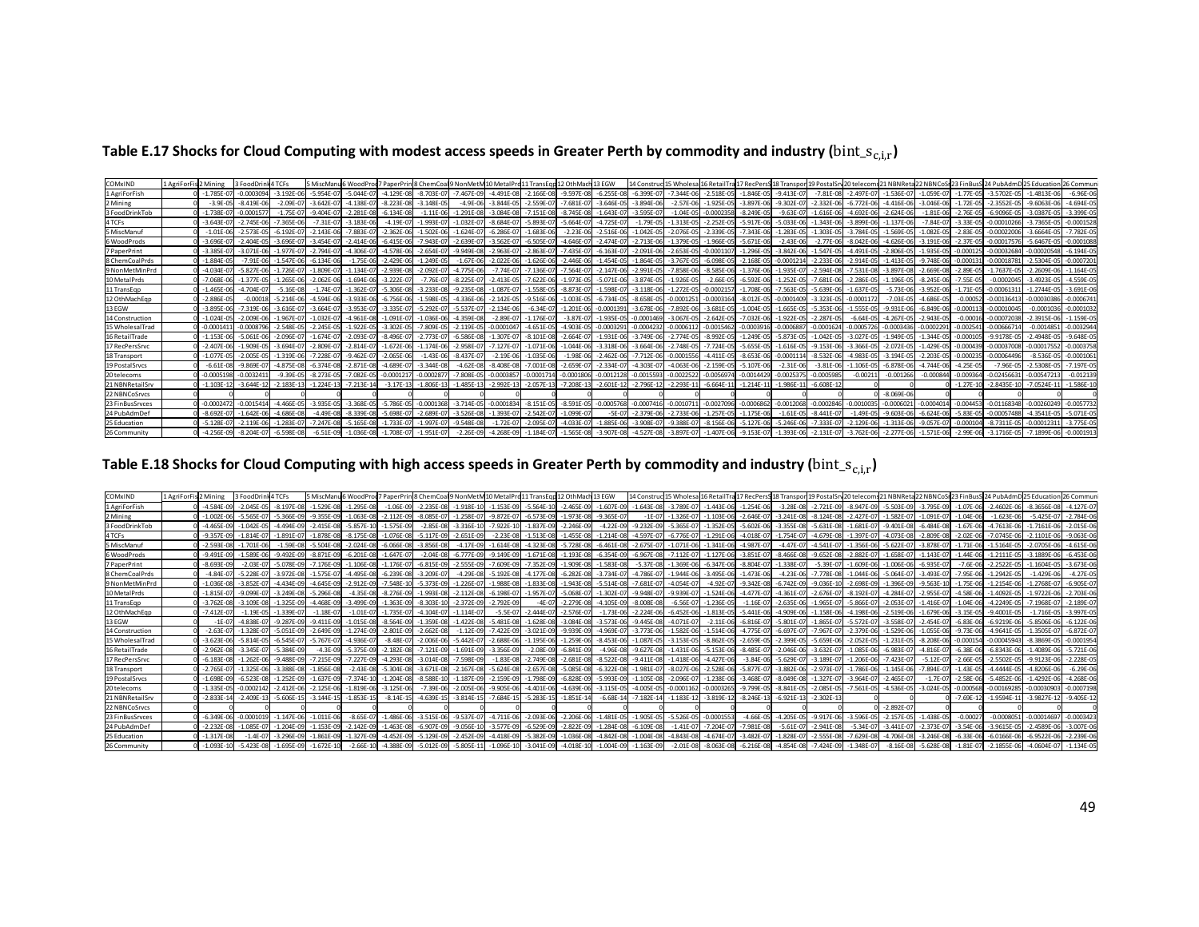## Table E.17 Shocks for Cloud Computing with modest access speeds in Greater Perth by commodity and industry ($\text{bint\_s}_{c,i,r}$)

| COMxIND | 1 AgriForFis | 2 Mining | 3 FoodDrinkT | 4 TCFs | 5 MiscManuf | 6 WoodProds | 7 PaperPrint | 8 ChemCoalPr | 9 NonMetMinP | 10 MetalPrds | 11 TransEqp | 12 OthMachEq | 13 EGW | 14 Construct | 15 WholesalTr | 16 RetailTrad | 17 RecPersSrv | 18 Transport | 19 PostalSrvcs | 20 telecoms | 21 NBNRetailS | 22 NBNCoSrvcs | 23 FinBusSrvc | 24 PubAdmDef | 25 Education | 26 Community |
|---|---|---|---|---|---|---|---|---|---|---|---|---|---|---|---|---|---|---|---|---|---|---|---|---|---|---|
| 1 AgriForFish | 0 | -1.785E-07 | -0.0003094 | -3.192E-06 | -5.954E-07 | -5.044E-07 | -4.129E-08 | -8.703E-07 | -7.467E-09 | -4.491E-08 | -2.166E-08 | -9.597E-08 | -6.255E-08 | -6.399E-07 | -7.344E-06 | -2.518E-05 | -1.846E-05 | -9.413E-07 | -7.81E-08 | -2.497E-07 | -1.536E-07 | -1.059E-07 | -1.77E-05 | -3.5702E-05 | -1.4813E-06 | -6.96E-06 |
| 2 Mining | 0 | -3.9E-05 | -8.419E-06 | -2.09E-07 | -3.642E-07 | -4.138E-07 | -8.223E-08 | -3.148E-05 | -4.9E-06 | -3.844E-05 | -2.559E-07 | -7.681E-07 | -3.646E-05 | -3.894E-06 | -2.57E-06 | -1.925E-05 | -3.897E-06 | -9.302E-07 | -2.332E-06 | -6.772E-06 | -4.416E-06 | -3.046E-06 | -1.72E-05 | -2.3552E-05 | -9.6063E-06 | -4.694E-05 |
| 3 FoodDrinkTob | 0 | -1.738E-07 | -0.0001577 | -1.75E-07 | -9.404E-07 | -2.281E-08 | -6.134E-08 | -1.11E-06 | -1.291E-08 | -3.084E-08 | -7.151E-08 | -8.745E-08 | -1.643E-07 | -3.595E-07 | -1.04E-05 | -0.0002358 | -8.249E-05 | -9.63E-07 | -1.616E-06 | -4.692E-06 | -2.624E-06 | -1.81E-06 | -2.76E-05 | -6.9096E-05 | -3.0387E-05 | -3.399E-05 |
| 4 TCFs | 0 | -3.643E-07 | -2.745E-06 | -7.365E-06 | -7.31E-07 | -3.183E-06 | -4.19E-07 | -1.993E-07 | -1.032E-07 | -8.684E-07 | -5.893E-07 | -5.664E-07 | -4.725E-07 | -1.79E-05 | -1.313E-05 | -2.252E-05 | -5.917E-06 | -5.033E-06 | -1.343E-06 | -3.899E-06 | -1.137E-06 | -7.84E-07 | -3.33E-05 | -0.00010266 | -3.7365E-05 | -0.0001528 |
| 5 MiscManuf | 0 | -1.01E-06 | -2.573E-05 | -6.192E-07 | -2.143E-06 | -7.883E-07 | -2.362E-06 | -1.502E-06 | -1.624E-07 | -6.286E-07 | -1.683E-06 | -2.23E-06 | -2.516E-06 | -1.042E-05 | -2.076E-05 | -2.339E-05 | -7.343E-06 | -1.283E-05 | -1.303E-05 | -3.784E-05 | -1.569E-05 | -1.082E-05 | -2.83E-05 | -0.00022006 | -3.6664E-05 | -7.782E-05 |
| 6 WoodProds | 0 | -3.696E-07 | -2.404E-05 | -3.696E-07 | -3.454E-07 | -2.414E-06 | -6.415E-06 | -7.943E-07 | -2.639E-07 | -3.562E-07 | -6.505E-07 | -4.646E-07 | -2.474E-07 | -2.713E-06 | -1.379E-05 | -1.966E-05 | -5.671E-06 | -2.43E-06 | -2.77E-06 | -8.042E-06 | -4.626E-06 | -3.191E-06 | -2.37E-05 | -0.00017576 | -5.6467E-05 | -0.0001088 |
| 7 PaperPrint | 0 | -3.385E-07 | -3.071E-06 | -1.977E-07 | -2.794E-07 | -4.306E-07 | -4.578E-06 | -2.654E-07 | -9.949E-08 | -2.963E-07 | -2.863E-07 | -7.435E-07 | -6.163E-07 | -2.091E-06 | -2.653E-05 | -0.0001107 | -1.296E-05 | -3.842E-06 | -1.547E-05 | -4.491E-05 | -2.806E-05 | -1.935E-05 | -0.000125 | -0.00032684 | -0.00020548 | -6.194E-05 |
| 8 ChemCoalPrds | 0 | -1.884E-05 | -7.91E-06 | -1.547E-06 | -6.134E-06 | -1.75E-06 | -2.429E-06 | -1.249E-05 | -1.67E-06 | -2.022E-06 | -1.626E-06 | -2.446E-06 | -1.454E-05 | -1.864E-05 | -3.767E-05 | -6.098E-05 | -2.168E-05 | -0.0001214 | -2.233E-06 | -2.914E-05 | -1.413E-05 | -9.748E-06 | -0.000131 | -0.00018781 | -2.5304E-05 | -0.0007201 |
| 9 NonMetMinPrd | 0 | -4.034E-07 | -5.827E-06 | -1.726E-07 | -1.809E-07 | -1.134E-07 | -2.939E-08 | -2.092E-07 | -4.775E-06 | -7.74E-07 | -7.136E-07 | -7.564E-07 | -2.147E-06 | -2.991E-05 | -7.858E-06 | -8.585E-06 | -1.376E-06 | -1.935E-07 | -2.594E-08 | -7.531E-08 | -3.897E-08 | -2.669E-08 | -2.89E-05 | -1.7637E-05 | -2.2609E-06 | -1.164E-05 |
| 10 MetalPrds | 0 | -7.068E-06 | -1.377E-05 | -1.265E-06 | -2.062E-06 | -1.694E-06 | -3.222E-07 | -7.76E-07 | -8.225E-07 | -2.413E-05 | -7.622E-06 | -1.973E-05 | -5.071E-06 | -3.874E-05 | -1.926E-05 | -2.66E-05 | -6.592E-06 | -1.252E-05 | -7.681E-06 | -2.286E-05 | -1.196E-05 | -8.245E-06 | -7.55E-05 | -0.0002045 | -3.4923E-05 | -4.559E-05 |
| 11 TransEqp | 0 | -1.465E-06 | -4.704E-07 | -5.16E-08 | -1.74E-07 | -1.362E-07 | -5.306E-08 | -3.233E-08 | -9.235E-08 | -1.087E-07 | -1.558E-05 | -8.873E-07 | -1.598E-07 | -3.118E-06 | -1.272E-05 | -0.0002157 | -1.708E-06 | -7.563E-05 | -5.639E-06 | -1.637E-05 | -5.73E-06 | -3.952E-06 | -1.71E-05 | -0.00061311 | -1.2744E-05 | -3.691E-06 |
| 12 OthMachEqp | 0 | -2.886E-05 | -0.00018 | -5.214E-06 | -4.594E-06 | -3.933E-06 | -6.756E-06 | -1.598E-05 | -4.336E-06 | -2.142E-05 | -9.516E-06 | -1.003E-05 | -6.734E-05 | -8.658E-05 | -0.0001251 | -0.0003164 | -8.012E-05 | -0.0001409 | -3.323E-05 | -0.0001172 | -7.03E-05 | -4.686E-05 | -0.00052 | -0.00136413 | -0.00030386 | -0.0006741 |
| 13 EGW | 0 | -3.895E-06 | -7.319E-06 | -3.616E-07 | -3.664E-07 | -3.953E-07 | -3.335E-07 | -5.292E-07 | -5.537E-07 | -2.134E-06 | -6.34E-07 | -1.201E-06 | -0.0001391 | -3.678E-06 | -7.892E-06 | -3.681E-05 | -1.004E-05 | -1.665E-05 | -5.353E-06 | -1.555E-05 | -9.931E-06 | -6.849E-06 | -0.000113 | -0.00010045 | -0.0001036 | -0.0001032 |
| 14 Construction | 0 | -1.024E-05 | -2.009E-06 | -1.967E-07 | -1.032E-07 | -4.961E-08 | -1.091E-07 | -1.036E-06 | -4.359E-08 | -2.89E-07 | -1.176E-07 | -3.87E-07 | -1.935E-05 | -0.0001469 | -3.067E-05 | -2.642E-05 | -7.032E-06 | -1.922E-05 | -2.287E-05 | -6.64E-05 | -4.267E-05 | -2.943E-05 | -0.00016 | -0.00072038 | -2.3915E-06 | -1.159E-05 |
| 15 WholesalTrad | 0 | -0.0001411 | -0.0008796 | -2.548E-05 | -2.245E-05 | -1.922E-05 | -3.302E-05 | -7.809E-05 | -2.119E-05 | -0.0001047 | -4.651E-05 | -4.903E-05 | -0.0003291 | -0.0004232 | -0.0006112 | -0.0015462 | -0.0003916 | -0.0006887 | -0.0001624 | -0.0005726 | -0.0003436 | -0.0002291 | -0.002541 | -0.00666714 | -0.0014851 | -0.0032944 |
| 16 RetailTrade | 0 | -1.153E-06 | -5.061E-06 | -2.096E-07 | -1.674E-07 | -2.093E-07 | -8.496E-07 | -2.773E-07 | -6.586E-08 | -1.307E-07 | -8.101E-08 | -2.664E-07 | -1.931E-06 | -3.749E-06 | -2.774E-05 | -8.992E-05 | -1.249E-05 | -5.873E-05 | -1.042E-05 | -3.027E-05 | -1.949E-05 | -1.344E-05 | -0.000105 | -9.9178E-05 | -2.4948E-05 | -9.648E-05 |
| 17 RecPersSrvc | 0 | -2.407E-06 | -1.909E-05 | -3.694E-07 | -2.809E-07 | -2.814E-07 | -1.672E-06 | -1.174E-06 | -2.958E-07 | -7.127E-07 | -1.071E-06 | -1.044E-06 | -3.318E-06 | -3.664E-06 | -2.748E-05 | -7.724E-05 | -5.655E-05 | -1.616E-05 | -9.153E-06 | -3.366E-05 | -2.072E-05 | -1.429E-05 | -0.000439 | -0.00037008 | -0.00017552 | -0.0003758 |
| 18 Transport | 0 | -1.077E-05 | -2.005E-05 | -1.319E-06 | -7.228E-07 | -9.462E-07 | -2.065E-06 | -1.43E-06 | -8.437E-07 | -2.19E-06 | -1.035E-06 | -1.98E-06 | -2.462E-06 | -7.712E-06 | -0.0001556 | -4.411E-05 | -8.653E-06 | -0.0001114 | -8.532E-06 | -4.983E-05 | -3.194E-05 | -2.203E-05 | -0.000235 | -0.00064496 | -8.536E-05 | -0.0001061 |
| 19 PostalSrvcs | 0 | -6.61E-08 | -9.869E-07 | -4.875E-08 | -6.374E-08 | -2.871E-08 | -4.689E-07 | -3.344E-08 | -4.62E-08 | -8.408E-08 | -7.001E-08 | -2.659E-07 | -2.334E-07 | -4.303E-07 | -4.063E-06 | -2.159E-05 | -5.107E-06 | -2.31E-06 | -3.81E-06 | -1.106E-05 | -6.878E-06 | -4.744E-06 | -4.25E-05 | -7.96E-05 | -2.5308E-05 | -7.197E-05 |
| 20 telecoms | 0 | -0.0005198 | -0.0032411 | -9.39E-05 | -8.273E-05 | -7.082E-05 | -0.0001217 | -0.0002877 | -7.808E-05 | -0.0003857 | -0.0001714 | -0.0001806 | -0.0012128 | -0.0015593 | -0.0022522 | -0.0056974 | -0.0014429 | -0.0025375 | -0.0005985 | -0.00211 | -0.001266 | -0.000844 | -0.009364 | -0.02456631 | -0.00547213 | -0.012139 |
| 21 NBNRetailSrv | 0 | -1.103E-12 | -3.644E-12 | -2.183E-13 | -1.224E-13 | -7.213E-14 | -3.17E-13 | -1.806E-13 | -1.485E-13 | -2.992E-13 | -2.057E-13 | -7.208E-13 | -2.601E-12 | -2.796E-12 | -2.293E-11 | -6.664E-11 | -1.214E-11 | -1.986E-11 | -6.608E-12 | 0 | 0 | 0 | -1.27E-10 | -2.8435E-10 | -7.0524E-11 | -1.586E-10 |
| 22 NBNCoSrvcs | 0 | 0 | 0 | 0 | 0 | 0 | 0 | 0 | 0 | 0 | 0 | 0 | 0 | 0 | 0 | 0 | 0 | 0 | 0 | -8.069E-06 | 0 | 0 | 0 | 0 | 0 | 0 |
| 23 FinBusSrvces | 0 | -0.0002472 | -0.0015414 | -4.466E-05 | -3.935E-05 | -3.368E-05 | -5.786E-05 | -0.0001368 | -3.714E-05 | -0.0001834 | -8.151E-05 | -8.591E-05 | -0.0005768 | -0.0007416 | -0.0010711 | -0.0027096 | -0.0006862 | -0.0012068 | -0.0002846 | -0.0010035 | -0.0006021 | -0.0004014 | -0.004453 | -0.01168348 | -0.00260249 | -0.0057732 |
| 24 PubAdmDef | 0 | -8.692E-07 | -1.642E-06 | -4.686E-08 | -4.49E-08 | -8.339E-08 | -5.698E-07 | -2.689E-07 | -3.526E-08 | -1.393E-07 | -2.542E-07 | -1.099E-07 | -5E-07 | -2.379E-06 | -2.733E-06 | -1.257E-05 | -1.175E-06 | -1.61E-05 | -8.441E-07 | -1.49E-05 | -9.603E-06 | -6.624E-06 | -5.83E-05 | -0.00057488 | -4.3541E-05 | -5.071E-05 |
| 25 Education | 0 | -5.128E-07 | -2.119E-06 | -1.283E-07 | -7.247E-08 | -5.165E-08 | -1.733E-07 | -1.997E-07 | -9.548E-08 | -1.72E-07 | -2.095E-07 | -4.033E-07 | -1.885E-06 | -3.908E-07 | -9.388E-07 | -8.156E-06 | -5.127E-06 | -5.246E-06 | -7.333E-07 | -2.129E-06 | -1.313E-06 | -9.057E-07 | -0.000104 | -8.7311E-05 | -0.00012311 | -3.775E-05 |
| 26 Community | 0 | -4.256E-09 | -8.204E-07 | -6.598E-08 | -6.51E-09 | -1.036E-08 | -1.708E-07 | -1.951E-07 | -2.26E-09 | -4.268E-09 | -1.184E-07 | -1.565E-08 | -3.907E-08 | -4.527E-08 | -3.897E-07 | -1.407E-06 | -9.153E-07 | -1.393E-06 | -2.131E-07 | -3.762E-06 | -2.277E-06 | -1.571E-06 | -2.99E-06 | -3.1716E-05 | -7.1899E-06 | -0.0001913 |

## Table E.18 Shocks for Cloud Computing with high access speeds in Greater Perth by commodity and industry ($\text{bint\_s}_{c,i,r}$)

| COMxIND | 1 AgriForFis | 2 Mining | 3 FoodDrinkT | 4 TCFs | 5 MiscManuf | 6 WoodProds | 7 PaperPrint | 8 ChemCoalPr | 9 NonMetMinP | 10 MetalPrds | 11 TransEqp | 12 OthMachEq | 13 EGW | 14 Construct | 15 WholesalTr | 16 RetailTrad | 17 RecPersSrv | 18 Transport | 19 PostalSrvcs | 20 telecoms | 21 NBNRetailS | 22 NBNCoSrvcs | 23 FinBusSrvc | 24 PubAdmDef | 25 Education | 26 Community |
|---|---|---|---|---|---|---|---|---|---|---|---|---|---|---|---|---|---|---|---|---|---|---|---|---|---|---|
| 1 AgriForFish | 0 | -4.584E-09 | -2.045E-05 | -8.197E-08 | -1.529E-08 | -1.295E-08 | -1.06E-09 | -2.235E-08 | -1.918E-10 | -1.153E-09 | -5.564E-10 | -2.465E-09 | -1.607E-09 | -1.643E-08 | -3.789E-07 | -1.443E-06 | -1.254E-06 | -3.28E-08 | -2.721E-09 | -8.947E-09 | -5.503E-09 | -3.795E-09 | -1.07E-06 | -2.4602E-06 | -8.3656E-08 | -4.127E-07 |
| 2 Mining | 0 | -1.002E-06 | -5.565E-07 | -5.366E-09 | -9.355E-09 | -1.063E-08 | -2.112E-09 | -8.085E-07 | -1.258E-07 | -9.872E-07 | -6.573E-09 | -1.973E-08 | -9.365E-07 | -1E-07 | -1.326E-07 | -1.103E-06 | -2.646E-07 | -3.241E-08 | -8.124E-08 | -2.427E-07 | -1.582E-07 | -1.091E-07 | -1.04E-06 | -1.623E-06 | -5.425E-07 | -2.784E-06 |
| 3 FoodDrinkTob | 0 | -4.465E-09 | -1.042E-05 | -4.494E-09 | -2.415E-08 | -5.857E-10 | -1.575E-09 | -2.85E-08 | -3.316E-10 | -7.922E-10 | -1.837E-09 | -2.246E-09 | -4.22E-09 | -9.232E-09 | -5.365E-07 | -1.352E-05 | -5.602E-06 | -3.355E-08 | -5.631E-08 | -1.681E-07 | -9.401E-08 | -6.484E-08 | -1.67E-06 | -4.7613E-06 | -1.7161E-06 | -2.015E-06 |
| 4 TCFs | 0 | -9.357E-09 | -1.814E-07 | -1.891E-07 | -1.878E-08 | -8.175E-08 | -1.076E-08 | -5.117E-09 | -2.651E-09 | -2.23E-08 | -1.513E-08 | -1.455E-08 | -1.214E-08 | -4.597E-07 | -6.776E-07 | -1.291E-06 | -4.018E-07 | -1.754E-07 | -4.679E-08 | -1.397E-07 | -4.073E-08 | -2.809E-08 | -2.02E-06 | -7.0745E-06 | -2.1101E-06 | -9.063E-06 |
| 5 MiscManuf | 0 | -2.593E-08 | -1.701E-06 | -1.59E-08 | -5.504E-08 | -2.024E-08 | -6.066E-08 | -3.856E-08 | -4.17E-09 | -1.614E-08 | -4.323E-08 | -5.728E-08 | -6.461E-08 | -2.675E-07 | -1.071E-06 | -1.341E-06 | -4.987E-07 | -4.47E-07 | -4.541E-07 | -1.356E-06 | -5.622E-07 | -3.878E-07 | -1.71E-06 | -1.5164E-05 | -2.0705E-06 | -4.615E-06 |
| 6 WoodProds | 0 | -9.491E-09 | -1.589E-06 | -9.492E-09 | -8.871E-09 | -6.201E-08 | -1.647E-07 | -2.04E-08 | -6.777E-09 | -9.149E-09 | -1.671E-08 | -1.193E-08 | -6.354E-09 | -6.967E-08 | -7.112E-07 | -1.127E-06 | -3.851E-07 | -8.466E-08 | -9.652E-08 | -2.882E-07 | -1.658E-07 | -1.143E-07 | -1.44E-06 | -1.2111E-05 | -3.1889E-06 | -6.453E-06 |
| 7 PaperPrint | 0 | -8.693E-09 | -2.03E-07 | -5.078E-09 | -7.176E-09 | -1.106E-08 | -1.176E-07 | -6.815E-09 | -2.555E-09 | -7.609E-09 | -7.352E-09 | -1.909E-08 | -1.583E-08 | -5.37E-08 | -1.369E-06 | -6.347E-06 | -8.804E-07 | -1.338E-07 | -5.39E-07 | -1.609E-06 | -1.006E-06 | -6.935E-07 | -7.6E-06 | -2.2522E-05 | -1.1604E-05 | -3.673E-06 |
| 8 ChemCoalPrds | 0 | -4.84E-07 | -5.228E-07 | -3.972E-08 | -1.575E-07 | -4.495E-08 | -6.239E-08 | -3.209E-07 | -4.29E-08 | -5.192E-08 | -4.177E-08 | -6.282E-08 | -3.734E-07 | -4.786E-07 | -1.944E-06 | -3.495E-06 | -1.473E-06 | -4.23E-06 | -7.778E-08 | -1.044E-06 | -5.064E-07 | -3.493E-07 | -7.95E-06 | -1.2942E-05 | -1.429E-06 | -4.27E-05 |
| 9 NonMetMinPrd | 0 | -1.036E-08 | -3.852E-07 | -4.434E-09 | -4.645E-09 | -2.912E-09 | -7.548E-10 | -5.373E-09 | -1.226E-07 | -1.988E-08 | -1.833E-08 | -1.943E-08 | -5.514E-08 | -7.681E-07 | -4.054E-07 | -4.92E-07 | -9.342E-08 | -6.742E-09 | -9.036E-10 | -2.698E-09 | -1.396E-09 | -9.563E-10 | -1.75E-06 | -1.2154E-06 | -1.2768E-07 | -6.905E-07 |
| 10 MetalPrds | 0 | -1.815E-07 | -9.099E-07 | -3.249E-08 | -5.296E-08 | -4.35E-08 | -8.276E-09 | -1.993E-08 | -2.112E-08 | -6.198E-07 | -1.957E-07 | -5.068E-07 | -1.302E-07 | -9.948E-07 | -9.939E-07 | -1.524E-06 | -4.477E-07 | -4.361E-07 | -2.676E-07 | -8.192E-07 | -4.284E-07 | -2.955E-07 | -4.58E-06 | -1.4092E-05 | -1.9722E-06 | -2.703E-06 |
| 11 TransEqp | 0 | -3.762E-08 | -3.109E-08 | -1.325E-09 | -4.468E-09 | -3.499E-09 | -1.363E-09 | -8.303E-10 | -2.372E-09 | -2.792E-09 | -4E-07 | -2.279E-08 | -4.105E-09 | -8.008E-08 | -6.56E-07 | -1.236E-05 | -1.16E-07 | -2.635E-06 | -1.965E-07 | -5.866E-07 | -2.053E-07 | -1.416E-07 | -1.04E-06 | -4.2249E-05 | -7.1968E-07 | -2.189E-07 |
| 12 OthMachEqp | 0 | -7.412E-07 | -1.19E-05 | -1.339E-07 | -1.18E-07 | -1.01E-07 | -1.735E-07 | -4.104E-07 | -1.114E-07 | -5.5E-07 | -2.444E-07 | -2.576E-07 | -1.73E-06 | -2.224E-06 | -6.452E-06 | -1.813E-05 | -5.441E-06 | -4.909E-06 | -1.158E-06 | -4.198E-06 | -2.519E-06 | -1.679E-06 | -3.15E-05 | -9.4001E-05 | -1.716E-05 | -3.997E-05 |
| 13 EGW | 0 | -1E-07 | -4.838E-07 | -9.287E-09 | -9.411E-09 | -1.015E-08 | -8.564E-09 | -1.359E-08 | -1.422E-08 | -5.481E-08 | -1.628E-08 | -3.084E-08 | -3.573E-06 | -9.445E-08 | -4.071E-07 | -2.11E-06 | -6.816E-07 | -5.801E-07 | -1.865E-07 | -5.572E-07 | -3.558E-07 | -2.454E-07 | -6.83E-06 | -6.9219E-06 | -5.8506E-06 | -6.122E-06 |
| 14 Construction | 0 | -2.63E-07 | -1.328E-07 | -5.051E-09 | -2.649E-09 | -1.274E-09 | -2.801E-09 | -2.662E-08 | -1.12E-09 | -7.422E-09 | -3.021E-09 | -9.939E-09 | -4.969E-07 | -3.773E-06 | -1.582E-06 | -1.514E-06 | -4.775E-07 | -6.697E-07 | -7.967E-07 | -2.379E-06 | -1.529E-06 | -1.055E-06 | -9.73E-06 | -4.9641E-05 | -1.3505E-07 | -6.872E-07 |
| 15 WholesalTrad | 0 | -3.623E-06 | -5.814E-05 | -6.545E-07 | -5.767E-07 | -4.936E-07 | -8.48E-07 | -2.006E-06 | -5.442E-07 | -2.688E-06 | -1.195E-06 | -1.259E-06 | -8.453E-06 | -1.087E-05 | -3.153E-05 | -8.862E-05 | -2.659E-05 | -2.399E-05 | -5.659E-06 | -2.052E-05 | -1.231E-05 | -8.208E-06 | -0.000154 | -0.00045943 | -8.3869E-05 | -0.0001954 |
| 16 RetailTrade | 0 | -2.962E-08 | -3.345E-07 | -5.384E-09 | -4.3E-09 | -5.375E-09 | -2.182E-08 | -7.121E-09 | -1.691E-09 | -3.356E-09 | -2.08E-09 | -6.841E-09 | -4.96E-08 | -9.627E-08 | -1.431E-06 | -5.153E-06 | -8.485E-07 | -2.046E-06 | -3.632E-07 | -1.085E-06 | -6.983E-07 | -4.816E-07 | -6.38E-06 | -6.8343E-06 | -1.4089E-06 | -5.721E-06 |
| 17 RecPersSrvc | 0 | -6.183E-08 | -1.262E-06 | -9.488E-09 | -7.215E-09 | -7.227E-09 | -4.293E-08 | -3.014E-08 | -7.598E-09 | -1.83E-08 | -2.749E-08 | -2.681E-08 | -8.522E-08 | -9.411E-08 | -1.418E-06 | -4.427E-06 | -3.84E-06 | -5.629E-07 | -3.189E-07 | -1.206E-06 | -7.423E-07 | -5.12E-07 | -2.66E-05 | -2.5502E-05 | -9.9123E-06 | -2.228E-05 |
| 18 Transport | 0 | -2.765E-07 | -1.325E-06 | -3.388E-08 | -1.856E-08 | -2.43E-08 | -5.304E-08 | -3.671E-08 | -2.167E-08 | -5.624E-08 | -2.657E-08 | -5.085E-08 | -6.322E-08 | -1.981E-07 | -8.027E-06 | -2.528E-06 | -5.877E-07 | -3.882E-06 | -2.973E-07 | -1.786E-06 | -1.145E-06 | -7.894E-07 | -1.43E-05 | -4.4444E-05 | -4.8206E-06 | -6.29E-06 |
| 19 PostalSrvcs | 0 | -1.698E-09 | -6.523E-08 | -1.252E-09 | -1.637E-09 | -7.374E-10 | -1.204E-08 | -8.588E-10 | -1.187E-09 | -2.159E-09 | -1.798E-09 | -6.828E-09 | -5.993E-09 | -1.105E-08 | -2.096E-07 | -1.238E-06 | -3.468E-07 | -8.049E-08 | -1.327E-07 | -3.964E-07 | -2.465E-07 | -1.7E-07 | -2.58E-06 | -5.4852E-06 | -1.4292E-06 | -4.268E-06 |
| 20 telecoms | 0 | -1.335E-05 | -0.0002142 | -2.412E-06 | -2.125E-06 | -1.819E-06 | -3.125E-06 | -7.39E-06 | -2.005E-06 | -9.905E-06 | -4.401E-06 | -4.639E-06 | -3.115E-05 | -4.005E-05 | -0.0001162 | -0.0003265 | -9.799E-05 | -8.841E-05 | -2.085E-05 | -7.561E-05 | -4.536E-05 | -3.024E-05 | -0.000568 | -0.00169285 | -0.00030903 | -0.0007198 |
| 21 NBNRetailSrv | 0 | -2.833E-14 | -2.409E-13 | -5.606E-15 | -3.144E-15 | -1.853E-15 | -8.14E-15 | -4.639E-15 | -3.814E-15 | -7.684E-15 | -5.283E-15 | -1.851E-14 | -6.68E-14 | -7.182E-14 | -1.183E-12 | -3.819E-12 | -8.246E-13 | -6.921E-13 | -2.302E-13 | 0 | 0 | 0 | -7.69E-12 | -1.9594E-11 | -3.9827E-12 | -9.405E-12 |
| 22 NBNCoSrvcs | 0 | 0 | 0 | 0 | 0 | 0 | 0 | 0 | 0 | 0 | 0 | 0 | 0 | 0 | 0 | 0 | 0 | 0 | 0 | -2.892E-07 | 0 | 0 | 0 | 0 | 0 | 0 |
| 23 FinBusSrvces | 0 | -6.349E-06 | -0.0001019 | -1.147E-06 | -1.011E-06 | -8.65E-07 | -1.486E-06 | -3.515E-06 | -9.537E-07 | -4.711E-06 | -2.093E-06 | -2.206E-06 | -1.481E-05 | -1.905E-05 | -5.526E-05 | -0.0001553 | -4.66E-05 | -4.205E-05 | -9.917E-06 | -3.596E-05 | -2.157E-05 | -1.438E-05 | -0.00027 | -0.0008051 | -0.00014697 | -0.0003423 |
| 24 PubAdmDef | 0 | -2.232E-08 | -1.085E-07 | -1.204E-09 | -1.153E-09 | -2.142E-09 | -1.463E-08 | -6.907E-09 | -9.056E-10 | -3.577E-09 | -6.529E-09 | -2.822E-09 | -1.284E-08 | -6.109E-08 | -1.41E-07 | -7.204E-07 | -7.981E-08 | -5.61E-07 | -2.941E-08 | -5.34E-07 | -3.441E-07 | -2.373E-07 | -3.54E-06 | -3.9615E-05 | -2.4589E-06 | -3.007E-06 |
| 25 Education | 0 | -1.317E-08 | -1.4E-07 | -3.296E-09 | -1.861E-09 | -1.327E-09 | -4.452E-09 | -5.129E-09 | -2.452E-09 | -4.418E-09 | -5.382E-09 | -1.036E-08 | -4.842E-08 | -1.004E-08 | -4.843E-08 | -4.674E-07 | -3.482E-07 | -1.828E-07 | -2.555E-08 | -7.629E-08 | -4.706E-08 | -3.246E-08 | -6.33E-06 | -6.0166E-06 | -6.9522E-06 | -2.239E-06 |
| 26 Community | 0 | -1.093E-10 | -5.423E-08 | -1.695E-09 | -1.672E-10 | -2.66E-10 | -4.388E-09 | -5.012E-09 | -5.805E-11 | -1.096E-10 | -3.041E-09 | -4.018E-10 | -1.004E-09 | -1.163E-09 | -2.01E-08 | -8.063E-08 | -6.216E-08 | -4.854E-08 | -7.424E-09 | -1.348E-07 | -8.16E-08 | -5.628E-08 | -1.81E-07 | -2.1855E-06 | -4.0604E-07 | -1.134E-05 |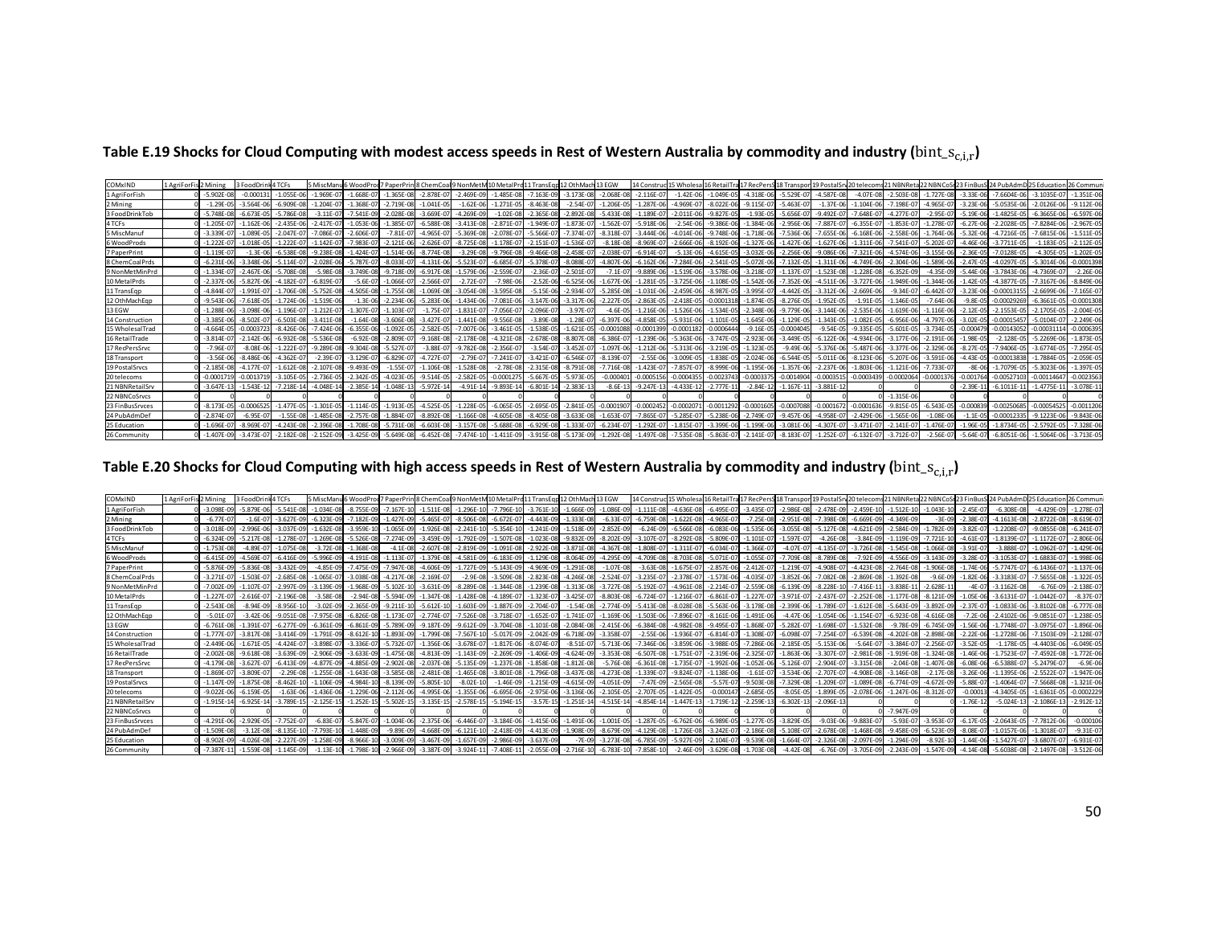## Table E.19 Shocks for Cloud Computing with modest access speeds in Rest of Western Australia by commodity and industry ($bint\_s_{c,i,r}$)

| COMxIND | 1 AgriForFis | 2 Mining | 3 FoodDrink | 4 TCFs | 5 MiscManu | 6 WoodProd | 7 PaperPrin | 8 ChemCoal | 9 NonMetM | 10 MetalPrd | 11 TransEqp | 12 OthMach | 13 EGW | 14 Construc | 15 Wholesa | 16 RetailTra | 17 RecPersS | 18 Transpor | 19 PostalSrv | 20 telecoms | 21 NBNReta | 22 NBNCoSr | 23 FinBusS | 24 PubAdmD | 25 Education | 26 Communi |
|---|---|---|---|---|---|---|---|---|---|---|---|---|---|---|---|---|---|---|---|---|---|---|---|---|---|---|
| 1 AgriForFish | 0 | -5.902E-08 | -0.000131 | -1.055E-06 | -1.969E-07 | -1.668E-07 | -1.365E-08 | -2.878E-07 | -2.469E-09 | -1.485E-08 | -7.163E-09 | -3.173E-08 | -2.068E-08 | -2.116E-07 | -1.42E-06 | -1.049E-05 | -4.318E-06 | -5.529E-07 | -4.587E-08 | -4.07E-08 | -2.503E-08 | -1.727E-08 | -3.33E-06 | -7.6604E-06 | -3.1035E-07 | -1.351E-06 |
| 2 Mining | 0 | -1.29E-05 | -3.564E-06 | -6.909E-08 | -1.204E-07 | -1.368E-07 | -2.719E-08 | -1.041E-05 | -1.62E-06 | -1.271E-05 | -8.463E-08 | -2.54E-07 | -1.206E-05 | -1.287E-06 | -4.969E-07 | -8.022E-06 | -9.115E-07 | -5.463E-07 | -1.37E-06 | -1.104E-06 | -7.198E-07 | -4.965E-07 | -3.23E-06 | -5.0535E-06 | -2.0126E-06 | -9.112E-06 |
| 3 FoodDrinkTob | 0 | -5.748E-08 | -6.673E-05 | -5.786E-08 | -3.11E-07 | -7.541E-09 | -2.028E-08 | -3.669E-07 | -4.269E-09 | -1.02E-08 | -2.365E-08 | -2.892E-08 | -5.433E-08 | -1.189E-07 | -2.011E-06 | -9.827E-05 | -1.93E-05 | -5.656E-07 | -9.492E-07 | -7.648E-07 | -4.277E-07 | -2.95E-07 | -5.19E-06 | -1.4825E-05 | -6.3665E-06 | -6.597E-06 |
| 4 TCFs | 0 | -1.205E-07 | -1.162E-06 | -2.435E-06 | -2.417E-07 | -1.053E-06 | -1.385E-07 | -6.588E-08 | -3.413E-08 | -2.871E-07 | -1.949E-07 | -1.873E-07 | -1.562E-07 | -5.918E-06 | -2.54E-06 | -9.386E-06 | -1.384E-06 | -2.956E-06 | -7.887E-07 | -6.355E-07 | -1.853E-07 | -1.278E-07 | -6.27E-06 | -2.2028E-05 | -7.8284E-06 | -2.967E-05 |
| 5 MiscManuf | 0 | -3.339E-07 | -1.089E-05 | -2.047E-07 | -7.086E-07 | -2.606E-07 | -7.81E-07 | -4.965E-07 | -5.369E-08 | -2.078E-07 | -5.566E-07 | -7.374E-07 | -8.318E-07 | -3.444E-06 | -4.014E-06 | -9.748E-06 | -1.718E-06 | -7.536E-06 | -7.655E-06 | -6.168E-06 | -2.558E-06 | -1.764E-06 | -5.32E-06 | -4.7216E-05 | -7.6815E-06 | -1.511E-05 |
| 6 WoodProds | 0 | -1.222E-07 | -1.018E-05 | -1.222E-07 | -1.142E-07 | -7.983E-07 | -2.121E-06 | -2.626E-07 | -8.725E-08 | -1.178E-07 | -2.151E-07 | -1.536E-07 | -8.18E-08 | -8.969E-07 | -2.666E-06 | -8.192E-06 | -1.327E-06 | -1.427E-06 | -1.627E-06 | -1.311E-06 | -7.541E-07 | -5.202E-07 | -4.46E-06 | -3.7711E-05 | -1.183E-05 | -2.112E-05 |
| 7 PaperPrint | 0 | -1.119E-07 | -1.3E-06 | -6.538E-08 | -9.238E-08 | -1.424E-07 | -1.514E-06 | -8.774E-08 | -3.29E-08 | -9.796E-08 | -9.466E-08 | -2.458E-07 | -2.038E-07 | -6.914E-07 | -5.13E-06 | -4.615E-05 | -3.032E-06 | -2.256E-06 | -9.086E-06 | -7.321E-06 | -4.574E-06 | -3.155E-06 | -2.36E-05 | -7.0128E-05 | -4.305E-05 | -1.202E-05 |
| 8 ChemCoalPrds | 0 | -6.231E-06 | -3.348E-06 | -5.114E-07 | -2.028E-06 | -5.787E-07 | -8.033E-07 | -4.131E-06 | -5.523E-07 | -6.685E-07 | -5.378E-07 | -8.088E-07 | -4.807E-06 | -6.162E-06 | -7.284E-06 | -2.541E-05 | -5.072E-06 | -7.132E-05 | -1.311E-06 | -4.749E-06 | -2.304E-06 | -1.589E-06 | -2.47E-05 | -4.0297E-05 | -5.3014E-06 | -0.0001398 |
| 9 NonMetMinPrd | 0 | -1.334E-07 | -2.467E-06 | -5.708E-08 | -5.98E-08 | -3.749E-08 | -9.718E-09 | -6.917E-08 | -1.579E-06 | -2.559E-07 | -2.36E-07 | -2.501E-07 | -7.1E-07 | -9.889E-06 | -1.519E-06 | -3.578E-06 | -3.218E-07 | -1.137E-07 | -1.523E-08 | -1.228E-08 | -6.352E-09 | -4.35E-09 | -5.44E-06 | -3.7843E-06 | -4.7369E-07 | -2.26E-06 |
| 10 MetalPrds | 0 | -2.337E-06 | -5.827E-06 | -4.182E-07 | -6.819E-07 | -5.6E-07 | -1.066E-07 | -2.566E-07 | -2.72E-07 | -7.98E-06 | -2.52E-06 | -6.525E-06 | -1.677E-06 | -1.281E-05 | -3.725E-06 | -1.108E-05 | -1.542E-06 | -7.352E-06 | -4.511E-06 | -3.727E-06 | -1.949E-06 | -1.344E-06 | -1.42E-05 | -4.3877E-05 | -7.3167E-06 | -8.849E-06 |
| 11 TransEqp | 0 | -4.844E-07 | -1.991E-07 | -1.706E-08 | -5.752E-08 | -4.505E-08 | -1.755E-08 | -1.069E-08 | -3.054E-08 | -3.595E-08 | -5.15E-06 | -2.934E-07 | -5.285E-08 | -1.031E-06 | -2.459E-06 | -8.987E-05 | -3.995E-07 | -4.442E-05 | -3.312E-06 | -2.669E-06 | -9.34E-07 | -6.442E-07 | -3.23E-06 | -0.00013155 | -2.6699E-06 | -7.165E-07 |
| 12 OthMachEqp | 0 | -9.543E-06 | -7.618E-05 | -1.724E-06 | -1.519E-06 | -1.3E-06 | -2.234E-06 | -5.283E-06 | -1.434E-06 | -7.081E-06 | -3.147E-06 | -3.317E-06 | -2.227E-05 | -2.863E-05 | -2.418E-05 | -0.0001318 | -1.874E-05 | -8.276E-05 | -1.952E-05 | -1.91E-05 | -1.146E-05 | -7.64E-06 | -9.8E-05 | -0.00029269 | -6.3661E-05 | -0.0001308 |
| 13 EGW | 0 | -1.288E-06 | -3.098E-06 | -1.196E-07 | -1.212E-07 | -1.307E-07 | -1.103E-07 | -1.75E-07 | -1.831E-07 | -7.056E-07 | -2.096E-07 | -3.97E-07 | -4.6E-05 | -1.216E-06 | -1.526E-06 | -1.534E-05 | -2.348E-06 | -9.779E-06 | -3.144E-06 | -2.535E-06 | -1.619E-06 | -1.116E-06 | -2.12E-05 | -2.1553E-05 | -2.1705E-05 | -2.004E-05 |
| 14 Construction | 0 | -3.385E-06 | -8.502E-07 | -6.503E-08 | -3.411E-08 | -1.64E-08 | -3.606E-08 | -3.427E-07 | -1.441E-08 | -9.556E-08 | -3.89E-08 | -1.28E-07 | -6.397E-06 | -4.858E-05 | -5.931E-06 | -1.101E-05 | -1.645E-06 | -1.129E-05 | -1.343E-05 | -1.082E-05 | -6.956E-06 | -4.797E-06 | -3.02E-05 | -0.00015457 | -5.0104E-07 | -2.249E-06 |
| 15 WholesalTrad | 0 | -4.664E-05 | -0.0003723 | -8.426E-06 | -7.424E-06 | -6.355E-06 | -1.092E-05 | -2.582E-05 | -7.007E-06 | -3.461E-05 | -1.538E-05 | -1.621E-05 | -0.0001088 | -0.0001399 | -0.0001182 | -0.0006444 | -9.16E-05 | -0.0004045 | -9.54E-05 | -9.335E-05 | -5.601E-05 | -3.734E-05 | -0.000479 | -0.00143052 | -0.00031114 | -0.0006395 |
| 16 RetailTrade | 0 | -3.814E-07 | -2.142E-06 | -6.932E-08 | -5.536E-08 | -6.92E-08 | -2.809E-07 | -9.168E-08 | -2.178E-08 | -4.321E-08 | -2.678E-08 | -8.807E-08 | -6.386E-07 | -1.239E-06 | -5.363E-06 | -3.747E-05 | -2.923E-06 | -3.449E-05 | -6.122E-06 | -4.934E-06 | -3.177E-06 | -2.191E-06 | -1.98E-05 | -2.128E-05 | -5.2269E-06 | -1.873E-05 |
| 17 RecPersSrvc | 0 | -7.96E-07 | -8.08E-06 | -1.222E-07 | -9.289E-08 | -9.304E-08 | -5.527E-07 | -3.88E-07 | -9.782E-08 | -2.356E-07 | -3.54E-07 | -3.452E-07 | -1.097E-06 | -1.212E-06 | -5.313E-06 | -3.219E-05 | -1.323E-05 | -9.49E-06 | -5.376E-06 | -5.487E-06 | -3.377E-06 | -2.329E-06 | -8.27E-05 | -7.9406E-05 | -3.6774E-05 | -7.295E-05 |
| 18 Transport | 0 | -3.56E-06 | -8.486E-06 | -4.362E-07 | -2.39E-07 | -3.129E-07 | -6.829E-07 | -4.727E-07 | -2.79E-07 | -7.241E-07 | -3.421E-07 | -6.546E-07 | -8.139E-07 | -2.55E-06 | -3.009E-05 | -1.838E-05 | -2.024E-06 | -6.544E-05 | -5.011E-06 | -8.123E-06 | -5.207E-06 | -3.591E-06 | -4.43E-05 | -0.00013838 | -1.7884E-05 | -2.059E-05 |
| 19 PostalSrvcs | 0 | -2.185E-08 | -4.177E-07 | -1.612E-08 | -2.107E-08 | -9.493E-09 | -1.55E-07 | -1.106E-08 | -1.528E-08 | -2.78E-08 | -2.315E-08 | -8.791E-08 | -7.716E-08 | -1.423E-07 | -7.857E-07 | -8.999E-06 | -1.195E-06 | -1.357E-06 | -2.237E-06 | -1.803E-06 | -1.121E-06 | -7.733E-07 | -8E-06 | -1.7079E-05 | -5.3023E-06 | -1.397E-05 |
| 20 telecoms | 0 | -0.0001719 | -0.0013719 | -3.105E-05 | -2.736E-05 | -2.342E-05 | -4.023E-05 | -9.514E-05 | -2.582E-05 | -0.0001275 | -5.667E-05 | -5.973E-05 | -0.000401 | -0.0005156 | -0.0004355 | -0.0023743 | -0.0003375 | -0.0014904 | -0.0003515 | -0.0003439 | -0.0002064 | -0.0001376 | -0.001764 | -0.00527103 | -0.00114647 | -0.0023563 |
| 21 NBNRetailSrv | 0 | -3.647E-13 | -1.543E-12 | -7.218E-14 | -4.048E-14 | -2.385E-14 | -1.048E-13 | -5.972E-14 | -4.91E-14 | -9.893E-14 | -6.801E-14 | -2.383E-13 | -8.6E-13 | -9.247E-13 | -4.433E-12 | -2.777E-11 | -2.84E-12 | -1.167E-11 | -3.881E-12 | 0 | 0 | 0 | -2.39E-11 | -6.1011E-11 | -1.4775E-11 | -3.078E-11 |
| 22 NBNCoSrvcs | 0 | 0 | 0 | 0 | 0 | 0 | 0 | 0 | 0 | 0 | 0 | 0 | 0 | 0 | 0 | 0 | 0 | 0 | 0 | -1.315E-06 | 0 | 0 | 0 | 0 | 0 | 0 |
| 23 FinBusSrvces | 0 | -8.173E-05 | -0.0006525 | -1.477E-05 | -1.301E-05 | -1.114E-05 | -1.913E-05 | -4.525E-05 | -1.228E-05 | -6.065E-05 | -2.695E-05 | -2.841E-05 | -0.0001907 | -0.0002452 | -0.0002071 | -0.0011292 | -0.0001605 | -0.0007088 | -0.0001672 | -0.0001636 | -9.815E-05 | -6.543E-05 | -0.000839 | -0.00250685 | -0.00054525 | -0.0011206 |
| 24 PubAdmDef | 0 | -2.874E-07 | -6.95E-07 | -1.55E-08 | -1.485E-08 | -2.757E-08 | -1.884E-07 | -8.892E-08 | -1.166E-08 | -4.605E-08 | -8.405E-08 | -3.633E-08 | -1.653E-07 | -7.865E-07 | -5.285E-07 | -5.238E-06 | -2.749E-07 | -9.457E-06 | -4.958E-07 | -2.429E-06 | -1.565E-06 | -1.08E-06 | -1.1E-05 | -0.00012335 | -9.1223E-06 | -9.843E-06 |
| 25 Education | 0 | -1.696E-07 | -8.969E-07 | -4.243E-08 | -2.396E-08 | -1.708E-08 | -5.731E-08 | -6.603E-08 | -3.157E-08 | -5.688E-08 | -6.929E-08 | -1.333E-07 | -6.234E-07 | -1.292E-07 | -1.815E-07 | -3.399E-06 | -1.199E-06 | -3.081E-06 | -4.307E-07 | -3.471E-07 | -2.141E-07 | -1.476E-07 | -1.96E-05 | -1.8734E-05 | -2.5792E-05 | -7.328E-06 |
| 26 Community | 0 | -1.407E-09 | -3.473E-07 | -2.182E-08 | -2.152E-09 | -3.425E-09 | -5.649E-08 | -6.452E-08 | -7.474E-10 | -1.411E-09 | -3.915E-08 | -5.173E-09 | -1.292E-08 | -1.497E-08 | -7.535E-08 | -5.863E-07 | -2.141E-07 | -8.183E-07 | -1.252E-07 | -6.132E-07 | -3.712E-07 | -2.56E-07 | -5.64E-07 | -6.8051E-06 | -1.5064E-06 | -3.713E-05 |

## Table E.20 Shocks for Cloud Computing with high access speeds in Rest of Western Australia by commodity and industry ($bint\_s_{c,i,r}$)

| COMxIND | 1 AgriForFis | 2 Mining | 3 FoodDrink | 4 TCFs | 5 MiscManu | 6 WoodProd | 7 PaperPrin | 8 ChemCoal | 9 NonMetM | 10 MetalPrd | 11 TransEqp | 12 OthMach | 13 EGW | 14 Construc | 15 Wholesa | 16 RetailTra | 17 RecPersS | 18 Transpor | 19 PostalSrv | 20 telecoms | 21 NBNReta | 22 NBNCoSr | 23 FinBusS | 24 PubAdmD | 25 Education | 26 Communi |
|---|---|---|---|---|---|---|---|---|---|---|---|---|---|---|---|---|---|---|---|---|---|---|---|---|---|---|
| 1 AgriForFish | 0 | -3.098E-09 | -5.879E-06 | -5.541E-08 | -1.034E-08 | -8.755E-09 | -7.167E-10 | -1.511E-08 | -1.296E-10 | -7.796E-10 | -3.761E-10 | -1.666E-09 | -1.086E-09 | -1.111E-08 | -4.636E-08 | -6.495E-07 | -3.435E-07 | -2.986E-08 | -2.478E-09 | -2.459E-10 | -1.512E-10 | -1.043E-10 | -2.45E-07 | -6.308E-08 | -4.429E-09 | -1.278E-07 |
| 2 Mining | 0 | -6.77E-07 | -1.6E-07 | -3.627E-09 | -6.323E-09 | -7.182E-09 | -1.427E-09 | -5.465E-07 | -8.506E-08 | -6.672E-07 | -4.443E-09 | -1.333E-08 | -6.33E-07 | -6.759E-08 | -1.622E-08 | -4.965E-07 | -7.25E-08 | -2.951E-08 | -7.398E-08 | -6.669E-09 | -4.349E-09 | -3E-09 | -2.38E-07 | -4.1613E-08 | -2.8722E-08 | -8.619E-07 |
| 3 FoodDrinkTob | 0 | -3.018E-09 | -2.996E-06 | -3.037E-09 | -1.632E-08 | -3.959E-10 | -1.065E-09 | -1.926E-08 | -2.241E-10 | -5.354E-10 | -1.241E-09 | -1.518E-09 | -2.852E-09 | -6.24E-09 | -6.566E-08 | -6.083E-06 | -1.535E-06 | -3.055E-08 | -5.127E-08 | -4.621E-09 | -2.584E-09 | -1.782E-09 | -3.82E-07 | -1.2208E-07 | -9.0855E-08 | -6.241E-07 |
| 4 TCFs | 0 | -6.324E-09 | -5.217E-08 | -1.278E-07 | -1.269E-08 | -5.526E-08 | -7.274E-09 | -3.459E-09 | -1.792E-09 | -1.507E-08 | -1.023E-08 | -9.832E-09 | -8.202E-09 | -3.107E-07 | -8.292E-08 | -5.809E-07 | -1.101E-07 | -1.597E-07 | -4.26E-08 | -3.84E-09 | -1.119E-09 | -7.721E-10 | -4.61E-07 | -1.8139E-07 | -1.1172E-07 | -2.806E-06 |
| 5 MiscManuf | 0 | -1.753E-08 | -4.89E-07 | -1.075E-08 | -3.72E-08 | -1.368E-08 | -4.1E-08 | -2.607E-08 | -2.819E-09 | -1.091E-08 | -2.922E-08 | -3.871E-08 | -4.367E-08 | -1.808E-07 | -1.311E-07 | -6.034E-07 | -1.366E-07 | -4.07E-07 | -4.135E-07 | -3.726E-08 | -1.545E-08 | -1.066E-08 | -3.91E-07 | -3.888E-07 | -1.0962E-07 | -1.429E-06 |
| 6 WoodProds | 0 | -6.415E-09 | -4.569E-07 | -6.416E-09 | -5.996E-09 | -4.191E-08 | -1.113E-07 | -1.379E-08 | -4.581E-09 | -6.183E-09 | -1.129E-08 | -8.064E-09 | -4.295E-09 | -4.709E-08 | -8.703E-08 | -5.071E-07 | -1.055E-07 | -7.709E-08 | -8.789E-08 | -7.92E-09 | -4.556E-09 | -3.143E-09 | -3.28E-07 | -3.1053E-07 | -1.6883E-07 | -1.998E-06 |
| 7 PaperPrint | 0 | -5.876E-09 | -5.836E-08 | -3.432E-09 | -4.85E-09 | -7.475E-09 | -7.947E-08 | -4.606E-09 | -1.727E-09 | -5.143E-09 | -4.969E-09 | -1.291E-08 | -1.07E-08 | -3.63E-08 | -1.675E-07 | -2.857E-06 | -2.412E-07 | -1.219E-07 | -4.908E-07 | -4.423E-08 | -2.764E-08 | -1.906E-08 | -1.74E-06 | -5.7747E-07 | -6.1436E-07 | -1.137E-06 |
| 8 ChemCoalPrds | 0 | -3.271E-07 | -1.503E-07 | -2.685E-08 | -1.065E-07 | -3.038E-08 | -4.217E-08 | -2.169E-07 | -2.9E-08 | -3.509E-08 | -2.823E-08 | -4.246E-08 | -2.524E-07 | -3.235E-07 | -2.378E-07 | -1.573E-06 | -4.035E-07 | -3.852E-06 | -7.082E-08 | -2.869E-08 | -1.392E-08 | -9.6E-09 | -1.82E-06 | -3.3183E-07 | -7.5655E-08 | -1.322E-05 |
| 9 NonMetMinPrd | 0 | -7.002E-09 | -1.107E-07 | -2.997E-09 | -3.139E-09 | -1.968E-09 | -5.102E-10 | -3.631E-09 | -8.289E-08 | -1.344E-08 | -1.239E-08 | -1.313E-08 | -3.727E-08 | -5.192E-07 | -4.961E-08 | -2.214E-07 | -2.559E-08 | -6.139E-09 | -8.228E-10 | -7.416E-11 | -3.838E-11 | -2.628E-11 | -4E-07 | -3.1162E-08 | -6.76E-09 | -2.138E-07 |
| 10 MetalPrds | 0 | -1.227E-07 | -2.616E-07 | -2.196E-08 | -3.58E-08 | -2.94E-08 | -5.594E-09 | -1.347E-08 | -1.428E-08 | -4.189E-07 | -1.323E-07 | -3.425E-07 | -8.803E-08 | -6.724E-07 | -1.216E-07 | -6.861E-07 | -1.227E-07 | -3.971E-07 | -2.437E-07 | -2.252E-08 | -1.177E-08 | -8.121E-09 | -1.05E-06 | -3.6131E-07 | -1.0442E-07 | -8.37E-07 |
| 11 TransEqp | 0 | -2.543E-08 | -8.94E-09 | -8.956E-10 | -3.02E-09 | -2.365E-09 | -9.211E-10 | -5.612E-10 | -1.603E-09 | -1.887E-09 | -2.704E-07 | -1.54E-08 | -2.774E-09 | -5.413E-08 | -8.028E-08 | -5.563E-06 | -3.178E-08 | -2.399E-06 | -1.789E-07 | -1.612E-08 | -5.643E-09 | -3.892E-09 | -2.37E-07 | -1.0833E-06 | -3.8102E-08 | -6.777E-08 |
| 12 OthMachEqp | 0 | -5.01E-07 | -3.42E-06 | -9.051E-08 | -7.975E-08 | -6.826E-08 | -1.173E-07 | -2.774E-07 | -7.526E-08 | -3.718E-07 | -1.652E-07 | -1.741E-07 | -1.169E-06 | -1.503E-06 | -7.896E-07 | -8.161E-06 | -1.491E-06 | -4.47E-06 | -1.054E-06 | -1.154E-07 | -6.923E-08 | -4.616E-08 | -7.2E-06 | -2.4102E-06 | -9.0851E-07 | -1.238E-05 |
| 13 EGW | 0 | -6.761E-08 | -1.391E-07 | -6.277E-09 | -6.361E-09 | -6.861E-09 | -5.789E-09 | -9.187E-09 | -9.612E-09 | -3.704E-08 | -1.101E-08 | -2.084E-08 | -2.415E-06 | -6.384E-08 | -4.982E-08 | -9.495E-07 | -1.868E-07 | -5.282E-07 | -1.698E-07 | -1.532E-08 | -9.78E-09 | -6.745E-09 | -1.56E-06 | -1.7748E-07 | -3.0975E-07 | -1.896E-06 |
| 14 Construction | 0 | -1.777E-07 | -3.817E-08 | -3.414E-09 | -1.791E-09 | -8.612E-10 | -1.893E-09 | -1.799E-08 | -7.567E-10 | -5.017E-09 | -2.042E-09 | -6.718E-09 | -3.358E-07 | -2.55E-06 | -1.936E-07 | -6.814E-07 | -1.308E-07 | -6.098E-07 | -7.254E-07 | -6.539E-08 | -4.202E-08 | -2.898E-08 | -2.22E-06 | -1.2728E-06 | -7.1503E-09 | -2.128E-07 |
| 15 WholesalTrad | 0 | -2.449E-06 | -1.671E-05 | -4.424E-07 | -3.898E-07 | -3.336E-07 | -5.732E-07 | -1.356E-06 | -3.678E-07 | -1.817E-06 | -8.074E-07 | -8.51E-07 | -5.713E-06 | -7.346E-06 | -3.859E-06 | -3.988E-05 | -7.286E-06 | -2.185E-05 | -5.153E-06 | -5.64E-07 | -3.384E-07 | -2.256E-07 | -3.52E-05 | -1.178E-05 | -4.4403E-06 | -6.049E-05 |
| 16 RetailTrade | 0 | -2.002E-08 | -9.618E-08 | -3.639E-09 | -2.906E-09 | -3.633E-09 | -1.475E-08 | -4.813E-09 | -1.143E-09 | -2.269E-09 | -1.406E-09 | -4.624E-09 | -3.353E-08 | -6.507E-08 | -1.751E-07 | -2.319E-06 | -2.325E-07 | -1.863E-06 | -3.307E-07 | -2.981E-08 | -1.919E-08 | -1.324E-08 | -1.46E-06 | -1.7523E-07 | -7.4592E-08 | -1.772E-06 |
| 17 RecPersSrvc | 0 | -4.179E-08 | -3.627E-07 | -6.413E-09 | -4.877E-09 | -4.885E-09 | -2.902E-08 | -2.037E-08 | -5.135E-09 | -1.237E-08 | -1.858E-08 | -1.812E-08 | -5.76E-08 | -6.361E-08 | -1.735E-07 | -1.992E-06 | -1.052E-06 | -5.126E-07 | -2.904E-07 | -3.315E-08 | -2.04E-08 | -1.407E-08 | -6.08E-06 | -6.5388E-07 | -5.2479E-07 | -6.9E-06 |
| 18 Transport | 0 | -1.869E-07 | -3.809E-07 | -2.29E-08 | -1.255E-08 | -1.643E-08 | -3.585E-08 | -2.481E-08 | -1.465E-08 | -3.801E-08 | -1.796E-08 | -3.437E-08 | -4.273E-08 | -1.339E-07 | -9.824E-07 | -1.138E-06 | -1.61E-07 | -3.534E-06 | -2.707E-07 | -4.908E-08 | -3.146E-08 | -2.17E-08 | -3.26E-06 | -1.1395E-06 | -2.5522E-07 | -1.947E-06 |
| 19 PostalSrvcs | 0 | -1.147E-09 | -1.875E-08 | -8.462E-10 | -1.106E-09 | -4.984E-10 | -8.139E-09 | -5.805E-10 | -8.02E-10 | -1.46E-09 | -1.215E-09 | -4.615E-09 | -4.051E-09 | -7.47E-09 | -2.565E-08 | -5.57E-07 | -9.503E-08 | -7.329E-08 | -1.209E-07 | -1.089E-08 | -6.774E-09 | -4.672E-09 | -5.88E-07 | -1.4064E-07 | -7.5668E-08 | -1.321E-06 |
| 20 telecoms | 0 | -9.022E-06 | -6.159E-05 | -1.63E-06 | -1.436E-06 | -1.229E-06 | -2.112E-06 | -4.995E-06 | -1.355E-06 | -6.695E-06 | -2.975E-06 | -3.136E-06 | -2.105E-05 | -2.707E-05 | -1.422E-05 | -0.000147 | -2.685E-05 | -8.05E-05 | -1.899E-05 | -2.078E-06 | -1.247E-06 | -8.312E-07 | -0.00013 | -4.3405E-05 | -1.6361E-05 | -0.0002229 |
| 21 NBNRetailSrv | 0 | -1.915E-14 | -6.925E-14 | -3.789E-15 | -2.125E-15 | -1.252E-15 | -5.502E-15 | -3.135E-15 | -2.578E-15 | -5.194E-15 | -3.57E-15 | -1.251E-14 | -4.515E-14 | -4.854E-14 | -1.447E-13 | -1.719E-12 | -2.259E-13 | -6.302E-13 | -2.096E-13 | 0 | 0 | 0 | -1.76E-12 | -5.024E-13 | -2.1086E-13 | -2.912E-12 |
| 22 NBNCoSrvcs | 0 | 0 | 0 | 0 | 0 | 0 | 0 | 0 | 0 | 0 | 0 | 0 | 0 | 0 | 0 | 0 | 0 | 0 | 0 | -7.947E-09 | 0 | 0 | 0 | 0 | 0 | 0 |
| 23 FinBusSrvces | 0 | -4.291E-06 | -2.929E-05 | -7.752E-07 | -6.83E-07 | -5.847E-07 | -1.004E-06 | -2.375E-06 | -6.446E-07 | -3.184E-06 | -1.415E-06 | -1.491E-06 | -1.001E-05 | -1.287E-05 | -6.762E-06 | -6.989E-05 | -1.277E-05 | -3.829E-05 | -9.03E-06 | -9.883E-07 | -5.93E-07 | -3.953E-07 | -6.17E-05 | -2.0643E-05 | -7.7812E-06 | -0.000106 |
| 24 PubAdmDef | 0 | -1.509E-08 | -3.12E-08 | -8.135E-10 | -7.793E-10 | -1.448E-09 | -9.89E-09 | -4.668E-09 | -6.121E-10 | -2.418E-09 | -4.413E-09 | -1.908E-09 | -8.679E-09 | -4.129E-08 | -1.726E-08 | -3.242E-07 | -2.186E-08 | -5.108E-07 | -2.678E-08 | -1.468E-08 | -9.458E-09 | -6.523E-09 | -8.08E-07 | -1.0157E-06 | -1.3018E-07 | -9.31E-07 |
| 25 Education | 0 | -8.902E-09 | -4.026E-08 | -2.227E-09 | -1.258E-09 | -8.966E-10 | -3.009E-09 | -3.467E-09 | -1.657E-09 | -2.986E-09 | -3.637E-09 | -7E-09 | -3.273E-08 | -6.785E-09 | -5.927E-09 | -2.104E-07 | -9.539E-08 | -1.664E-07 | -2.326E-08 | -2.097E-09 | -1.294E-09 | -8.92E-10 | -1.44E-06 | -1.5427E-07 | -3.6807E-07 | -6.931E-07 |
| 26 Community | 0 | -7.387E-11 | -1.559E-08 | -1.145E-09 | -1.13E-10 | -1.798E-10 | -2.966E-09 | -3.387E-09 | -3.924E-11 | -7.408E-11 | -2.055E-09 | -2.716E-10 | -6.783E-10 | -7.858E-10 | -2.46E-09 | -3.629E-08 | -1.703E-08 | -4.42E-08 | -6.76E-09 | -3.705E-09 | -2.243E-09 | -1.547E-09 | -4.14E-08 | -5.6038E-08 | -2.1497E-08 | -3.512E-06 |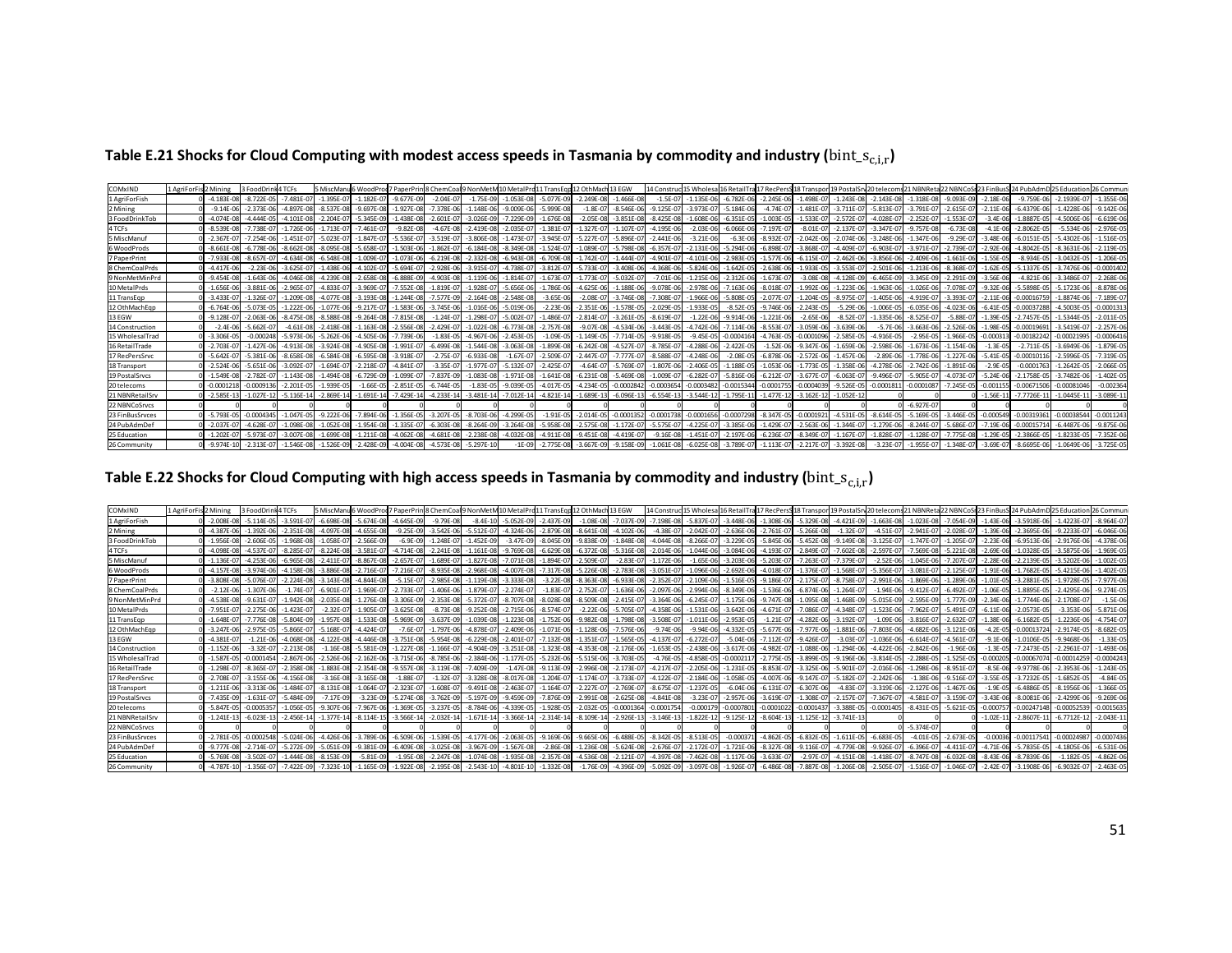## Table E.21 Shocks for Cloud Computing with modest access speeds in Tasmania by commodity and industry ($\text{bint\_s}_{c,i,r}$)

| COMxIND | 1 AgriForFish | 2 Mining | 3 FoodDrinkTob | 4 TCFs | 5 MiscManuf | 6 WoodProds | 7 PaperPrint | 8 ChemCoalPrds | 9 NonMetMinPrd | 10 MetalPrds | 11 TransEqp | 12 OthMachEqp | 13 EGW | 14 Construction | 15 WholesalTrad | 16 RetailTrade | 17 RecPersSrvc | 18 Transport | 19 PostalSrvcs | 20 telecoms | 21 NBNRetailSrv | 22 NBNCoSrvcs | 23 FinBusSrvces | 24 PubAdmDef | 25 Education | 26 Community |
|---|---|---|---|---|---|---|---|---|---|---|---|---|---|---|---|---|---|---|---|---|---|---|---|---|---|---|
| 1 AgriForFish | 0 | -4.183E-08 | -8.722E-05 | -7.481E-07 | -1.395E-07 | -1.182E-07 | -9.677E-09 | -2.04E-07 | -1.75E-09 | -1.053E-08 | -5.077E-09 | -2.249E-08 | -1.466E-08 | -1.5E-07 | -1.135E-06 | -6.782E-06 | -2.245E-06 | -1.498E-07 | -1.243E-08 | -2.143E-08 | -1.318E-08 | -9.093E-09 | -2.18E-06 | -9.759E-06 | -2.1939E-07 | -1.355E-06 |
| 2 Mining | 0 | -9.14E-06 | -2.373E-06 | -4.897E-08 | -8.537E-08 | -9.697E-08 | -1.927E-08 | -7.378E-06 | -1.146E-06 | -9.009E-06 | -5.999E-08 | -1.8E-07 | -8.546E-06 | -9.125E-07 | -3.973E-07 | -5.184E-06 | -4.74E-07 | -1.481E-07 | -3.711E-07 | -5.813E-07 | -3.791E-07 | -2.615E-07 | -2.11E-06 | -6.4379E-06 | -1.4228E-06 | -9.142E-06 |
| 3 FoodDrinkTob | 0 | -4.074E-08 | -4.444E-05 | -4.101E-08 | -2.204E-07 | -5.345E-09 | -1.438E-08 | -2.601E-07 | -3.026E-09 | -7.229E-09 | -1.676E-08 | -2.05E-08 | -3.851E-08 | -8.425E-08 | -1.608E-06 | -6.351E-05 | -1.003E-05 | -1.533E-07 | -2.572E-07 | -4.028E-07 | -2.252E-07 | -1.553E-07 | -3.4E-06 | -1.8887E-05 | -4.5006E-06 | -6.619E-06 |
| 4 TCFs | 0 | -8.539E-08 | -7.738E-07 | -1.726E-06 | -1.713E-07 | -7.461E-07 | -9.82E-08 | -4.67E-08 | -2.419E-08 | -2.035E-07 | -1.381E-07 | -1.327E-07 | -1.107E-07 | -4.195E-06 | -2.03E-06 | -6.066E-06 | -7.197E-07 | -8.01E-07 | -2.137E-07 | -3.347E-07 | -9.757E-08 | -6.73E-08 | -4.1E-06 | -2.8062E-05 | -5.534E-06 | -2.976E-05 |
| 5 MiscManuf | 0 | -2.367E-07 | -7.254E-06 | -1.451E-07 | -5.023E-07 | -1.847E-07 | -5.536E-07 | -3.519E-07 | -3.806E-08 | -1.473E-07 | -3.945E-07 | -5.227E-07 | -5.896E-07 | -2.441E-06 | -3.21E-06 | -6.3E-06 | -8.932E-07 | -2.042E-06 | -2.074E-06 | -3.248E-06 | -1.347E-06 | -9.29E-07 | -3.48E-06 | -6.0151E-05 | -5.4302E-06 | -1.516E-05 |
| 6 WoodProds | 0 | -8.661E-08 | -6.778E-06 | -8.662E-08 | -8.095E-08 | -5.658E-07 | -1.503E-06 | -1.862E-07 | -6.184E-08 | -8.349E-08 | -1.524E-07 | -1.089E-07 | -5.798E-08 | -6.357E-07 | -2.131E-06 | -5.294E-06 | -6.898E-07 | -3.868E-07 | -4.409E-07 | -6.903E-07 | -3.971E-07 | -2.739E-07 | -2.92E-06 | -4.8042E-05 | -8.3631E-06 | -2.119E-05 |
| 7 PaperPrint | 0 | -7.933E-08 | -8.657E-07 | -4.634E-08 | -6.548E-08 | -1.009E-07 | -1.073E-06 | -6.219E-08 | -2.332E-08 | -6.943E-08 | -6.709E-08 | -1.742E-07 | -1.444E-07 | -4.901E-07 | -4.101E-06 | -2.983E-05 | -1.577E-06 | -6.115E-07 | -2.462E-06 | -3.856E-06 | -2.409E-06 | -1.661E-06 | -1.55E-05 | -8.934E-05 | -3.0432E-05 | -1.206E-05 |
| 8 ChemCoalPrds | 0 | -4.417E-06 | -2.23E-06 | -3.625E-07 | -1.438E-06 | -4.102E-07 | -5.694E-07 | -2.928E-06 | -3.915E-07 | -4.738E-07 | -3.812E-07 | -5.733E-07 | -3.408E-06 | -4.368E-06 | -5.824E-06 | -1.642E-05 | -2.638E-06 | -1.933E-05 | -3.553E-07 | -2.501E-06 | -1.213E-06 | -8.368E-07 | -1.62E-05 | -5.1337E-05 | -3.7476E-06 | -0.0001402 |
| 9 NonMetMinPrd | 0 | -9.454E-08 | -1.643E-06 | -4.046E-08 | -4.239E-08 | -2.658E-08 | -6.888E-09 | -4.903E-08 | -1.119E-06 | -1.814E-07 | -1.673E-07 | -1.773E-07 | -5.032E-07 | -7.01E-06 | -1.215E-06 | -2.312E-06 | -1.673E-07 | -3.08E-08 | -4.128E-09 | -6.465E-09 | -3.345E-09 | -2.291E-09 | -3.56E-06 | -4.821E-06 | -3.3486E-07 | -2.268E-06 |
| 10 MetalPrds | 0 | -1.656E-06 | -3.881E-06 | -2.965E-07 | -4.833E-07 | -3.969E-07 | -7.552E-08 | -1.819E-07 | -1.928E-07 | -5.656E-06 | -1.786E-06 | -4.625E-06 | -1.188E-06 | -9.078E-06 | -2.978E-06 | -7.163E-06 | -8.018E-07 | -1.992E-06 | -1.223E-06 | -1.963E-06 | -1.026E-06 | -7.078E-07 | -9.32E-06 | -5.5898E-05 | -5.1723E-06 | -8.878E-06 |
| 11 TransEqp | 0 | -3.433E-07 | -1.326E-07 | -1.209E-08 | -4.077E-08 | -3.193E-08 | -1.244E-08 | -7.577E-09 | -2.164E-08 | -2.548E-08 | -3.65E-06 | -2.08E-07 | -3.746E-08 | -7.308E-07 | -1.966E-06 | -5.808E-05 | -2.077E-07 | -1.204E-05 | -8.975E-07 | -1.405E-06 | -4.919E-07 | -3.393E-07 | -2.11E-06 | -0.00016759 | -1.8874E-06 | -7.189E-07 |
| 12 OthMachEqp | 0 | -6.764E-06 | -5.073E-05 | -1.222E-06 | -1.077E-06 | -9.217E-07 | -1.583E-06 | -3.745E-06 | -1.016E-06 | -5.019E-06 | -2.23E-06 | -2.351E-06 | -1.578E-05 | -2.029E-05 | -1.933E-05 | -8.52E-05 | -9.746E-06 | -2.243E-05 | -5.29E-06 | -1.006E-05 | -6.035E-06 | -4.023E-06 | -6.41E-05 | -0.00037288 | -4.5003E-05 | -0.0001313 |
| 13 EGW | 0 | -9.128E-07 | -2.063E-06 | -8.475E-08 | -8.588E-08 | -9.264E-08 | -7.815E-08 | -1.24E-07 | -1.298E-07 | -5.002E-07 | -1.486E-07 | -2.814E-07 | -3.261E-05 | -8.619E-07 | -1.22E-06 | -9.914E-06 | -1.221E-06 | -2.65E-06 | -8.52E-07 | -1.335E-06 | -8.525E-07 | -5.88E-07 | -1.39E-05 | -2.7457E-05 | -1.5344E-05 | -2.011E-05 |
| 14 Construction | 0 | -2.4E-06 | -5.662E-07 | -4.61E-08 | -2.418E-08 | -1.163E-08 | -2.556E-08 | -2.429E-07 | -1.022E-08 | -6.773E-08 | -2.757E-08 | -9.07E-08 | -4.534E-06 | -3.443E-05 | -4.742E-06 | -7.114E-06 | -8.553E-07 | -3.059E-06 | -3.639E-06 | -5.7E-06 | -3.663E-06 | -2.526E-06 | -1.98E-05 | -0.00019691 | -3.5419E-07 | -2.257E-06 |
| 15 WholesalTrad | 0 | -3.306E-05 | -0.000248 | -5.973E-06 | -5.262E-06 | -4.505E-06 | -7.739E-06 | -1.83E-05 | -4.967E-06 | -2.453E-05 | -1.09E-05 | -1.149E-05 | -7.714E-05 | -9.918E-05 | -9.45E-05 | -0.0004164 | -4.763E-05 | -0.0001096 | -2.585E-05 | -4.916E-05 | -2.95E-05 | -1.966E-05 | -0.000313 | -0.00182242 | -0.00021995 | -0.0006416 |
| 16 RetailTrade | 0 | -2.703E-07 | -1.427E-06 | -4.913E-08 | -3.924E-08 | -4.905E-08 | -1.991E-07 | -6.499E-08 | -1.544E-08 | -3.063E-08 | -1.899E-08 | -6.242E-08 | -4.527E-07 | -8.785E-07 | -4.288E-06 | -2.422E-05 | -1.52E-06 | -9.347E-06 | -1.659E-06 | -2.598E-06 | -1.673E-06 | -1.154E-06 | -1.3E-05 | -2.711E-05 | -3.6949E-06 | -1.879E-05 |
| 17 RecPersSrvc | 0 | -5.642E-07 | -5.381E-06 | -8.658E-08 | -6.584E-08 | -6.595E-08 | -3.918E-07 | -2.75E-07 | -6.933E-08 | -1.67E-07 | -2.509E-07 | -2.447E-07 | -7.777E-07 | -8.588E-07 | -4.248E-06 | -2.08E-05 | -6.878E-06 | -2.572E-06 | -1.457E-06 | -2.89E-06 | -1.778E-06 | -1.227E-06 | -5.41E-05 | -0.00010116 | -2.5996E-05 | -7.319E-05 |
| 18 Transport | 0 | -2.524E-06 | -5.651E-06 | -3.092E-07 | -1.694E-07 | -2.218E-07 | -4.841E-07 | -3.35E-07 | -1.977E-07 | -5.132E-07 | -2.425E-07 | -4.64E-07 | -5.769E-07 | -1.807E-06 | -2.406E-05 | -1.188E-05 | -1.053E-06 | -1.773E-05 | -1.358E-06 | -4.278E-06 | -2.742E-06 | -1.891E-06 | -2.9E-05 | -0.0001763 | -1.2642E-05 | -2.066E-05 |
| 19 PostalSrvcs | 0 | -1.549E-08 | -2.782E-07 | -1.143E-08 | -1.494E-08 | -6.729E-09 | -1.099E-07 | -7.837E-09 | -1.083E-08 | -1.971E-08 | -1.641E-08 | -6.231E-08 | -5.469E-08 | -1.009E-07 | -6.282E-07 | -5.816E-06 | -6.212E-07 | -3.677E-07 | -6.063E-07 | -9.496E-07 | -5.905E-07 | -4.073E-07 | -5.24E-06 | -2.1758E-05 | -3.7482E-06 | -1.402E-05 |
| 20 telecoms | 0 | -0.0001218 | -0.0009136 | -2.201E-05 | -1.939E-05 | -1.66E-05 | -2.851E-05 | -6.744E-05 | -1.83E-05 | -9.039E-05 | -4.017E-05 | -4.234E-05 | -0.0002842 | -0.0003654 | -0.0003482 | -0.0015344 | -0.0001755 | -0.0004039 | -9.526E-05 | -0.0001811 | -0.0001087 | -7.245E-05 | -0.001155 | -0.00671506 | -0.00081046 | -0.002364 |
| 21 NBNRetailSrv | 0 | -2.585E-13 | -1.027E-12 | -5.116E-14 | -2.869E-14 | -1.691E-14 | -7.429E-14 | -4.233E-14 | -3.481E-14 | -7.012E-14 | -4.821E-14 | -1.689E-13 | -6.096E-13 | -6.554E-13 | -3.544E-12 | -1.795E-11 | -1.477E-12 | -3.162E-12 | -1.052E-12 | 0 | 0 | 0 | -1.56E-11 | -7.7726E-11 | -1.0445E-11 | -3.089E-11 |
| 22 NBNCoSrvcs | 0 | 0 | 0 | 0 | 0 | 0 | 0 | 0 | 0 | 0 | 0 | 0 | 0 | 0 | 0 | 0 | 0 | 0 | 0 | 0 | -6.927E-07 | 0 | 0 | 0 | 0 | 0 |
| 23 FinBusSrvces | 0 | -5.793E-05 | -0.0004345 | -1.047E-05 | -9.222E-06 | -7.894E-06 | -1.356E-05 | -3.207E-05 | -8.703E-06 | -4.299E-05 | -1.91E-05 | -2.014E-05 | -0.0001352 | -0.0001738 | -0.0001656 | -0.0007298 | -8.347E-05 | -0.0001921 | -4.531E-05 | -8.614E-05 | -5.169E-05 | -3.446E-05 | -0.000549 | -0.00319361 | -0.00038544 | -0.0011243 |
| 24 PubAdmDef | 0 | -2.037E-07 | -4.628E-07 | -1.098E-08 | -1.052E-08 | -1.954E-08 | -1.335E-07 | -6.303E-08 | -8.264E-09 | -3.264E-08 | -5.958E-08 | -2.575E-08 | -1.172E-07 | -5.575E-07 | -4.225E-07 | -3.385E-06 | -1.429E-07 | -2.563E-06 | -1.344E-07 | -1.279E-06 | -8.244E-07 | -5.686E-07 | -7.19E-06 | -0.00015714 | -6.4487E-06 | -9.875E-06 |
| 25 Education | 0 | -1.202E-07 | -5.973E-07 | -3.007E-08 | -1.699E-08 | -1.211E-08 | -4.062E-08 | -4.681E-08 | -2.238E-08 | -4.032E-08 | -4.911E-08 | -9.451E-08 | -4.419E-07 | -9.16E-08 | -1.451E-07 | -2.197E-06 | -6.236E-07 | -8.349E-07 | -1.167E-07 | -1.828E-07 | -1.128E-07 | -7.775E-08 | -1.29E-05 | -2.3866E-05 | -1.8233E-05 | -7.352E-06 |
| 26 Community | 0 | -9.974E-10 | -2.313E-07 | -1.546E-08 | -1.526E-09 | -2.428E-09 | -4.004E-08 | -4.573E-08 | -5.297E-10 | -1E-09 | -2.775E-08 | -3.667E-09 | -9.158E-09 | -1.061E-08 | -6.025E-08 | -3.789E-07 | -1.113E-07 | -2.217E-07 | -3.392E-08 | -3.23E-07 | -1.955E-07 | -1.348E-07 | -3.69E-07 | -8.6695E-06 | -1.0649E-06 | -3.725E-05 |

## Table E.22 Shocks for Cloud Computing with high access speeds in Tasmania by commodity and industry ($\text{bint\_s}_{c,i,r}$)

| COMxIND | 1 AgriForFish | 2 Mining | 3 FoodDrinkTob | 4 TCFs | 5 MiscManuf | 6 WoodProds | 7 PaperPrint | 8 ChemCoalPrds | 9 NonMetMinPrd | 10 MetalPrds | 11 TransEqp | 12 OthMachEqp | 13 EGW | 14 Construction | 15 WholesalTrad | 16 RetailTrade | 17 RecPersSrvc | 18 Transport | 19 PostalSrvcs | 20 telecoms | 21 NBNRetailSrv | 22 NBNCoSrvcs | 23 FinBusSrvces | 24 PubAdmDef | 25 Education | 26 Community |
|---|---|---|---|---|---|---|---|---|---|---|---|---|---|---|---|---|---|---|---|---|---|---|---|---|---|---|
| 1 AgriForFish | 0 | -2.008E-08 | -5.114E-05 | -3.591E-07 | -6.698E-08 | -5.674E-08 | -4.645E-09 | -9.79E-08 | -8.4E-10 | -5.052E-09 | -2.437E-09 | -1.08E-08 | -7.037E-09 | -7.198E-08 | -5.837E-07 | -3.448E-06 | -1.308E-06 | -5.329E-08 | -4.421E-09 | -1.663E-08 | -1.023E-08 | -7.054E-09 | -1.43E-06 | -3.5918E-06 | -1.4223E-07 | -8.964E-07 |
| 2 Mining | 0 | -4.387E-06 | -1.392E-06 | -2.351E-08 | -4.097E-08 | -4.655E-08 | -9.25E-09 | -3.542E-06 | -5.512E-07 | -4.324E-06 | -2.879E-08 | -8.641E-08 | -4.102E-06 | -4.38E-07 | -2.042E-07 | -2.636E-06 | -2.761E-07 | -5.266E-08 | -1.32E-07 | -4.51E-07 | -2.941E-07 | -2.028E-07 | -1.39E-06 | -2.3695E-06 | -9.2233E-07 | -6.046E-06 |
| 3 FoodDrinkTob | 0 | -1.956E-08 | -2.606E-05 | -1.968E-08 | -1.058E-07 | -2.566E-09 | -6.9E-09 | -1.248E-07 | -1.452E-09 | -3.47E-09 | -8.045E-09 | -9.838E-09 | -1.848E-08 | -4.044E-08 | -8.266E-07 | -3.229E-05 | -5.845E-06 | -5.452E-08 | -9.149E-08 | -3.125E-07 | -1.747E-07 | -1.205E-07 | -2.23E-06 | -6.9513E-06 | -2.9176E-06 | -4.378E-06 |
| 4 TCFs | 0 | -4.098E-08 | -4.537E-07 | -8.285E-07 | -8.224E-08 | -3.581E-07 | -4.714E-08 | -2.241E-08 | -1.161E-08 | -9.769E-08 | -6.629E-08 | -6.372E-08 | -5.316E-08 | -2.014E-06 | -1.044E-06 | -3.084E-06 | -4.193E-07 | -2.849E-07 | -7.602E-08 | -2.597E-07 | -7.569E-08 | -5.221E-08 | -2.69E-06 | -1.0328E-05 | -3.5875E-06 | -1.969E-05 |
| 5 MiscManuf | 0 | -1.136E-07 | -4.253E-06 | -6.965E-08 | -2.411E-07 | -8.867E-08 | -2.657E-07 | -1.689E-07 | -1.827E-08 | -7.071E-08 | -1.894E-07 | -2.509E-07 | -2.83E-07 | -1.172E-06 | -1.65E-06 | -3.203E-06 | -5.203E-07 | -7.263E-07 | -7.379E-07 | -2.52E-06 | -1.045E-06 | -7.207E-07 | -2.28E-06 | -2.2139E-05 | -3.5202E-06 | -1.002E-05 |
| 6 WoodProds | 0 | -4.157E-08 | -3.974E-06 | -4.158E-08 | -3.886E-08 | -2.716E-07 | -7.216E-07 | -8.935E-08 | -2.968E-08 | -4.007E-08 | -7.317E-08 | -5.226E-08 | -2.783E-08 | -3.051E-07 | -1.096E-06 | -2.692E-06 | -4.018E-07 | -1.376E-07 | -1.568E-07 | -5.356E-07 | -3.081E-07 | -2.125E-07 | -1.91E-06 | -1.7682E-05 | -5.4215E-06 | -1.402E-05 |
| 7 PaperPrint | 0 | -3.808E-08 | -5.076E-07 | -2.224E-08 | -3.143E-08 | -4.844E-08 | -5.15E-07 | -2.985E-08 | -1.119E-08 | -3.333E-08 | -3.22E-08 | -8.363E-08 | -6.933E-08 | -2.352E-07 | -2.109E-06 | -1.516E-05 | -9.186E-07 | -2.175E-07 | -8.758E-07 | -2.991E-06 | -1.869E-06 | -1.289E-06 | -1.01E-05 | -3.2881E-05 | -1.9728E-05 | -7.977E-06 |
| 8 ChemCoalPrds | 0 | -2.12E-06 | -1.307E-06 | -1.74E-07 | -6.901E-07 | -1.969E-07 | -2.733E-07 | -1.406E-06 | -1.879E-07 | -2.274E-07 | -1.83E-07 | -2.752E-07 | -1.636E-06 | -2.097E-06 | -2.994E-06 | -8.349E-06 | -1.536E-06 | -6.874E-06 | -1.264E-07 | -1.94E-06 | -9.412E-07 | -6.492E-07 | -1.06E-05 | -1.8895E-05 | -2.4295E-06 | -9.274E-05 |
| 9 NonMetMinPrd | 0 | -4.538E-08 | -9.631E-07 | -1.942E-08 | -2.035E-08 | -1.276E-08 | -3.306E-09 | -2.353E-08 | -5.372E-07 | -8.707E-08 | -8.028E-08 | -8.509E-08 | -2.415E-07 | -3.364E-06 | -6.245E-07 | -1.175E-06 | -9.747E-08 | -1.095E-08 | -1.468E-09 | -5.015E-09 | -2.595E-09 | -1.777E-09 | -2.34E-06 | -1.7744E-06 | -2.1708E-07 | -1.5E-06 |
| 10 MetalPrds | 0 | -7.951E-07 | -2.275E-06 | -1.423E-07 | -2.32E-07 | -1.905E-07 | -3.625E-08 | -8.73E-08 | -9.252E-08 | -2.715E-06 | -8.574E-07 | -2.22E-06 | -5.705E-07 | -4.358E-06 | -1.531E-06 | -3.642E-06 | -4.671E-07 | -7.086E-07 | -4.348E-07 | -1.523E-06 | -7.962E-07 | -5.491E-07 | -6.11E-06 | -2.0573E-05 | -3.353E-06 | -5.871E-06 |
| 11 TransEqp | 0 | -1.648E-07 | -7.776E-08 | -5.804E-09 | -1.957E-08 | -1.533E-08 | -5.969E-09 | -3.637E-09 | -1.039E-08 | -1.223E-08 | -1.752E-06 | -9.982E-08 | -1.798E-08 | -3.508E-07 | -1.011E-06 | -2.953E-05 | -1.21E-07 | -4.282E-06 | -3.192E-07 | -1.09E-06 | -3.816E-07 | -2.632E-07 | -1.38E-06 | -6.1682E-05 | -1.2236E-06 | -4.754E-07 |
| 12 OthMachEqp | 0 | -3.247E-06 | -2.975E-05 | -5.866E-07 | -5.168E-07 | -4.424E-07 | -7.6E-07 | -1.797E-06 | -4.878E-07 | -2.409E-06 | -1.071E-06 | -1.128E-06 | -7.576E-06 | -9.74E-06 | -9.94E-06 | -4.332E-05 | -5.677E-06 | -7.977E-06 | -1.881E-06 | -7.803E-06 | -4.682E-06 | -3.121E-06 | -4.2E-05 | -0.00013724 | -2.9174E-05 | -8.682E-05 |
| 13 EGW | 0 | -4.381E-07 | -1.21E-06 | -4.068E-08 | -4.122E-08 | -4.446E-08 | -3.751E-08 | -5.954E-08 | -6.229E-08 | -2.401E-07 | -7.132E-08 | -1.351E-07 | -1.565E-05 | -4.137E-07 | -6.272E-07 | -5.04E-06 | -7.112E-07 | -9.426E-07 | -3.03E-07 | -1.036E-06 | -6.614E-07 | -4.561E-07 | -9.1E-06 | -1.0106E-05 | -9.9468E-06 | -1.33E-05 |
| 14 Construction | 0 | -1.152E-06 | -3.32E-07 | -2.213E-08 | -1.16E-08 | -5.581E-09 | -1.227E-08 | -1.166E-07 | -4.904E-09 | -3.251E-08 | -1.323E-08 | -4.353E-08 | -2.176E-06 | -1.653E-05 | -2.438E-06 | -3.617E-06 | -4.982E-07 | -1.088E-06 | -1.294E-06 | -4.422E-06 | -2.842E-06 | -1.96E-06 | -1.3E-05 | -7.2473E-05 | -2.2961E-07 | -1.493E-06 |
| 15 WholesalTrad | 0 | -1.587E-05 | -0.0001454 | -2.867E-06 | -2.526E-06 | -2.162E-06 | -3.715E-06 | -8.785E-06 | -2.384E-06 | -1.177E-05 | -5.232E-06 | -5.515E-06 | -3.703E-05 | -4.76E-05 | -4.858E-05 | -0.0002117 | -2.775E-05 | -3.899E-05 | -9.196E-06 | -3.814E-05 | -2.288E-05 | -1.525E-05 | -0.000205 | -0.00067074 | -0.00014259 | -0.0004243 |
| 16 RetailTrade | 0 | -1.298E-07 | -8.365E-07 | -2.358E-08 | -1.883E-08 | -2.354E-08 | -9.557E-08 | -3.119E-08 | -7.409E-09 | -1.47E-08 | -9.113E-09 | -2.996E-08 | -2.173E-07 | -4.217E-07 | -2.205E-06 | -1.231E-05 | -8.853E-07 | -3.325E-06 | -5.901E-07 | -2.016E-06 | -1.298E-06 | -8.951E-07 | -8.5E-06 | -9.9778E-06 | -2.3953E-06 | -1.243E-05 |
| 17 RecPersSrvc | 0 | -2.708E-07 | -3.155E-06 | -4.156E-08 | -3.16E-08 | -3.165E-08 | -1.88E-07 | -1.32E-07 | -3.328E-08 | -8.017E-08 | -1.204E-07 | -1.174E-07 | -3.733E-07 | -4.122E-07 | -2.184E-06 | -1.058E-05 | -4.007E-06 | -9.147E-07 | -5.182E-07 | -2.242E-06 | -1.38E-06 | -9.516E-07 | -3.55E-05 | -3.7232E-05 | -1.6852E-05 | -4.84E-05 |
| 18 Transport | 0 | -1.211E-06 | -3.313E-06 | -1.484E-07 | -8.131E-08 | -1.064E-07 | -2.323E-07 | -1.608E-07 | -9.491E-08 | -2.463E-07 | -1.164E-07 | -2.227E-07 | -2.769E-07 | -8.675E-07 | -1.237E-05 | -6.04E-06 | -6.131E-07 | -6.307E-06 | -4.83E-07 | -3.319E-06 | -2.127E-06 | -1.467E-06 | -1.9E-05 | -6.4886E-05 | -8.1956E-06 | -1.366E-05 |
| 19 PostalSrvcs | 0 | -7.435E-09 | -1.631E-07 | -5.484E-09 | -7.17E-09 | -3.23E-09 | -5.274E-08 | -3.762E-09 | -5.197E-09 | -9.459E-09 | -7.876E-09 | -2.991E-08 | -2.625E-08 | -4.841E-08 | -3.23E-07 | -2.957E-06 | -3.619E-07 | -1.308E-07 | -2.157E-07 | -7.367E-07 | -4.581E-07 | -3.159E-07 | -3.43E-06 | -8.0081E-06 | -2.4299E-06 | -9.269E-06 |
| 20 telecoms | 0 | -5.847E-05 | -0.0005357 | -1.056E-05 | -9.307E-06 | -7.967E-06 | -1.369E-05 | -3.237E-05 | -8.784E-06 | -4.339E-05 | -1.928E-05 | -2.032E-05 | -0.0001364 | -0.0001754 | -0.000179 | -0.0007801 | -0.0001022 | -0.0001437 | -3.388E-05 | -0.0001405 | -8.431E-05 | -5.621E-05 | -0.000757 | -0.00247148 | -0.00052539 | -0.0015635 |
| 21 NBNRetailSrv | 0 | -1.241E-13 | -6.023E-13 | -2.456E-14 | -1.377E-14 | -8.114E-15 | -3.566E-14 | -2.032E-14 | -1.671E-14 | -3.366E-14 | -2.314E-14 | -8.109E-14 | -2.926E-13 | -3.146E-13 | -1.822E-12 | -9.125E-12 | -8.604E-13 | -1.125E-12 | -3.741E-13 | 0 | 0 | 0 | -1.02E-11 | -2.8607E-11 | -6.7712E-12 | -2.043E-11 |
| 22 NBNCoSrvcs | 0 | 0 | 0 | 0 | 0 | 0 | 0 | 0 | 0 | 0 | 0 | 0 | 0 | 0 | 0 | 0 | 0 | 0 | 0 | 0 | -5.374E-07 | 0 | 0 | 0 | 0 | 0 |
| 23 FinBusSrvces | 0 | -2.781E-05 | -0.0002548 | -5.024E-06 | -4.426E-06 | -3.789E-06 | -6.509E-06 | -1.539E-05 | -4.177E-06 | -2.063E-05 | -9.169E-06 | -9.665E-06 | -6.488E-05 | -8.342E-05 | -8.513E-05 | -0.000371 | -4.862E-05 | -6.832E-05 | -1.611E-05 | -6.683E-05 | -4.01E-05 | -2.673E-05 | -0.00036 | -0.00117541 | -0.00024987 | -0.0007436 |
| 24 PubAdmDef | 0 | -9.777E-08 | -2.714E-07 | -5.272E-09 | -5.051E-09 | -9.381E-09 | -6.409E-08 | -3.025E-08 | -3.967E-09 | -1.567E-08 | -2.86E-08 | -1.236E-08 | -5.624E-08 | -2.676E-07 | -2.172E-07 | -1.721E-06 | -8.327E-08 | -9.116E-07 | -4.779E-08 | -9.926E-07 | -6.396E-07 | -4.411E-07 | -4.71E-06 | -5.7835E-05 | -4.1805E-06 | -6.531E-06 |
| 25 Education | 0 | -5.769E-08 | -3.502E-07 | -1.444E-08 | -8.153E-09 | -5.81E-09 | -1.95E-08 | -2.247E-08 | -1.074E-08 | -1.935E-08 | -2.357E-08 | -4.536E-08 | -2.121E-07 | -4.397E-08 | -7.462E-08 | -1.117E-06 | -3.633E-07 | -2.97E-07 | -4.151E-08 | -1.418E-07 | -8.747E-08 | -6.032E-08 | -8.43E-06 | -8.7839E-06 | -1.182E-05 | -4.862E-06 |
| 26 Community | 0 | -4.787E-10 | -1.356E-07 | -7.422E-09 | -7.323E-10 | -1.165E-09 | -1.922E-08 | -2.195E-08 | -2.543E-10 | -4.801E-10 | -1.332E-08 | -1.76E-09 | -4.396E-09 | -5.092E-09 | -3.097E-08 | -1.926E-07 | -6.486E-08 | -7.887E-08 | -1.206E-08 | -2.505E-07 | -1.516E-07 | -1.046E-07 | -2.42E-07 | -3.1908E-06 | -6.9032E-07 | -2.463E-05 |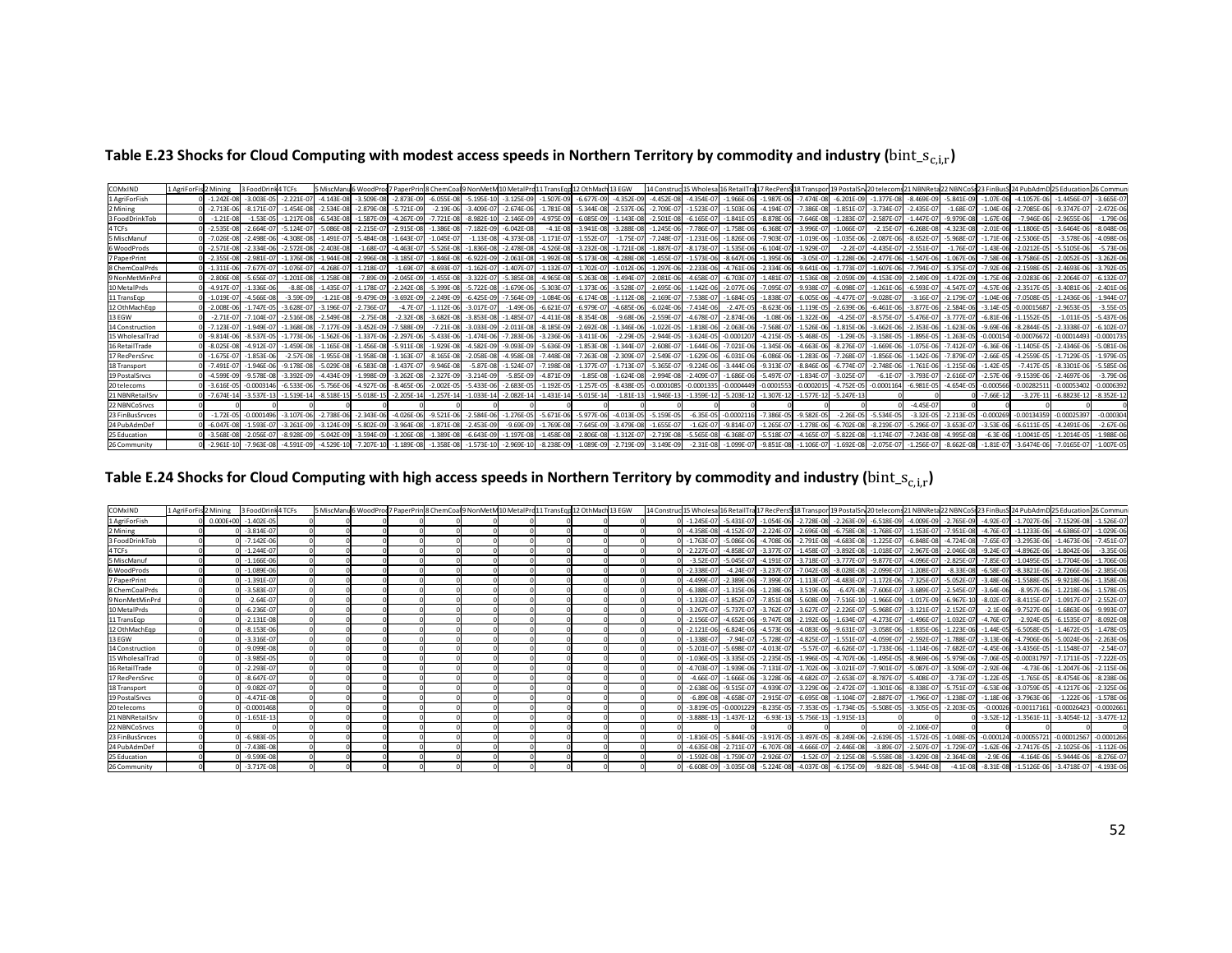## Table E.23 Shocks for Cloud Computing with modest access speeds in Northern Territory by commodity and industry ($\text{bint\_s}_{c,i,r}$)

| COMxIND | 1 AgriForFis | 2 Mining | 3 FoodDrink | 4 TCFs | 5 MiscManu | 6 WoodProd | 7 PaperPrin | 8 ChemCoal | 9 NonMetM | 10 MetalPrd | 11 TransEqp | 12 OthMach | 13 EGW | 14 Construc | 15 Wholesa | 16 RetailTra | 17 RecPersS | 18 Transpor | 19 PostalSrv | 20 telecoms | 21 NBNReta | 22 NBNCoS | 23 FinBusS | 24 PubAdmD | 25 Education | 26 Communi |
|---|---|---|---|---|---|---|---|---|---|---|---|---|---|---|---|---|---|---|---|---|---|---|---|---|---|---|
| 1 AgriForFish | 0 | -1.242E-08 | -3.003E-05 | -2.221E-07 | -4.143E-08 | -3.509E-08 | -2.873E-09 | -6.055E-08 | -5.195E-10 | -3.125E-09 | -1.507E-09 | -6.677E-09 | -4.352E-09 | -4.452E-08 | -4.354E-07 | -1.966E-06 | -1.987E-06 | -7.474E-08 | -6.201E-09 | -1.377E-08 | -8.469E-09 | -5.841E-09 | -1.07E-06 | -4.1057E-06 | -1.4456E-07 | -3.665E-07 |
| 2 Mining | 0 | -2.713E-06 | -8.171E-07 | -1.454E-08 | -2.534E-08 | -2.879E-08 | -5.721E-09 | -2.19E-06 | -3.409E-07 | -2.674E-06 | -1.781E-08 | -5.344E-08 | -2.537E-06 | -2.709E-07 | -1.523E-07 | -1.503E-06 | -4.194E-07 | -7.386E-08 | -1.851E-07 | -3.734E-07 | -2.435E-07 | -1.68E-07 | -1.04E-06 | -2.7085E-06 | -9.3747E-07 | -2.472E-06 |
| 3 FoodDrinkTob | 0 | -1.21E-08 | -1.53E-05 | -1.217E-08 | -6.543E-08 | -1.587E-09 | -4.267E-09 | -7.721E-08 | -8.982E-10 | -2.146E-09 | -4.975E-09 | -6.085E-09 | -1.143E-08 | -2.501E-08 | -6.165E-07 | -1.841E-05 | -8.878E-06 | -7.646E-08 | -1.283E-07 | -2.587E-07 | -1.447E-07 | -9.979E-08 | -1.67E-06 | -7.946E-06 | -2.9655E-06 | -1.79E-06 |
| 4 TCFs | 0 | -2.535E-08 | -2.664E-07 | -5.124E-07 | -5.086E-08 | -2.215E-07 | -2.915E-08 | -1.386E-08 | -7.182E-09 | -6.042E-08 | -4.1E-08 | -3.941E-08 | -3.288E-08 | -1.245E-06 | -7.786E-07 | -1.758E-06 | -6.368E-07 | -3.996E-07 | -1.066E-07 | -2.15E-07 | -6.268E-08 | -4.323E-08 | -2.01E-06 | -1.1806E-05 | -3.6464E-06 | -8.048E-06 |
| 5 MiscManuf | 0 | -7.026E-08 | -2.498E-06 | -4.308E-08 | -1.491E-07 | -5.484E-08 | -1.643E-07 | -1.045E-07 | -1.13E-08 | -4.373E-08 | -1.171E-07 | -1.552E-07 | -1.75E-07 | -7.248E-07 | -1.231E-06 | -1.826E-06 | -7.903E-07 | -1.019E-06 | -1.035E-06 | -2.087E-06 | -8.652E-07 | -5.968E-07 | -1.71E-06 | -2.5306E-05 | -3.578E-06 | -4.098E-06 |
| 6 WoodProds | 0 | -2.571E-08 | -2.334E-06 | -2.572E-08 | -2.403E-08 | -1.68E-07 | -4.463E-07 | -5.526E-08 | -1.836E-08 | -2.478E-08 | -4.526E-08 | -3.232E-08 | -1.721E-08 | -1.887E-07 | -8.173E-07 | -1.535E-06 | -6.104E-07 | -1.929E-07 | -2.2E-07 | -4.435E-07 | -2.551E-07 | -1.76E-07 | -1.43E-06 | -2.0212E-05 | -5.5105E-06 | -5.73E-06 |
| 7 PaperPrint | 0 | -2.355E-08 | -2.981E-07 | -1.376E-08 | -1.944E-08 | -2.996E-08 | -3.185E-07 | -1.846E-08 | -6.922E-09 | -2.061E-08 | -1.992E-08 | -5.173E-08 | -4.288E-08 | -1.455E-07 | -1.573E-06 | -8.647E-06 | -1.395E-06 | -3.05E-07 | -1.228E-06 | -2.477E-06 | -1.547E-06 | -1.067E-06 | -7.58E-06 | -3.7586E-05 | -2.0052E-05 | -3.262E-06 |
| 8 ChemCoalPrds | 0 | -1.311E-06 | -7.677E-07 | -1.076E-07 | -4.268E-07 | -1.218E-07 | -1.69E-07 | -8.693E-07 | -1.162E-07 | -1.407E-07 | -1.132E-07 | -1.702E-07 | -1.012E-06 | -1.297E-06 | -2.233E-06 | -4.761E-06 | -2.334E-06 | -9.641E-06 | -1.773E-07 | -1.607E-06 | -7.794E-07 | -5.375E-07 | -7.92E-06 | -2.1598E-05 | -2.4693E-06 | -3.792E-05 |
| 9 NonMetMinPrd | 0 | -2.806E-08 | -5.656E-07 | -1.201E-08 | -1.258E-08 | -7.89E-09 | -2.045E-09 | -1.455E-08 | -3.322E-07 | -5.385E-08 | -4.965E-08 | -5.263E-08 | -1.494E-07 | -2.081E-06 | -4.658E-07 | -6.703E-07 | -1.481E-07 | -1.536E-08 | -2.059E-09 | -4.153E-09 | -2.149E-09 | -1.472E-09 | -1.75E-06 | -2.0283E-06 | -2.2064E-07 | -6.132E-07 |
| 10 MetalPrds | 0 | -4.917E-07 | -1.336E-06 | -8.8E-08 | -1.435E-07 | -1.178E-07 | -2.242E-08 | -5.399E-08 | -5.722E-08 | -1.679E-06 | -5.303E-07 | -1.373E-06 | -3.528E-07 | -2.695E-06 | -1.142E-06 | -2.077E-06 | -7.095E-07 | -9.938E-07 | -6.098E-07 | -1.261E-06 | -6.593E-07 | -4.547E-07 | -4.57E-06 | -2.3517E-05 | -3.4081E-06 | -2.401E-06 |
| 11 TransEqp | 0 | -1.019E-07 | -4.566E-08 | -3.59E-09 | -1.21E-08 | -9.479E-09 | -3.692E-09 | -2.249E-09 | -6.425E-09 | -7.564E-09 | -1.084E-06 | -6.174E-08 | -1.112E-08 | -2.169E-07 | -7.538E-07 | -1.684E-05 | -1.838E-07 | -6.005E-06 | -4.477E-07 | -9.028E-07 | -3.16E-07 | -2.179E-07 | -1.04E-06 | -7.0508E-05 | -1.2436E-06 | -1.944E-07 |
| 12 OthMachEqp | 0 | -2.008E-06 | -1.747E-05 | -3.628E-07 | -3.196E-07 | -2.736E-07 | -4.7E-07 | -1.112E-06 | -3.017E-07 | -1.49E-06 | -6.621E-07 | -6.979E-07 | -4.685E-06 | -6.024E-06 | -7.414E-06 | -2.47E-05 | -8.623E-06 | -1.119E-05 | -2.639E-06 | -6.461E-06 | -3.877E-06 | -2.584E-06 | -3.14E-05 | -0.00015687 | -2.9653E-05 | -3.55E-05 |
| 13 EGW | 0 | -2.71E-07 | -7.104E-07 | -2.516E-08 | -2.549E-08 | -2.75E-08 | -2.32E-08 | -3.682E-08 | -3.853E-08 | -1.485E-07 | -4.411E-08 | -8.354E-08 | -9.68E-06 | -2.559E-07 | -4.678E-07 | -2.874E-06 | -1.08E-06 | -1.322E-06 | -4.25E-07 | -8.575E-07 | -5.476E-07 | -3.777E-07 | -6.81E-06 | -1.1552E-05 | -1.011E-05 | -5.437E-06 |
| 14 Construction | 0 | -7.123E-07 | -1.949E-07 | -1.368E-08 | -7.177E-09 | -3.452E-09 | -7.588E-09 | -7.21E-08 | -3.033E-09 | -2.011E-08 | -8.185E-09 | -2.692E-08 | -1.346E-06 | -1.022E-05 | -1.818E-06 | -2.063E-06 | -7.568E-07 | -1.526E-06 | -1.815E-06 | -3.662E-06 | -2.353E-06 | -1.623E-06 | -9.69E-06 | -8.2844E-05 | -2.3338E-07 | -6.102E-07 |
| 15 WholesalTrad | 0 | -9.814E-06 | -8.537E-05 | -1.773E-06 | -1.562E-06 | -1.337E-06 | -2.297E-06 | -5.433E-06 | -1.474E-06 | -7.283E-06 | -3.236E-06 | -3.411E-06 | -2.29E-05 | -2.944E-05 | -3.624E-05 | -0.0001207 | -4.215E-05 | -5.468E-05 | -1.29E-05 | -3.158E-05 | -1.895E-05 | -1.263E-05 | -0.000154 | -0.00076672 | -0.00014493 | -0.0001735 |
| 16 RetailTrade | 0 | -8.025E-08 | -4.912E-07 | -1.459E-08 | -1.165E-08 | -1.456E-08 | -1.511E-08 | -1.929E-08 | -4.582E-09 | -9.093E-09 | -5.636E-09 | -1.853E-08 | -1.344E-07 | -2.608E-07 | -1.644E-06 | -7.021E-06 | -1.345E-06 | -4.663E-06 | -8.276E-07 | -1.669E-06 | -1.075E-06 | -7.412E-07 | -6.36E-06 | -1.1405E-05 | -2.4346E-06 | -5.081E-06 |
| 17 RecPersSrvc | 0 | -1.675E-07 | -1.853E-06 | -2.57E-08 | -1.955E-08 | -1.958E-08 | -1.163E-07 | -8.165E-08 | -2.058E-08 | -4.958E-08 | -7.448E-08 | -7.263E-08 | -2.309E-07 | -2.549E-07 | -1.629E-06 | -6.031E-06 | -6.086E-06 | -1.283E-06 | -7.268E-07 | -1.856E-06 | -1.142E-06 | -7.879E-07 | -2.66E-05 | -4.2559E-05 | -1.7129E-05 | -1.979E-05 |
| 18 Transport | 0 | -7.491E-07 | -1.946E-06 | -9.178E-08 | -5.029E-08 | -6.583E-08 | -1.437E-07 | -9.946E-08 | -5.87E-08 | -1.524E-07 | -7.198E-08 | -1.377E-07 | -1.713E-07 | -5.365E-07 | -9.224E-06 | -3.444E-06 | -9.313E-07 | -8.846E-06 | -6.774E-07 | -2.748E-06 | -1.761E-06 | -1.215E-06 | -1.42E-05 | -7.417E-05 | -8.3301E-06 | -5.585E-06 |
| 19 PostalSrvcs | 0 | -4.599E-09 | -9.578E-08 | -3.392E-09 | -4.434E-09 | -1.998E-09 | -3.262E-08 | -2.327E-09 | -3.214E-09 | -5.85E-09 | -4.871E-09 | -1.85E-08 | -1.624E-08 | -2.994E-08 | -2.409E-07 | -1.686E-06 | -5.497E-07 | -1.834E-07 | -3.025E-07 | -6.1E-07 | -3.793E-07 | -2.616E-07 | -2.57E-06 | -9.1539E-06 | -2.4697E-06 | -3.79E-06 |
| 20 telecoms | 0 | -3.616E-05 | -0.0003146 | -6.533E-06 | -5.756E-06 | -4.927E-06 | -8.465E-06 | -2.002E-05 | -5.433E-06 | -2.683E-05 | -1.192E-05 | -1.257E-05 | -8.438E-05 | -0.0001085 | -0.0001335 | -0.0004449 | -0.0001553 | -0.0002015 | -4.752E-05 | -0.0001164 | -6.981E-05 | -4.654E-05 | -0.000566 | -0.00282511 | -0.00053402 | -0.0006392 |
| 21 NBNRetailSrv | 0 | -7.674E-14 | -3.537E-13 | -1.519E-14 | -8.518E-15 | -5.018E-15 | -2.205E-14 | -1.257E-14 | -1.033E-14 | -2.082E-14 | -1.431E-14 | -5.015E-14 | -1.81E-13 | -1.946E-13 | -1.359E-12 | -5.203E-12 | -1.307E-12 | -1.577E-12 | -5.247E-13 | 0 | 0 | 0 | -7.66E-12 | -3.27E-11 | -6.8823E-12 | -8.352E-12 |
| 22 NBNCoSrvcs | 0 | | | | | | | | | | | | | | | | | | | | -4.45E-07 | | | | | |
| 23 FinBusSrvces | 0 | -1.72E-05 | -0.0001496 | -3.107E-06 | -2.738E-06 | -2.343E-06 | -4.026E-06 | -9.521E-06 | -2.584E-06 | -1.276E-05 | -5.671E-06 | -5.977E-06 | -4.013E-05 | -5.159E-05 | -6.35E-05 | -0.0002116 | -7.386E-05 | -9.582E-05 | -2.26E-05 | -5.534E-05 | -3.32E-05 | -2.213E-05 | -0.000269 | -0.00134359 | -0.0002539 | -0.000304 |
| 24 PubAdmDef | 0 | -6.047E-08 | -1.593E-07 | -3.261E-09 | -3.124E-09 | -5.802E-09 | -3.964E-08 | -1.871E-08 | -2.453E-09 | -9.69E-09 | -1.769E-08 | -7.645E-09 | -3.479E-08 | -1.655E-07 | -1.62E-07 | -9.814E-07 | -1.265E-07 | -1.278E-06 | -6.702E-08 | -8.219E-07 | -5.296E-07 | -3.653E-07 | -3.53E-06 | -6.6111E-05 | -4.2491E-06 | -2.67E-06 |
| 25 Education | 0 | -3.568E-08 | -2.056E-07 | -8.928E-09 | -5.042E-09 | -3.594E-09 | -1.206E-08 | -1.389E-08 | -6.643E-09 | -1.197E-08 | -1.458E-08 | -2.806E-08 | -1.312E-07 | -2.719E-08 | -5.565E-08 | -6.368E-07 | -5.518E-07 | -4.165E-07 | -5.822E-08 | -1.174E-07 | -7.243E-08 | -4.995E-08 | -6.3E-06 | -1.0041E-05 | -1.2014E-05 | -1.988E-06 |
| 26 Community | 0 | -2.961E-10 | -7.963E-08 | -4.591E-09 | -4.529E-10 | -7.207E-10 | -1.189E-08 | -1.358E-08 | -1.573E-10 | -2.969E-10 | -8.238E-09 | -1.089E-09 | -2.719E-09 | -3.149E-09 | -2.31E-08 | -1.099E-07 | -9.851E-08 | -1.106E-07 | -1.692E-08 | -2.075E-07 | -1.256E-07 | -8.662E-08 | -1.81E-07 | -3.6474E-06 | -7.0165E-07 | -1.007E-05 |

## Table E.24 Shocks for Cloud Computing with high access speeds in Northern Territory by commodity and industry ($\text{bint\_s}_{c,i,r}$)

| COMxIND | 1 AgriForFis | 2 Mining | 3 FoodDrink | 4 TCFs | 5 MiscManu | 6 WoodProd | 7 PaperPrin | 8 ChemCoal | 9 NonMetM | 10 MetalPrd | 11 TransEqp | 12 OthMach | 13 EGW | 14 Construc | 15 Wholesa | 16 RetailTra | 17 RecPersS | 18 Transpor | 19 PostalSrv | 20 telecoms | 21 NBNReta | 22 NBNCoS | 23 FinBusS | 24 PubAdmD | 25 Education | 26 Communi |
|---|---|---|---|---|---|---|---|---|---|---|---|---|---|---|---|---|---|---|---|---|---|---|---|---|---|---|
| 1 AgriForFish | 0 | 0.000E+00 | -1.402E-05 | 0 | 0 | 0 | 0 | 0 | 0 | 0 | 0 | 0 | 0 | 0 | -1.245E-07 | -5.431E-07 | -1.054E-06 | -2.728E-08 | -2.263E-09 | -6.518E-09 | -4.009E-09 | -2.765E-09 | -4.92E-07 | -1.7027E-06 | -7.1529E-08 | -1.526E-07 |
| 2 Mining | 0 | 0 | -3.814E-07 | 0 | 0 | 0 | 0 | 0 | 0 | 0 | 0 | 0 | 0 | 0 | -4.358E-08 | -4.152E-07 | -2.224E-07 | -2.696E-08 | -6.758E-08 | -1.768E-07 | -1.153E-07 | -7.951E-08 | -4.76E-07 | -1.1233E-06 | -4.6386E-07 | -1.029E-06 |
| 3 FoodDrinkTob | 0 | 0 | -7.142E-06 | 0 | 0 | 0 | 0 | 0 | 0 | 0 | 0 | 0 | 0 | 0 | -1.763E-07 | -5.086E-06 | -4.708E-06 | -2.791E-08 | -4.683E-08 | -1.225E-07 | -6.848E-08 | -4.724E-08 | -7.65E-07 | -3.2953E-06 | -1.4673E-06 | -7.451E-07 |
| 4 TCFs | 0 | 0 | -1.244E-07 | 0 | 0 | 0 | 0 | 0 | 0 | 0 | 0 | 0 | 0 | 0 | -2.227E-07 | -4.858E-07 | -3.377E-07 | -1.458E-07 | -3.892E-08 | -1.018E-07 | -2.967E-08 | -2.046E-08 | -9.24E-07 | -4.8962E-06 | -1.8042E-06 | -3.35E-06 |
| 5 MiscManuf | 0 | 0 | -1.166E-06 | 0 | 0 | 0 | 0 | 0 | 0 | 0 | 0 | 0 | 0 | 0 | -3.52E-07 | -5.045E-07 | -4.191E-07 | -3.718E-07 | -3.777E-07 | -9.877E-07 | -4.096E-07 | -2.825E-07 | -7.85E-07 | -1.0495E-05 | -1.7704E-06 | -1.706E-06 |
| 6 WoodProds | 0 | 0 | -1.089E-06 | 0 | 0 | 0 | 0 | 0 | 0 | 0 | 0 | 0 | 0 | 0 | -2.338E-07 | -4.24E-07 | -3.237E-07 | -7.042E-08 | -8.028E-08 | -2.099E-07 | -1.208E-07 | -8.33E-08 | -6.58E-07 | -8.3821E-06 | -2.7266E-06 | -2.385E-06 |
| 7 PaperPrint | 0 | 0 | -1.391E-07 | 0 | 0 | 0 | 0 | 0 | 0 | 0 | 0 | 0 | 0 | 0 | -4.499E-07 | -2.389E-06 | -7.399E-07 | -1.113E-07 | -4.483E-07 | -1.172E-06 | -7.325E-07 | -5.052E-07 | -3.48E-06 | -1.5588E-05 | -9.9218E-06 | -1.358E-06 |
| 8 ChemCoalPrds | 0 | 0 | -3.583E-07 | 0 | 0 | 0 | 0 | 0 | 0 | 0 | 0 | 0 | 0 | 0 | -6.388E-07 | -1.315E-06 | -1.238E-06 | -3.519E-06 | -6.47E-08 | -7.606E-07 | -3.689E-07 | -2.545E-07 | -3.64E-06 | -8.957E-06 | -1.2218E-06 | -1.578E-05 |
| 9 NonMetMinPrd | 0 | 0 | -2.64E-07 | 0 | 0 | 0 | 0 | 0 | 0 | 0 | 0 | 0 | 0 | 0 | -1.332E-07 | -1.852E-07 | -7.851E-08 | -5.608E-09 | -7.516E-10 | -1.966E-09 | -1.017E-09 | -6.967E-10 | -8.02E-07 | -8.4115E-07 | -1.0917E-07 | -2.552E-07 |
| 10 MetalPrds | 0 | 0 | -6.236E-07 | 0 | 0 | 0 | 0 | 0 | 0 | 0 | 0 | 0 | 0 | 0 | -3.267E-07 | -5.737E-07 | -3.762E-07 | -3.627E-07 | -2.226E-07 | -5.968E-07 | -3.121E-07 | -2.152E-07 | -2.1E-06 | -9.7527E-06 | -1.6863E-06 | -9.993E-07 |
| 11 TransEqp | 0 | 0 | -2.131E-08 | 0 | 0 | 0 | 0 | 0 | 0 | 0 | 0 | 0 | 0 | 0 | -2.156E-07 | -4.652E-06 | -9.747E-08 | -2.192E-06 | -1.634E-07 | -4.273E-07 | -1.496E-07 | -1.032E-07 | -4.76E-07 | -2.924E-05 | -6.1535E-07 | -8.092E-08 |
| 12 OthMachEqp | 0 | 0 | -8.153E-06 | 0 | 0 | 0 | 0 | 0 | 0 | 0 | 0 | 0 | 0 | 0 | -2.121E-06 | -6.824E-06 | -4.573E-06 | -4.083E-06 | -9.631E-07 | -3.058E-06 | -1.835E-06 | -1.223E-06 | -1.44E-05 | -6.5058E-05 | -1.4672E-05 | -1.478E-05 |
| 13 EGW | 0 | 0 | -3.316E-07 | 0 | 0 | 0 | 0 | 0 | 0 | 0 | 0 | 0 | 0 | 0 | -1.338E-07 | -7.94E-07 | -5.728E-07 | -4.825E-07 | -1.551E-07 | -4.059E-07 | -2.592E-07 | -1.788E-07 | -3.13E-06 | -4.7906E-06 | -5.0024E-06 | -2.263E-06 |
| 14 Construction | 0 | 0 | -9.099E-08 | 0 | 0 | 0 | 0 | 0 | 0 | 0 | 0 | 0 | 0 | 0 | -5.201E-07 | -5.698E-07 | -4.013E-07 | -5.57E-07 | -6.626E-07 | -1.733E-06 | -1.114E-06 | -7.682E-07 | -4.45E-06 | -3.4356E-05 | -1.1548E-07 | -2.54E-07 |
| 15 WholesalTrad | 0 | 0 | -3.985E-05 | 0 | 0 | 0 | 0 | 0 | 0 | 0 | 0 | 0 | 0 | 0 | -1.036E-05 | -3.335E-05 | -2.235E-05 | -1.996E-05 | -4.707E-06 | -1.495E-05 | -8.969E-06 | -5.979E-06 | -7.06E-05 | -0.00031797 | -7.1711E-05 | -7.222E-05 |
| 16 RetailTrade | 0 | 0 | -2.293E-07 | 0 | 0 | 0 | 0 | 0 | 0 | 0 | 0 | 0 | 0 | 0 | -4.703E-07 | -1.939E-06 | -7.131E-07 | -1.702E-06 | -3.021E-07 | -7.901E-07 | -5.087E-07 | -3.509E-07 | -2.92E-06 | -4.73E-06 | -1.2047E-06 | -2.115E-06 |
| 17 RecPersSrvc | 0 | 0 | -8.647E-07 | 0 | 0 | 0 | 0 | 0 | 0 | 0 | 0 | 0 | 0 | 0 | -4.66E-07 | -1.666E-06 | -3.228E-06 | -4.682E-07 | -2.653E-07 | -8.787E-07 | -5.408E-07 | -3.73E-07 | -1.22E-05 | -1.765E-05 | -8.4754E-06 | -8.238E-06 |
| 18 Transport | 0 | 0 | -9.082E-07 | 0 | 0 | 0 | 0 | 0 | 0 | 0 | 0 | 0 | 0 | 0 | -2.638E-06 | -9.515E-07 | -4.939E-07 | -3.229E-06 | -2.472E-07 | -1.301E-06 | -8.338E-07 | -5.751E-07 | -6.53E-06 | -3.0759E-05 | -4.1217E-06 | -2.325E-06 |
| 19 PostalSrvcs | 0 | 0 | -4.471E-08 | 0 | 0 | 0 | 0 | 0 | 0 | 0 | 0 | 0 | 0 | 0 | -6.89E-08 | -4.658E-07 | -2.915E-07 | -6.695E-08 | -1.104E-07 | -2.887E-07 | -1.796E-07 | -1.238E-07 | -1.18E-06 | -3.7963E-06 | -1.222E-06 | -1.578E-06 |
| 20 telecoms | 0 | 0 | -0.0001468 | 0 | 0 | 0 | 0 | 0 | 0 | 0 | 0 | 0 | 0 | 0 | -3.819E-05 | -0.0001229 | -8.235E-05 | -7.353E-05 | -1.734E-05 | -5.508E-05 | -3.305E-05 | -2.203E-05 | -0.00026 | -0.00117161 | -0.00026423 | -0.0002661 |
| 21 NBNRetailSrv | 0 | 0 | -1.651E-13 | 0 | 0 | 0 | 0 | 0 | 0 | 0 | 0 | 0 | 0 | 0 | -3.888E-13 | -1.437E-12 | -6.93E-13 | -5.756E-13 | -1.915E-13 | 0 | 0 | 0 | -3.52E-12 | -1.3561E-11 | -3.4054E-12 | -3.477E-12 |
| 22 NBNCoSrvcs | 0 | 0 | 0 | 0 | 0 | 0 | 0 | 0 | 0 | 0 | 0 | 0 | 0 | 0 | | | | | | | -2.106E-07 | | | | | |
| 23 FinBusSrvces | 0 | 0 | -6.983E-05 | 0 | 0 | 0 | 0 | 0 | 0 | 0 | 0 | 0 | 0 | 0 | -1.816E-05 | -5.844E-05 | -3.917E-05 | -3.497E-05 | -8.249E-06 | -2.619E-05 | -1.572E-05 | -1.048E-05 | -0.000124 | -0.00055721 | -0.00012567 | -0.0001266 |
| 24 PubAdmDef | 0 | 0 | -7.438E-08 | 0 | 0 | 0 | 0 | 0 | 0 | 0 | 0 | 0 | 0 | 0 | -4.635E-08 | -2.711E-07 | -6.707E-08 | -4.666E-07 | -2.446E-08 | -3.89E-07 | -2.507E-07 | -1.729E-07 | -1.62E-06 | -2.7417E-05 | -2.1025E-06 | -1.112E-06 |
| 25 Education | 0 | 0 | -9.599E-08 | 0 | 0 | 0 | 0 | 0 | 0 | 0 | 0 | 0 | 0 | 0 | -1.592E-08 | -1.759E-07 | -2.926E-07 | -1.52E-07 | -2.125E-08 | -5.558E-08 | -3.429E-08 | -2.364E-08 | -2.9E-06 | -4.164E-06 | -5.9444E-06 | -8.276E-07 |
| 26 Community | 0 | 0 | -3.717E-08 | 0 | 0 | 0 | 0 | 0 | 0 | 0 | 0 | 0 | 0 | 0 | -6.608E-09 | -3.035E-08 | -5.224E-08 | -4.037E-08 | -6.175E-09 | -9.82E-08 | -5.944E-08 | -4.1E-08 | -8.31E-08 | -1.5126E-06 | -3.4718E-07 | -4.193E-06 |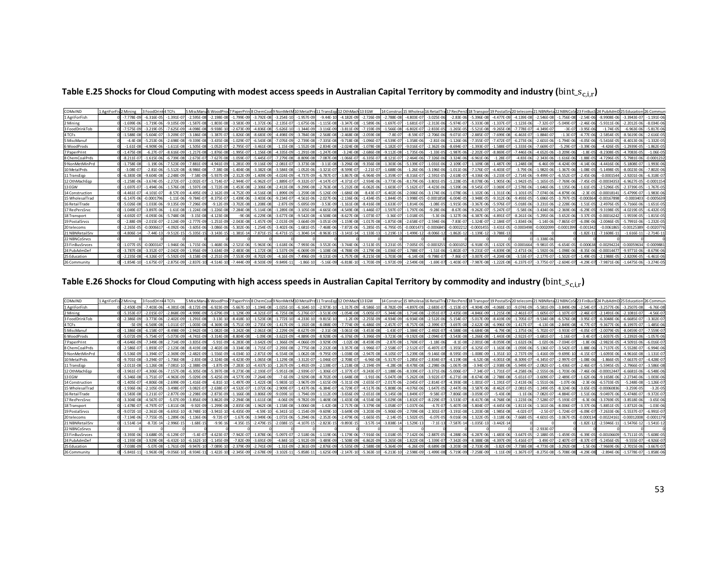## Table E.25 Shocks for Cloud Computing with modest access speeds in Australian Capital Territory by commodity and industry ($\text{bint\_s}_{c,i,r}$)

| COMxIND | 1 AgriForFis | 2 Mining | 3 FoodDrink | 4 TCFs | 5 MiscManu | 6 WoodProd | 7 PaperPrin | 8 ChemCoal | 9 NonMetM | 10 MetalPrd | 11 TransEqp | 12 OthMach | 13 EGW | 14 Construc | 15 Wholesa | 16 RetailTra | 17 RecPersS | 18 Transpor | 19 PostalSrv | 20 telecoms | 21 NBNReta | 22 NBNCoS | 23 FinBusS | 24 PubAdmD | 25 Education | 26 Communi |
|---|---|---|---|---|---|---|---|---|---|---|---|---|---|---|---|---|---|---|---|---|---|---|---|---|---|---|
| 1 AgriForFish | 0 | -7.778E-09 | -6.316E-05 | -1.391E-07 | -2.595E-08 | -2.198E-08 | -1.799E-09 | -3.792E-08 | -3.254E-10 | -1.957E-09 | -9.44E-10 | -4.182E-09 | -2.726E-09 | -2.788E-08 | -4.803E-07 | -3.025E-06 | -2.83E-06 | -5.396E-08 | -4.477E-09 | -4.139E-08 | -2.546E-08 | -1.756E-08 | -2.54E-06 | -8.9908E-06 | -3.3943E-07 | -1.191E-06 |
| 2 Mining | 0 | -1.699E-06 | -1.719E-06 | -9.105E-09 | -1.587E-08 | -1.803E-08 | -3.583E-09 | -1.372E-06 | -2.135E-07 | -1.675E-06 | -1.115E-08 | -3.347E-08 | -1.589E-06 | -1.697E-07 | -1.681E-07 | -2.313E-06 | -5.974E-07 | -5.333E-08 | -1.337E-07 | -1.123E-06 | -7.32E-07 | -5.049E-07 | -2.46E-06 | -5.9311E-06 | -2.2012E-06 | -8.034E-06 |
| 3 FoodDrinkTob | 0 | -7.575E-09 | -3.219E-05 | -7.625E-09 | -4.098E-08 | -9.938E-10 | -2.673E-09 | -4.836E-08 | -5.626E-10 | -1.344E-09 | -3.116E-09 | -3.811E-09 | -7.159E-09 | -1.566E-08 | -6.802E-07 | -2.833E-05 | -1.265E-05 | -5.521E-08 | -9.265E-08 | -7.778E-07 | -4.349E-07 | -3E-07 | -3.95E-06 | -1.74E-05 | -6.963E-06 | -5.817E-06 |
| 4 TCFs | 0 | -1.588E-08 | -5.604E-07 | -3.209E-07 | -3.186E-08 | -1.387E-07 | -1.826E-08 | -8.683E-09 | -4.498E-09 | -3.784E-08 | -2.568E-08 | -2.468E-08 | -2.059E-08 | -7.8E-07 | -8.59E-07 | -2.706E-06 | -9.071E-07 | -2.885E-07 | -7.699E-08 | -6.463E-07 | -1.884E-07 | -1.3E-07 | -4.77E-06 | -2.5854E-05 | -8.5619E-06 | -2.616E-05 |
| 5 MiscManuf | 0 | -4.4E-08 | -5.253E-06 | -2.698E-08 | -9.339E-08 | -3.435E-08 | -1.029E-07 | -6.543E-08 | -7.076E-09 | -2.739E-08 | -7.335E-08 | -9.718E-08 | -1.096E-07 | -4.539E-07 | -1.358E-06 | -2.81E-06 | -1.126E-06 | -7.355E-07 | -7.472E-07 | -6.273E-06 | -2.601E-06 | -1.794E-06 | -4.05E-06 | -5.5416E-05 | -8.4013E-06 | -1.332E-05 |
| 6 WoodProds | 0 | -1.61E-08 | -4.909E-06 | -1.611E-08 | -1.505E-08 | -1.052E-07 | -2.795E-07 | -3.461E-08 | -1.15E-08 | -1.552E-08 | -2.834E-08 | -2.024E-08 | -1.078E-08 | -1.182E-07 | -9.016E-07 | -2.362E-06 | -8.694E-07 | -1.393E-07 | -1.588E-07 | -1.333E-06 | -7.669E-07 | -5.29E-07 | -3.39E-06 | -4.426E-05 | -1.2939E-05 | -1.862E-05 |
| 7 PaperPrint | 0 | -1.475E-08 | -6.27E-07 | -8.616E-09 | -1.217E-08 | -1.876E-08 | -1.995E-07 | -1.156E-08 | -4.335E-09 | -1.291E-08 | -1.247E-08 | -3.24E-08 | -2.686E-08 | -9.112E-08 | -1.735E-06 | -1.33E-05 | -1.987E-06 | -2.202E-07 | -8.869E-07 | -7.446E-06 | -4.652E-06 | -3.209E-06 | -1.8E-05 | -8.2308E-05 | -4.7083E-05 | -1.06E-05 |
| 8 ChemCoalPrds | 0 | -8.211E-07 | -1.615E-06 | -6.739E-08 | -2.673E-07 | -7.627E-08 | -1.059E-07 | -5.445E-07 | -7.279E-08 | -8.809E-08 | -7.087E-08 | -1.066E-07 | -6.335E-07 | -8.121E-07 | -2.464E-06 | -7.326E-06 | -3.324E-06 | -6.961E-06 | -1.28E-07 | -4.83E-06 | -2.343E-06 | -1.616E-06 | -1.88E-05 | -4.7296E-05 | -5.7981E-06 | -0.0001232 |
| 9 NonMetMinPrd | 0 | -1.758E-08 | -1.19E-06 | -7.523E-09 | -7.881E-09 | -4.941E-09 | -1.281E-09 | -9.116E-09 | -2.081E-07 | -3.373E-08 | -3.11E-08 | -3.296E-08 | -9.356E-08 | -1.303E-06 | -5.139E-07 | -1.031E-06 | -2.109E-07 | -1.109E-08 | -1.487E-09 | -1.248E-08 | -6.46E-09 | -4.424E-09 | -4.14E-06 | -4.4416E-06 | -5.1808E-07 | -1.993E-06 |
| 10 MetalPrds | 0 | -3.08E-07 | -2.81E-06 | -5.512E-08 | -8.986E-08 | -7.38E-08 | -1.404E-08 | -3.382E-08 | -3.584E-08 | -1.052E-06 | -3.321E-07 | -8.599E-07 | -2.21E-07 | -1.688E-06 | -1.26E-06 | -3.196E-06 | -1.011E-06 | -7.176E-07 | -4.403E-07 | -3.79E-06 | -1.982E-06 | -1.367E-06 | -1.08E-05 | -5.1498E-05 | -8.0023E-06 | -7.802E-06 |
| 11 TransEqp | 0 | -6.383E-08 | -9.604E-08 | -2.248E-09 | -7.58E-09 | -5.937E-09 | -2.312E-09 | -1.409E-09 | -4.024E-09 | -4.737E-09 | -6.787E-07 | -3.867E-08 | -6.964E-09 | -1.359E-07 | -8.316E-07 | -2.591E-05 | -2.618E-07 | -4.336E-06 | -3.233E-07 | -2.714E-06 | -9.499E-07 | -6.552E-07 | -2.45E-06 | -0.0001544 | -2.9201E-06 | -6.318E-07 |
| 12 OthMachEqp | 0 | -1.258E-06 | -3.674E-05 | -2.272E-07 | -2.002E-07 | -1.714E-07 | -2.944E-07 | -6.962E-07 | -1.889E-07 | -9.332E-07 | -4.147E-07 | -4.371E-07 | -2.934E-06 | -3.773E-06 | -8.179E-06 | -3.801E-05 | -1.228E-05 | -8.078E-06 | -1.905E-06 | -1.942E-05 | -1.165E-05 | -7.769E-06 | -7.45E-05 | -0.00034353 | -6.9627E-05 | -0.0001154 |
| 13 EGW | 0 | -1.697E-07 | -1.494E-06 | -1.576E-08 | -1.597E-08 | -1.722E-08 | -1.453E-08 | -2.306E-08 | -2.413E-08 | -9.299E-08 | -2.763E-08 | -5.232E-08 | -6.062E-06 | -1.603E-07 | -5.162E-07 | -4.423E-06 | -1.539E-06 | -9.545E-07 | -3.069E-07 | -2.578E-06 | -1.646E-06 | -1.135E-06 | -1.61E-05 | -2.5296E-05 | -2.3739E-05 | -1.767E-05 |
| 14 Construction | 0 | -4.461E-07 | -4.101E-07 | -8.57E-09 | -4.495E-09 | -2.162E-09 | -4.752E-09 | -4.516E-08 | -1.899E-09 | -1.259E-08 | -5.126E-09 | -1.686E-08 | -8.43E-07 | -6.402E-06 | -2.006E-06 | -3.174E-06 | -1.078E-06 | -1.102E-06 | -1.311E-06 | -1.101E-05 | -7.074E-06 | -4.879E-06 | -2.3E-05 | -0.00018141 | -5.4799E-07 | -1.983E-06 |
| 15 WholesalTrad | 0 | -6.147E-06 | -0.0001796 | -1.11E-06 | -9.784E-07 | -8.375E-07 | -1.439E-06 | -3.403E-06 | -9.234E-07 | -4.561E-06 | -2.027E-06 | -2.136E-06 | -1.434E-05 | -1.844E-05 | -3.998E-05 | -0.0001858 | -6.004E-05 | -3.948E-05 | -9.312E-06 | -9.493E-05 | -5.696E-05 | -3.797E-05 | -0.000364 | -0.00167898 | -0.0003403 | -0.0005639 |
| 16 RetailTrade | 0 | -5.026E-08 | -1.033E-06 | -9.135E-09 | -7.296E-09 | -9.12E-09 | -3.702E-08 | -1.208E-08 | -2.87E-09 | -5.695E-09 | -3.53E-09 | -1.161E-08 | -8.416E-08 | -1.633E-07 | -1.814E-06 | -1.08E-05 | -1.915E-06 | -3.367E-06 | -5.976E-07 | -5.018E-06 | -3.231E-06 | -2.228E-06 | -1.51E-05 | -2.4796E-05 | -5.7166E-06 | -1.651E-05 |
| 17 RecPersSrvc | 0 | -1.049E-07 | -3.897E-06 | -1.61E-08 | -1.224E-08 | -1.226E-08 | -7.284E-08 | -5.114E-08 | -1.289E-08 | -3.105E-08 | -4.665E-08 | -4.549E-08 | -1.446E-07 | -1.597E-07 | -1.797E-06 | -9.28E-06 | -8.67E-06 | -9.262E-07 | -5.247E-07 | -5.58E-06 | -3.434E-06 | -2.369E-06 | -6.29E-05 | -9.3198E-05 | -4.0219E-05 | -6.432E-05 |
| 18 Transport | 0 | -4.692E-07 | -4.093E-06 | -5.748E-08 | -3.15E-08 | -4.123E-08 | -9E-08 | -6.229E-08 | -3.677E-08 | -9.542E-08 | -4.508E-08 | -8.627E-08 | -1.073E-07 | -3.36E-07 | -1.018E-05 | -5.3E-06 | -1.327E-06 | -6.387E-06 | -4.891E-07 | -8.261E-06 | -5.295E-06 | -3.652E-06 | -3.37E-05 | -0.00016242 | -1.9559E-05 | -1.815E-05 |
| 19 PostalSrvcs | 0 | -2.88E-09 | -2.015E-07 | -2.124E-09 | -2.777E-09 | -1.251E-09 | -2.043E-08 | -1.457E-09 | -2.013E-09 | -3.664E-09 | -3.051E-09 | -1.159E-08 | -1.017E-08 | -1.875E-08 | -2.658E-07 | -2.594E-06 | -7.83E-07 | -1.324E-07 | -2.184E-07 | -1.834E-06 | -1.14E-06 | -7.865E-07 | -6.09E-06 | -2.0046E-05 | -5.7991E-06 | -1.232E-05 |
| 20 telecoms | 0 | -2.265E-05 | -0.0006617 | -4.092E-06 | -3.605E-06 | -3.086E-06 | -5.302E-06 | -1.254E-05 | -3.402E-06 | -1.681E-05 | -7.468E-06 | -7.872E-06 | -5.285E-05 | -6.795E-05 | -0.0001473 | -0.0006845 | -0.0002212 | -0.0001455 | -3.431E-05 | -0.0003498 | -0.0002099 | -0.0001399 | -0.001342 | -0.0061865 | -0.00125389 | -0.0020776 |
| 21 NBNRetailSrv | 0 | -4.806E-14 | -7.44E-13 | -9.512E-15 | -5.335E-15 | -3.143E-15 | -1.381E-14 | -7.871E-15 | -6.471E-15 | -1.304E-14 | -8.963E-15 | -3.141E-14 | -1.133E-13 | -1.219E-13 | -1.499E-12 | -8.006E-12 | -1.862E-12 | -1.139E-12 | -3.788E-13 | | 0 | 0 | -1.82E-11 | -1.7608E-11 | -1.616E-11 | -2.714E-11 |
| 22 NBNCoSrvcs | 0 | 0 | 0 | 0 | 0 | 0 | 0 | 0 | 0 | 0 | 0 | 0 | 0 | 0 | 0 | 0 | 0 | 0 | 0 | 0 | -1.338E-06 | 0 | 0 | 0 | 0 | 0 |
| 23 FinBusSrvces | 0 | -1.077E-05 | -0.0003147 | -1.946E-06 | -1.715E-06 | -1.468E-06 | -2.521E-06 | -5.963E-06 | -1.618E-06 | -7.993E-06 | -3.552E-06 | -3.744E-06 | -2.513E-05 | -3.231E-05 | -7.005E-05 | -0.0003255 | -0.0001052 | -6.918E-05 | -1.632E-05 | -0.0001664 | -9.981E-05 | -6.654E-05 | -0.000638 | -0.00294224 | -0.00059634 | -0.0009881 |
| 24 PubAdmDef | 0 | -3.787E-08 | -3.352E-07 | -2.042E-09 | -1.956E-09 | -3.634E-09 | -2.483E-08 | -1.172E-08 | -1.537E-09 | -6.069E-09 | -1.108E-08 | -4.788E-09 | -2.179E-08 | -1.036E-07 | -1.788E-07 | -1.51E-06 | -1.802E-07 | -9.231E-07 | -4.839E-08 | -2.471E-06 | -1.592E-06 | -1.098E-06 | -8.35E-06 | -0.00014477 | -9.9771E-06 | -8.679E-06 |
| 25 Education | 0 | -2.235E-08 | -4.326E-07 | -5.592E-09 | -3.158E-09 | -2.251E-09 | -7.553E-09 | -8.702E-09 | -4.16E-09 | -7.496E-09 | -9.131E-09 | -1.757E-08 | -8.215E-08 | -1.703E-08 | -6.14E-08 | -9.798E-07 | -7.86E-07 | -3.007E-07 | -4.204E-08 | -3.53E-07 | -2.177E-07 | -1.502E-07 | -1.49E-05 | -2.1988E-05 | -2.8209E-05 | -6.461E-06 |
| 26 Community | 0 | -1.854E-10 | -1.675E-07 | -2.875E-09 | -2.837E-10 | -4.514E-10 | -7.444E-09 | -8.503E-09 | -9.849E-11 | -1.86E-10 | -5.16E-09 | -6.818E-10 | -1.703E-09 | -1.972E-09 | -2.549E-08 | -1.69E-07 | -1.403E-07 | -7.987E-08 | -1.222E-08 | -6.237E-07 | -3.775E-07 | -2.604E-07 | -4.29E-07 | -7.9871E-06 | -1.6475E-06 | -3.274E-05 |

## Table E.26 Shocks for Cloud Computing with high access speeds in Australian Capital Territory by commodity and industry ($\text{bint\_s}_{c,i,r}$)

| COMxIND | 1 AgriForFis | 2 Mining | 3 FoodDrink | 4 TCFs | 5 MiscManu | 6 WoodProd | 7 PaperPrin | 8 ChemCoal | 9 NonMetM | 10 MetalPrd | 11 TransEqp | 12 OthMach | 13 EGW | 14 Construc | 15 Wholesa | 16 RetailTra | 17 RecPersS | 18 Transpor | 19 PostalSrv | 20 telecoms | 21 NBNReta | 22 NBNCoS | 23 FinBusS | 24 PubAdmD | 25 Education | 26 Communi |
|---|---|---|---|---|---|---|---|---|---|---|---|---|---|---|---|---|---|---|---|---|---|---|---|---|---|---|
| 1 AgriForFish | 0 | -2.450E-09 | -7.403E-06 | -4.381E-08 | -8.172E-09 | -6.923E-09 | -5.667E-10 | -1.194E-08 | -1.025E-10 | -6.164E-10 | -2.973E-10 | -1.317E-09 | -8.586E-10 | -8.782E-09 | -4.897E-08 | -2.683E-07 | -1.153E-07 | -4.904E-09 | -4.068E-10 | -9.074E-09 | -5.581E-09 | -3.849E-09 | -2.54E-07 | -3.2577E-06 | -3.2507E-08 | -6.76E-08 |
| 2 Mining | 0 | -5.353E-07 | -2.015E-07 | -2.868E-09 | -4.999E-09 | -5.679E-09 | -1.129E-09 | -4.321E-07 | -6.725E-08 | -5.276E-07 | -3.513E-09 | -1.054E-08 | -5.005E-07 | -5.344E-08 | -1.714E-08 | -2.051E-07 | -2.435E-08 | -4.846E-09 | -1.215E-08 | -2.461E-07 | -1.605E-07 | -1.107E-07 | -2.46E-07 | -2.1491E-06 | -2.1081E-07 | -4.56E-07 |
| 3 FoodDrinkTob | 0 | -2.386E-09 | -3.773E-06 | -2.402E-09 | -1.291E-08 | -3.13E-10 | -8.418E-10 | -1.523E-08 | -1.772E-10 | -4.233E-10 | -9.815E-10 | -1.2E-09 | -2.255E-09 | -4.934E-09 | -6.934E-08 | -2.512E-06 | -5.154E-07 | -5.017E-09 | -8.419E-09 | -1.705E-07 | -9.534E-08 | -6.576E-08 | -3.95E-07 | -6.3048E-06 | -6.6685E-07 | -3.302E-07 |
| 4 TCFs | 0 | -5E-09 | -6.569E-08 | -1.011E-07 | -1.003E-08 | -4.369E-08 | -5.751E-09 | -2.735E-09 | -1.417E-09 | -1.192E-08 | -8.088E-09 | -7.774E-09 | -6.486E-09 | -2.457E-07 | -8.757E-08 | -2.399E-07 | -3.697E-08 | -2.622E-08 | -6.996E-09 | -1.417E-07 | -4.13E-08 | -2.849E-08 | -4.77E-07 | -9.3677E-06 | -8.1997E-07 | -1.485E-06 |
| 5 MiscManuf | 0 | -1.386E-08 | -6.158E-07 | -8.498E-09 | -2.942E-08 | -1.082E-08 | -3.242E-08 | -2.061E-08 | -2.229E-09 | -8.627E-09 | -2.31E-08 | -3.061E-08 | -3.453E-08 | -1.43E-07 | -1.384E-07 | -2.492E-07 | -4.588E-08 | -6.684E-08 | -6.79E-08 | -1.375E-06 | -5.702E-07 | -3.933E-07 | -4.05E-07 | -2.0079E-05 | -8.0459E-07 | -7.559E-07 |
| 6 WoodProds | 0 | -5.072E-09 | -5.754E-07 | -5.073E-09 | -4.741E-09 | -3.314E-08 | -8.804E-08 | -1.09E-08 | -3.622E-09 | -4.889E-09 | -8.928E-09 | -6.376E-09 | -3.396E-09 | -3.723E-08 | -9.192E-08 | -2.094E-07 | -3.543E-08 | -1.266E-08 | -1.443E-08 | -2.922E-07 | -1.681E-07 | -1.16E-07 | -3.4E-07 | -1.6037E-05 | -1.2392E-06 | -1.057E-06 |
| 7 PaperPrint | 0 | -4.646E-09 | -7.349E-08 | -2.714E-09 | -3.835E-09 | -5.91E-09 | -6.283E-08 | -3.642E-09 | -1.366E-09 | -4.066E-09 | -3.929E-09 | -1.02E-08 | -8.459E-09 | -2.87E-08 | -1.769E-07 | -1.18E-06 | -8.1E-08 | -2.001E-08 | -8.059E-08 | -1.632E-06 | -1.02E-06 | -7.034E-07 | -1.8E-06 | -2.9823E-05 | -4.5091E-06 | -6.016E-07 |
| 8 ChemCoalPrds | 0 | -2.586E-07 | -1.893E-07 | -2.123E-08 | -8.419E-08 | -2.402E-08 | -3.334E-08 | -1.715E-07 | -2.293E-08 | -2.775E-08 | -2.232E-08 | -3.357E-08 | -1.996E-07 | -2.558E-07 | -2.512E-07 | -6.497E-07 | -1.355E-07 | -6.325E-07 | -1.163E-08 | -1.059E-06 | -5.136E-07 | -3.542E-07 | -1.88E-06 | -1.7137E-05 | -5.5528E-07 | -6.994E-06 |
| 9 NonMetMinPrd | 0 | -5.536E-09 | -1.394E-07 | -2.369E-09 | -2.482E-09 | -1.556E-09 | -4.034E-10 | -2.871E-09 | -6.554E-08 | -1.062E-08 | -9.795E-09 | -1.038E-08 | -2.947E-08 | -4.105E-07 | -5.239E-08 | -9.146E-08 | -8.595E-09 | -1.008E-09 | -1.351E-10 | -2.737E-09 | -1.416E-09 | -9.699E-10 | -4.15E-07 | -1.6093E-06 | -4.9616E-08 | -1.131E-07 |
| 10 MetalPrds | 0 | -9.701E-08 | -3.294E-07 | -1.736E-08 | -2.83E-08 | -2.324E-08 | -4.423E-09 | -1.065E-08 | -1.129E-08 | -3.312E-07 | -1.046E-07 | -2.708E-07 | -6.96E-08 | -5.317E-07 | -1.285E-07 | -2.834E-07 | -4.119E-08 | -6.52E-08 | -4.001E-08 | -8.309E-07 | -4.345E-07 | -2.997E-07 | -1.08E-06 | -1.866E-05 | -7.6637E-07 | -4.428E-07 |
| 11 TransEqp | 0 | -2.011E-08 | -1.126E-08 | -7.081E-10 | -2.388E-09 | -1.87E-09 | -7.283E-10 | -4.437E-10 | -1.267E-09 | -1.492E-09 | -2.138E-07 | -1.218E-08 | -2.194E-09 | -4.28E-08 | -8.478E-08 | -2.298E-06 | -1.067E-08 | -3.94E-07 | -2.938E-08 | -5.949E-07 | -2.082E-07 | -1.436E-07 | -2.46E-07 | -5.5945E-05 | -2.7966E-07 | -3.586E-08 |
| 12 OthMachEqp | 0 | -3.961E-07 | -4.306E-06 | -7.157E-08 | -6.305E-08 | -5.397E-08 | -9.273E-08 | -2.193E-07 | -5.951E-08 | -2.939E-07 | -1.306E-07 | -1.377E-07 | -9.243E-07 | -1.188E-06 | -8.339E-07 | -3.371E-06 | -5.006E-07 | -7.34E-07 | -1.731E-07 | -4.258E-06 | -2.555E-06 | -1.703E-06 | -7.46E-06 | -0.00012447 | -6.6681E-06 | -6.548E-06 |
| 13 EGW | 0 | -5.346E-08 | -1.751E-07 | -4.963E-09 | -5.029E-09 | -5.425E-09 | -4.577E-09 | -7.264E-09 | -7.6E-09 | -2.929E-08 | -8.702E-09 | -1.648E-08 | -1.91E-06 | -5.047E-08 | -5.262E-08 | -3.922E-07 | -6.271E-08 | -8.674E-08 | -2.788E-08 | -5.651E-07 | -3.609E-07 | -2.489E-07 | -1.62E-06 | -9.1658E-06 | -2.2734E-06 | -1.003E-06 |
| 14 Construction | 0 | -1.405E-07 | -4.806E-08 | -2.699E-09 | -1.416E-09 | -6.81E-10 | -1.497E-09 | -1.422E-08 | -5.983E-10 | -3.967E-09 | -1.615E-09 | -5.311E-09 | -2.655E-07 | -2.017E-06 | -2.045E-07 | -2.814E-07 | -4.393E-08 | -1.001E-07 | -1.191E-07 | -2.413E-06 | -1.551E-06 | -1.07E-06 | -2.3E-06 | -6.5733E-05 | -5.248E-08 | -1.126E-07 |
| 15 WholesalTrad | 0 | -1.936E-06 | -2.105E-05 | -3.498E-07 | -3.082E-07 | -2.638E-07 | -4.532E-07 | -1.072E-06 | -2.909E-07 | -1.437E-06 | -6.384E-07 | -6.729E-07 | -4.517E-06 | -5.808E-06 | -4.076E-06 | -1.647E-05 | -2.447E-06 | -3.587E-06 | -8.462E-07 | -2.081E-05 | -1.249E-05 | -8.324E-06 | -3.65E-05 | -0.00060836 | -3.259E-05 | -3.2E-05 |
| 16 RetailTrade | 0 | -1.583E-08 | -1.211E-07 | -2.877E-09 | -2.298E-09 | -2.873E-09 | -1.166E-08 | -3.806E-09 | -9.039E-10 | -1.794E-09 | -1.112E-09 | -3.656E-09 | -2.651E-08 | -5.145E-08 | -1.849E-07 | -9.58E-07 | -7.806E-08 | -3.059E-07 | -5.43E-08 | -1.1E-06 | -7.082E-07 | -4.884E-07 | -1.51E-06 | -9.0497E-06 | -5.4748E-07 | -9.372E-07 |
| 17 RecPersSrvc | 0 | -3.304E-08 | -4.567E-07 | -5.07E-09 | -3.856E-09 | -3.862E-09 | -2.294E-08 | -1.611E-08 | -4.06E-09 | -9.782E-09 | -1.469E-08 | -1.433E-08 | -4.554E-08 | -5.029E-08 | -1.832E-07 | -8.229E-07 | -3.533E-07 | -8.417E-08 | -4.768E-08 | -1.223E-06 | -7.528E-07 | -5.193E-07 | -6.3E-06 | -3.3769E-05 | -3.8518E-06 | -3.65E-06 |
| 18 Transport | 0 | -1.478E-07 | -4.797E-07 | -1.811E-08 | -9.92E-09 | -1.299E-08 | -2.835E-08 | -1.962E-08 | -1.158E-08 | -3.006E-08 | -1.42E-08 | -2.717E-08 | -3.379E-08 | -1.058E-07 | -1.037E-06 | -4.7E-07 | -5.407E-08 | -5.804E-07 | -4.445E-08 | -1.811E-06 | -1.161E-06 | -8.006E-07 | -3.37E-06 | -5.8851E-05 | -1.8732E-06 | -1.03E-06 |
| 19 PostalSrvcs | 0 | -9.072E-10 | -2.361E-08 | -6.691E-10 | -8.748E-10 | -3.941E-10 | -6.435E-09 | -4.59E-10 | -6.341E-10 | -1.154E-09 | -9.609E-10 | -3.649E-09 | -3.203E-09 | -5.906E-09 | -2.709E-08 | -2.301E-07 | -3.191E-08 | -1.203E-08 | -1.985E-08 | -4.02E-07 | -2.5E-07 | -1.724E-07 | -6.09E-07 | -7.2633E-06 | -5.5537E-07 | -6.991E-07 |
| 20 telecoms | 0 | -7.134E-06 | -7.755E-05 | -1.289E-06 | -1.136E-06 | -9.72E-07 | -1.67E-06 | -3.949E-06 | -1.072E-06 | -5.294E-06 | -2.352E-06 | -2.479E-06 | -1.665E-05 | -2.14E-05 | -1.502E-05 | -6.07E-05 | -9.016E-06 | -1.322E-05 | -3.118E-06 | -7.668E-05 | -4.601E-05 | -3.067E-05 | -0.000134 | -0.00224161 | -0.00012008 | -0.0001179 |
| 21 NBNRetailSrv | 0 | -1.514E-14 | -8.72E-14 | -2.996E-15 | -1.68E-15 | -9.9E-16 | -4.35E-15 | -2.479E-15 | -2.038E-15 | -4.107E-15 | -2.823E-15 | -9.893E-15 | -3.57E-14 | -3.838E-14 | -1.529E-13 | -7.1E-13 | -7.587E-14 | -1.035E-13 | -3.442E-14 | | 0 | 0 | -1.82E-12 | -2.5946E-11 | -1.5476E-12 | -1.541E-12 |
| 22 NBNCoSrvcs | 0 | 0 | 0 | 0 | 0 | 0 | 0 | 0 | 0 | 0 | 0 | 0 | 0 | 0 | 0 | 0 | 0 | 0 | 0 | 0 | -2.933E-07 | 0 | 0 | 0 | 0 | 0 |
| 23 FinBusSrvces | 0 | -3.393E-06 | -3.688E-05 | -6.129E-07 | -5.4E-07 | -4.623E-07 | -7.942E-07 | -1.878E-06 | -5.097E-07 | -2.518E-06 | -1.119E-06 | -1.179E-06 | -7.916E-06 | -1.018E-05 | -7.142E-06 | -2.887E-05 | -4.288E-06 | -6.287E-06 | -1.483E-06 | -3.647E-05 | -2.188E-05 | -1.459E-05 | -6.39E-05 | -0.00106609 | -5.7111E-05 | -5.608E-05 |
| 24 PubAdmDef | 0 | -1.193E-08 | -3.929E-08 | -6.432E-10 | -6.162E-10 | -1.145E-09 | -7.82E-09 | -3.691E-09 | -4.84E-10 | -1.912E-09 | -3.489E-09 | -1.508E-09 | -6.862E-09 | -3.265E-08 | -1.822E-08 | -1.339E-07 | -7.342E-09 | -8.388E-08 | -4.397E-09 | -5.416E-07 | -3.49E-07 | -2.407E-07 | -8.37E-07 | -5.2456E-05 | -9.555E-07 | -4.926E-07 |
| 25 Education | 0 | -7.038E-09 | -5.07E-08 | -1.761E-09 | -9.947E-10 | -7.089E-10 | -2.379E-09 | -2.741E-09 | -1.31E-09 | -2.361E-09 | -2.876E-09 | -5.535E-09 | -2.588E-08 | -5.364E-09 | -6.26E-09 | -8.689E-08 | -3.203E-08 | -2.733E-08 | -3.82E-09 | -7.738E-08 | -4.773E-08 | -3.292E-08 | -1.5E-06 | -7.9669E-06 | -2.7015E-06 | -3.667E-07 |
| 26 Community | 0 | -5.841E-11 | -1.963E-08 | -9.056E-10 | -8.934E-11 | -1.422E-10 | -2.345E-09 | -2.678E-09 | -3.102E-11 | -5.858E-11 | -1.625E-09 | -2.147E-10 | -5.363E-10 | -6.213E-10 | -2.598E-09 | -1.499E-08 | -5.719E-09 | -7.258E-09 | -1.11E-09 | -1.367E-07 | -8.275E-08 | -5.708E-08 | -4.29E-08 | -2.894E-06 | -1.5778E-07 | -1.858E-06 |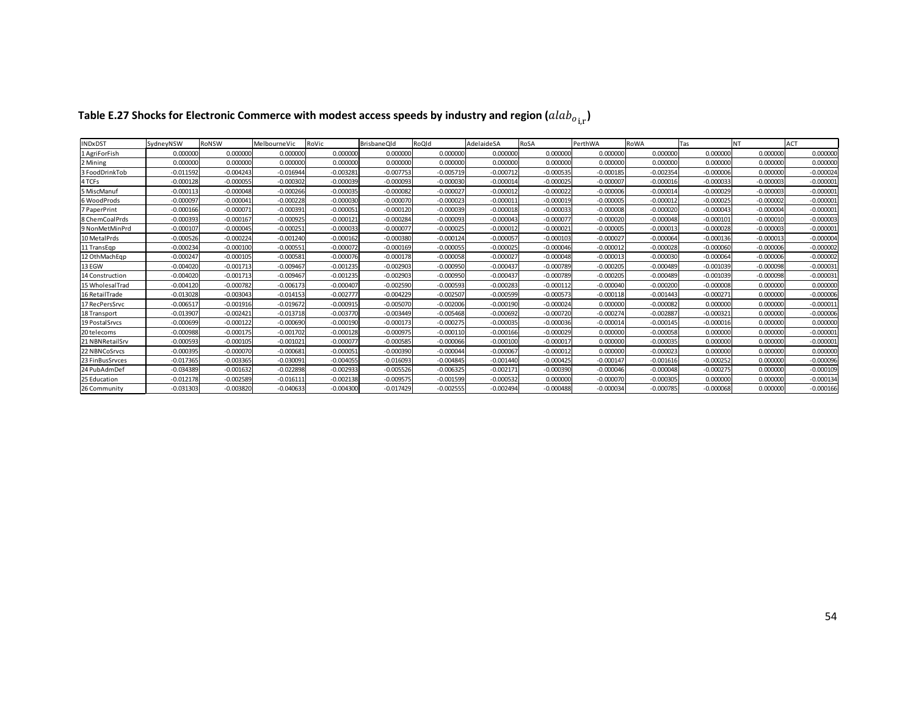### Table E.27 Shocks for Electronic Commerce with modest access speeds by industry and region ($alab_{o_{i,r}}$)

| INDxDST | SydneyNSW | RoNSW | MelbourneVic | RoVic | BrisbaneQld | RoQld | AdelaideSA | RoSA | PerthWA | RoWA | Tas | NT | ACT |
|---|---|---|---|---|---|---|---|---|---|---|---|---|---|
| 1 AgriForFish | 0.000000 | 0.000000 | 0.000000 | 0.000000 | 0.000000 | 0.000000 | 0.000000 | 0.000000 | 0.000000 | 0.000000 | 0.000000 | 0.000000 | 0.000000 |
| 2 Mining | 0.000000 | 0.000000 | 0.000000 | 0.000000 | 0.000000 | 0.000000 | 0.000000 | 0.000000 | 0.000000 | 0.000000 | 0.000000 | 0.000000 | 0.000000 |
| 3 FoodDrinkTob | -0.011592 | -0.004243 | -0.016944 | -0.003281 | -0.007753 | -0.005719 | -0.000712 | -0.000535 | -0.000185 | -0.002354 | -0.000006 | 0.000000 | -0.000024 |
| 4 TCFs | -0.000128 | -0.000055 | -0.000302 | -0.000039 | -0.000093 | -0.000030 | -0.000014 | -0.000025 | -0.000007 | -0.000016 | -0.000033 | -0.000003 | -0.000001 |
| 5 MiscManuf | -0.000113 | -0.000048 | -0.000266 | -0.000035 | -0.000082 | -0.000027 | -0.000012 | -0.000022 | -0.000006 | -0.000014 | -0.000029 | -0.000003 | -0.000001 |
| 6 WoodProds | -0.000097 | -0.000041 | -0.000228 | -0.000030 | -0.000070 | -0.000023 | -0.000011 | -0.000019 | -0.000005 | -0.000012 | -0.000025 | -0.000002 | -0.000001 |
| 7 PaperPrint | -0.000166 | -0.000071 | -0.000391 | -0.000051 | -0.000120 | -0.000039 | -0.000018 | -0.000033 | -0.000008 | -0.000020 | -0.000043 | -0.000004 | -0.000001 |
| 8 ChemCoalPrds | -0.000393 | -0.000167 | -0.000925 | -0.000121 | -0.000284 | -0.000093 | -0.000043 | -0.000077 | -0.000020 | -0.000048 | -0.000101 | -0.000010 | -0.000003 |
| 9 NonMetMinPrd | -0.000107 | -0.000045 | -0.000251 | -0.000033 | -0.000077 | -0.000025 | -0.000012 | -0.000021 | -0.000005 | -0.000013 | -0.000028 | -0.000003 | -0.000001 |
| 10 MetalPrds | -0.000526 | -0.000224 | -0.001240 | -0.000162 | -0.000380 | -0.000124 | -0.000057 | -0.000103 | -0.000027 | -0.000064 | -0.000136 | -0.000013 | -0.000004 |
| 11 TransEqp | -0.000234 | -0.000100 | -0.000551 | -0.000072 | -0.000169 | -0.000055 | -0.000025 | -0.000046 | -0.000012 | -0.000028 | -0.000060 | -0.000006 | -0.000002 |
| 12 OthMachEqp | -0.000247 | -0.000105 | -0.000581 | -0.000076 | -0.000178 | -0.000058 | -0.000027 | -0.000048 | -0.000013 | -0.000030 | -0.000064 | -0.000006 | -0.000002 |
| 13 EGW | -0.004020 | -0.001713 | -0.009467 | -0.001235 | -0.002903 | -0.000950 | -0.000437 | -0.000789 | -0.000205 | -0.000489 | -0.001039 | -0.000098 | -0.000031 |
| 14 Construction | -0.004020 | -0.001713 | -0.009467 | -0.001235 | -0.002903 | -0.000950 | -0.000437 | -0.000789 | -0.000205 | -0.000489 | -0.001039 | -0.000098 | -0.000031 |
| 15 WholesalTrad | -0.004120 | -0.000782 | -0.006173 | -0.000407 | -0.002590 | -0.000593 | -0.000283 | -0.000112 | -0.000040 | -0.000200 | -0.000008 | 0.000000 | 0.000000 |
| 16 RetailTrade | -0.013028 | -0.003043 | -0.014153 | -0.002777 | -0.004229 | -0.002507 | -0.000599 | -0.000573 | -0.000118 | -0.001443 | -0.000271 | 0.000000 | -0.000006 |
| 17 RecPersSrvc | -0.006517 | -0.001916 | -0.019672 | -0.000915 | -0.005070 | -0.002006 | -0.000190 | -0.000024 | 0.000000 | -0.000082 | 0.000000 | 0.000000 | -0.000011 |
| 18 Transport | -0.013907 | -0.002421 | -0.013718 | -0.003770 | -0.003449 | -0.005468 | -0.000692 | -0.000720 | -0.000274 | -0.002887 | -0.000321 | 0.000000 | -0.000006 |
| 19 PostalSrvcs | -0.000699 | -0.000122 | -0.000690 | -0.000190 | -0.000173 | -0.000275 | -0.000035 | -0.000036 | -0.000014 | -0.000145 | -0.000016 | 0.000000 | 0.000000 |
| 20 telecoms | -0.000988 | -0.000175 | -0.001702 | -0.000128 | -0.000975 | -0.000110 | -0.000166 | -0.000029 | 0.000000 | -0.000058 | 0.000000 | 0.000000 | -0.000001 |
| 21 NBNRetailSrv | -0.000593 | -0.000105 | -0.001021 | -0.000077 | -0.000585 | -0.000066 | -0.000100 | -0.000017 | 0.000000 | -0.000035 | 0.000000 | 0.000000 | -0.000001 |
| 22 NBNCoSrvcs | -0.000395 | -0.000070 | -0.000681 | -0.000051 | -0.000390 | -0.000044 | -0.000067 | -0.000012 | 0.000000 | -0.000023 | 0.000000 | 0.000000 | 0.000000 |
| 23 FinBusSrvces | -0.017365 | -0.003365 | -0.030091 | -0.004055 | -0.016093 | -0.004845 | -0.001440 | -0.000425 | -0.000147 | -0.001616 | -0.000252 | 0.000000 | -0.000096 |
| 24 PubAdmDef | -0.034389 | -0.001632 | -0.022898 | -0.002933 | -0.005526 | -0.006325 | -0.002171 | -0.000390 | -0.000046 | -0.000048 | -0.000275 | 0.000000 | -0.000109 |
| 25 Education | -0.012178 | -0.002589 | -0.016111 | -0.002138 | -0.009575 | -0.001599 | -0.000532 | 0.000000 | -0.000070 | -0.000305 | 0.000000 | 0.000000 | -0.000134 |
| 26 Community | -0.031303 | -0.003820 | -0.040633 | -0.004300 | -0.017429 | -0.002555 | -0.002494 | -0.000488 | -0.000034 | -0.000785 | -0.000068 | 0.000000 | -0.000166 |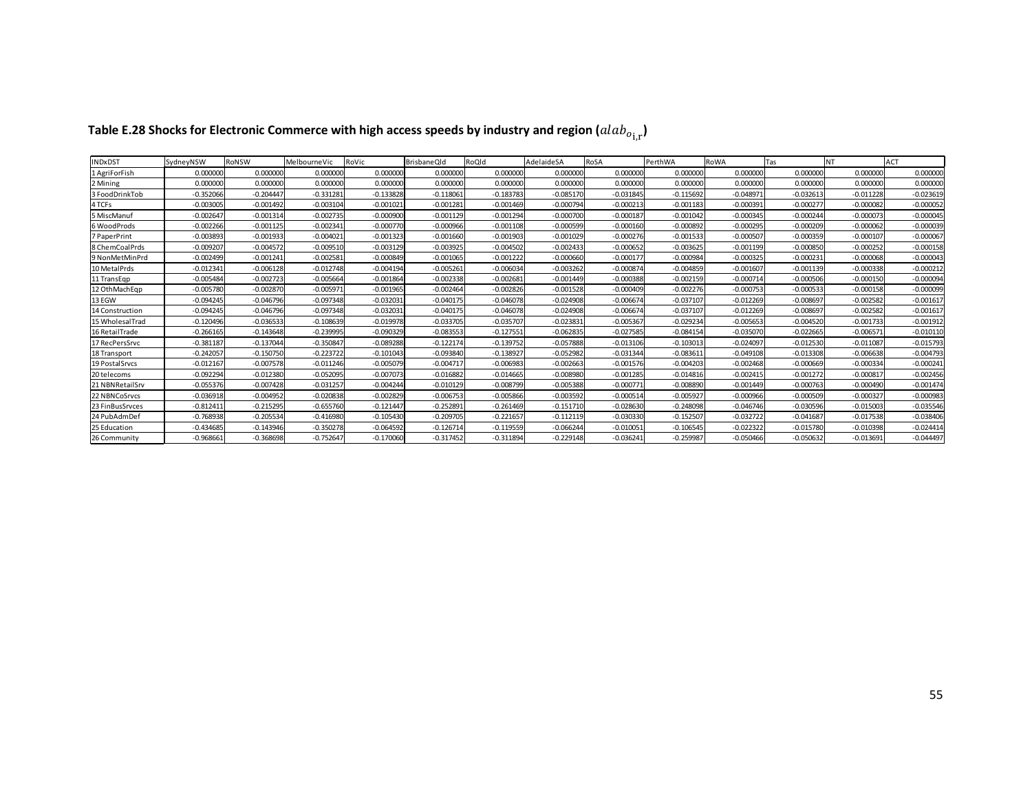**Table E.28 Shocks for Electronic Commerce with high access speeds by industry and region ($alab_{o_{i,r}}$)**

| INDxDST | SydneyNSW | RoNSW | MelbourneVic | RoVic | BrisbaneQld | RoQld | AdelaideSA | RoSA | PerthWA | RoWA | Tas | NT | ACT |
|---|---|---|---|---|---|---|---|---|---|---|---|---|---|
| 1 AgriForFish | 0.000000 | 0.000000 | 0.000000 | 0.000000 | 0.000000 | 0.000000 | 0.000000 | 0.000000 | 0.000000 | 0.000000 | 0.000000 | 0.000000 | 0.000000 |
| 2 Mining | 0.000000 | 0.000000 | 0.000000 | 0.000000 | 0.000000 | 0.000000 | 0.000000 | 0.000000 | 0.000000 | 0.000000 | 0.000000 | 0.000000 | 0.000000 |
| 3 FoodDrinkTob | -0.352066 | -0.204447 | -0.331281 | -0.133828 | -0.118061 | -0.183783 | -0.085170 | -0.031845 | -0.115692 | -0.048971 | -0.032613 | -0.011228 | -0.023619 |
| 4 TCFs | -0.003005 | -0.001492 | -0.003104 | -0.001021 | -0.001281 | -0.001469 | -0.000794 | -0.000213 | -0.001183 | -0.000391 | -0.000277 | -0.000082 | -0.000052 |
| 5 MiscManuf | -0.002647 | -0.001314 | -0.002735 | -0.000900 | -0.001129 | -0.001294 | -0.000700 | -0.000187 | -0.001042 | -0.000345 | -0.000244 | -0.000073 | -0.000045 |
| 6 WoodProds | -0.002266 | -0.001125 | -0.002341 | -0.000770 | -0.000966 | -0.001108 | -0.000599 | -0.000160 | -0.000892 | -0.000295 | -0.000209 | -0.000062 | -0.000039 |
| 7 PaperPrint | -0.003893 | -0.001933 | -0.004021 | -0.001323 | -0.001660 | -0.001903 | -0.001029 | -0.000276 | -0.001533 | -0.000507 | -0.000359 | -0.000107 | -0.000067 |
| 8 ChemCoalPrds | -0.009207 | -0.004572 | -0.009510 | -0.003129 | -0.003925 | -0.004502 | -0.002433 | -0.000652 | -0.003625 | -0.001199 | -0.000850 | -0.000252 | -0.000158 |
| 9 NonMetMinPrd | -0.002499 | -0.001241 | -0.002581 | -0.000849 | -0.001065 | -0.001222 | -0.000660 | -0.000177 | -0.000984 | -0.000325 | -0.000231 | -0.000068 | -0.000043 |
| 10 MetalPrds | -0.012341 | -0.006128 | -0.012748 | -0.004194 | -0.005261 | -0.006034 | -0.003262 | -0.000874 | -0.004859 | -0.001607 | -0.001139 | -0.000338 | -0.000212 |
| 11 TransEqp | -0.005484 | -0.002723 | -0.005664 | -0.001864 | -0.002338 | -0.002681 | -0.001449 | -0.000388 | -0.002159 | -0.000714 | -0.000506 | -0.000150 | -0.000094 |
| 12 OthMachEqp | -0.005780 | -0.002870 | -0.005971 | -0.001965 | -0.002464 | -0.002826 | -0.001528 | -0.000409 | -0.002276 | -0.000753 | -0.000533 | -0.000158 | -0.000099 |
| 13 EGW | -0.094245 | -0.046796 | -0.097348 | -0.032031 | -0.040175 | -0.046078 | -0.024908 | -0.006674 | -0.037107 | -0.012269 | -0.008697 | -0.002582 | -0.001617 |
| 14 Construction | -0.094245 | -0.046796 | -0.097348 | -0.032031 | -0.040175 | -0.046078 | -0.024908 | -0.006674 | -0.037107 | -0.012269 | -0.008697 | -0.002582 | -0.001617 |
| 15 WholesalTrad | -0.120496 | -0.036533 | -0.108639 | -0.019978 | -0.033705 | -0.035707 | -0.023831 | -0.005367 | -0.029234 | -0.005653 | -0.004520 | -0.001733 | -0.001912 |
| 16 RetailTrade | -0.266165 | -0.143648 | -0.239995 | -0.090329 | -0.083553 | -0.127551 | -0.062835 | -0.027585 | -0.084154 | -0.035070 | -0.022665 | -0.006571 | -0.010110 |
| 17 RecPersSrvc | -0.381187 | -0.137044 | -0.350847 | -0.089288 | -0.122174 | -0.139752 | -0.057888 | -0.013106 | -0.103013 | -0.024097 | -0.012530 | -0.011087 | -0.015793 |
| 18 Transport | -0.242057 | -0.150750 | -0.223722 | -0.101043 | -0.093840 | -0.138927 | -0.052982 | -0.031344 | -0.083611 | -0.049108 | -0.013308 | -0.006638 | -0.004793 |
| 19 PostalSrvcs | -0.012167 | -0.007578 | -0.011246 | -0.005079 | -0.004717 | -0.006983 | -0.002663 | -0.001576 | -0.004203 | -0.002468 | -0.000669 | -0.000334 | -0.000241 |
| 20 telecoms | -0.092294 | -0.012380 | -0.052095 | -0.007073 | -0.016882 | -0.014665 | -0.008980 | -0.001285 | -0.014816 | -0.002415 | -0.001272 | -0.000817 | -0.002456 |
| 21 NBNRetailSrv | -0.055376 | -0.007428 | -0.031257 | -0.004244 | -0.010129 | -0.008799 | -0.005388 | -0.000771 | -0.008890 | -0.001449 | -0.000763 | -0.000490 | -0.001474 |
| 22 NBNCoSrvcs | -0.036918 | -0.004952 | -0.020838 | -0.002829 | -0.006753 | -0.005866 | -0.003592 | -0.000514 | -0.005927 | -0.000966 | -0.000509 | -0.000327 | -0.000983 |
| 23 FinBusSrvces | -0.812411 | -0.215295 | -0.655760 | -0.121447 | -0.252891 | -0.261469 | -0.151710 | -0.028630 | -0.248098 | -0.046746 | -0.030596 | -0.015003 | -0.035546 |
| 24 PubAdmDef | -0.768938 | -0.205534 | -0.416980 | -0.105430 | -0.209705 | -0.221657 | -0.112119 | -0.030330 | -0.152507 | -0.032722 | -0.041687 | -0.017538 | -0.038406 |
| 25 Education | -0.434685 | -0.143946 | -0.350278 | -0.064592 | -0.126714 | -0.119559 | -0.066244 | -0.010051 | -0.106545 | -0.022322 | -0.015780 | -0.010398 | -0.024414 |
| 26 Community | -0.968661 | -0.368698 | -0.752647 | -0.170060 | -0.317452 | -0.311894 | -0.229148 | -0.036241 | -0.259987 | -0.050466 | -0.050632 | -0.013691 | -0.044497 |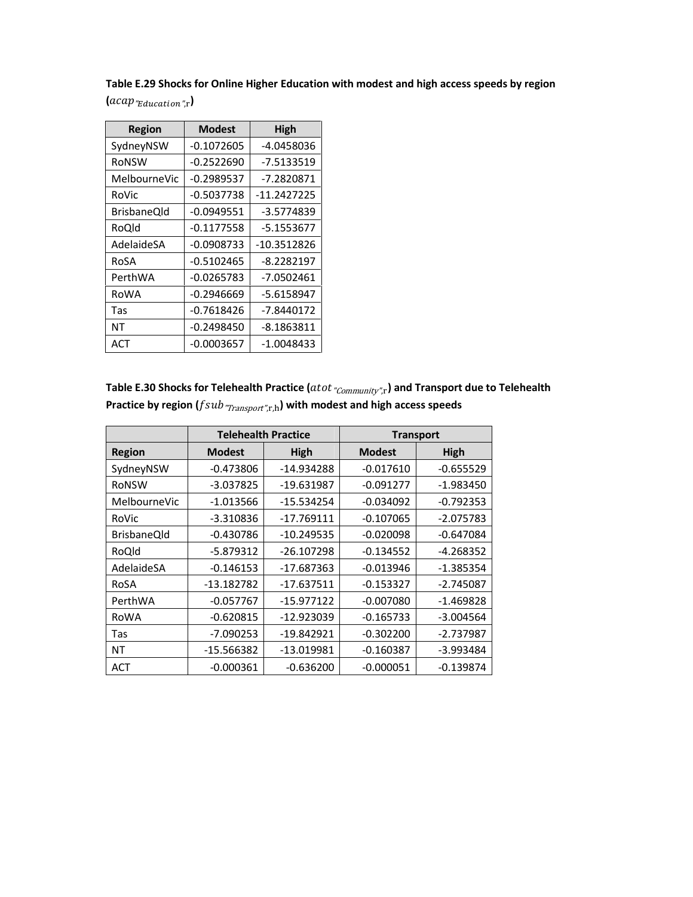**Table E.29 Shocks for Online Higher Education with modest and high access speeds by region ($acap_{"Education",r}$)**

| Region | Modest | High |
|---|---|---|
| SydneyNSW | -0.1072605 | -4.0458036 |
| RoNSW | -0.2522690 | -7.5133519 |
| MelbourneVic | -0.2989537 | -7.2820871 |
| RoVic | -0.5037738 | -11.2427225 |
| BrisbaneQld | -0.0949551 | -3.5774839 |
| RoQld | -0.1177558 | -5.1553677 |
| AdelaideSA | -0.0908733 | -10.3512826 |
| RoSA | -0.5102465 | -8.2282197 |
| PerthWA | -0.0265783 | -7.0502461 |
| RoWA | -0.2946669 | -5.6158947 |
| Tas | -0.7618426 | -7.8440172 |
| NT | -0.2498450 | -8.1863811 |
| ACT | -0.0003657 | -1.0048433 |

**Table E.30 Shocks for Telehealth Practice ($atot_{"Community",r}$) and Transport due to Telehealth Practice by region ($fsub_{"Transport",r,h}$) with modest and high access speeds**

| | Telehealth Practice | | Transport | |
|---|---|---|---|---|
| Region | Modest | High | Modest | High |
| SydneyNSW | -0.473806 | -14.934288 | -0.017610 | -0.655529 |
| RoNSW | -3.037825 | -19.631987 | -0.091277 | -1.983450 |
| MelbourneVic | -1.013566 | -15.534254 | -0.034092 | -0.792353 |
| RoVic | -3.310836 | -17.769111 | -0.107065 | -2.075783 |
| BrisbaneQld | -0.430786 | -10.249535 | -0.020098 | -0.647084 |
| RoQld | -5.879312 | -26.107298 | -0.134552 | -4.268352 |
| AdelaideSA | -0.146153 | -17.687363 | -0.013946 | -1.385354 |
| RoSA | -13.182782 | -17.637511 | -0.153327 | -2.745087 |
| PerthWA | -0.057767 | -15.977122 | -0.007080 | -1.469828 |
| RoWA | -0.620815 | -12.923039 | -0.165733 | -3.004564 |
| Tas | -7.090253 | -19.842921 | -0.302200 | -2.737987 |
| NT | -15.566382 | -13.019981 | -0.160387 | -3.993484 |
| ACT | -0.000361 | -0.636200 | -0.000051 | -0.139874 |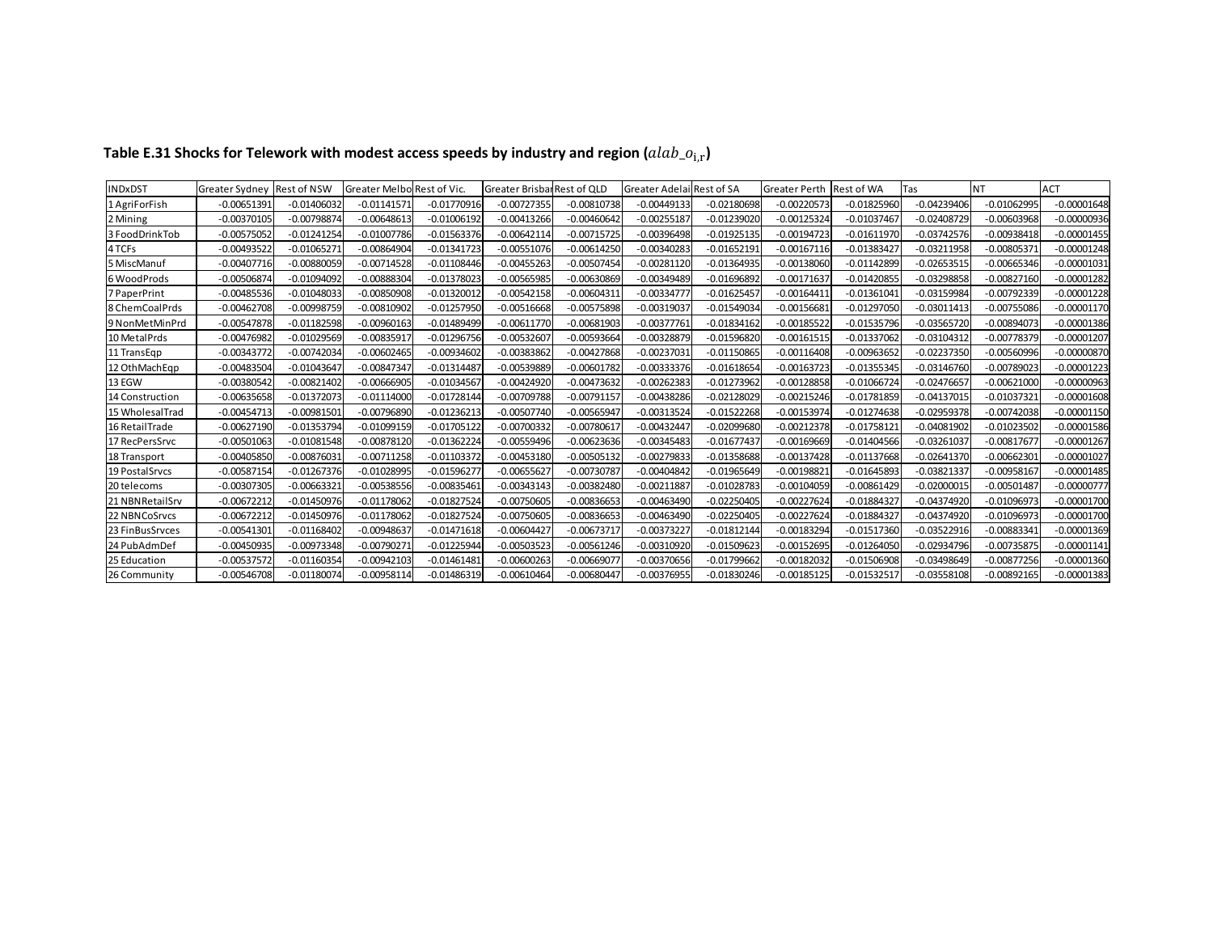**Table E.31 Shocks for Telework with modest access speeds by industry and region ($alab\_o_{i,r}$)**

| INDxDST | Greater Sydney | Rest of NSW | Greater Melbo | Rest of Vic. | Greater Brisba | Rest of QLD | Greater Adelai | Rest of SA | Greater Perth | Rest of WA | Tas | NT | ACT |
|---|---|---|---|---|---|---|---|---|---|---|---|---|---|
| 1 AgriForFish | -0.00651391 | -0.01406032 | -0.01141571 | -0.01770916 | -0.00727355 | -0.00810738 | -0.00449133 | -0.02180698 | -0.00220573 | -0.01825960 | -0.04239406 | -0.01062995 | -0.00001648 |
| 2 Mining | -0.00370105 | -0.00798874 | -0.00648613 | -0.01006192 | -0.00413266 | -0.00460642 | -0.00255187 | -0.01239020 | -0.00125324 | -0.01037467 | -0.02408729 | -0.00603968 | -0.00000936 |
| 3 FoodDrinkTob | -0.00575052 | -0.01241254 | -0.01007786 | -0.01563376 | -0.00642114 | -0.00715725 | -0.00396498 | -0.01925135 | -0.00194723 | -0.01611970 | -0.03742576 | -0.00938418 | -0.00001455 |
| 4 TCFs | -0.00493522 | -0.01065271 | -0.00864904 | -0.01341723 | -0.00551076 | -0.00614250 | -0.00340283 | -0.01652191 | -0.00167116 | -0.01383427 | -0.03211958 | -0.00805371 | -0.00001248 |
| 5 MiscManuf | -0.00407716 | -0.00880059 | -0.00714528 | -0.01108446 | -0.00455263 | -0.00507454 | -0.00281120 | -0.01364935 | -0.00138060 | -0.01142899 | -0.02653515 | -0.00665346 | -0.00001031 |
| 6 WoodProds | -0.00506874 | -0.01094092 | -0.00888304 | -0.01378023 | -0.00565985 | -0.00630869 | -0.00349489 | -0.01696892 | -0.00171637 | -0.01420855 | -0.03298858 | -0.00827160 | -0.00001282 |
| 7 PaperPrint | -0.00485536 | -0.01048033 | -0.00850908 | -0.01320012 | -0.00542158 | -0.00604311 | -0.00334777 | -0.01625457 | -0.00164411 | -0.01361041 | -0.03159984 | -0.00792339 | -0.00001228 |
| 8 ChemCoalPrds | -0.00462708 | -0.00998759 | -0.00810902 | -0.01257950 | -0.00516668 | -0.00575898 | -0.00319037 | -0.01549034 | -0.00156681 | -0.01297050 | -0.03011413 | -0.00755086 | -0.00001170 |
| 9 NonMetMinPrd | -0.00547878 | -0.01182598 | -0.00960163 | -0.01489499 | -0.00611770 | -0.00681903 | -0.00377761 | -0.01834162 | -0.00185522 | -0.01535796 | -0.03565720 | -0.00894073 | -0.00001386 |
| 10 MetalPrds | -0.00476982 | -0.01029569 | -0.00835917 | -0.01296756 | -0.00532607 | -0.00593664 | -0.00328879 | -0.01596820 | -0.00161515 | -0.01337062 | -0.03104312 | -0.00778379 | -0.00001207 |
| 11 TransEqp | -0.00343772 | -0.00742034 | -0.00602465 | -0.00934602 | -0.00383862 | -0.00427868 | -0.00237031 | -0.01150865 | -0.00116408 | -0.00963652 | -0.02237350 | -0.00560996 | -0.00000870 |
| 12 OthMachEqp | -0.00483504 | -0.01043647 | -0.00847347 | -0.01314487 | -0.00539889 | -0.00601782 | -0.00333376 | -0.01618654 | -0.00163723 | -0.01355345 | -0.03146760 | -0.00789023 | -0.00001223 |
| 13 EGW | -0.00380542 | -0.00821402 | -0.00666905 | -0.01034567 | -0.00424920 | -0.00473632 | -0.00262383 | -0.01273962 | -0.00128858 | -0.01066724 | -0.02476657 | -0.00621000 | -0.00000963 |
| 14 Construction | -0.00635658 | -0.01372073 | -0.01114000 | -0.01728144 | -0.00709788 | -0.00791157 | -0.00438286 | -0.02128029 | -0.00215246 | -0.01781859 | -0.04137015 | -0.01037321 | -0.00001608 |
| 15 WholesalTrad | -0.00454713 | -0.00981501 | -0.00796890 | -0.01236213 | -0.00507740 | -0.00565947 | -0.00313524 | -0.01522268 | -0.00153974 | -0.01274638 | -0.02959378 | -0.00742038 | -0.00001150 |
| 16 RetailTrade | -0.00627190 | -0.01353794 | -0.01099159 | -0.01705122 | -0.00700332 | -0.00780617 | -0.00432447 | -0.02099680 | -0.00212378 | -0.01758121 | -0.04081902 | -0.01023502 | -0.00001586 |
| 17 RecPersSrvc | -0.00501063 | -0.01081548 | -0.00878120 | -0.01362224 | -0.00559496 | -0.00623636 | -0.00345483 | -0.01677437 | -0.00169669 | -0.01404566 | -0.03261037 | -0.00817677 | -0.00001267 |
| 18 Transport | -0.00405850 | -0.00876031 | -0.00711258 | -0.01103372 | -0.00453180 | -0.00505132 | -0.00279833 | -0.01358688 | -0.00137428 | -0.01137668 | -0.02641370 | -0.00662301 | -0.00001027 |
| 19 PostalSrvcs | -0.00587154 | -0.01267376 | -0.01028995 | -0.01596277 | -0.00655627 | -0.00730787 | -0.00404842 | -0.01965649 | -0.00198821 | -0.01645893 | -0.03821337 | -0.00958167 | -0.00001485 |
| 20 telecoms | -0.00307305 | -0.00663321 | -0.00538556 | -0.00835461 | -0.00343143 | -0.00382480 | -0.00211887 | -0.01028783 | -0.00104059 | -0.00861429 | -0.02000015 | -0.00501487 | -0.00000777 |
| 21 NBNRetailSrv | -0.00672212 | -0.01450976 | -0.01178062 | -0.01827524 | -0.00750605 | -0.00836653 | -0.00463490 | -0.02250405 | -0.00227624 | -0.01884327 | -0.04374920 | -0.01096973 | -0.00001700 |
| 22 NBNCoSrvcs | -0.00672212 | -0.01450976 | -0.01178062 | -0.01827524 | -0.00750605 | -0.00836653 | -0.00463490 | -0.02250405 | -0.00227624 | -0.01884327 | -0.04374920 | -0.01096973 | -0.00001700 |
| 23 FinBusSrvces | -0.00541301 | -0.01168402 | -0.00948637 | -0.01471618 | -0.00604427 | -0.00673717 | -0.00373227 | -0.01812144 | -0.00183294 | -0.01517360 | -0.03522916 | -0.00883341 | -0.00001369 |
| 24 PubAdmDef | -0.00450935 | -0.00973348 | -0.00790271 | -0.01225944 | -0.00503523 | -0.00561246 | -0.00310920 | -0.01509623 | -0.00152695 | -0.01264050 | -0.02934796 | -0.00735875 | -0.00001141 |
| 25 Education | -0.00537572 | -0.01160354 | -0.00942103 | -0.01461481 | -0.00600263 | -0.00669077 | -0.00370656 | -0.01799662 | -0.00182032 | -0.01506908 | -0.03498649 | -0.00877256 | -0.00001360 |
| 26 Community | -0.00546708 | -0.01180074 | -0.00958114 | -0.01486319 | -0.00610464 | -0.00680447 | -0.00376955 | -0.01830246 | -0.00185125 | -0.01532517 | -0.03558108 | -0.00892165 | -0.00001383 |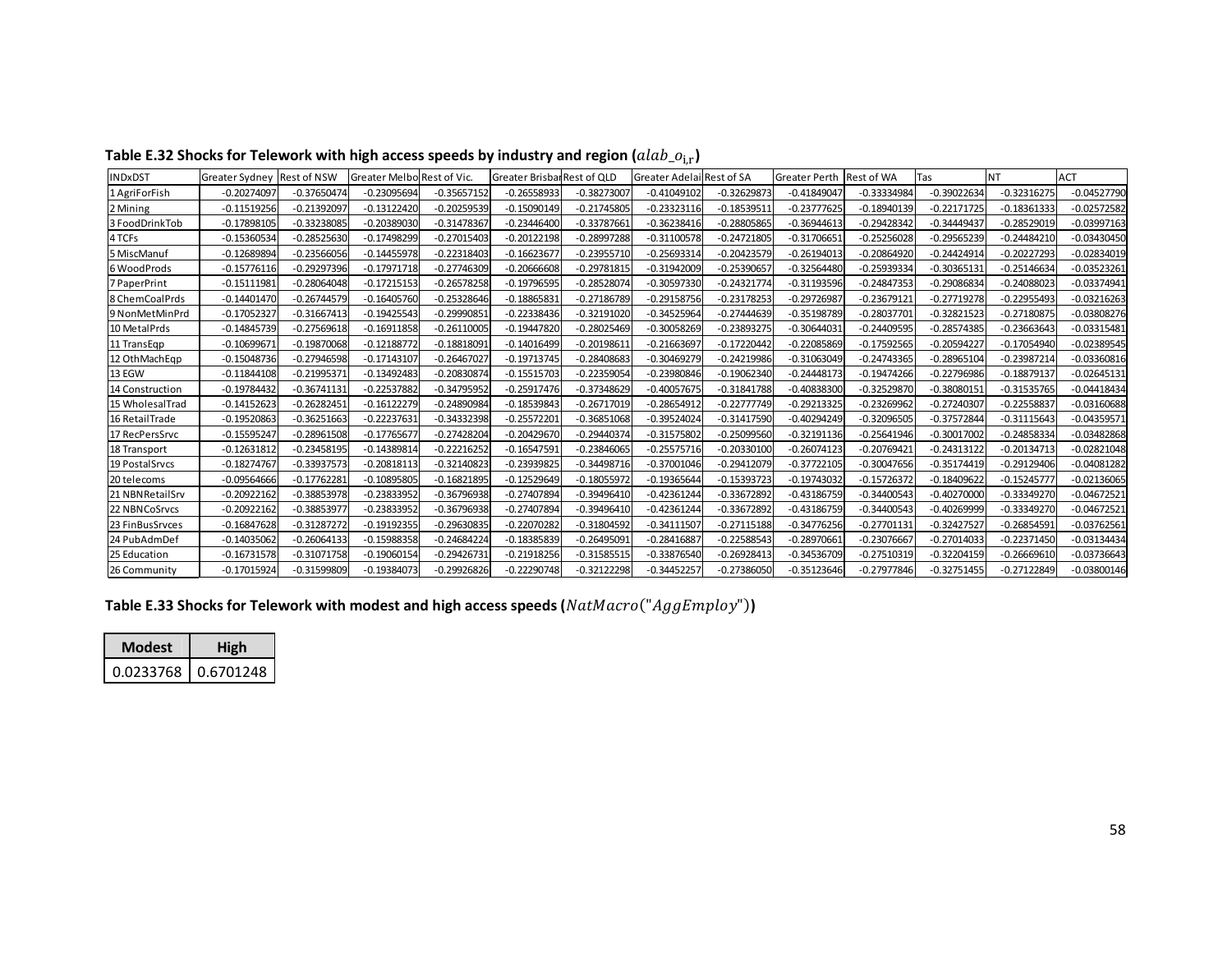**Table E.32 Shocks for Telework with high access speeds by industry and region ($alab\_o_{i,r}$)**

| INDxDST | Greater Sydney | Rest of NSW | Greater Melbo | Rest of Vic. | Greater Brisbar | Rest of QLD | Greater Adelai | Rest of SA | Greater Perth | Rest of WA | Tas | NT | ACT |
|---|---|---|---|---|---|---|---|---|---|---|---|---|---|
| 1 AgriForFish | -0.20274097 | -0.37650474 | -0.23095694 | -0.35657152 | -0.26558933 | -0.38273007 | -0.41049102 | -0.32629873 | -0.41849047 | -0.33334984 | -0.39022634 | -0.32316275 | -0.04527790 |
| 2 Mining | -0.11519256 | -0.21392097 | -0.13122420 | -0.20259539 | -0.15090149 | -0.21745805 | -0.23323116 | -0.18539511 | -0.23777625 | -0.18940139 | -0.22171725 | -0.18361333 | -0.02572582 |
| 3 FoodDrinkTob | -0.17898105 | -0.33238085 | -0.20389030 | -0.31478367 | -0.23446400 | -0.33787661 | -0.36238416 | -0.28805865 | -0.36944613 | -0.29428342 | -0.34449437 | -0.28529019 | -0.03997163 |
| 4 TCFs | -0.15360534 | -0.28525630 | -0.17498299 | -0.27015403 | -0.20122198 | -0.28997288 | -0.31100578 | -0.24721805 | -0.31706651 | -0.25256028 | -0.29565239 | -0.24484210 | -0.03430450 |
| 5 MiscManuf | -0.12689894 | -0.23566056 | -0.14455978 | -0.22318403 | -0.16623677 | -0.23955710 | -0.25693314 | -0.20423579 | -0.26194013 | -0.20864920 | -0.24424914 | -0.20227293 | -0.02834019 |
| 6 WoodProds | -0.15776116 | -0.29297396 | -0.17971718 | -0.27746309 | -0.20666608 | -0.29781815 | -0.31942009 | -0.25390657 | -0.32564480 | -0.25939334 | -0.30365131 | -0.25146634 | -0.03523261 |
| 7 PaperPrint | -0.15111981 | -0.28064048 | -0.17215153 | -0.26578258 | -0.19796595 | -0.28528074 | -0.30597330 | -0.24321774 | -0.31193596 | -0.24847353 | -0.29086834 | -0.24088023 | -0.03374941 |
| 8 ChemCoalPrds | -0.14401470 | -0.26744579 | -0.16405760 | -0.25328646 | -0.18865831 | -0.27186789 | -0.29158756 | -0.23178253 | -0.29726987 | -0.23679121 | -0.27719278 | -0.22955493 | -0.03216263 |
| 9 NonMetMinPrd | -0.17052327 | -0.31667413 | -0.19425543 | -0.29990851 | -0.22338436 | -0.32191020 | -0.34525964 | -0.27444639 | -0.35198789 | -0.28037701 | -0.32821523 | -0.27180875 | -0.03808276 |
| 10 MetalPrds | -0.14845739 | -0.27569618 | -0.16911858 | -0.26110005 | -0.19447820 | -0.28025469 | -0.30058269 | -0.23893275 | -0.30644031 | -0.24409595 | -0.28574385 | -0.23663643 | -0.03315481 |
| 11 TransEqp | -0.10699671 | -0.19870068 | -0.12188772 | -0.18818091 | -0.14016499 | -0.20198611 | -0.21663697 | -0.17220442 | -0.22085869 | -0.17592565 | -0.20594227 | -0.17054940 | -0.02389545 |
| 12 OthMachEqp | -0.15048736 | -0.27946598 | -0.17143107 | -0.26467027 | -0.19713745 | -0.28408683 | -0.30469279 | -0.24219986 | -0.31063049 | -0.24743365 | -0.28965104 | -0.23987214 | -0.03360816 |
| 13 EGW | -0.11844108 | -0.21995371 | -0.13492483 | -0.20830874 | -0.15515703 | -0.22359054 | -0.23980846 | -0.19062340 | -0.24448173 | -0.19474266 | -0.22796986 | -0.18879137 | -0.02645131 |
| 14 Construction | -0.19784432 | -0.36741131 | -0.22537882 | -0.34795952 | -0.25917476 | -0.37348629 | -0.40057675 | -0.31841788 | -0.40838300 | -0.32529870 | -0.38080151 | -0.31535765 | -0.04418434 |
| 15 WholesalTrad | -0.14152623 | -0.26282451 | -0.16122279 | -0.24890984 | -0.18539843 | -0.26717019 | -0.28654912 | -0.22777749 | -0.29213325 | -0.23269962 | -0.27240307 | -0.22558837 | -0.03160688 |
| 16 RetailTrade | -0.19520863 | -0.36251663 | -0.22237631 | -0.34332398 | -0.25572201 | -0.36851068 | -0.39524024 | -0.31417590 | -0.40294249 | -0.32096505 | -0.37572844 | -0.31115643 | -0.04359571 |
| 17 RecPersSrvc | -0.15595247 | -0.28961508 | -0.17765677 | -0.27428204 | -0.20429670 | -0.29440374 | -0.31575802 | -0.25099560 | -0.32191136 | -0.25641946 | -0.30017002 | -0.24858334 | -0.03482868 |
| 18 Transport | -0.12631812 | -0.23458195 | -0.14389814 | -0.22216252 | -0.16547591 | -0.23846065 | -0.25575716 | -0.20330100 | -0.26074123 | -0.20769421 | -0.24313122 | -0.20134713 | -0.02821048 |
| 19 PostalSrvcs | -0.18274767 | -0.33937573 | -0.20818113 | -0.32140823 | -0.23939825 | -0.34498716 | -0.37001046 | -0.29412079 | -0.37722105 | -0.30047656 | -0.35174419 | -0.29129406 | -0.04081282 |
| 20 telecoms | -0.09564666 | -0.17762281 | -0.10895805 | -0.16821895 | -0.12529649 | -0.18055972 | -0.19365644 | -0.15393723 | -0.19743032 | -0.15726372 | -0.18409622 | -0.15245777 | -0.02136065 |
| 21 NBNRetailSrv | -0.20922162 | -0.38853978 | -0.23833952 | -0.36796938 | -0.27407894 | -0.39496410 | -0.42361244 | -0.33672892 | -0.43186759 | -0.34400543 | -0.40270000 | -0.33349270 | -0.04672521 |
| 22 NBNCoSrvcs | -0.20922162 | -0.38853977 | -0.23833952 | -0.36796938 | -0.27407894 | -0.39496410 | -0.42361244 | -0.33672892 | -0.43186759 | -0.34400543 | -0.40269999 | -0.33349270 | -0.04672521 |
| 23 FinBusSrvces | -0.16847628 | -0.31287272 | -0.19192355 | -0.29630835 | -0.22070282 | -0.31804592 | -0.34111507 | -0.27115188 | -0.34776256 | -0.27701131 | -0.32427527 | -0.26854591 | -0.03762561 |
| 24 PubAdmDef | -0.14035062 | -0.26064133 | -0.15988358 | -0.24684224 | -0.18385839 | -0.26495091 | -0.28416887 | -0.22588543 | -0.28970661 | -0.23076667 | -0.27014033 | -0.22371450 | -0.03134434 |
| 25 Education | -0.16731578 | -0.31071758 | -0.19060154 | -0.29426731 | -0.21918256 | -0.31585515 | -0.33876540 | -0.26928413 | -0.34536709 | -0.27510319 | -0.32204159 | -0.26669610 | -0.03736643 |
| 26 Community | -0.17015924 | -0.31599809 | -0.19384073 | -0.29926826 | -0.22290748 | -0.32122298 | -0.34452257 | -0.27386050 | -0.35123646 | -0.27977846 | -0.32751455 | -0.27122849 | -0.03800146 |

**Table E.33 Shocks for Telework with modest and high access speeds ($NatMacro("AggEmploy")$)**

| Modest | High |
|---|---|
| 0.0233768 | 0.6701248 |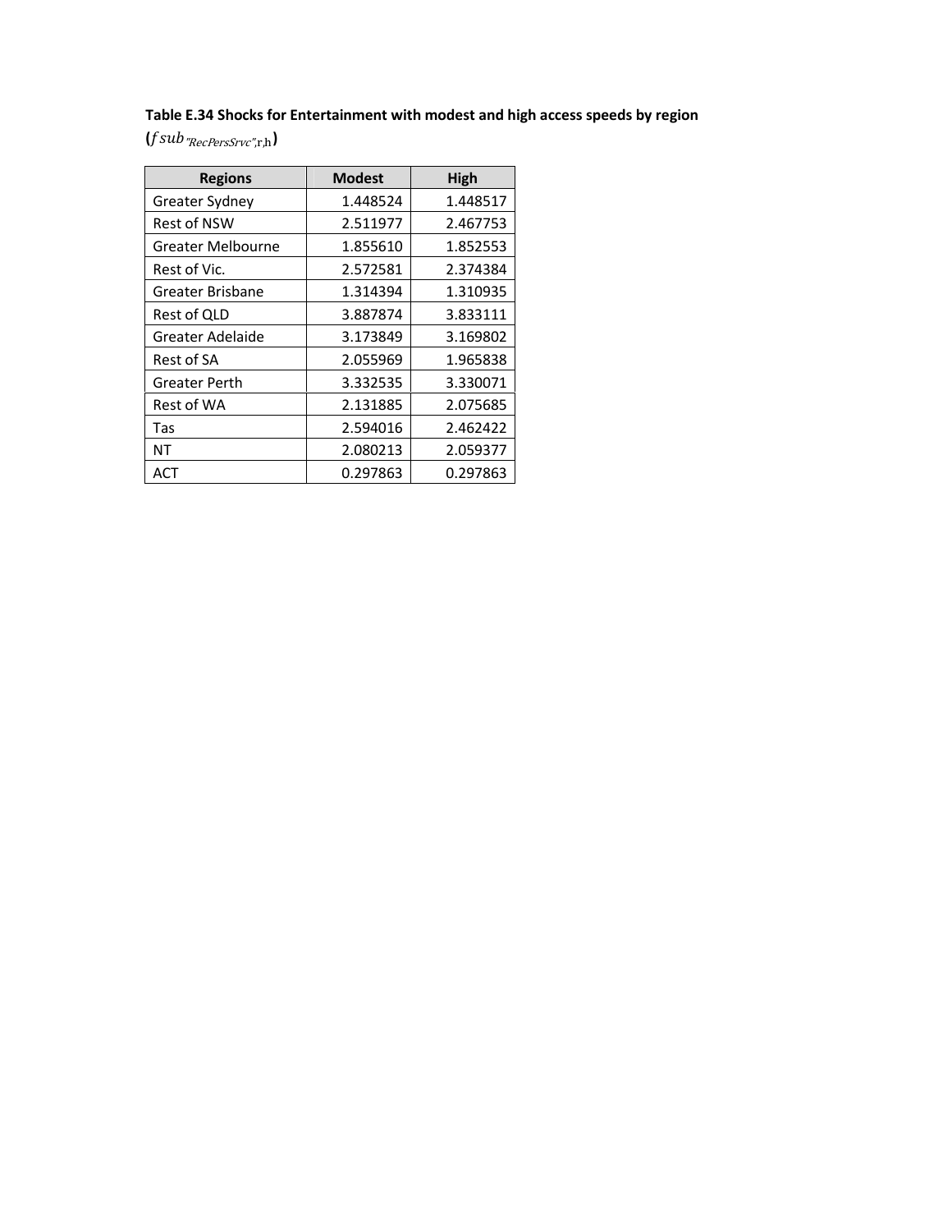**Table E.34 Shocks for Entertainment with modest and high access speeds by region ($fsub_{\text{"RecPersSrvc"},r,h}$)**

| Regions | Modest | High |
| --- | --- | --- |
| Greater Sydney | 1.448524 | 1.448517 |
| Rest of NSW | 2.511977 | 2.467753 |
| Greater Melbourne | 1.855610 | 1.852553 |
| Rest of Vic. | 2.572581 | 2.374384 |
| Greater Brisbane | 1.314394 | 1.310935 |
| Rest of QLD | 3.887874 | 3.833111 |
| Greater Adelaide | 3.173849 | 3.169802 |
| Rest of SA | 2.055969 | 1.965838 |
| Greater Perth | 3.332535 | 3.330071 |
| Rest of WA | 2.131885 | 2.075685 |
| Tas | 2.594016 | 2.462422 |
| NT | 2.080213 | 2.059377 |
| ACT | 0.297863 | 0.297863 |